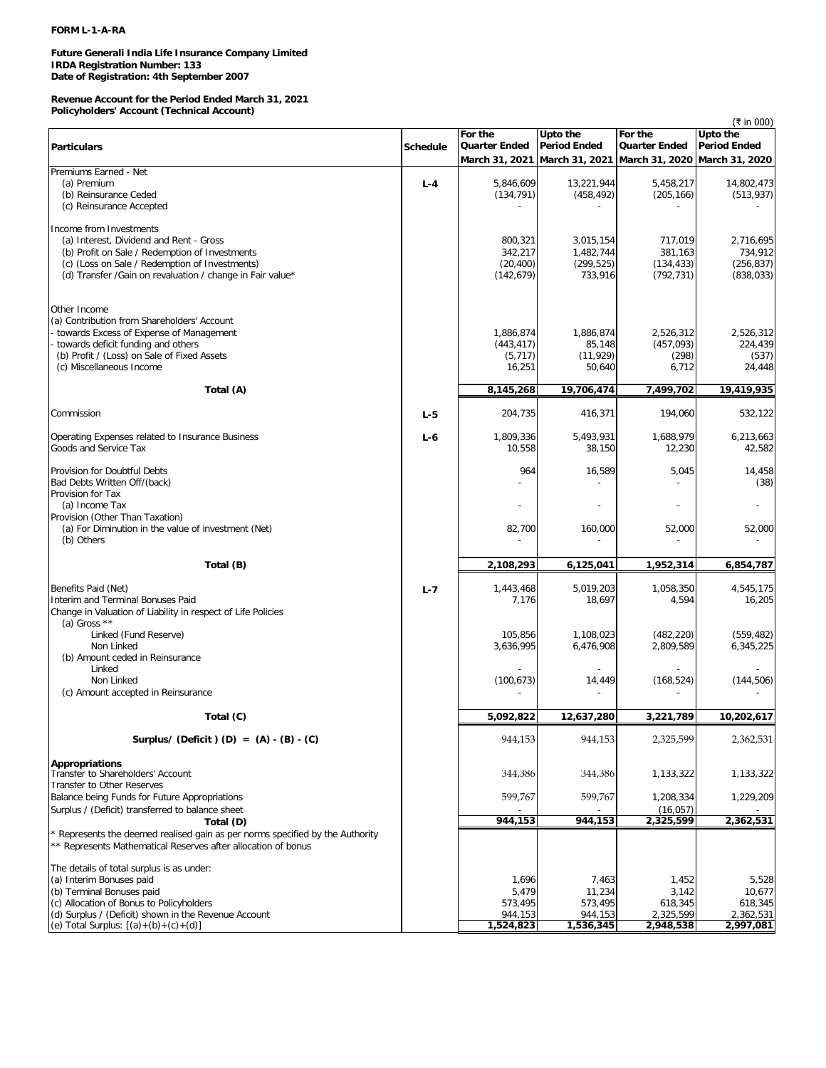**FORM L-1-A-RA**

**Future Generali India Life Insurance Company Limited**
**IRDA Registration Number: 133**
**Date of Registration: 4th September 2007**

**Revenue Account for the Period Ended March 31, 2021**
**Policyholders' Account (Technical Account)**

(₹ in 000)

| Particulars | Schedule | For the Quarter Ended March 31, 2021 | Upto the Period Ended March 31, 2021 | For the Quarter Ended March 31, 2020 | Upto the Period Ended March 31, 2020 |
|---|---|---|---|---|---|
| Premiums Earned - Net | | | | | |
| (a) Premium | L-4 | 5,846,609 | 13,221,944 | 5,458,217 | 14,802,473 |
| (b) Reinsurance Ceded | | (134,791) | (458,492) | (205,166) | (513,937) |
| (c) Reinsurance Accepted | | - | - | - | - |
| Income from Investments | | | | | |
| (a) Interest, Dividend and Rent - Gross | | 800,321 | 3,015,154 | 717,019 | 2,716,695 |
| (b) Profit on Sale / Redemption of Investments | | 342,217 | 1,482,744 | 381,163 | 734,912 |
| (c) (Loss on Sale / Redemption of Investments) | | (20,400) | (299,525) | (134,433) | (256,837) |
| (d) Transfer /Gain on revaluation / change in Fair value* | | (142,679) | 733,916 | (792,731) | (838,033) |
| Other Income | | | | | |
| (a) Contribution from Shareholders' Account | | | | | |
| - towards Excess of Expense of Management | | 1,886,874 | 1,886,874 | 2,526,312 | 2,526,312 |
| - towards deficit funding and others | | (443,417) | 85,148 | (457,093) | 224,439 |
| (b) Profit / (Loss) on Sale of Fixed Assets | | (5,717) | (11,929) | (298) | (537) |
| (c) Miscellaneous Income | | 16,251 | 50,640 | 6,712 | 24,448 |
| **Total (A)** | | **8,145,268** | **19,706,474** | **7,499,702** | **19,419,935** |
| Commission | L-5 | 204,735 | 416,371 | 194,060 | 532,122 |
| Operating Expenses related to Insurance Business | L-6 | 1,809,336 | 5,493,931 | 1,688,979 | 6,213,663 |
| Goods and Service Tax | | 10,558 | 38,150 | 12,230 | 42,582 |
| Provision for Doubtful Debts | | 964 | 16,589 | 5,045 | 14,458 |
| Bad Debts Written Off/(back) | | - | - | - | (38) |
| Provision for Tax | | | | | |
| (a) Income Tax | | - | - | - | - |
| Provision (Other Than Taxation) | | | | | |
| (a) For Diminution in the value of investment (Net) | | 82,700 | 160,000 | 52,000 | 52,000 |
| (b) Others | | - | - | - | - |
| **Total (B)** | | **2,108,293** | **6,125,041** | **1,952,314** | **6,854,787** |
| Benefits Paid (Net) | L-7 | 1,443,468 | 5,019,203 | 1,058,350 | 4,545,175 |
| Interim and Terminal Bonuses Paid | | 7,176 | 18,697 | 4,594 | 16,205 |
| Change in Valuation of Liability in respect of Life Policies | | | | | |
| (a) Gross ** | | | | | |
| Linked (Fund Reserve) | | 105,856 | 1,108,023 | (482,220) | (559,482) |
| Non Linked | | 3,636,995 | 6,476,908 | 2,809,589 | 6,345,225 |
| (b) Amount ceded in Reinsurance | | | | | |
| Linked | | - | - | - | - |
| Non Linked | | (100,673) | 14,449 | (168,524) | (144,506) |
| (c) Amount accepted in Reinsurance | | - | - | - | - |
| **Total (C)** | | **5,092,822** | **12,637,280** | **3,221,789** | **10,202,617** |
| **Surplus/ (Deficit ) (D) = (A) - (B) - (C)** | | 944,153 | 944,153 | 2,325,599 | 2,362,531 |
| **Appropriations** | | | | | |
| Transfer to Shareholders' Account | | 344,386 | 344,386 | 1,133,322 | 1,133,322 |
| Transfer to Other Reserves | | | | | |
| Balance being Funds for Future Appropriations | | 599,767 | 599,767 | 1,208,334 | 1,229,209 |
| Surplus / (Deficit) transferred to balance sheet | | - | - | (16,057) | - |
| **Total (D)** | | **944,153** | **944,153** | **2,325,599** | **2,362,531** |
| * Represents the deemed realised gain as per norms specified by the Authority | | | | | |
| ** Represents Mathematical Reserves after allocation of bonus | | | | | |
| The details of total surplus is as under: | | | | | |
| (a) Interim Bonuses paid | | 1,696 | 7,463 | 1,452 | 5,528 |
| (b) Terminal Bonuses paid | | 5,479 | 11,234 | 3,142 | 10,677 |
| (c) Allocation of Bonus to Policyholders | | 573,495 | 573,495 | 618,345 | 618,345 |
| (d) Surplus / (Deficit) shown in the Revenue Account | | 944,153 | 944,153 | 2,325,599 | 2,362,531 |
| (e) Total Surplus: [(a)+(b)+(c)+(d)] | | **1,524,823** | **1,536,345** | **2,948,538** | **2,997,081** |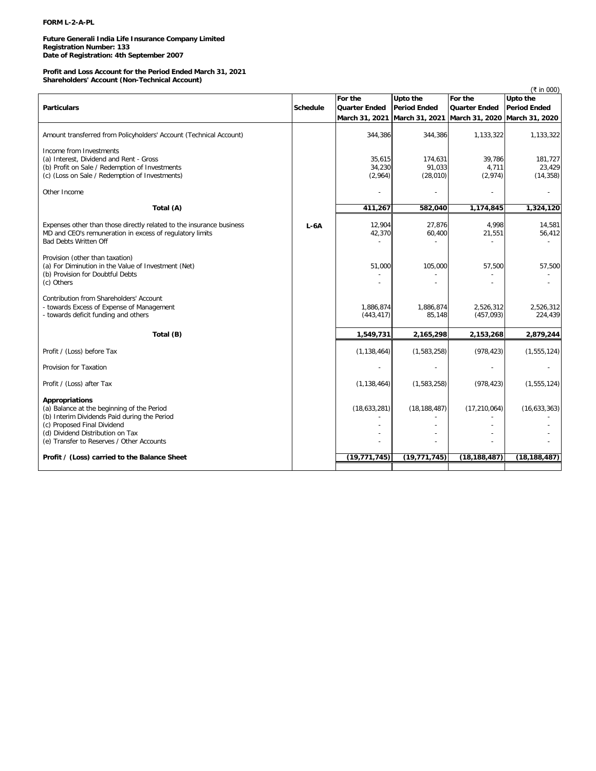**FORM L-2-A-PL**

**Future Generali India Life Insurance Company Limited**
**Registration Number: 133**
**Date of Registration: 4th September 2007**

**Profit and Loss Account for the Period Ended March 31, 2021**
**Shareholders' Account (Non-Technical Account)**

(₹ in 000)

| Particulars | Schedule | For the Quarter Ended March 31, 2021 | Upto the Period Ended March 31, 2021 | For the Quarter Ended March 31, 2020 | Upto the Period Ended March 31, 2020 |
|---|---|---|---|---|---|
| Amount transferred from Policyholders' Account (Technical Account) | | 344,386 | 344,386 | 1,133,322 | 1,133,322 |
| Income from Investments | | | | | |
| (a) Interest, Dividend and Rent - Gross | | 35,615 | 174,631 | 39,786 | 181,727 |
| (b) Profit on Sale / Redemption of Investments | | 34,230 | 91,033 | 4,711 | 23,429 |
| (c) (Loss on Sale / Redemption of Investments) | | (2,964) | (28,010) | (2,974) | (14,358) |
| Other Income | | - | - | - | - |
| **Total (A)** | | **411,267** | **582,040** | **1,174,845** | **1,324,120** |
| Expenses other than those directly related to the insurance business | **L-6A** | 12,904 | 27,876 | 4,998 | 14,581 |
| MD and CEO's remuneration in excess of regulatory limits | | 42,370 | 60,400 | 21,551 | 56,412 |
| Bad Debts Written Off | | - | - | - | - |
| Provision (other than taxation) | | | | | |
| (a) For Diminution in the Value of Investment (Net) | | 51,000 | 105,000 | 57,500 | 57,500 |
| (b) Provision for Doubtful Debts | | - | - | - | - |
| (c) Others | | - | - | - | - |
| Contribution from Shareholders' Account | | | | | |
| - towards Excess of Expense of Management | | 1,886,874 | 1,886,874 | 2,526,312 | 2,526,312 |
| - towards deficit funding and others | | (443,417) | 85,148 | (457,093) | 224,439 |
| **Total (B)** | | **1,549,731** | **2,165,298** | **2,153,268** | **2,879,244** |
| Profit / (Loss) before Tax | | (1,138,464) | (1,583,258) | (978,423) | (1,555,124) |
| Provision for Taxation | | - | - | - | - |
| Profit / (Loss) after Tax | | (1,138,464) | (1,583,258) | (978,423) | (1,555,124) |
| **Appropriations** | | | | | |
| (a) Balance at the beginning of the Period | | (18,633,281) | (18,188,487) | (17,210,064) | (16,633,363) |
| (b) Interim Dividends Paid during the Period | | - | - | - | - |
| (c) Proposed Final Dividend | | - | - | - | - |
| (d) Dividend Distribution on Tax | | - | - | - | - |
| (e) Transfer to Reserves / Other Accounts | | - | - | - | - |
| **Profit / (Loss) carried to the Balance Sheet** | | **(19,771,745)** | **(19,771,745)** | **(18,188,487)** | **(18,188,487)** |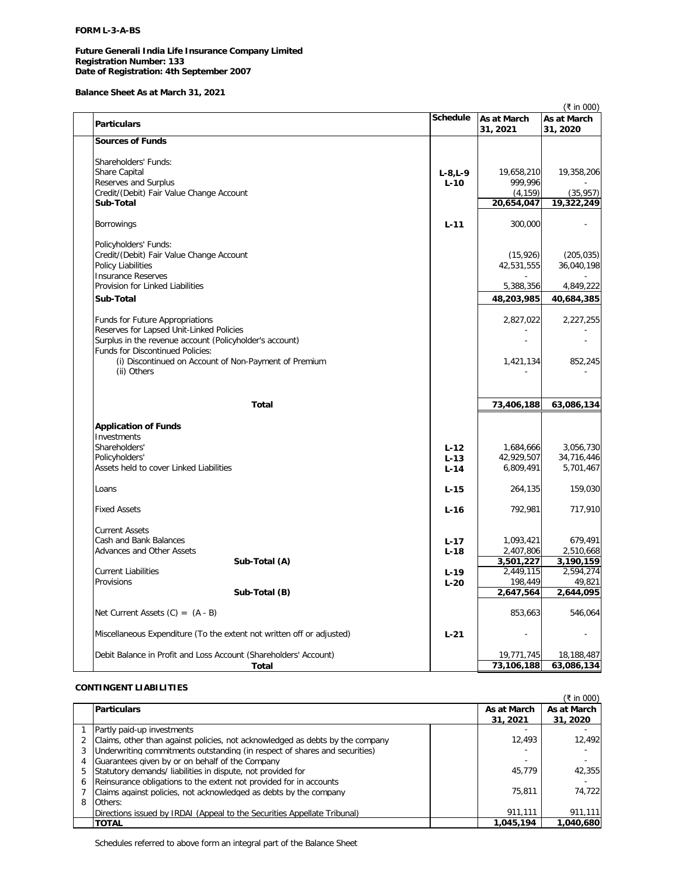**FORM L-3-A-BS**

**Future Generali India Life Insurance Company Limited**
**Registration Number: 133**
**Date of Registration: 4th September 2007**

**Balance Sheet As at March 31, 2021**

(₹ in 000)

| Particulars | Schedule | As at March 31, 2021 | As at March 31, 2020 |
|---|---|---|---|
| **Sources of Funds** | | | |
| Shareholders' Funds: | | | |
| Share Capital | L-8,L-9 | 19,658,210 | 19,358,206 |
| Reserves and Surplus | L-10 | 999,996 | - |
| Credit/(Debit) Fair Value Change Account | | (4,159) | (35,957) |
| **Sub-Total** | | **20,654,047** | **19,322,249** |
| Borrowings | L-11 | 300,000 | - |
| Policyholders' Funds: | | | |
| Credit/(Debit) Fair Value Change Account | | (15,926) | (205,035) |
| Policy Liabilities | | 42,531,555 | 36,040,198 |
| Insurance Reserves | | - | - |
| Provision for Linked Liabilities | | 5,388,356 | 4,849,222 |
| **Sub-Total** | | **48,203,985** | **40,684,385** |
| Funds for Future Appropriations | | 2,827,022 | 2,227,255 |
| Reserves for Lapsed Unit-Linked Policies | | - | - |
| Surplus in the revenue account (Policyholder's account) | | - | - |
| Funds for Discontinued Policies: | | | |
| (i) Discontinued on Account of Non-Payment of Premium | | 1,421,134 | 852,245 |
| (ii) Others | | - | - |
| **Total** | | **73,406,188** | **63,086,134** |
| **Application of Funds** | | | |
| Investments | | | |
| Shareholders' | L-12 | 1,684,666 | 3,056,730 |
| Policyholders' | L-13 | 42,929,507 | 34,716,446 |
| Assets held to cover Linked Liabilities | L-14 | 6,809,491 | 5,701,467 |
| Loans | L-15 | 264,135 | 159,030 |
| Fixed Assets | L-16 | 792,981 | 717,910 |
| Current Assets | | | |
| Cash and Bank Balances | L-17 | 1,093,421 | 679,491 |
| Advances and Other Assets | L-18 | 2,407,806 | 2,510,668 |
| **Sub-Total (A)** | | **3,501,227** | **3,190,159** |
| Current Liabilities | L-19 | 2,449,115 | 2,594,274 |
| Provisions | L-20 | 198,449 | 49,821 |
| **Sub-Total (B)** | | **2,647,564** | **2,644,095** |
| Net Current Assets (C) = (A - B) | | 853,663 | 546,064 |
| Miscellaneous Expenditure (To the extent not written off or adjusted) | L-21 | - | - |
| Debit Balance in Profit and Loss Account (Shareholders' Account) | | 19,771,745 | 18,188,487 |
| **Total** | | **73,106,188** | **63,086,134** |

**CONTINGENT LIABILITIES**

(₹ in 000)

| | Particulars | | As at March 31, 2021 | As at March 31, 2020 |
|---|---|---|---|---|
| 1 | Partly paid-up investments | | - | - |
| 2 | Claims, other than against policies, not acknowledged as debts by the company | | 12,493 | 12,492 |
| 3 | Underwriting commitments outstanding (in respect of shares and securities) | | - | - |
| 4 | Guarantees given by or on behalf of the Company | | - | - |
| 5 | Statutory demands/ liabilities in dispute, not provided for | | 45,779 | 42,355 |
| 6 | Reinsurance obligations to the extent not provided for in accounts | | - | - |
| 7 | Claims against policies, not acknowledged as debts by the company | | 75,811 | 74,722 |
| 8 | Others: | | | |
| | Directions issued by IRDAI (Appeal to the Securities Appellate Tribunal) | | 911,111 | 911,111 |
| | **TOTAL** | | **1,045,194** | **1,040,680** |

Schedules referred to above form an integral part of the Balance Sheet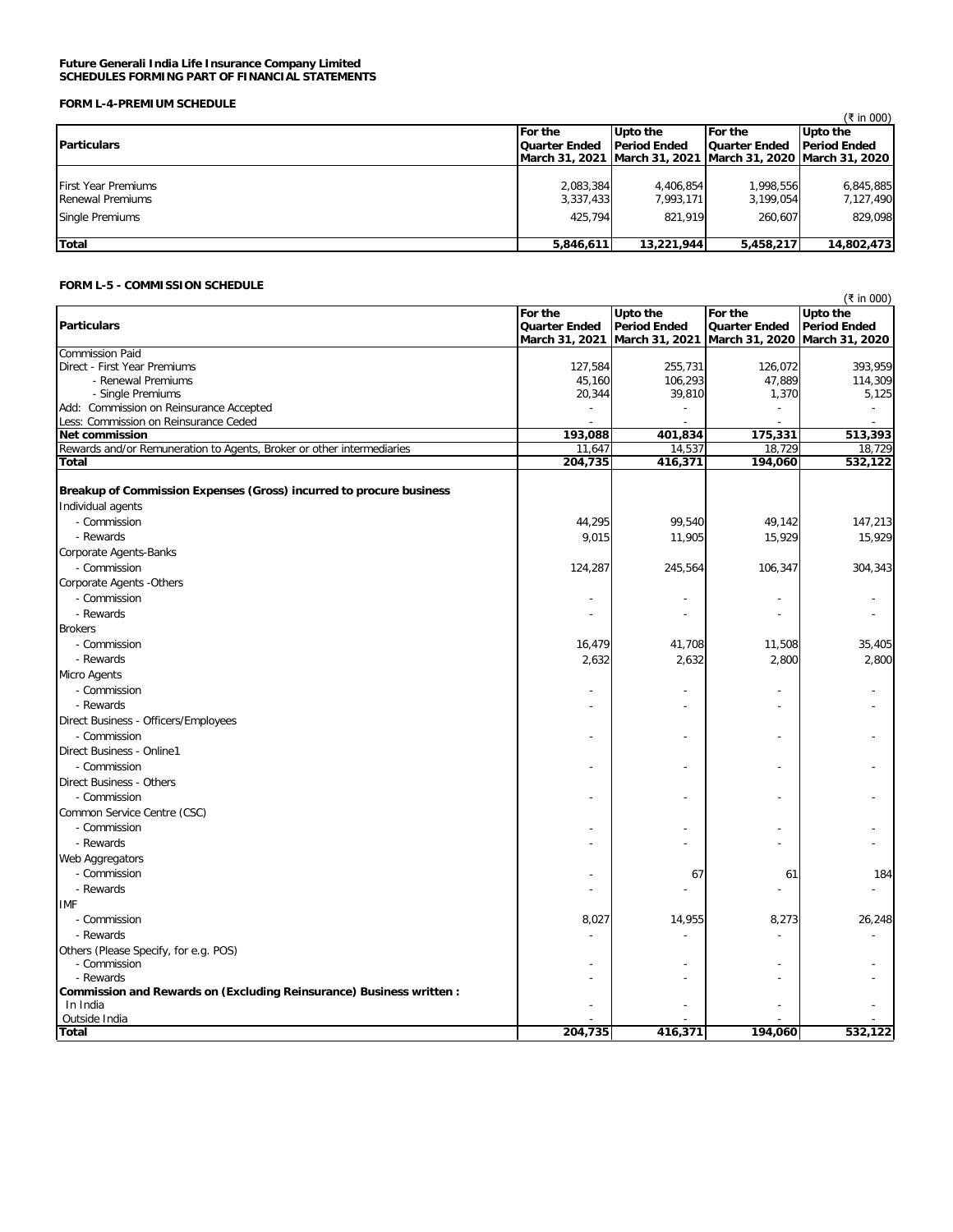**Future Generali India Life Insurance Company Limited**
**SCHEDULES FORMING PART OF FINANCIAL STATEMENTS**

**FORM L-4-PREMIUM SCHEDULE**

(₹ in 000)

| Particulars | For the Quarter Ended March 31, 2021 | Upto the Period Ended March 31, 2021 | For the Quarter Ended March 31, 2020 | Upto the Period Ended March 31, 2020 |
|---|---|---|---|---|
| First Year Premiums | 2,083,384 | 4,406,854 | 1,998,556 | 6,845,885 |
| Renewal Premiums | 3,337,433 | 7,993,171 | 3,199,054 | 7,127,490 |
| Single Premiums | 425,794 | 821,919 | 260,607 | 829,098 |
| **Total** | **5,846,611** | **13,221,944** | **5,458,217** | **14,802,473** |

**FORM L-5 - COMMISSION SCHEDULE**

(₹ in 000)

| Particulars | For the Quarter Ended March 31, 2021 | Upto the Period Ended March 31, 2021 | For the Quarter Ended March 31, 2020 | Upto the Period Ended March 31, 2020 |
|---|---|---|---|---|
| Commission Paid | | | | |
| Direct - First Year Premiums | 127,584 | 255,731 | 126,072 | 393,959 |
| - Renewal Premiums | 45,160 | 106,293 | 47,889 | 114,309 |
| - Single Premiums | 20,344 | 39,810 | 1,370 | 5,125 |
| Add: Commission on Reinsurance Accepted | - | - | - | - |
| Less: Commission on Reinsurance Ceded | - | - | - | - |
| **Net commission** | **193,088** | **401,834** | **175,331** | **513,393** |
| Rewards and/or Remuneration to Agents, Broker or other intermediaries | 11,647 | 14,537 | 18,729 | 18,729 |
| **Total** | **204,735** | **416,371** | **194,060** | **532,122** |
| | | | | |
| **Breakup of Commission Expenses (Gross) incurred to procure business** | | | | |
| Individual agents | | | | |
| - Commission | 44,295 | 99,540 | 49,142 | 147,213 |
| - Rewards | 9,015 | 11,905 | 15,929 | 15,929 |
| Corporate Agents-Banks | | | | |
| - Commission | 124,287 | 245,564 | 106,347 | 304,343 |
| Corporate Agents -Others | | | | |
| - Commission | - | - | - | - |
| - Rewards | - | - | - | - |
| Brokers | | | | |
| - Commission | 16,479 | 41,708 | 11,508 | 35,405 |
| - Rewards | 2,632 | 2,632 | 2,800 | 2,800 |
| Micro Agents | | | | |
| - Commission | - | - | - | - |
| - Rewards | - | - | - | - |
| Direct Business - Officers/Employees | | | | |
| - Commission | - | - | - | - |
| Direct Business - Online1 | | | | |
| - Commission | - | - | - | - |
| Direct Business - Others | | | | |
| - Commission | - | - | - | - |
| Common Service Centre (CSC) | | | | |
| - Commission | - | - | - | - |
| - Rewards | - | - | - | - |
| Web Aggregators | | | | |
| - Commission | - | 67 | 61 | 184 |
| - Rewards | - | - | - | - |
| IMF | | | | |
| - Commission | 8,027 | 14,955 | 8,273 | 26,248 |
| - Rewards | - | - | - | - |
| Others (Please Specify, for e.g. POS) | | | | |
| - Commission | - | - | - | - |
| - Rewards | - | - | - | - |
| **Commission and Rewards on (Excluding Reinsurance) Business written :** | | | | |
| In India | - | - | - | - |
| Outside India | - | - | - | - |
| **Total** | **204,735** | **416,371** | **194,060** | **532,122** |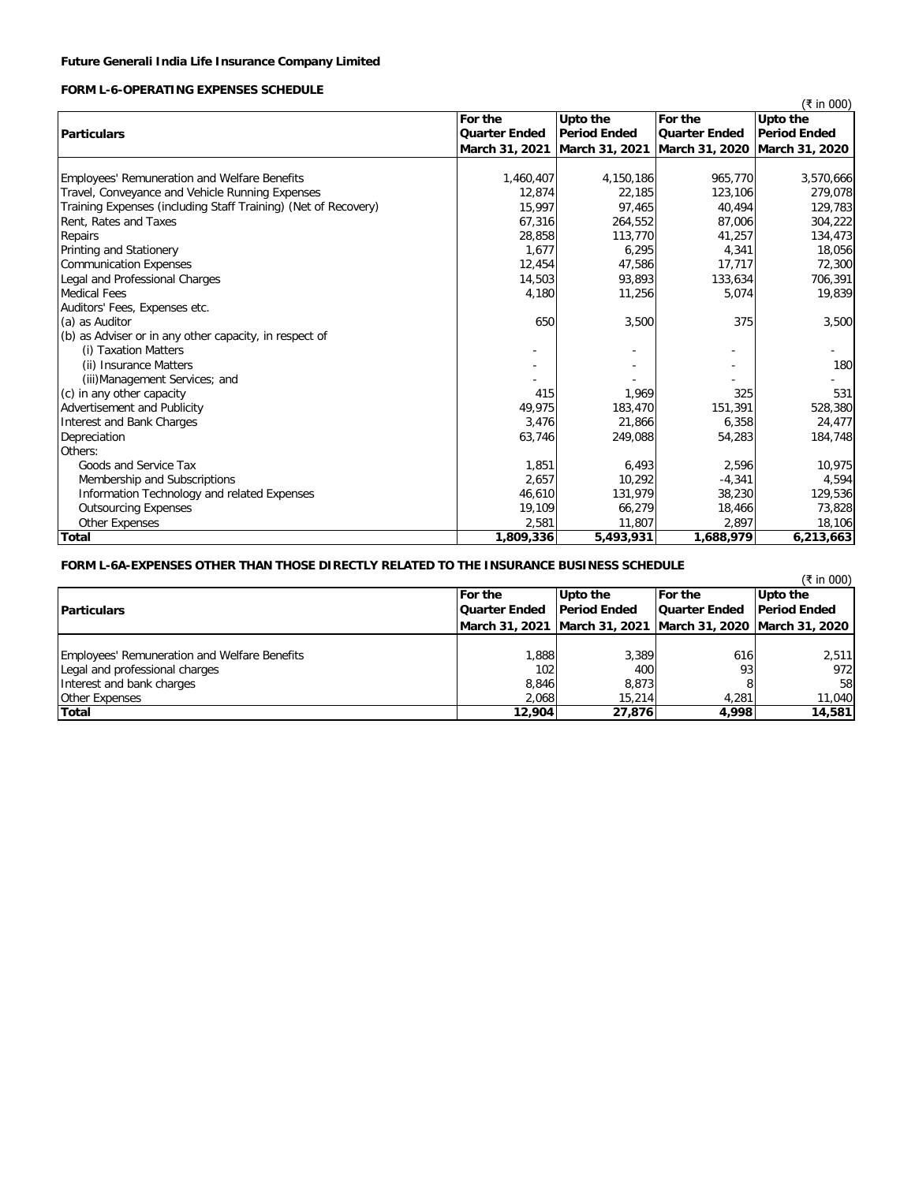**Future Generali India Life Insurance Company Limited**

**FORM L-6-OPERATING EXPENSES SCHEDULE**

(₹ in 000)

| Particulars | For the Quarter Ended March 31, 2021 | Upto the Period Ended March 31, 2021 | For the Quarter Ended March 31, 2020 | Upto the Period Ended March 31, 2020 |
|---|---|---|---|---|
| Employees' Remuneration and Welfare Benefits | 1,460,407 | 4,150,186 | 965,770 | 3,570,666 |
| Travel, Conveyance and Vehicle Running Expenses | 12,874 | 22,185 | 123,106 | 279,078 |
| Training Expenses (including Staff Training) (Net of Recovery) | 15,997 | 97,465 | 40,494 | 129,783 |
| Rent, Rates and Taxes | 67,316 | 264,552 | 87,006 | 304,222 |
| Repairs | 28,858 | 113,770 | 41,257 | 134,473 |
| Printing and Stationery | 1,677 | 6,295 | 4,341 | 18,056 |
| Communication Expenses | 12,454 | 47,586 | 17,717 | 72,300 |
| Legal and Professional Charges | 14,503 | 93,893 | 133,634 | 706,391 |
| Medical Fees | 4,180 | 11,256 | 5,074 | 19,839 |
| Auditors' Fees, Expenses etc. | | | | |
| (a) as Auditor | 650 | 3,500 | 375 | 3,500 |
| (b) as Adviser or in any other capacity, in respect of | | | | |
| (i) Taxation Matters | - | - | - | - |
| (ii) Insurance Matters | - | - | - | 180 |
| (iii)Management Services; and | - | - | - | - |
| (c) in any other capacity | 415 | 1,969 | 325 | 531 |
| Advertisement and Publicity | 49,975 | 183,470 | 151,391 | 528,380 |
| Interest and Bank Charges | 3,476 | 21,866 | 6,358 | 24,477 |
| Depreciation | 63,746 | 249,088 | 54,283 | 184,748 |
| Others: | | | | |
| Goods and Service Tax | 1,851 | 6,493 | 2,596 | 10,975 |
| Membership and Subscriptions | 2,657 | 10,292 | -4,341 | 4,594 |
| Information Technology and related Expenses | 46,610 | 131,979 | 38,230 | 129,536 |
| Outsourcing Expenses | 19,109 | 66,279 | 18,466 | 73,828 |
| Other Expenses | 2,581 | 11,807 | 2,897 | 18,106 |
| **Total** | **1,809,336** | **5,493,931** | **1,688,979** | **6,213,663** |

**FORM L-6A-EXPENSES OTHER THAN THOSE DIRECTLY RELATED TO THE INSURANCE BUSINESS SCHEDULE**

(₹ in 000)

| Particulars | For the Quarter Ended March 31, 2021 | Upto the Period Ended March 31, 2021 | For the Quarter Ended March 31, 2020 | Upto the Period Ended March 31, 2020 |
|---|---|---|---|---|
| Employees' Remuneration and Welfare Benefits | 1,888 | 3,389 | 616 | 2,511 |
| Legal and professional charges | 102 | 400 | 93 | 972 |
| Interest and bank charges | 8,846 | 8,873 | 8 | 58 |
| Other Expenses | 2,068 | 15,214 | 4,281 | 11,040 |
| **Total** | **12,904** | **27,876** | **4,998** | **14,581** |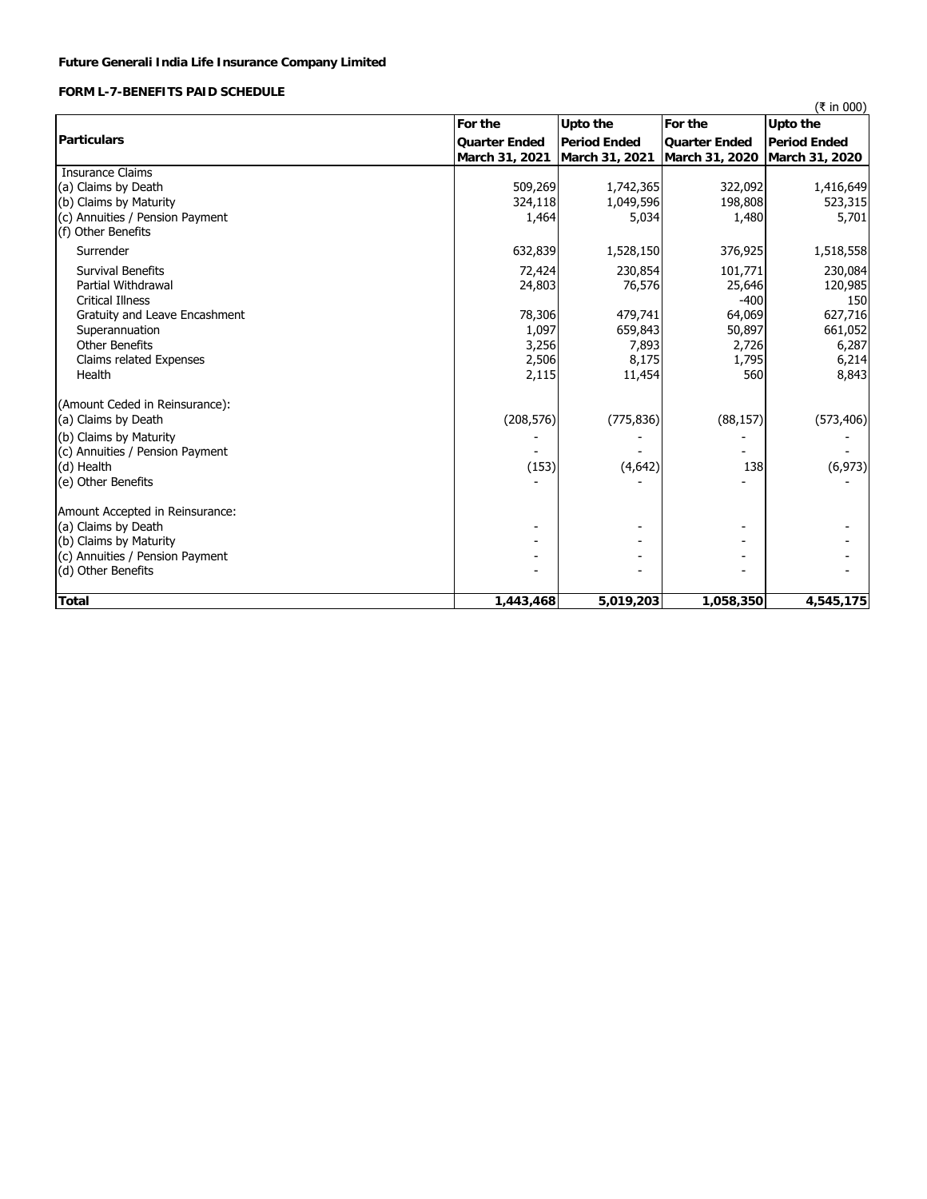**Future Generali India Life Insurance Company Limited**

**FORM L-7-BENEFITS PAID SCHEDULE**

(₹ in 000)

| Particulars | For the Quarter Ended March 31, 2021 | Upto the Period Ended March 31, 2021 | For the Quarter Ended March 31, 2020 | Upto the Period Ended March 31, 2020 |
|---|---|---|---|---|
| Insurance Claims | | | | |
| (a) Claims by Death | 509,269 | 1,742,365 | 322,092 | 1,416,649 |
| (b) Claims by Maturity | 324,118 | 1,049,596 | 198,808 | 523,315 |
| (c) Annuities / Pension Payment | 1,464 | 5,034 | 1,480 | 5,701 |
| (f) Other Benefits | | | | |
| Surrender | 632,839 | 1,528,150 | 376,925 | 1,518,558 |
| Survival Benefits | 72,424 | 230,854 | 101,771 | 230,084 |
| Partial Withdrawal | 24,803 | 76,576 | 25,646 | 120,985 |
| Critical Illness | | | -400 | 150 |
| Gratuity and Leave Encashment | 78,306 | 479,741 | 64,069 | 627,716 |
| Superannuation | 1,097 | 659,843 | 50,897 | 661,052 |
| Other Benefits | 3,256 | 7,893 | 2,726 | 6,287 |
| Claims related Expenses | 2,506 | 8,175 | 1,795 | 6,214 |
| Health | 2,115 | 11,454 | 560 | 8,843 |
| (Amount Ceded in Reinsurance): | | | | |
| (a) Claims by Death | (208,576) | (775,836) | (88,157) | (573,406) |
| (b) Claims by Maturity | - | - | - | - |
| (c) Annuities / Pension Payment | - | - | - | - |
| (d) Health | (153) | (4,642) | 138 | (6,973) |
| (e) Other Benefits | - | - | - | - |
| Amount Accepted in Reinsurance: | | | | |
| (a) Claims by Death | - | - | - | - |
| (b) Claims by Maturity | - | - | - | - |
| (c) Annuities / Pension Payment | - | - | - | - |
| (d) Other Benefits | - | - | - | - |
| **Total** | **1,443,468** | **5,019,203** | **1,058,350** | **4,545,175** |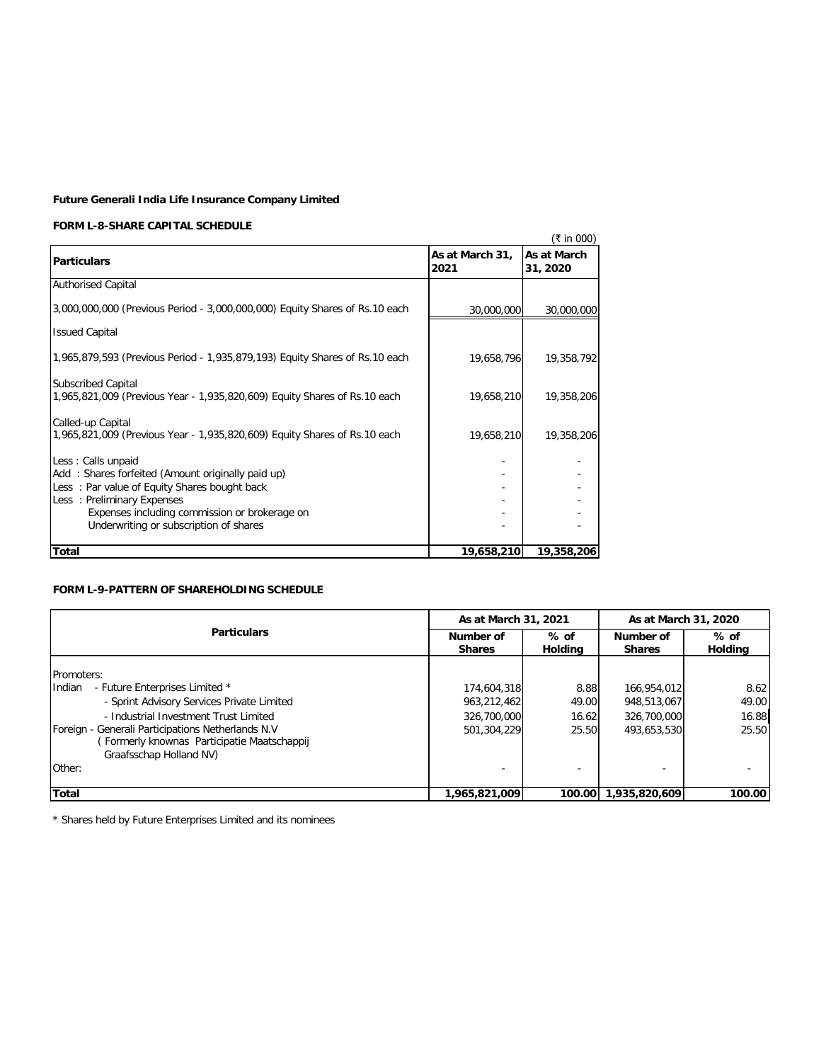**Future Generali India Life Insurance Company Limited**

**FORM L-8-SHARE CAPITAL SCHEDULE**

(₹ in 000)

| Particulars | As at March 31, 2021 | As at March 31, 2020 |
|---|---|---|
| Authorised Capital | | |
| 3,000,000,000 (Previous Period - 3,000,000,000) Equity Shares of Rs.10 each | 30,000,000 | 30,000,000 |
| Issued Capital | | |
| 1,965,879,593 (Previous Period - 1,935,879,193) Equity Shares of Rs.10 each | 19,658,796 | 19,358,792 |
| Subscribed Capital<br>1,965,821,009 (Previous Year - 1,935,820,609) Equity Shares of Rs.10 each | 19,658,210 | 19,358,206 |
| Called-up Capital<br>1,965,821,009 (Previous Year - 1,935,820,609) Equity Shares of Rs.10 each | 19,658,210 | 19,358,206 |
| Less : Calls unpaid | - | - |
| Add : Shares forfeited (Amount originally paid up) | - | - |
| Less : Par value of Equity Shares bought back | - | - |
| Less : Preliminary Expenses | - | - |
| Expenses including commission or brokerage on | - | - |
| Underwriting or subscription of shares | - | - |
| **Total** | **19,658,210** | **19,358,206** |

**FORM L-9-PATTERN OF SHAREHOLDING SCHEDULE**

| Particulars | As at March 31, 2021 | | As at March 31, 2020 | |
|---|---|---|---|---|
| | Number of Shares | % of Holding | Number of Shares | % of Holding |
| Promoters: | | | | |
| Indian - Future Enterprises Limited * | 174,604,318 | 8.88 | 166,954,012 | 8.62 |
| - Sprint Advisory Services Private Limited | 963,212,462 | 49.00 | 948,513,067 | 49.00 |
| - Industrial Investment Trust Limited | 326,700,000 | 16.62 | 326,700,000 | 16.88 |
| Foreign - Generali Participations Netherlands N.V ( Formerly knownas Participatie Maatschappij Graafsschap Holland NV) | 501,304,229 | 25.50 | 493,653,530 | 25.50 |
| Other: | - | - | - | - |
| **Total** | **1,965,821,009** | **100.00** | **1,935,820,609** | **100.00** |

* Shares held by Future Enterprises Limited and its nominees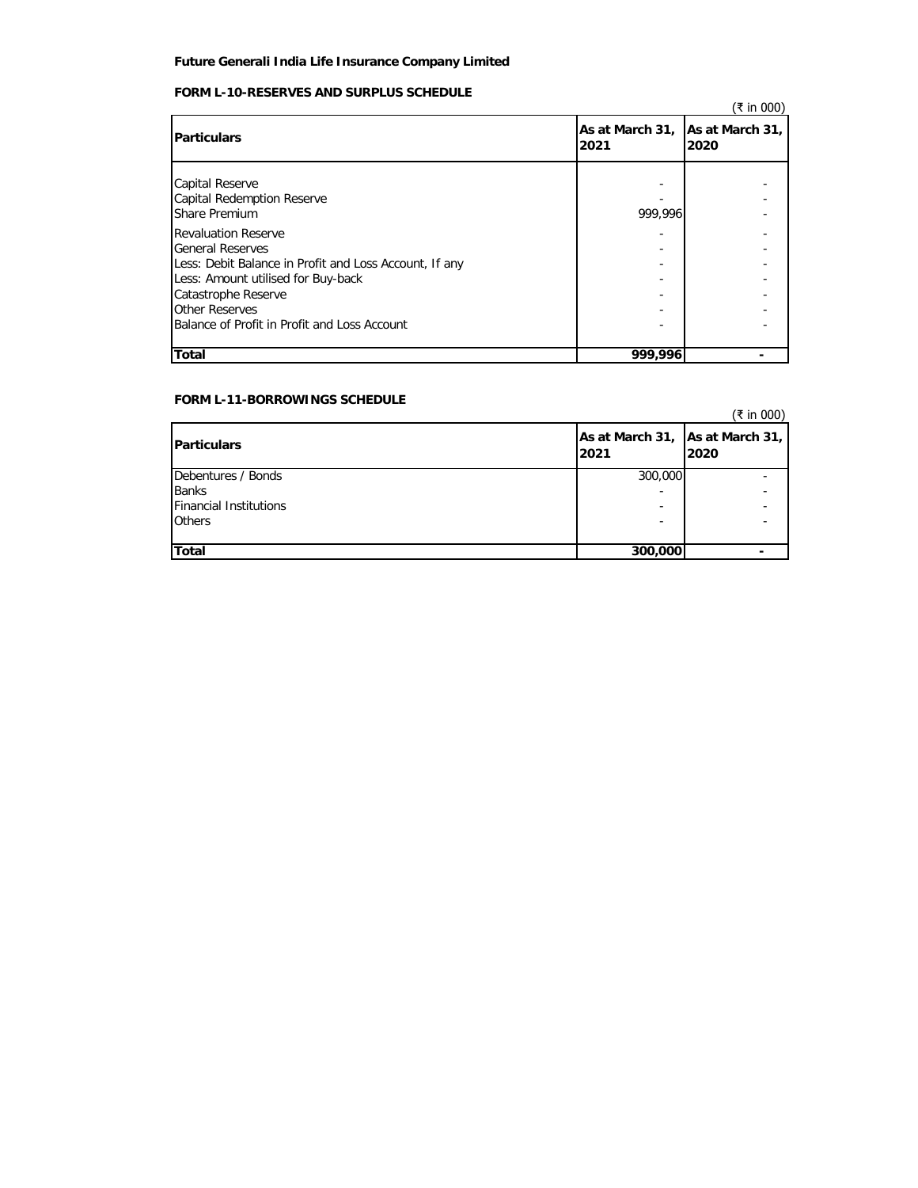**Future Generali India Life Insurance Company Limited**

**FORM L-10-RESERVES AND SURPLUS SCHEDULE**

(₹ in 000)

| Particulars | As at March 31, 2021 | As at March 31, 2020 |
|---|---|---|
| Capital Reserve | - | - |
| Capital Redemption Reserve | - | - |
| Share Premium | 999,996 | - |
| Revaluation Reserve | - | - |
| General Reserves | - | - |
| Less: Debit Balance in Profit and Loss Account, If any | - | - |
| Less: Amount utilised for Buy-back | - | - |
| Catastrophe Reserve | - | - |
| Other Reserves | - | - |
| Balance of Profit in Profit and Loss Account | - | - |
| **Total** | **999,996** | **-** |

**FORM L-11-BORROWINGS SCHEDULE**

(₹ in 000)

| Particulars | As at March 31, 2021 | As at March 31, 2020 |
|---|---|---|
| Debentures / Bonds | 300,000 | - |
| Banks | - | - |
| Financial Institutions | - | - |
| Others | - | - |
| **Total** | **300,000** | **-** |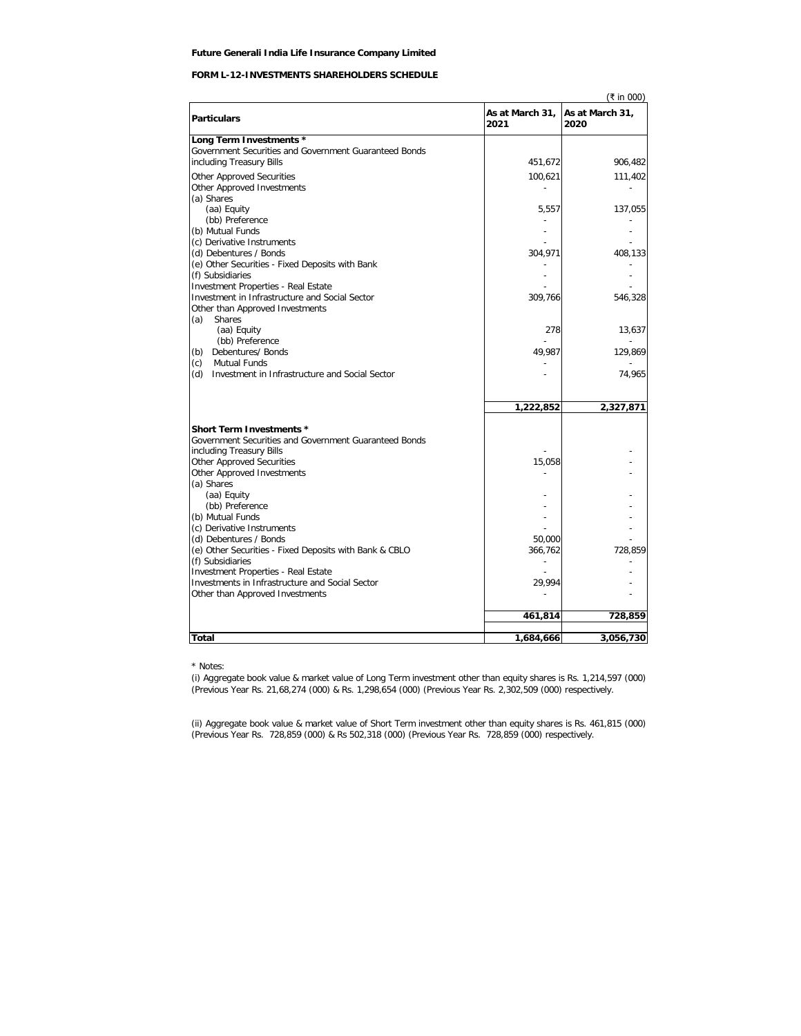**Future Generali India Life Insurance Company Limited**

**FORM L-12-INVESTMENTS SHAREHOLDERS SCHEDULE**

(₹ in 000)

| Particulars | As at March 31, 2021 | As at March 31, 2020 |
|---|---|---|
| **Long Term Investments *** | | |
| Government Securities and Government Guaranteed Bonds including Treasury Bills | 451,672 | 906,482 |
| Other Approved Securities | 100,621 | 111,402 |
| Other Approved Investments | - | - |
| (a) Shares | | |
| (aa) Equity | 5,557 | 137,055 |
| (bb) Preference | - | - |
| (b) Mutual Funds | - | - |
| (c) Derivative Instruments | - | - |
| (d) Debentures / Bonds | 304,971 | 408,133 |
| (e) Other Securities - Fixed Deposits with Bank | - | - |
| (f) Subsidiaries | - | - |
| Investment Properties - Real Estate | - | - |
| Investment in Infrastructure and Social Sector | 309,766 | 546,328 |
| Other than Approved Investments | | |
| (a) Shares | | |
| (aa) Equity | 278 | 13,637 |
| (bb) Preference | - | - |
| (b) Debentures/ Bonds | 49,987 | 129,869 |
| (c) Mutual Funds | - | - |
| (d) Investment in Infrastructure and Social Sector | - | 74,965 |
| | **1,222,852** | **2,327,871** |
| **Short Term Investments *** | | |
| Government Securities and Government Guaranteed Bonds including Treasury Bills | - | - |
| Other Approved Securities | 15,058 | - |
| Other Approved Investments | - | - |
| (a) Shares | | |
| (aa) Equity | - | - |
| (bb) Preference | - | - |
| (b) Mutual Funds | - | - |
| (c) Derivative Instruments | - | - |
| (d) Debentures / Bonds | 50,000 | - |
| (e) Other Securities - Fixed Deposits with Bank & CBLO | 366,762 | 728,859 |
| (f) Subsidiaries | - | - |
| Investment Properties - Real Estate | - | - |
| Investments in Infrastructure and Social Sector | 29,994 | - |
| Other than Approved Investments | - | - |
| | **461,814** | **728,859** |
| **Total** | **1,684,666** | **3,056,730** |

* Notes:

(i) Aggregate book value & market value of Long Term investment other than equity shares is Rs. 1,214,597 (000) (Previous Year Rs. 21,68,274 (000) & Rs. 1,298,654 (000) (Previous Year Rs. 2,302,509 (000) respectively.

(ii) Aggregate book value & market value of Short Term investment other than equity shares is Rs. 461,815 (000) (Previous Year Rs. 728,859 (000) & Rs 502,318 (000) (Previous Year Rs. 728,859 (000) respectively.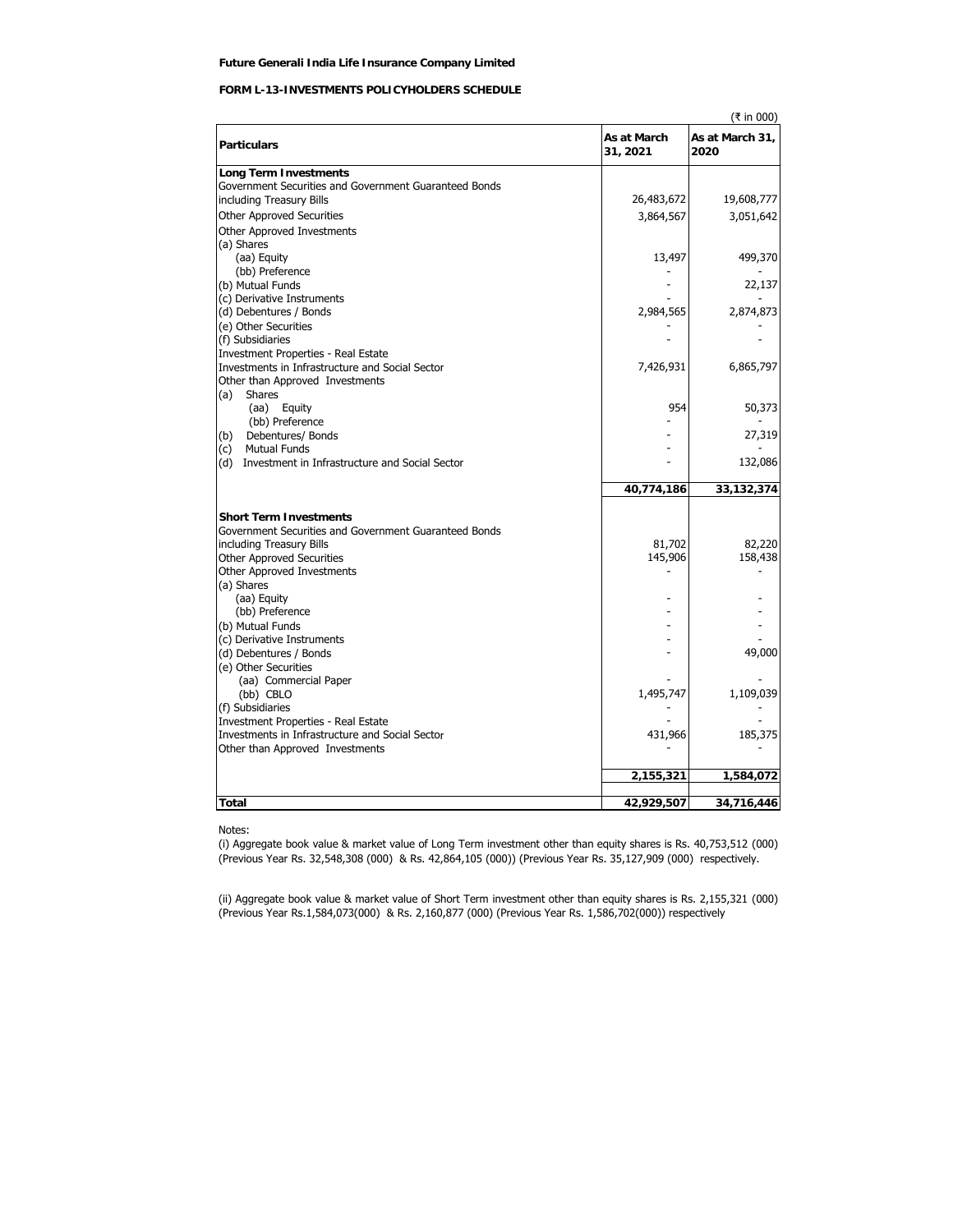**Future Generali India Life Insurance Company Limited**

**FORM L-13-INVESTMENTS POLICYHOLDERS SCHEDULE**

(₹ in 000)

| Particulars | As at March 31, 2021 | As at March 31, 2020 |
|---|---|---|
| **Long Term Investments** | | |
| Government Securities and Government Guaranteed Bonds including Treasury Bills | 26,483,672 | 19,608,777 |
| Other Approved Securities | 3,864,567 | 3,051,642 |
| Other Approved Investments | | |
| (a) Shares | | |
| (aa) Equity | 13,497 | 499,370 |
| (bb) Preference | - | - |
| (b) Mutual Funds | - | 22,137 |
| (c) Derivative Instruments | - | - |
| (d) Debentures / Bonds | 2,984,565 | 2,874,873 |
| (e) Other Securities | - | - |
| (f) Subsidiaries | - | - |
| Investment Properties - Real Estate | | |
| Investments in Infrastructure and Social Sector | 7,426,931 | 6,865,797 |
| Other than Approved Investments | | |
| (a) Shares | | |
| (aa) Equity | 954 | 50,373 |
| (bb) Preference | - | - |
| (b) Debentures/ Bonds | - | 27,319 |
| (c) Mutual Funds | - | - |
| (d) Investment in Infrastructure and Social Sector | - | 132,086 |
| | **40,774,186** | **33,132,374** |
| **Short Term Investments** | | |
| Government Securities and Government Guaranteed Bonds including Treasury Bills | 81,702 | 82,220 |
| Other Approved Securities | 145,906 | 158,438 |
| Other Approved Investments | - | - |
| (a) Shares | | |
| (aa) Equity | - | - |
| (bb) Preference | - | - |
| (b) Mutual Funds | - | - |
| (c) Derivative Instruments | - | - |
| (d) Debentures / Bonds | - | 49,000 |
| (e) Other Securities | | |
| (aa) Commercial Paper | - | - |
| (bb) CBLO | 1,495,747 | 1,109,039 |
| (f) Subsidiaries | - | - |
| Investment Properties - Real Estate | - | - |
| Investments in Infrastructure and Social Sector | 431,966 | 185,375 |
| Other than Approved Investments | - | - |
| | **2,155,321** | **1,584,072** |
| **Total** | **42,929,507** | **34,716,446** |

Notes:

(i) Aggregate book value & market value of Long Term investment other than equity shares is Rs. 40,753,512 (000) (Previous Year Rs. 32,548,308 (000) & Rs. 42,864,105 (000)) (Previous Year Rs. 35,127,909 (000) respectively.

(ii) Aggregate book value & market value of Short Term investment other than equity shares is Rs. 2,155,321 (000) (Previous Year Rs.1,584,073(000) & Rs. 2,160,877 (000) (Previous Year Rs. 1,586,702(000)) respectively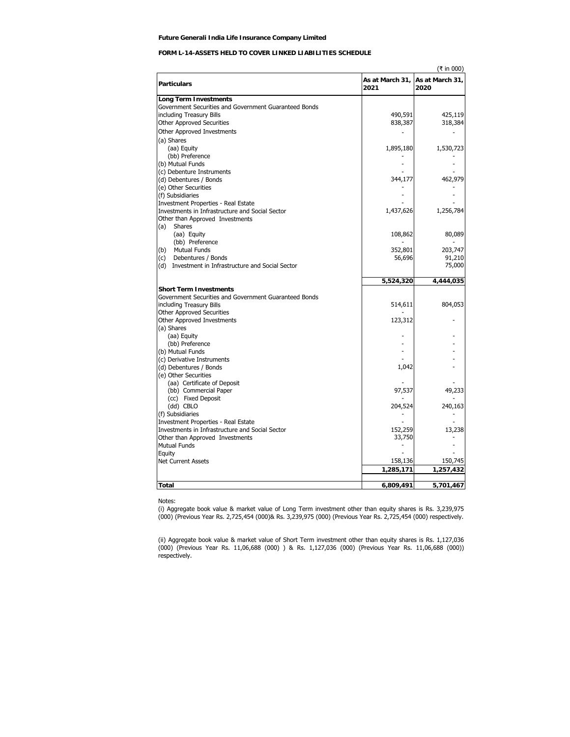**Future Generali India Life Insurance Company Limited**

**FORM L-14-ASSETS HELD TO COVER LINKED LIABILITIES SCHEDULE**

(₹ in 000)

| Particulars | As at March 31, 2021 | As at March 31, 2020 |
|---|---|---|
| **Long Term Investments** | | |
| Government Securities and Government Guaranteed Bonds including Treasury Bills | 490,591 | 425,119 |
| Other Approved Securities | 838,387 | 318,384 |
| Other Approved Investments | - | - |
| (a) Shares | | |
| (aa) Equity | 1,895,180 | 1,530,723 |
| (bb) Preference | - | - |
| (b) Mutual Funds | - | - |
| (c) Debenture Instruments | - | - |
| (d) Debentures / Bonds | 344,177 | 462,979 |
| (e) Other Securities | - | - |
| (f) Subsidiaries | - | - |
| Investment Properties - Real Estate | - | - |
| Investments in Infrastructure and Social Sector | 1,437,626 | 1,256,784 |
| Other than Approved Investments | | |
| (a) Shares | | |
| (aa) Equity | 108,862 | 80,089 |
| (bb) Preference | - | - |
| (b) Mutual Funds | 352,801 | 203,747 |
| (c) Debentures / Bonds | 56,696 | 91,210 |
| (d) Investment in Infrastructure and Social Sector | | 75,000 |
| | **5,524,320** | **4,444,035** |
| **Short Term Investments** | | |
| Government Securities and Government Guaranteed Bonds including Treasury Bills | 514,611 | 804,053 |
| Other Approved Securities | - | |
| Other Approved Investments | 123,312 | - |
| (a) Shares | | |
| (aa) Equity | - | - |
| (bb) Preference | - | - |
| (b) Mutual Funds | - | - |
| (c) Derivative Instruments | - | - |
| (d) Debentures / Bonds | 1,042 | - |
| (e) Other Securities | | |
| (aa) Certificate of Deposit | - | - |
| (bb) Commercial Paper | 97,537 | 49,233 |
| (cc) Fixed Deposit | - | - |
| (dd) CBLO | 204,524 | 240,163 |
| (f) Subsidiaries | - | - |
| Investment Properties - Real Estate | - | - |
| Investments in Infrastructure and Social Sector | 152,259 | 13,238 |
| Other than Approved Investments | 33,750 | - |
| Mutual Funds | - | - |
| Equity | - | - |
| Net Current Assets | 158,136 | 150,745 |
| | **1,285,171** | **1,257,432** |
| **Total** | **6,809,491** | **5,701,467** |

Notes:

(i) Aggregate book value & market value of Long Term investment other than equity shares is Rs. 3,239,975 (000) (Previous Year Rs. 2,725,454 (000)& Rs. 3,239,975 (000) (Previous Year Rs. 2,725,454 (000) respectively.

(ii) Aggregate book value & market value of Short Term investment other than equity shares is Rs. 1,127,036 (000) (Previous Year Rs. 11,06,688 (000) ) & Rs. 1,127,036 (000) (Previous Year Rs. 11,06,688 (000)) respectively.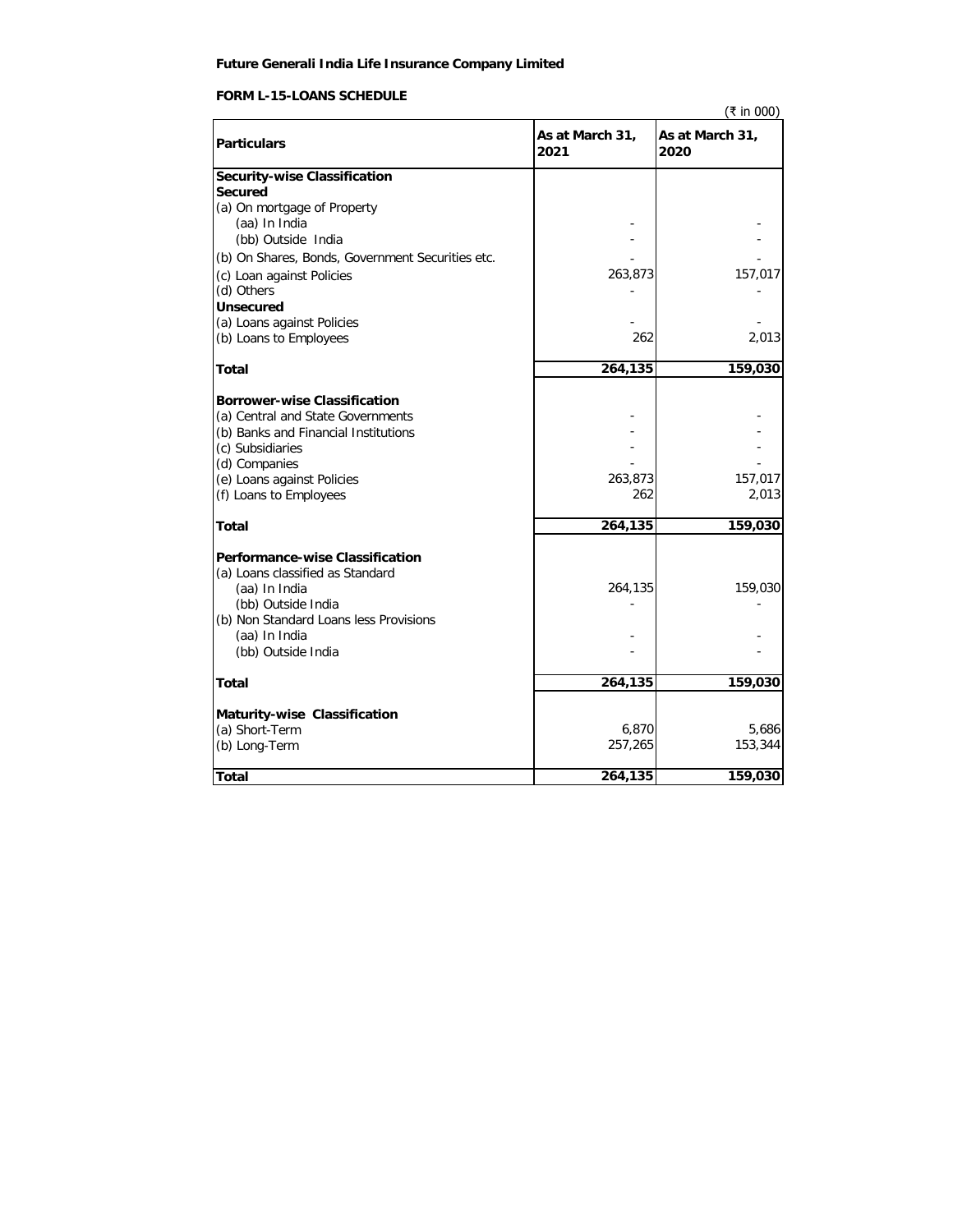**Future Generali India Life Insurance Company Limited**

**FORM L-15-LOANS SCHEDULE**

(₹ in 000)

| Particulars | As at March 31, 2021 | As at March 31, 2020 |
|---|---|---|
| **Security-wise Classification** | | |
| **Secured** | | |
| (a) On mortgage of Property | | |
| (aa) In India | - | - |
| (bb) Outside India | - | - |
| (b) On Shares, Bonds, Government Securities etc. | - | - |
| (c) Loan against Policies | 263,873 | 157,017 |
| (d) Others | - | - |
| **Unsecured** | | |
| (a) Loans against Policies | - | - |
| (b) Loans to Employees | 262 | 2,013 |
| **Total** | **264,135** | **159,030** |
| **Borrower-wise Classification** | | |
| (a) Central and State Governments | - | - |
| (b) Banks and Financial Institutions | - | - |
| (c) Subsidiaries | - | - |
| (d) Companies | - | - |
| (e) Loans against Policies | 263,873 | 157,017 |
| (f) Loans to Employees | 262 | 2,013 |
| **Total** | **264,135** | **159,030** |
| **Performance-wise Classification** | | |
| (a) Loans classified as Standard | | |
| (aa) In India | 264,135 | 159,030 |
| (bb) Outside India | - | - |
| (b) Non Standard Loans less Provisions | | |
| (aa) In India | - | - |
| (bb) Outside India | - | - |
| **Total** | **264,135** | **159,030** |
| **Maturity-wise Classification** | | |
| (a) Short-Term | 6,870 | 5,686 |
| (b) Long-Term | 257,265 | 153,344 |
| **Total** | **264,135** | **159,030** |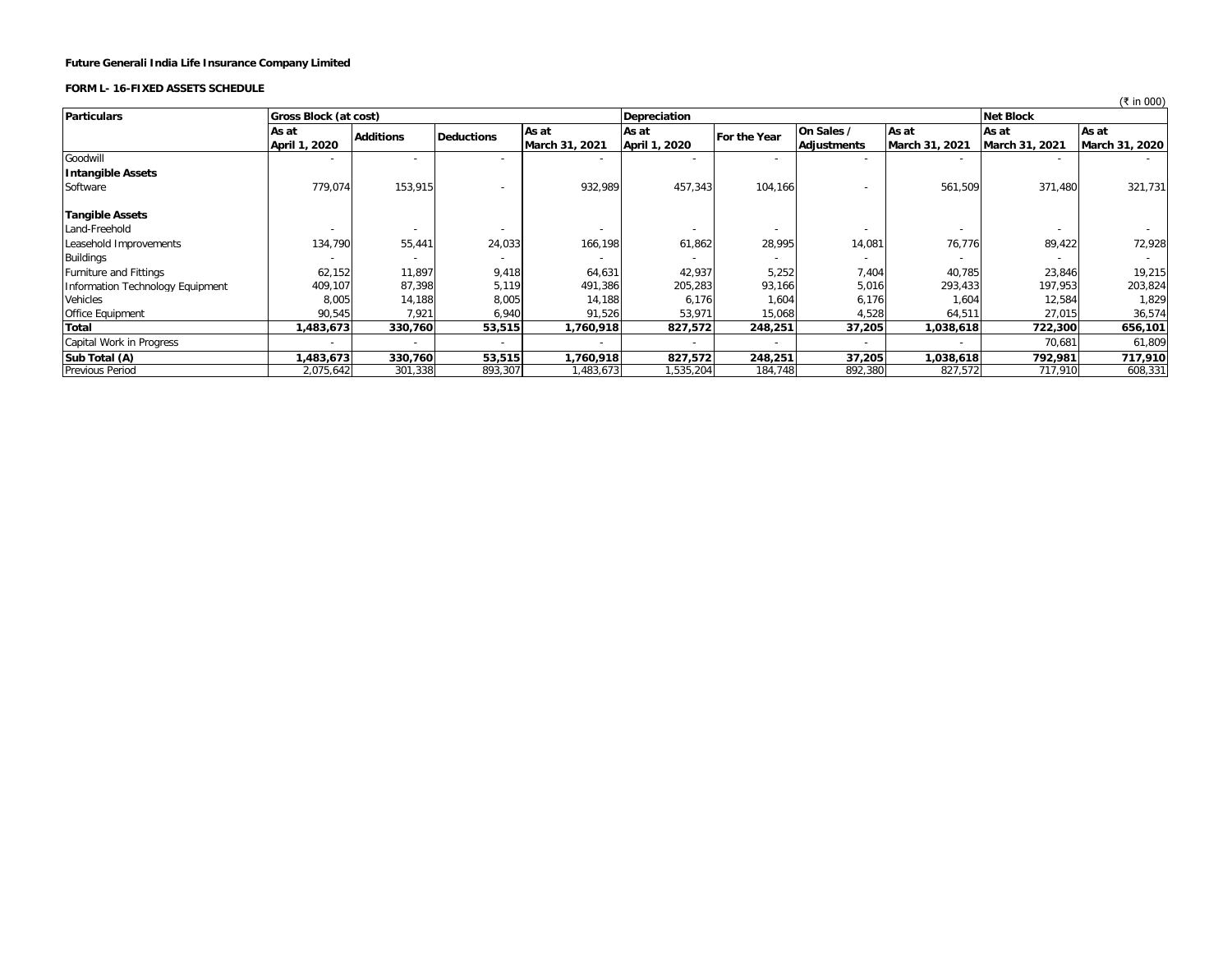**Future Generali India Life Insurance Company Limited**

**FORM L- 16-FIXED ASSETS SCHEDULE**

(₹ in 000)

| Particulars | Gross Block (at cost) | | | | Depreciation | | | | Net Block | |
|---|---|---|---|---|---|---|---|---|---|---|
| | As at April 1, 2020 | Additions | Deductions | As at March 31, 2021 | As at April 1, 2020 | For the Year | On Sales / Adjustments | As at March 31, 2021 | As at March 31, 2021 | As at March 31, 2020 |
| Goodwill | - | - | - | - | - | - | - | - | - | - |
| **Intangible Assets** | | | | | | | | | | |
| Software | 779,074 | 153,915 | - | 932,989 | 457,343 | 104,166 | - | 561,509 | 371,480 | 321,731 |
| **Tangible Assets** | | | | | | | | | | |
| Land-Freehold | - | - | - | - | - | - | - | - | - | - |
| Leasehold Improvements | 134,790 | 55,441 | 24,033 | 166,198 | 61,862 | 28,995 | 14,081 | 76,776 | 89,422 | 72,928 |
| Buildings | - | - | - | - | - | - | - | - | - | - |
| Furniture and Fittings | 62,152 | 11,897 | 9,418 | 64,631 | 42,937 | 5,252 | 7,404 | 40,785 | 23,846 | 19,215 |
| Information Technology Equipment | 409,107 | 87,398 | 5,119 | 491,386 | 205,283 | 93,166 | 5,016 | 293,433 | 197,953 | 203,824 |
| Vehicles | 8,005 | 14,188 | 8,005 | 14,188 | 6,176 | 1,604 | 6,176 | 1,604 | 12,584 | 1,829 |
| Office Equipment | 90,545 | 7,921 | 6,940 | 91,526 | 53,971 | 15,068 | 4,528 | 64,511 | 27,015 | 36,574 |
| **Total** | **1,483,673** | **330,760** | **53,515** | **1,760,918** | **827,572** | **248,251** | **37,205** | **1,038,618** | **722,300** | **656,101** |
| Capital Work in Progress | - | - | - | - | - | - | - | - | 70,681 | 61,809 |
| **Sub Total (A)** | **1,483,673** | **330,760** | **53,515** | **1,760,918** | **827,572** | **248,251** | **37,205** | **1,038,618** | **792,981** | **717,910** |
| Previous Period | 2,075,642 | 301,338 | 893,307 | 1,483,673 | 1,535,204 | 184,748 | 892,380 | 827,572 | 717,910 | 608,331 |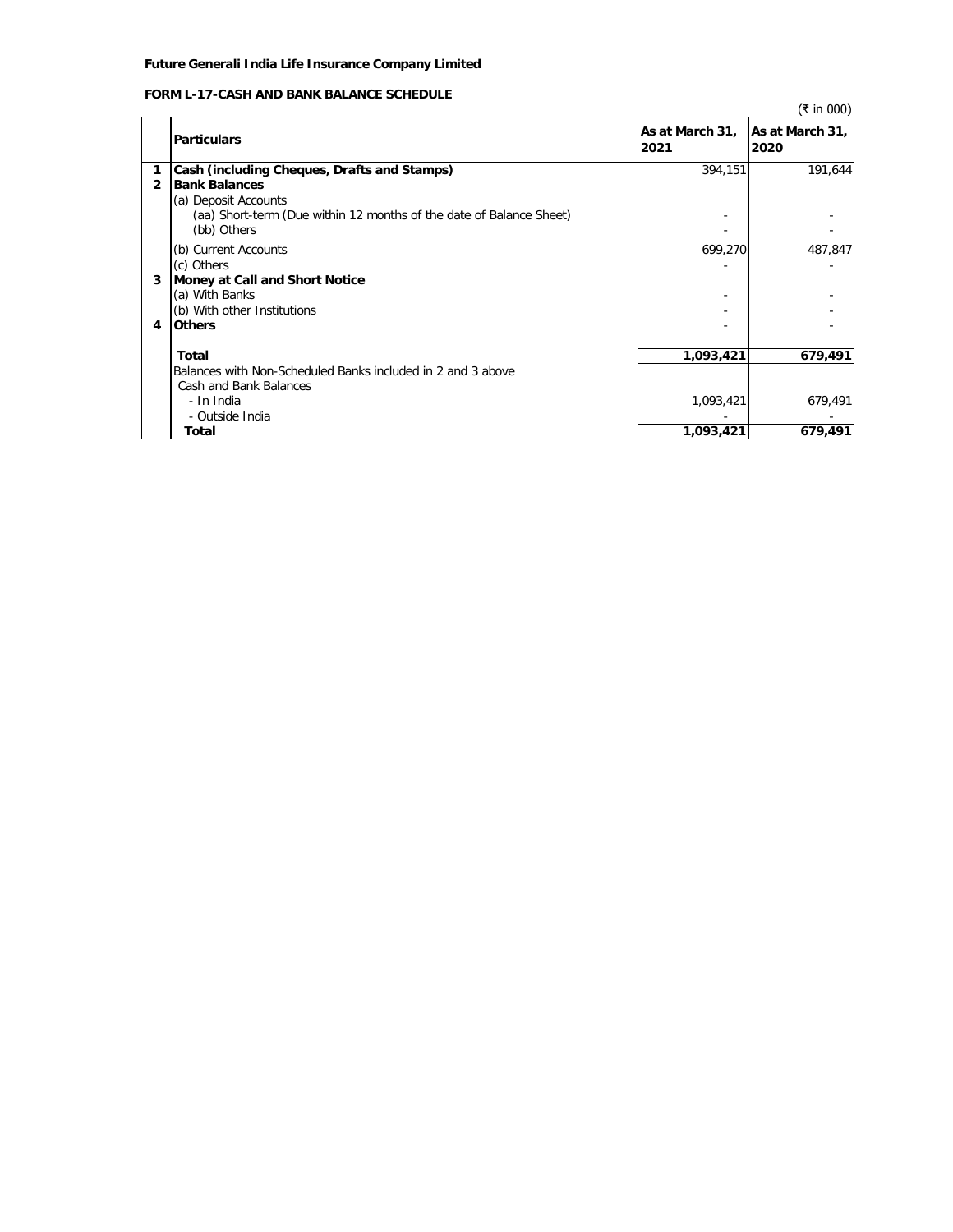**Future Generali India Life Insurance Company Limited**

**FORM L-17-CASH AND BANK BALANCE SCHEDULE**

(₹ in 000)

| | Particulars | As at March 31, 2021 | As at March 31, 2020 |
|---|---|---|---|
| 1 | **Cash (including Cheques, Drafts and Stamps)** | 394,151 | 191,644 |
| 2 | **Bank Balances** | | |
| | (a) Deposit Accounts | | |
| | (aa) Short-term (Due within 12 months of the date of Balance Sheet) | - | - |
| | (bb) Others | - | - |
| | (b) Current Accounts | 699,270 | 487,847 |
| | (c) Others | - | - |
| 3 | **Money at Call and Short Notice** | | |
| | (a) With Banks | - | - |
| | (b) With other Institutions | - | - |
| 4 | **Others** | - | - |
| | **Total** | **1,093,421** | **679,491** |
| | Balances with Non-Scheduled Banks included in 2 and 3 above | | |
| | Cash and Bank Balances | | |
| | - In India | 1,093,421 | 679,491 |
| | - Outside India | - | - |
| | **Total** | **1,093,421** | **679,491** |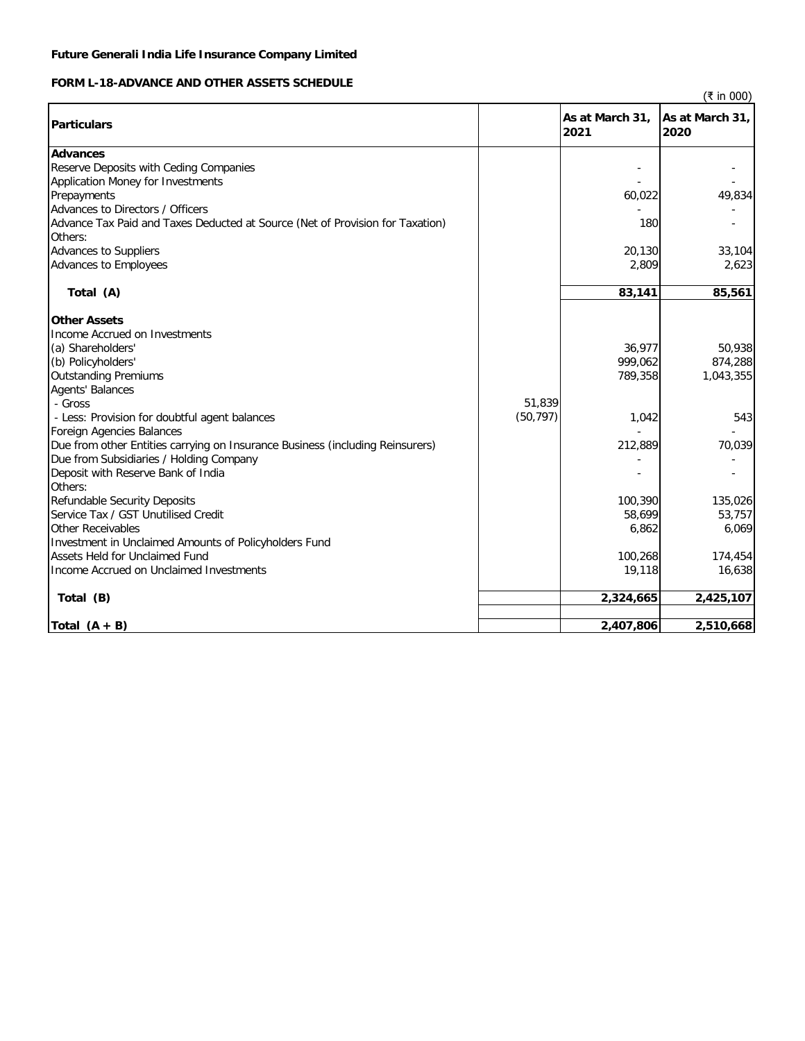**Future Generali India Life Insurance Company Limited**

**FORM L-18-ADVANCE AND OTHER ASSETS SCHEDULE**

(₹ in 000)

| Particulars | | As at March 31, 2021 | As at March 31, 2020 |
|---|---|---|---|
| **Advances** | | | |
| Reserve Deposits with Ceding Companies | | - | - |
| Application Money for Investments | | - | - |
| Prepayments | | 60,022 | 49,834 |
| Advances to Directors / Officers | | - | - |
| Advance Tax Paid and Taxes Deducted at Source (Net of Provision for Taxation) | | 180 | - |
| Others: | | | |
| Advances to Suppliers | | 20,130 | 33,104 |
| Advances to Employees | | 2,809 | 2,623 |
| **Total (A)** | | **83,141** | **85,561** |
| **Other Assets** | | | |
| Income Accrued on Investments | | | |
| (a) Shareholders' | | 36,977 | 50,938 |
| (b) Policyholders' | | 999,062 | 874,288 |
| Outstanding Premiums | | 789,358 | 1,043,355 |
| Agents' Balances | | | |
| - Gross | 51,839 | | |
| - Less: Provision for doubtful agent balances | (50,797) | 1,042 | 543 |
| Foreign Agencies Balances | | - | - |
| Due from other Entities carrying on Insurance Business (including Reinsurers) | | 212,889 | 70,039 |
| Due from Subsidiaries / Holding Company | | - | - |
| Deposit with Reserve Bank of India | | - | - |
| Others: | | | |
| Refundable Security Deposits | | 100,390 | 135,026 |
| Service Tax / GST Unutilised Credit | | 58,699 | 53,757 |
| Other Receivables | | 6,862 | 6,069 |
| Investment in Unclaimed Amounts of Policyholders Fund | | | |
| Assets Held for Unclaimed Fund | | 100,268 | 174,454 |
| Income Accrued on Unclaimed Investments | | 19,118 | 16,638 |
| **Total (B)** | | **2,324,665** | **2,425,107** |
| **Total (A + B)** | | **2,407,806** | **2,510,668** |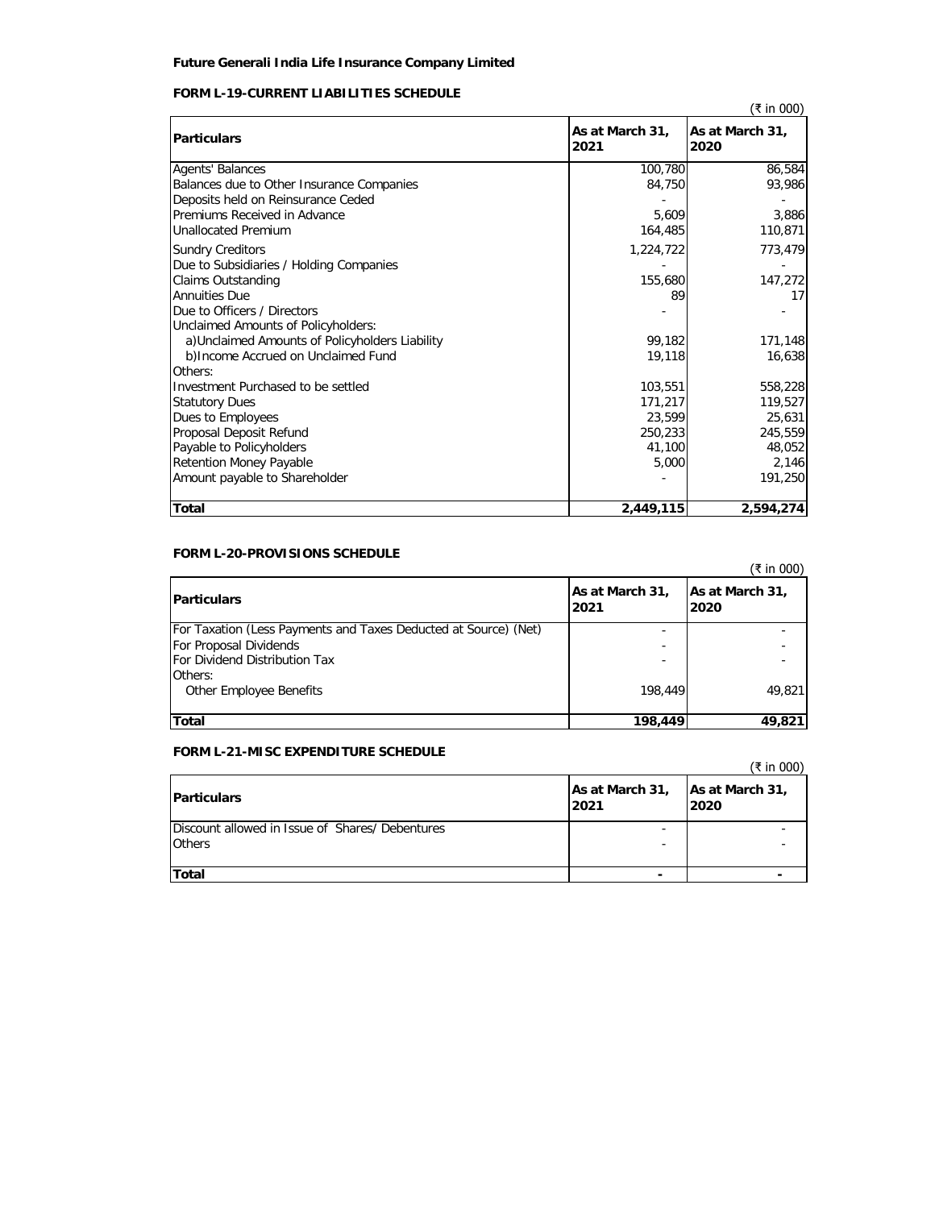**Future Generali India Life Insurance Company Limited**

**FORM L-19-CURRENT LIABILITIES SCHEDULE**

(₹ in 000)

| Particulars | As at March 31, 2021 | As at March 31, 2020 |
|---|---|---|
| Agents' Balances | 100,780 | 86,584 |
| Balances due to Other Insurance Companies | 84,750 | 93,986 |
| Deposits held on Reinsurance Ceded | - | - |
| Premiums Received in Advance | 5,609 | 3,886 |
| Unallocated Premium | 164,485 | 110,871 |
| Sundry Creditors | 1,224,722 | 773,479 |
| Due to Subsidiaries / Holding Companies | - | - |
| Claims Outstanding | 155,680 | 147,272 |
| Annuities Due | 89 | 17 |
| Due to Officers / Directors | - | - |
| Unclaimed Amounts of Policyholders: | | |
| a)Unclaimed Amounts of Policyholders Liability | 99,182 | 171,148 |
| b)Income Accrued on Unclaimed Fund | 19,118 | 16,638 |
| Others: | | |
| Investment Purchased to be settled | 103,551 | 558,228 |
| Statutory Dues | 171,217 | 119,527 |
| Dues to Employees | 23,599 | 25,631 |
| Proposal Deposit Refund | 250,233 | 245,559 |
| Payable to Policyholders | 41,100 | 48,052 |
| Retention Money Payable | 5,000 | 2,146 |
| Amount payable to Shareholder | - | 191,250 |
| **Total** | **2,449,115** | **2,594,274** |

**FORM L-20-PROVISIONS SCHEDULE**

(₹ in 000)

| Particulars | As at March 31, 2021 | As at March 31, 2020 |
|---|---|---|
| For Taxation (Less Payments and Taxes Deducted at Source) (Net) | - | - |
| For Proposal Dividends | - | - |
| For Dividend Distribution Tax | - | - |
| Others: | | |
| Other Employee Benefits | 198,449 | 49,821 |
| **Total** | **198,449** | **49,821** |

**FORM L-21-MISC EXPENDITURE SCHEDULE**

(₹ in 000)

| Particulars | As at March 31, 2021 | As at March 31, 2020 |
|---|---|---|
| Discount allowed in Issue of Shares/ Debentures | - | - |
| Others | - | - |
| **Total** | **-** | **-** |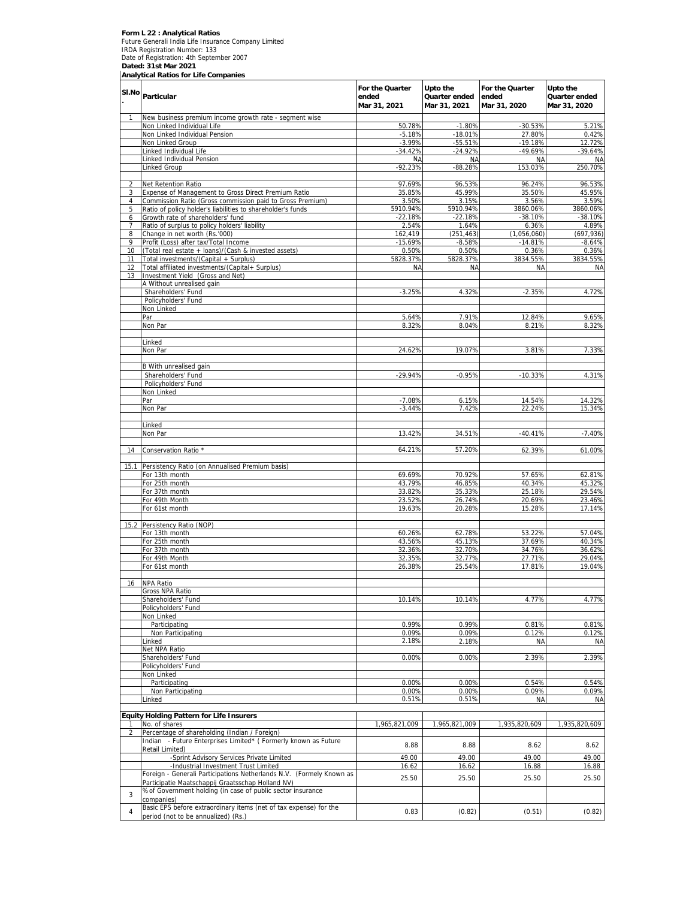**Form L 22 : Analytical Ratios**

Future Generali India Life Insurance Company Limited

IRDA Registration Number: 133

Date of Registration: 4th September 2007

**Dated: 31st Mar 2021**

**Analytical Ratios for Life Companies**

| Sl.No. | Particular | For the Quarter ended Mar 31, 2021 | Upto the Quarter ended Mar 31, 2021 | For the Quarter ended Mar 31, 2020 | Upto the Quarter ended Mar 31, 2020 |
|---|---|---|---|---|---|
| 1 | New business premium income growth rate - segment wise | | | | |
| | Non Linked Individual Life | 50.78% | -1.80% | -30.53% | 5.21% |
| | Non Linked Individual Pension | -5.18% | -18.01% | 27.80% | 0.42% |
| | Non Linked Group | -3.99% | -55.51% | -19.18% | 12.72% |
| | Linked Individual Life | -34.42% | -24.92% | -49.69% | -39.64% |
| | Linked Individual Pension | NA | NA | NA | NA |
| | Linked Group | -92.23% | -88.28% | 153.03% | 250.70% |
| | | | | | |
| 2 | Net Retention Ratio | 97.69% | 96.53% | 96.24% | 96.53% |
| 3 | Expense of Management to Gross Direct Premium Ratio | 35.85% | 45.99% | 35.50% | 45.95% |
| 4 | Commission Ratio (Gross commission paid to Gross Premium) | 3.50% | 3.15% | 3.56% | 3.59% |
| 5 | Ratio of policy holder's liabilities to shareholder's funds | 5910.94% | 5910.94% | 3860.06% | 3860.06% |
| 6 | Growth rate of shareholders' fund | -22.18% | -22.18% | -38.10% | -38.10% |
| 7 | Ratio of surplus to policy holders' liability | 2.54% | 1.64% | 6.36% | 4.89% |
| 8 | Change in net worth (Rs.'000) | 162,419 | (251,463) | (1,056,060) | (697,936) |
| 9 | Profit (Loss) after tax/Total Income | -15.69% | -8.58% | -14.81% | -8.64% |
| 10 | (Total real estate + loans)/(Cash & invested assets) | 0.50% | 0.50% | 0.36% | 0.36% |
| 11 | Total investments/(Capital + Surplus) | 5828.37% | 5828.37% | 3834.55% | 3834.55% |
| 12 | Total affiliated investments/(Capital+ Surplus) | NA | NA | NA | NA |
| 13 | Investment Yield (Gross and Net) | | | | |
| | A Without unrealised gain | | | | |
| | Shareholders' Fund | -3.25% | 4.32% | -2.35% | 4.72% |
| | Policyholders' Fund | | | | |
| | Non Linked | | | | |
| | Par | 5.64% | 7.91% | 12.84% | 9.65% |
| | Non Par | 8.32% | 8.04% | 8.21% | 8.32% |
| | | | | | |
| | Linked | | | | |
| | Non Par | 24.62% | 19.07% | 3.81% | 7.33% |
| | | | | | |
| | B With unrealised gain | | | | |
| | Shareholders' Fund | -29.94% | -0.95% | -10.33% | 4.31% |
| | Policyholders' Fund | | | | |
| | Non Linked | | | | |
| | Par | -7.08% | 6.15% | 14.54% | 14.32% |
| | Non Par | -3.44% | 7.42% | 22.24% | 15.34% |
| | | | | | |
| | Linked | | | | |
| | Non Par | 13.42% | 34.51% | -40.41% | -7.40% |
| | | | | | |
| 14 | Conservation Ratio * | 64.21% | 57.20% | 62.39% | 61.00% |
| | | | | | |
| 15.1 | Persistency Ratio (on Annualised Premium basis) | | | | |
| | For 13th month | 69.69% | 70.92% | 57.65% | 62.81% |
| | For 25th month | 43.79% | 46.85% | 40.34% | 45.32% |
| | For 37th month | 33.82% | 35.33% | 25.18% | 29.54% |
| | For 49th Month | 23.52% | 26.74% | 20.69% | 23.46% |
| | For 61st month | 19.63% | 20.28% | 15.28% | 17.14% |
| | | | | | |
| 15.2 | Persistency Ratio (NOP) | | | | |
| | For 13th month | 60.26% | 62.78% | 53.22% | 57.04% |
| | For 25th month | 43.56% | 45.13% | 37.69% | 40.34% |
| | For 37th month | 32.36% | 32.70% | 34.76% | 36.62% |
| | For 49th Month | 32.35% | 32.77% | 27.71% | 29.04% |
| | For 61st month | 26.38% | 25.54% | 17.81% | 19.04% |
| | | | | | |
| 16 | NPA Ratio | | | | |
| | Gross NPA Ratio | | | | |
| | Shareholders' Fund | 10.14% | 10.14% | 4.77% | 4.77% |
| | Policyholders' Fund | | | | |
| | Non Linked | | | | |
| | Participating | 0.99% | 0.99% | 0.81% | 0.81% |
| | Non Participating | 0.09% | 0.09% | 0.12% | 0.12% |
| | Linked | 2.18% | 2.18% | NA | NA |
| | Net NPA Ratio | | | | |
| | Shareholders' Fund | 0.00% | 0.00% | 2.39% | 2.39% |
| | Policyholders' Fund | | | | |
| | Non Linked | | | | |
| | Participating | 0.00% | 0.00% | 0.54% | 0.54% |
| | Non Participating | 0.00% | 0.00% | 0.09% | 0.09% |
| | Linked | 0.51% | 0.51% | NA | NA |
| | | | | | |
| | **Equity Holding Pattern for Life Insurers** | | | | |
| 1 | No. of shares | 1,965,821,009 | 1,965,821,009 | 1,935,820,609 | 1,935,820,609 |
| 2 | Percentage of shareholding (Indian / Foreign) | | | | |
| | Indian - Future Enterprises Limited* ( Formerly known as Future Retail Limited) | 8.88 | 8.88 | 8.62 | 8.62 |
| | -Sprint Advisory Services Private Limited | 49.00 | 49.00 | 49.00 | 49.00 |
| | -Industrial Investment Trust Limited | 16.62 | 16.62 | 16.88 | 16.88 |
| | Foreign - Generali Participations Netherlands N.V. (Formerly Known as Participatie Maatschappij Graatsschap Holland NV) | 25.50 | 25.50 | 25.50 | 25.50 |
| 3 | % of Government holding (in case of public sector insurance companies) | | | | |
| 4 | Basic EPS before extraordinary items (net of tax expense) for the period (not to be annualized) (Rs.) | 0.83 | (0.82) | (0.51) | (0.82) |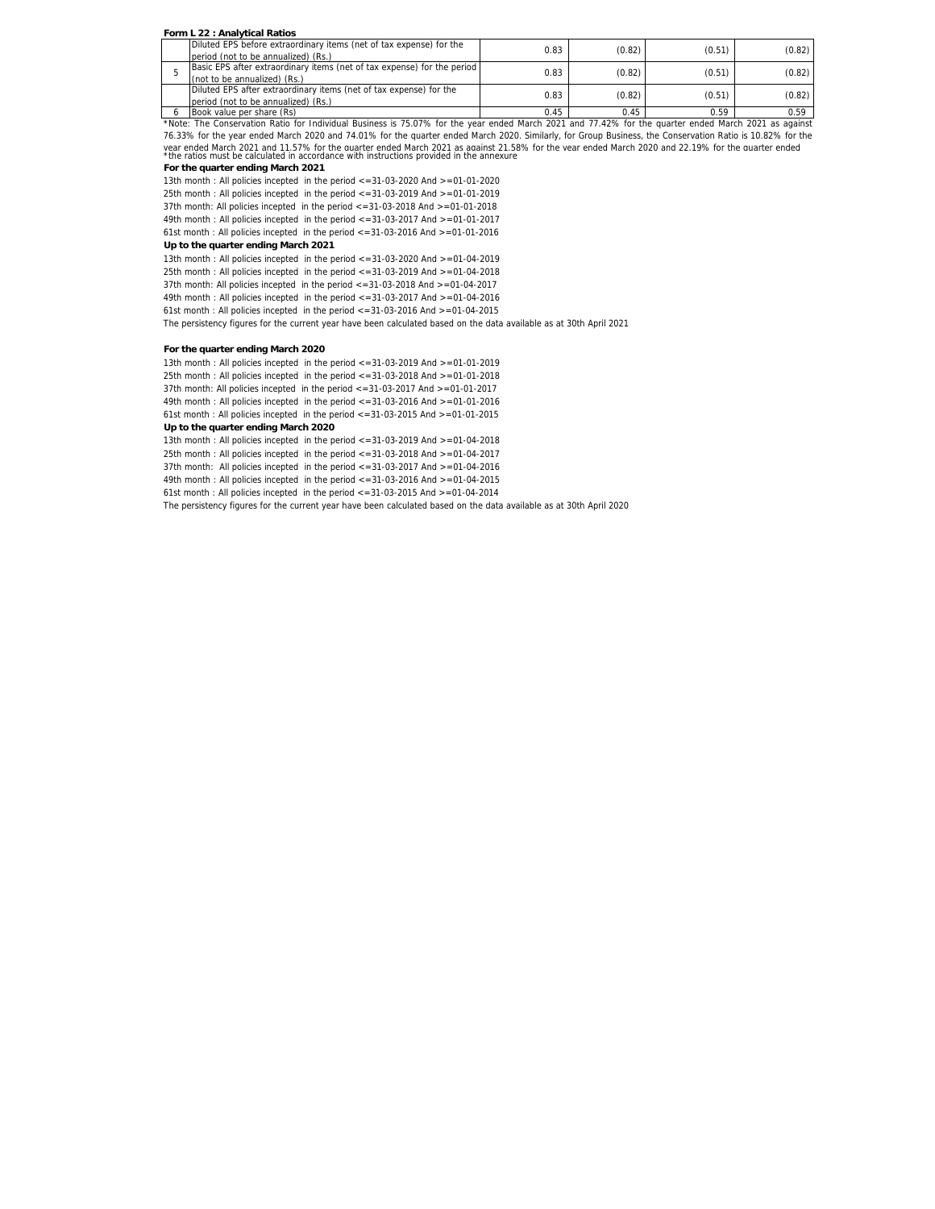**Form L 22 : Analytical Ratios**

| | | | | | |
|---|---|---|---|---|---|
| | Diluted EPS before extraordinary items (net of tax expense) for the period (not to be annualized) (Rs.) | 0.83 | (0.82) | (0.51) | (0.82) |
| 5 | Basic EPS after extraordinary items (net of tax expense) for the period (not to be annualized) (Rs.) | 0.83 | (0.82) | (0.51) | (0.82) |
| | Diluted EPS after extraordinary items (net of tax expense) for the period (not to be annualized) (Rs.) | 0.83 | (0.82) | (0.51) | (0.82) |
| 6 | Book value per share (Rs) | 0.45 | 0.45 | 0.59 | 0.59 |

*Note: The Conservation Ratio for Individual Business is 75.07% for the year ended March 2021 and 77.42% for the quarter ended March 2021 as against 76.33% for the year ended March 2020 and 74.01% for the quarter ended March 2020. Similarly, for Group Business, the Conservation Ratio is 10.82% for the year ended March 2021 and 11.57% for the quarter ended March 2021 as against 21.58% for the year ended March 2020 and 22.19% for the quarter ended

*the ratios must be calculated in accordance with instructions provided in the annexure

**For the quarter ending March 2021**

13th month : All policies incepted in the period <=31-03-2020 And >=01-01-2020

25th month : All policies incepted in the period <=31-03-2019 And >=01-01-2019

37th month: All policies incepted in the period <=31-03-2018 And >=01-01-2018

49th month : All policies incepted in the period <=31-03-2017 And >=01-01-2017

61st month : All policies incepted in the period <=31-03-2016 And >=01-01-2016

**Up to the quarter ending March 2021**

13th month : All policies incepted in the period <=31-03-2020 And >=01-04-2019

25th month : All policies incepted in the period <=31-03-2019 And >=01-04-2018

37th month: All policies incepted in the period <=31-03-2018 And >=01-04-2017

49th month : All policies incepted in the period <=31-03-2017 And >=01-04-2016

61st month : All policies incepted in the period <=31-03-2016 And >=01-04-2015

The persistency figures for the current year have been calculated based on the data available as at 30th April 2021

**For the quarter ending March 2020**

13th month : All policies incepted in the period <=31-03-2019 And >=01-01-2019

25th month : All policies incepted in the period <=31-03-2018 And >=01-01-2018

37th month: All policies incepted in the period <=31-03-2017 And >=01-01-2017

49th month : All policies incepted in the period <=31-03-2016 And >=01-01-2016

61st month : All policies incepted in the period <=31-03-2015 And >=01-01-2015

**Up to the quarter ending March 2020**

13th month : All policies incepted in the period <=31-03-2019 And >=01-04-2018

25th month : All policies incepted in the period <=31-03-2018 And >=01-04-2017

37th month: All policies incepted in the period <=31-03-2017 And >=01-04-2016

49th month : All policies incepted in the period <=31-03-2016 And >=01-04-2015

61st month : All policies incepted in the period <=31-03-2015 And >=01-04-2014

The persistency figures for the current year have been calculated based on the data available as at 30th April 2020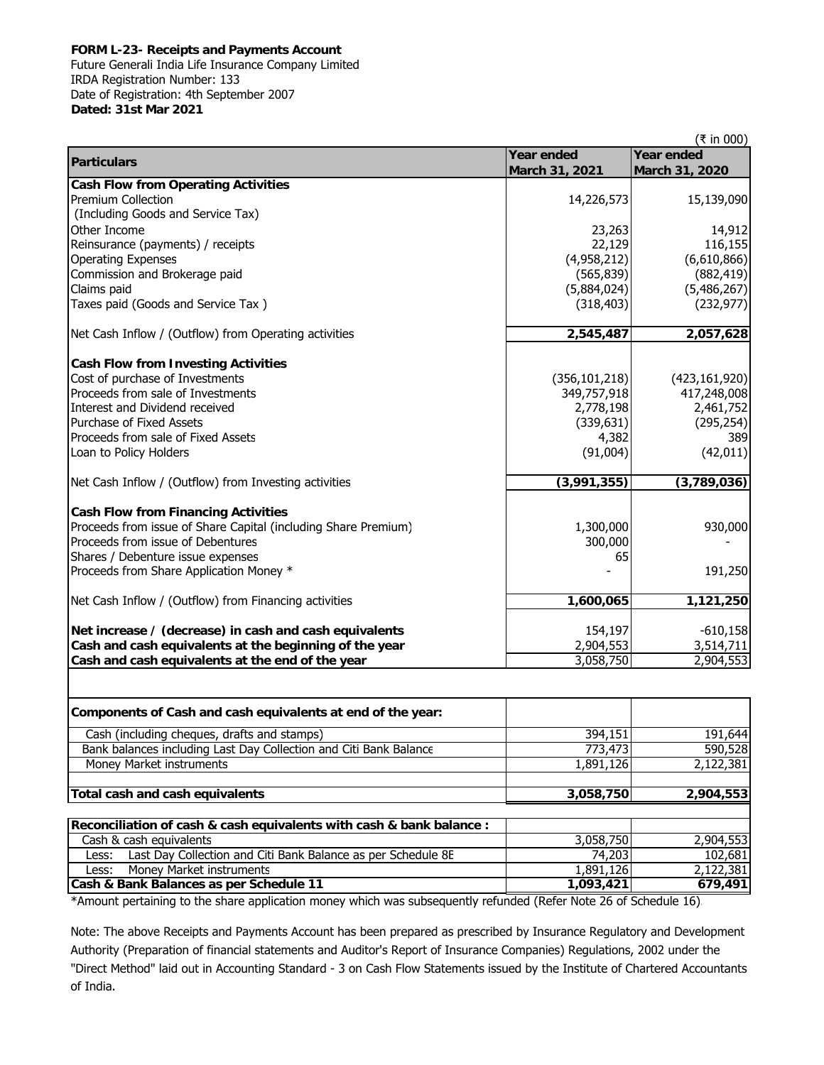**FORM L-23- Receipts and Payments Account**

Future Generali India Life Insurance Company Limited
IRDA Registration Number: 133
Date of Registration: 4th September 2007
**Dated: 31st Mar 2021**

(₹ in 000)

| Particulars | Year ended March 31, 2021 | Year ended March 31, 2020 |
|---|---|---|
| **Cash Flow from Operating Activities** | | |
| Premium Collection (Including Goods and Service Tax) | 14,226,573 | 15,139,090 |
| Other Income | 23,263 | 14,912 |
| Reinsurance (payments) / receipts | 22,129 | 116,155 |
| Operating Expenses | (4,958,212) | (6,610,866) |
| Commission and Brokerage paid | (565,839) | (882,419) |
| Claims paid | (5,884,024) | (5,486,267) |
| Taxes paid (Goods and Service Tax ) | (318,403) | (232,977) |
| Net Cash Inflow / (Outflow) from Operating activities | **2,545,487** | **2,057,628** |
| **Cash Flow from Investing Activities** | | |
| Cost of purchase of Investments | (356,101,218) | (423,161,920) |
| Proceeds from sale of Investments | 349,757,918 | 417,248,008 |
| Interest and Dividend received | 2,778,198 | 2,461,752 |
| Purchase of Fixed Assets | (339,631) | (295,254) |
| Proceeds from sale of Fixed Assets | 4,382 | 389 |
| Loan to Policy Holders | (91,004) | (42,011) |
| Net Cash Inflow / (Outflow) from Investing activities | **(3,991,355)** | **(3,789,036)** |
| **Cash Flow from Financing Activities** | | |
| Proceeds from issue of Share Capital (including Share Premium) | 1,300,000 | 930,000 |
| Proceeds from issue of Debentures | 300,000 | - |
| Shares / Debenture issue expenses | 65 | |
| Proceeds from Share Application Money * | - | 191,250 |
| Net Cash Inflow / (Outflow) from Financing activities | **1,600,065** | **1,121,250** |
| **Net increase / (decrease) in cash and cash equivalents** | 154,197 | -610,158 |
| **Cash and cash equivalents at the beginning of the year** | 2,904,553 | 3,514,711 |
| **Cash and cash equivalents at the end of the year** | 3,058,750 | 2,904,553 |

| Components of Cash and cash equivalents at end of the year: | | |
|---|---|---|
| Cash (including cheques, drafts and stamps) | 394,151 | 191,644 |
| Bank balances including Last Day Collection and Citi Bank Balance | 773,473 | 590,528 |
| Money Market instruments | 1,891,126 | 2,122,381 |
| **Total cash and cash equivalents** | **3,058,750** | **2,904,553** |

| Reconciliation of cash & cash equivalents with cash & bank balance : | | |
|---|---|---|
| Cash & cash equivalents | 3,058,750 | 2,904,553 |
| Less: Last Day Collection and Citi Bank Balance as per Schedule 8E | 74,203 | 102,681 |
| Less: Money Market instruments | 1,891,126 | 2,122,381 |
| **Cash & Bank Balances as per Schedule 11** | **1,093,421** | **679,491** |

*Amount pertaining to the share application money which was subsequently refunded (Refer Note 26 of Schedule 16).

Note: The above Receipts and Payments Account has been prepared as prescribed by Insurance Regulatory and Development Authority (Preparation of financial statements and Auditor's Report of Insurance Companies) Regulations, 2002 under the "Direct Method" laid out in Accounting Standard - 3 on Cash Flow Statements issued by the Institute of Chartered Accountants of India.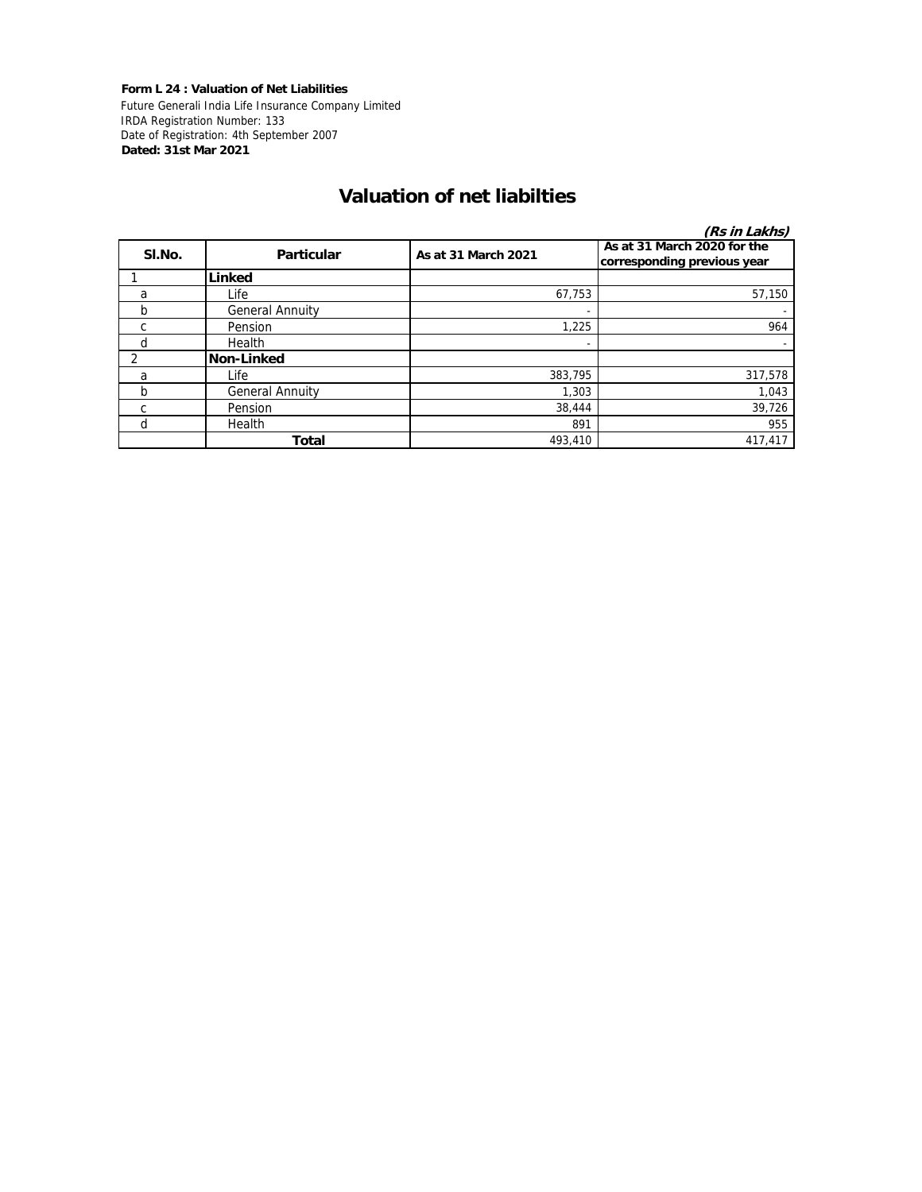**Form L 24 : Valuation of Net Liabilities**

Future Generali India Life Insurance Company Limited
IRDA Registration Number: 133
Date of Registration: 4th September 2007
**Dated: 31st Mar 2021**

# Valuation of net liabilties

***(Rs in Lakhs)***

| Sl.No. | Particular | As at 31 March 2021 | As at 31 March 2020 for the corresponding previous year |
|---|---|---|---|
| 1 | **Linked** | | |
| a | Life | 67,753 | 57,150 |
| b | General Annuity | - | - |
| c | Pension | 1,225 | 964 |
| d | Health | - | - |
| 2 | **Non-Linked** | | |
| a | Life | 383,795 | 317,578 |
| b | General Annuity | 1,303 | 1,043 |
| c | Pension | 38,444 | 39,726 |
| d | Health | 891 | 955 |
| | **Total** | 493,410 | 417,417 |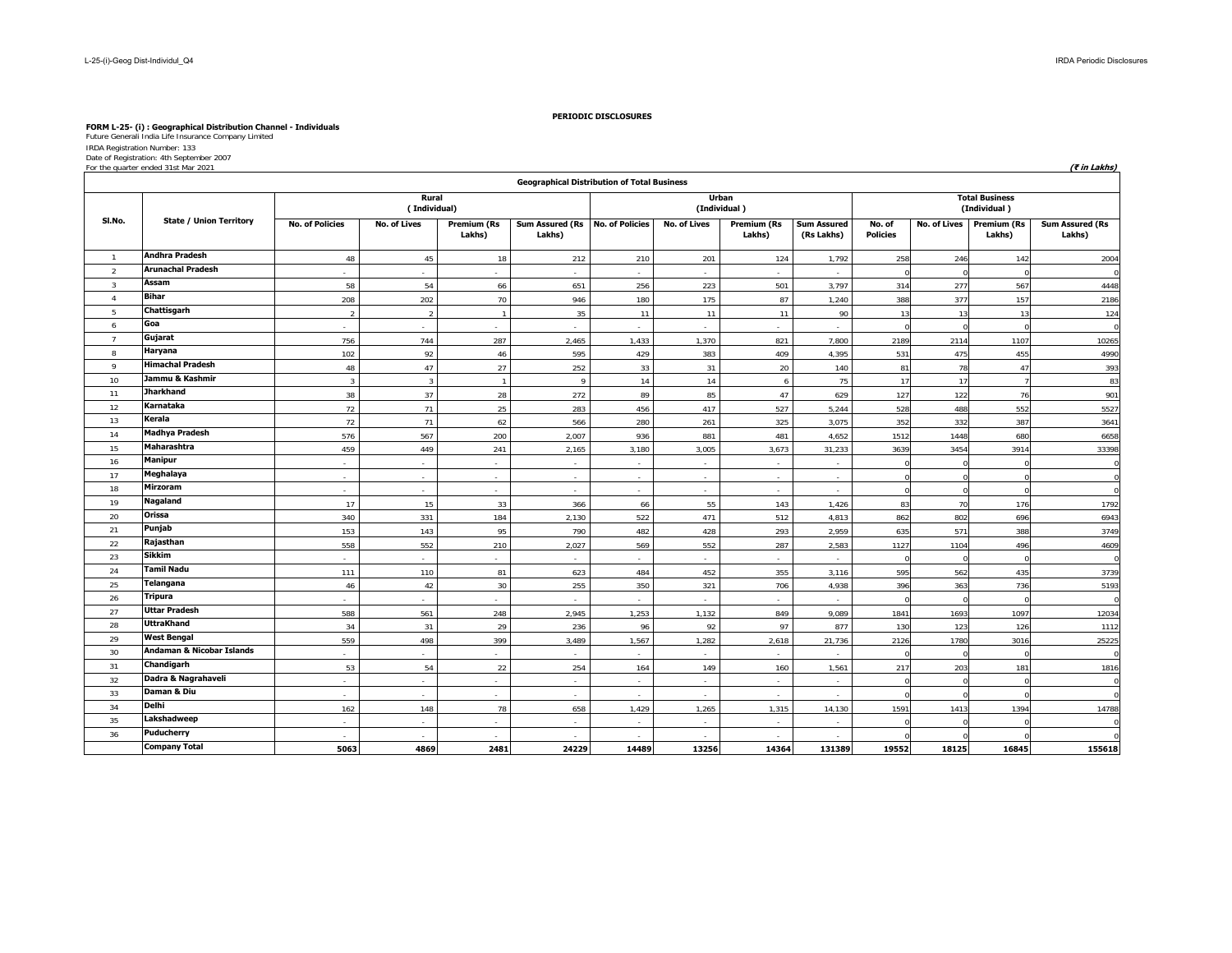**PERIODIC DISCLOSURES**

**FORM L-25- (i) : Geographical Distribution Channel - Individuals**

Future Generali India Life Insurance Company Limited

IRDA Registration Number: 133

Date of Registration: 4th September 2007

For the quarter ended 31st Mar 2021

*(₹ in Lakhs)*

| Geographical Distribution of Total Business | | | | | | | | | | | | | |
|---|---|---|---|---|---|---|---|---|---|---|---|---|---|
| Sl.No. | State / Union Territory | Rural ( Individual) | | | | Urban (Individual ) | | | | Total Business (Individual ) | | | |
| | | No. of Policies | No. of Lives | Premium (Rs Lakhs) | Sum Assured (Rs Lakhs) | No. of Policies | No. of Lives | Premium (Rs Lakhs) | Sum Assured (Rs Lakhs) | No. of Policies | No. of Lives | Premium (Rs Lakhs) | Sum Assured (Rs Lakhs) |
| 1 | **Andhra Pradesh** | 48 | 45 | 18 | 212 | 210 | 201 | 124 | 1,792 | 258 | 246 | 142 | 2004 |
| 2 | **Arunachal Pradesh** | - | - | - | - | - | - | - | - | 0 | 0 | 0 | 0 |
| 3 | **Assam** | 58 | 54 | 66 | 651 | 256 | 223 | 501 | 3,797 | 314 | 277 | 567 | 4448 |
| 4 | **Bihar** | 208 | 202 | 70 | 946 | 180 | 175 | 87 | 1,240 | 388 | 377 | 157 | 2186 |
| 5 | **Chattisgarh** | 2 | 2 | 1 | 35 | 11 | 11 | 11 | 90 | 13 | 13 | 13 | 124 |
| 6 | **Goa** | - | - | - | - | - | - | - | - | 0 | 0 | 0 | 0 |
| 7 | **Gujarat** | 756 | 744 | 287 | 2,465 | 1,433 | 1,370 | 821 | 7,800 | 2189 | 2114 | 1107 | 10265 |
| 8 | **Haryana** | 102 | 92 | 46 | 595 | 429 | 383 | 409 | 4,395 | 531 | 475 | 455 | 4990 |
| 9 | **Himachal Pradesh** | 48 | 47 | 27 | 252 | 33 | 31 | 20 | 140 | 81 | 78 | 47 | 393 |
| 10 | **Jammu & Kashmir** | 3 | 3 | 1 | 9 | 14 | 14 | 6 | 75 | 17 | 17 | 7 | 83 |
| 11 | **Jharkhand** | 38 | 37 | 28 | 272 | 89 | 85 | 47 | 629 | 127 | 122 | 76 | 901 |
| 12 | **Karnataka** | 72 | 71 | 25 | 283 | 456 | 417 | 527 | 5,244 | 528 | 488 | 552 | 5527 |
| 13 | **Kerala** | 72 | 71 | 62 | 566 | 280 | 261 | 325 | 3,075 | 352 | 332 | 387 | 3641 |
| 14 | **Madhya Pradesh** | 576 | 567 | 200 | 2,007 | 936 | 881 | 481 | 4,652 | 1512 | 1448 | 680 | 6658 |
| 15 | **Maharashtra** | 459 | 449 | 241 | 2,165 | 3,180 | 3,005 | 3,673 | 31,233 | 3639 | 3454 | 3914 | 33398 |
| 16 | **Manipur** | - | - | - | - | - | - | - | - | 0 | 0 | 0 | 0 |
| 17 | **Meghalaya** | - | - | - | - | - | - | - | - | 0 | 0 | 0 | 0 |
| 18 | **Mirzoram** | - | - | - | - | - | - | - | - | 0 | 0 | 0 | 0 |
| 19 | **Nagaland** | 17 | 15 | 33 | 366 | 66 | 55 | 143 | 1,426 | 83 | 70 | 176 | 1792 |
| 20 | **Orissa** | 340 | 331 | 184 | 2,130 | 522 | 471 | 512 | 4,813 | 862 | 802 | 696 | 6943 |
| 21 | **Punjab** | 153 | 143 | 95 | 790 | 482 | 428 | 293 | 2,959 | 635 | 571 | 388 | 3749 |
| 22 | **Rajasthan** | 558 | 552 | 210 | 2,027 | 569 | 552 | 287 | 2,583 | 1127 | 1104 | 496 | 4609 |
| 23 | **Sikkim** | - | - | - | - | - | - | - | - | 0 | 0 | 0 | 0 |
| 24 | **Tamil Nadu** | 111 | 110 | 81 | 623 | 484 | 452 | 355 | 3,116 | 595 | 562 | 435 | 3739 |
| 25 | **Telangana** | 46 | 42 | 30 | 255 | 350 | 321 | 706 | 4,938 | 396 | 363 | 736 | 5193 |
| 26 | **Tripura** | - | - | - | - | - | - | - | - | 0 | 0 | 0 | 0 |
| 27 | **Uttar Pradesh** | 588 | 561 | 248 | 2,945 | 1,253 | 1,132 | 849 | 9,089 | 1841 | 1693 | 1097 | 12034 |
| 28 | **UttraKhand** | 34 | 31 | 29 | 236 | 96 | 92 | 97 | 877 | 130 | 123 | 126 | 1112 |
| 29 | **West Bengal** | 559 | 498 | 399 | 3,489 | 1,567 | 1,282 | 2,618 | 21,736 | 2126 | 1780 | 3016 | 25225 |
| 30 | **Andaman & Nicobar Islands** | - | - | - | - | - | - | - | - | 0 | 0 | 0 | 0 |
| 31 | **Chandigarh** | 53 | 54 | 22 | 254 | 164 | 149 | 160 | 1,561 | 217 | 203 | 181 | 1816 |
| 32 | **Dadra & Nagrahaveli** | - | - | - | - | - | - | - | - | 0 | 0 | 0 | 0 |
| 33 | **Daman & Diu** | - | - | - | - | - | - | - | - | 0 | 0 | 0 | 0 |
| 34 | **Delhi** | 162 | 148 | 78 | 658 | 1,429 | 1,265 | 1,315 | 14,130 | 1591 | 1413 | 1394 | 14788 |
| 35 | **Lakshadweep** | - | - | - | - | - | - | - | - | 0 | 0 | 0 | 0 |
| 36 | **Puducherry** | - | - | - | - | - | - | - | - | 0 | 0 | 0 | 0 |
| | **Company Total** | **5063** | **4869** | **2481** | **24229** | **14489** | **13256** | **14364** | **131389** | **19552** | **18125** | **16845** | **155618** |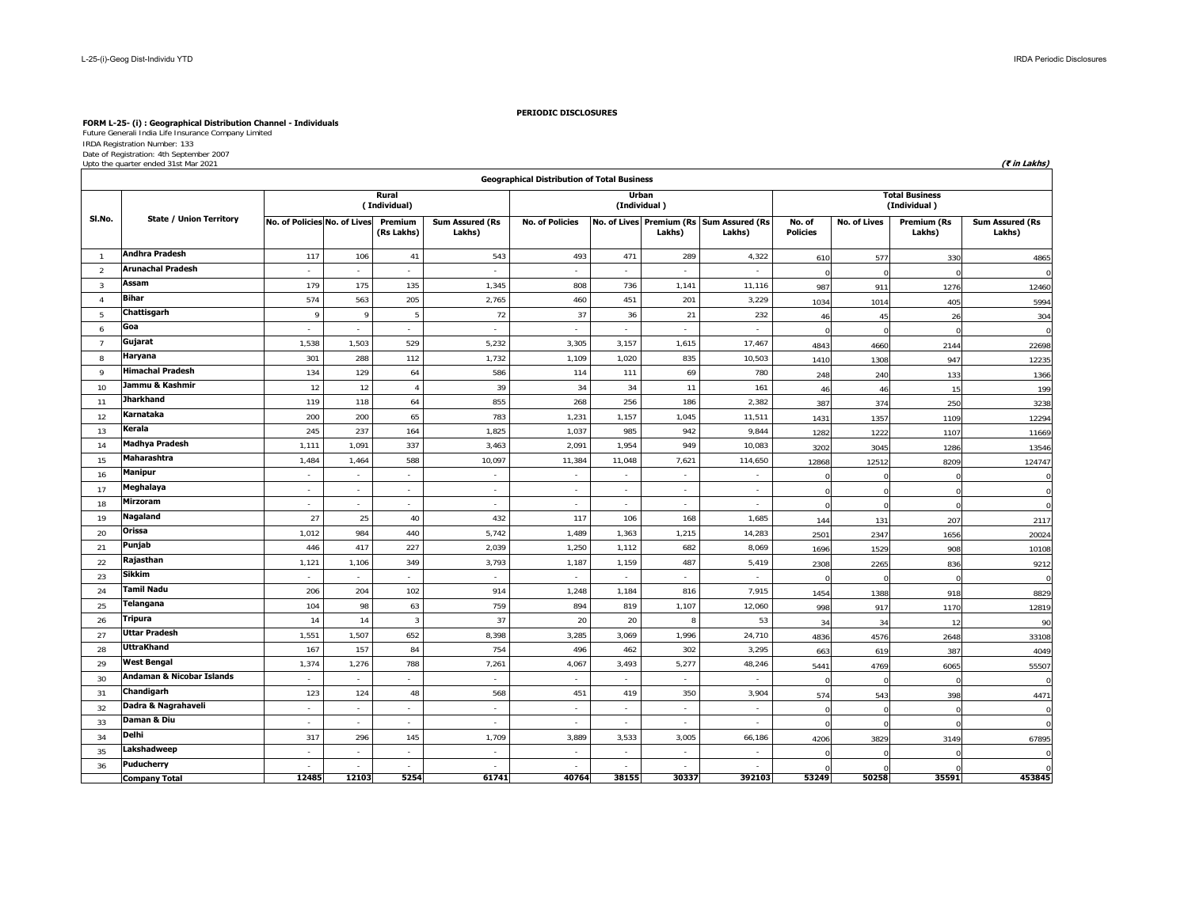**PERIODIC DISCLOSURES**

**FORM L-25- (i) : Geographical Distribution Channel - Individuals**

Future Generali India Life Insurance Company Limited

IRDA Registration Number: 133

Date of Registration: 4th September 2007

Upto the quarter ended 31st Mar 2021

***(₹ in Lakhs)***

**Geographical Distribution of Total Business**

| Sl.No. | State / Union Territory | Rural (Individual) | | | | Urban (Individual) | | | | Total Business (Individual) | | | |
|---|---|---|---|---|---|---|---|---|---|---|---|---|---|
| | | No. of Policies | No. of Lives | Premium (Rs Lakhs) | Sum Assured (Rs Lakhs) | No. of Policies | No. of Lives | Premium (Rs Lakhs) | Sum Assured (Rs Lakhs) | No. of Policies | No. of Lives | Premium (Rs Lakhs) | Sum Assured (Rs Lakhs) |
| 1 | **Andhra Pradesh** | 117 | 106 | 41 | 543 | 493 | 471 | 289 | 4,322 | 610 | 577 | 330 | 4865 |
| 2 | **Arunachal Pradesh** | - | - | - | - | - | - | - | - | 0 | 0 | 0 | 0 |
| 3 | **Assam** | 179 | 175 | 135 | 1,345 | 808 | 736 | 1,141 | 11,116 | 987 | 911 | 1276 | 12460 |
| 4 | **Bihar** | 574 | 563 | 205 | 2,765 | 460 | 451 | 201 | 3,229 | 1034 | 1014 | 405 | 5994 |
| 5 | **Chattisgarh** | 9 | 9 | 5 | 72 | 37 | 36 | 21 | 232 | 46 | 45 | 26 | 304 |
| 6 | **Goa** | - | - | - | - | - | - | - | - | 0 | 0 | 0 | 0 |
| 7 | **Gujarat** | 1,538 | 1,503 | 529 | 5,232 | 3,305 | 3,157 | 1,615 | 17,467 | 4843 | 4660 | 2144 | 22698 |
| 8 | **Haryana** | 301 | 288 | 112 | 1,732 | 1,109 | 1,020 | 835 | 10,503 | 1410 | 1308 | 947 | 12235 |
| 9 | **Himachal Pradesh** | 134 | 129 | 64 | 586 | 114 | 111 | 69 | 780 | 248 | 240 | 133 | 1366 |
| 10 | **Jammu & Kashmir** | 12 | 12 | 4 | 39 | 34 | 34 | 11 | 161 | 46 | 46 | 15 | 199 |
| 11 | **Jharkhand** | 119 | 118 | 64 | 855 | 268 | 256 | 186 | 2,382 | 387 | 374 | 250 | 3238 |
| 12 | **Karnataka** | 200 | 200 | 65 | 783 | 1,231 | 1,157 | 1,045 | 11,511 | 1431 | 1357 | 1109 | 12294 |
| 13 | **Kerala** | 245 | 237 | 164 | 1,825 | 1,037 | 985 | 942 | 9,844 | 1282 | 1222 | 1107 | 11669 |
| 14 | **Madhya Pradesh** | 1,111 | 1,091 | 337 | 3,463 | 2,091 | 1,954 | 949 | 10,083 | 3202 | 3045 | 1286 | 13546 |
| 15 | **Maharashtra** | 1,484 | 1,464 | 588 | 10,097 | 11,384 | 11,048 | 7,621 | 114,650 | 12868 | 12512 | 8209 | 124747 |
| 16 | **Manipur** | - | - | - | - | - | - | - | - | 0 | 0 | 0 | 0 |
| 17 | **Meghalaya** | - | - | - | - | - | - | - | - | 0 | 0 | 0 | 0 |
| 18 | **Mirzoram** | - | - | - | - | - | - | - | - | 0 | 0 | 0 | 0 |
| 19 | **Nagaland** | 27 | 25 | 40 | 432 | 117 | 106 | 168 | 1,685 | 144 | 131 | 207 | 2117 |
| 20 | **Orissa** | 1,012 | 984 | 440 | 5,742 | 1,489 | 1,363 | 1,215 | 14,283 | 2501 | 2347 | 1656 | 20024 |
| 21 | **Punjab** | 446 | 417 | 227 | 2,039 | 1,250 | 1,112 | 682 | 8,069 | 1696 | 1529 | 908 | 10108 |
| 22 | **Rajasthan** | 1,121 | 1,106 | 349 | 3,793 | 1,187 | 1,159 | 487 | 5,419 | 2308 | 2265 | 836 | 9212 |
| 23 | **Sikkim** | - | - | - | - | - | - | - | - | 0 | 0 | 0 | 0 |
| 24 | **Tamil Nadu** | 206 | 204 | 102 | 914 | 1,248 | 1,184 | 816 | 7,915 | 1454 | 1388 | 918 | 8829 |
| 25 | **Telangana** | 104 | 98 | 63 | 759 | 894 | 819 | 1,107 | 12,060 | 998 | 917 | 1170 | 12819 |
| 26 | **Tripura** | 14 | 14 | 3 | 37 | 20 | 20 | 8 | 53 | 34 | 34 | 12 | 90 |
| 27 | **Uttar Pradesh** | 1,551 | 1,507 | 652 | 8,398 | 3,285 | 3,069 | 1,996 | 24,710 | 4836 | 4576 | 2648 | 33108 |
| 28 | **UttraKhand** | 167 | 157 | 84 | 754 | 496 | 462 | 302 | 3,295 | 663 | 619 | 387 | 4049 |
| 29 | **West Bengal** | 1,374 | 1,276 | 788 | 7,261 | 4,067 | 3,493 | 5,277 | 48,246 | 5441 | 4769 | 6065 | 55507 |
| 30 | **Andaman & Nicobar Islands** | - | - | - | - | - | - | - | - | 0 | 0 | 0 | 0 |
| 31 | **Chandigarh** | 123 | 124 | 48 | 568 | 451 | 419 | 350 | 3,904 | 574 | 543 | 398 | 4471 |
| 32 | **Dadra & Nagrahaveli** | - | - | - | - | - | - | - | - | 0 | 0 | 0 | 0 |
| 33 | **Daman & Diu** | - | - | - | - | - | - | - | - | 0 | 0 | 0 | 0 |
| 34 | **Delhi** | 317 | 296 | 145 | 1,709 | 3,889 | 3,533 | 3,005 | 66,186 | 4206 | 3829 | 3149 | 67895 |
| 35 | **Lakshadweep** | - | - | - | - | - | - | - | - | 0 | 0 | 0 | 0 |
| 36 | **Puducherry** | - | - | - | - | - | - | - | - | 0 | 0 | 0 | 0 |
| | **Company Total** | **12485** | **12103** | **5254** | **61741** | **40764** | **38155** | **30337** | **392103** | **53249** | **50258** | **35591** | **453845** |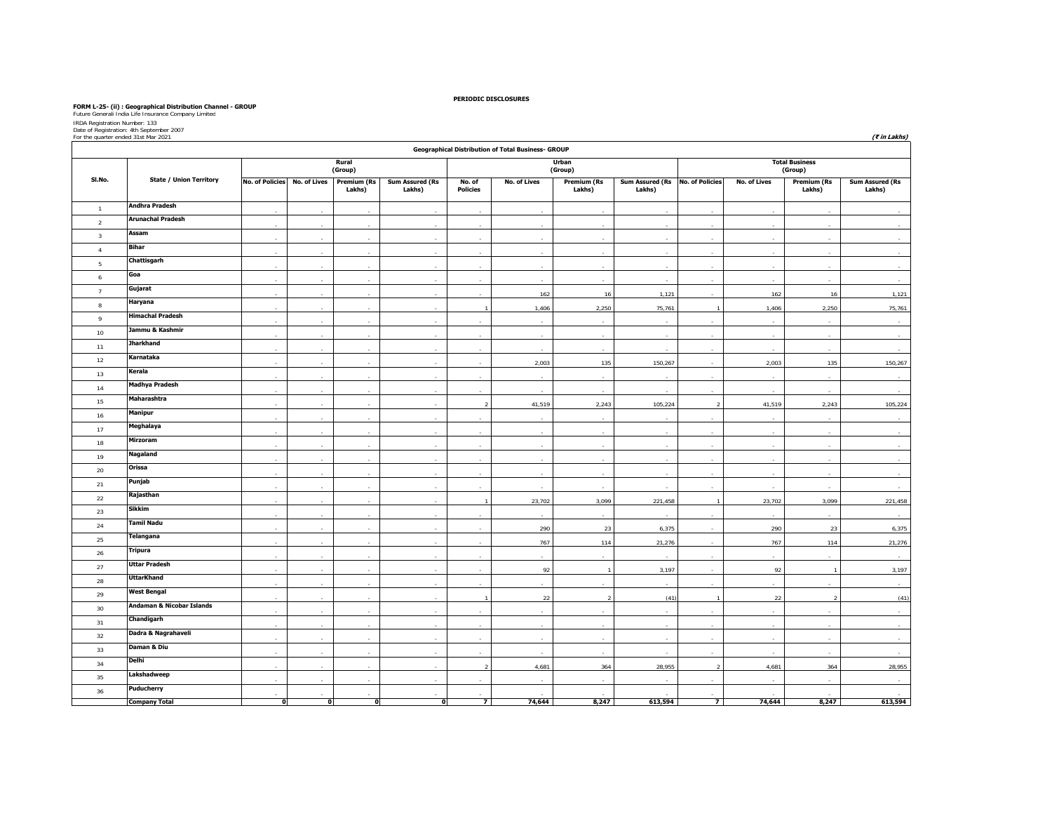**PERIODIC DISCLOSURES**

**FORM L-25- (ii) : Geographical Distribution Channel - GROUP**

Future Generali India Life Insurance Company Limited

IRDA Registration Number: 133

Date of Registration: 4th September 2007

For the quarter ended 31st Mar 2021

*(₹ in Lakhs)*

| Geographical Distribution of Total Business- GROUP | | | | | | | | | | | | | |
|---|---|---|---|---|---|---|---|---|---|---|---|---|---|
| Sl.No. | State / Union Territory | Rural (Group) | | | | Urban (Group) | | | | Total Business (Group) | | | |
| | | No. of Policies | No. of Lives | Premium (Rs Lakhs) | Sum Assured (Rs Lakhs) | No. of Policies | No. of Lives | Premium (Rs Lakhs) | Sum Assured (Rs Lakhs) | No. of Policies | No. of Lives | Premium (Rs Lakhs) | Sum Assured (Rs Lakhs) |
| 1 | Andhra Pradesh | - | - | - | - | - | - | - | - | - | - | - | - |
| 2 | Arunachal Pradesh | - | - | - | - | - | - | - | - | - | - | - | - |
| 3 | Assam | - | - | - | - | - | - | - | - | - | - | - | - |
| 4 | Bihar | - | - | - | - | - | - | - | - | - | - | - | - |
| 5 | Chattisgarh | - | - | - | - | - | - | - | - | - | - | - | - |
| 6 | Goa | - | - | - | - | - | - | - | - | - | - | - | - |
| 7 | Gujarat | - | - | - | - | - | 162 | 16 | 1,121 | - | 162 | 16 | 1,121 |
| 8 | Haryana | - | - | - | - | 1 | 1,406 | 2,250 | 75,761 | 1 | 1,406 | 2,250 | 75,761 |
| 9 | Himachal Pradesh | - | - | - | - | - | - | - | - | - | - | - | - |
| 10 | Jammu & Kashmir | - | - | - | - | - | - | - | - | - | - | - | - |
| 11 | Jharkhand | - | - | - | - | - | - | - | - | - | - | - | - |
| 12 | Karnataka | - | - | - | - | - | 2,003 | 135 | 150,267 | - | 2,003 | 135 | 150,267 |
| 13 | Kerala | - | - | - | - | - | - | - | - | - | - | - | - |
| 14 | Madhya Pradesh | - | - | - | - | - | - | - | - | - | - | - | - |
| 15 | Maharashtra | - | - | - | - | 2 | 41,519 | 2,243 | 105,224 | 2 | 41,519 | 2,243 | 105,224 |
| 16 | Manipur | - | - | - | - | - | - | - | - | - | - | - | - |
| 17 | Meghalaya | - | - | - | - | - | - | - | - | - | - | - | - |
| 18 | Mirzoram | - | - | - | - | - | - | - | - | - | - | - | - |
| 19 | Nagaland | - | - | - | - | - | - | - | - | - | - | - | - |
| 20 | Orissa | - | - | - | - | - | - | - | - | - | - | - | - |
| 21 | Punjab | - | - | - | - | - | - | - | - | - | - | - | - |
| 22 | Rajasthan | - | - | - | - | 1 | 23,702 | 3,099 | 221,458 | 1 | 23,702 | 3,099 | 221,458 |
| 23 | Sikkim | - | - | - | - | - | - | - | - | - | - | - | - |
| 24 | Tamil Nadu | - | - | - | - | - | 290 | 23 | 6,375 | - | 290 | 23 | 6,375 |
| 25 | Telangana | - | - | - | - | - | 767 | 114 | 21,276 | - | 767 | 114 | 21,276 |
| 26 | Tripura | - | - | - | - | - | - | - | - | - | - | - | - |
| 27 | Uttar Pradesh | - | - | - | - | - | 92 | 1 | 3,197 | - | 92 | 1 | 3,197 |
| 28 | UttarKhand | - | - | - | - | - | - | - | - | - | - | - | - |
| 29 | West Bengal | - | - | - | - | 1 | 22 | 2 | (41) | 1 | 22 | 2 | (41) |
| 30 | Andaman & Nicobar Islands | - | - | - | - | - | - | - | - | - | - | - | - |
| 31 | Chandigarh | - | - | - | - | - | - | - | - | - | - | - | - |
| 32 | Dadra & Nagrahaveli | - | - | - | - | - | - | - | - | - | - | - | - |
| 33 | Daman & Diu | - | - | - | - | - | - | - | - | - | - | - | - |
| 34 | Delhi | - | - | - | - | 2 | 4,681 | 364 | 28,955 | 2 | 4,681 | 364 | 28,955 |
| 35 | Lakshadweep | - | - | - | - | - | - | - | - | - | - | - | - |
| 36 | Puducherry | - | - | - | - | - | - | - | - | - | - | - | - |
| | **Company Total** | **0** | **0** | **0** | **0** | **7** | **74,644** | **8,247** | **613,594** | **7** | **74,644** | **8,247** | **613,594** |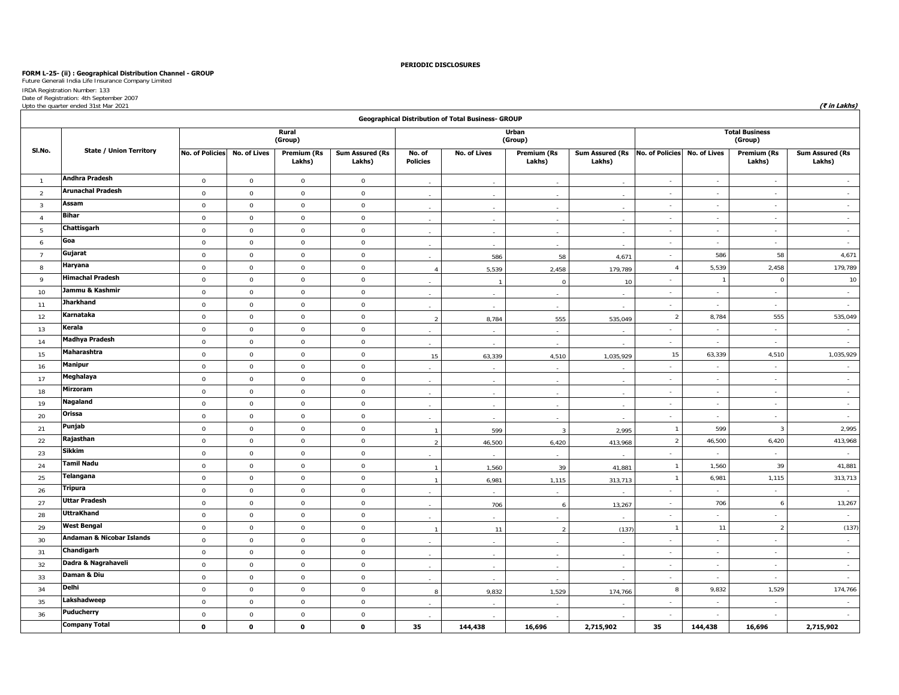**PERIODIC DISCLOSURES**

**FORM L-25- (ii) : Geographical Distribution Channel - GROUP**

Future Generali India Life Insurance Company Limited

IRDA Registration Number: 133

Date of Registration: 4th September 2007

Upto the quarter ended 31st Mar 2021

***(₹ in Lakhs)***

**Geographical Distribution of Total Business- GROUP**

| Sl.No. | State / Union Territory | Rural (Group) | | | | Urban (Group) | | | | Total Business (Group) | | | |
|---|---|---|---|---|---|---|---|---|---|---|---|---|---|
| | | No. of Policies | No. of Lives | Premium (Rs Lakhs) | Sum Assured (Rs Lakhs) | No. of Policies | No. of Lives | Premium (Rs Lakhs) | Sum Assured (Rs Lakhs) | No. of Policies | No. of Lives | Premium (Rs Lakhs) | Sum Assured (Rs Lakhs) |
| 1 | Andhra Pradesh | 0 | 0 | 0 | 0 | - | - | - | - | - | - | - | - |
| 2 | Arunachal Pradesh | 0 | 0 | 0 | 0 | - | - | - | - | - | - | - | - |
| 3 | Assam | 0 | 0 | 0 | 0 | - | - | - | - | - | - | - | - |
| 4 | Bihar | 0 | 0 | 0 | 0 | - | - | - | - | - | - | - | - |
| 5 | Chattisgarh | 0 | 0 | 0 | 0 | - | - | - | - | - | - | - | - |
| 6 | Goa | 0 | 0 | 0 | 0 | - | - | - | - | - | - | - | - |
| 7 | Gujarat | 0 | 0 | 0 | 0 | - | 586 | 58 | 4,671 | - | 586 | 58 | 4,671 |
| 8 | Haryana | 0 | 0 | 0 | 0 | 4 | 5,539 | 2,458 | 179,789 | 4 | 5,539 | 2,458 | 179,789 |
| 9 | Himachal Pradesh | 0 | 0 | 0 | 0 | - | 1 | 0 | 10 | - | 1 | 0 | 10 |
| 10 | Jammu & Kashmir | 0 | 0 | 0 | 0 | - | - | - | - | - | - | - | - |
| 11 | Jharkhand | 0 | 0 | 0 | 0 | - | - | - | - | - | - | - | - |
| 12 | Karnataka | 0 | 0 | 0 | 0 | 2 | 8,784 | 555 | 535,049 | 2 | 8,784 | 555 | 535,049 |
| 13 | Kerala | 0 | 0 | 0 | 0 | - | - | - | - | - | - | - | - |
| 14 | Madhya Pradesh | 0 | 0 | 0 | 0 | - | - | - | - | - | - | - | - |
| 15 | Maharashtra | 0 | 0 | 0 | 0 | 15 | 63,339 | 4,510 | 1,035,929 | 15 | 63,339 | 4,510 | 1,035,929 |
| 16 | Manipur | 0 | 0 | 0 | 0 | - | - | - | - | - | - | - | - |
| 17 | Meghalaya | 0 | 0 | 0 | 0 | - | - | - | - | - | - | - | - |
| 18 | Mirzoram | 0 | 0 | 0 | 0 | - | - | - | - | - | - | - | - |
| 19 | Nagaland | 0 | 0 | 0 | 0 | - | - | - | - | - | - | - | - |
| 20 | Orissa | 0 | 0 | 0 | 0 | - | - | - | - | - | - | - | - |
| 21 | Punjab | 0 | 0 | 0 | 0 | 1 | 599 | 3 | 2,995 | 1 | 599 | 3 | 2,995 |
| 22 | Rajasthan | 0 | 0 | 0 | 0 | 2 | 46,500 | 6,420 | 413,968 | 2 | 46,500 | 6,420 | 413,968 |
| 23 | Sikkim | 0 | 0 | 0 | 0 | - | - | - | - | - | - | - | - |
| 24 | Tamil Nadu | 0 | 0 | 0 | 0 | 1 | 1,560 | 39 | 41,881 | 1 | 1,560 | 39 | 41,881 |
| 25 | Telangana | 0 | 0 | 0 | 0 | 1 | 6,981 | 1,115 | 313,713 | 1 | 6,981 | 1,115 | 313,713 |
| 26 | Tripura | 0 | 0 | 0 | 0 | - | - | - | - | - | - | - | - |
| 27 | Uttar Pradesh | 0 | 0 | 0 | 0 | - | 706 | 6 | 13,267 | - | 706 | 6 | 13,267 |
| 28 | UttraKhand | 0 | 0 | 0 | 0 | - | - | - | - | - | - | - | - |
| 29 | West Bengal | 0 | 0 | 0 | 0 | 1 | 11 | 2 | (137) | 1 | 11 | 2 | (137) |
| 30 | Andaman & Nicobar Islands | 0 | 0 | 0 | 0 | - | - | - | - | - | - | - | - |
| 31 | Chandigarh | 0 | 0 | 0 | 0 | - | - | - | - | - | - | - | - |
| 32 | Dadra & Nagrahaveli | 0 | 0 | 0 | 0 | - | - | - | - | - | - | - | - |
| 33 | Daman & Diu | 0 | 0 | 0 | 0 | - | - | - | - | - | - | - | - |
| 34 | Delhi | 0 | 0 | 0 | 0 | 8 | 9,832 | 1,529 | 174,766 | 8 | 9,832 | 1,529 | 174,766 |
| 35 | Lakshadweep | 0 | 0 | 0 | 0 | - | - | - | - | - | - | - | - |
| 36 | Puducherry | 0 | 0 | 0 | 0 | - | - | - | - | - | - | - | - |
| | **Company Total** | **0** | **0** | **0** | **0** | **35** | **144,438** | **16,696** | **2,715,902** | **35** | **144,438** | **16,696** | **2,715,902** |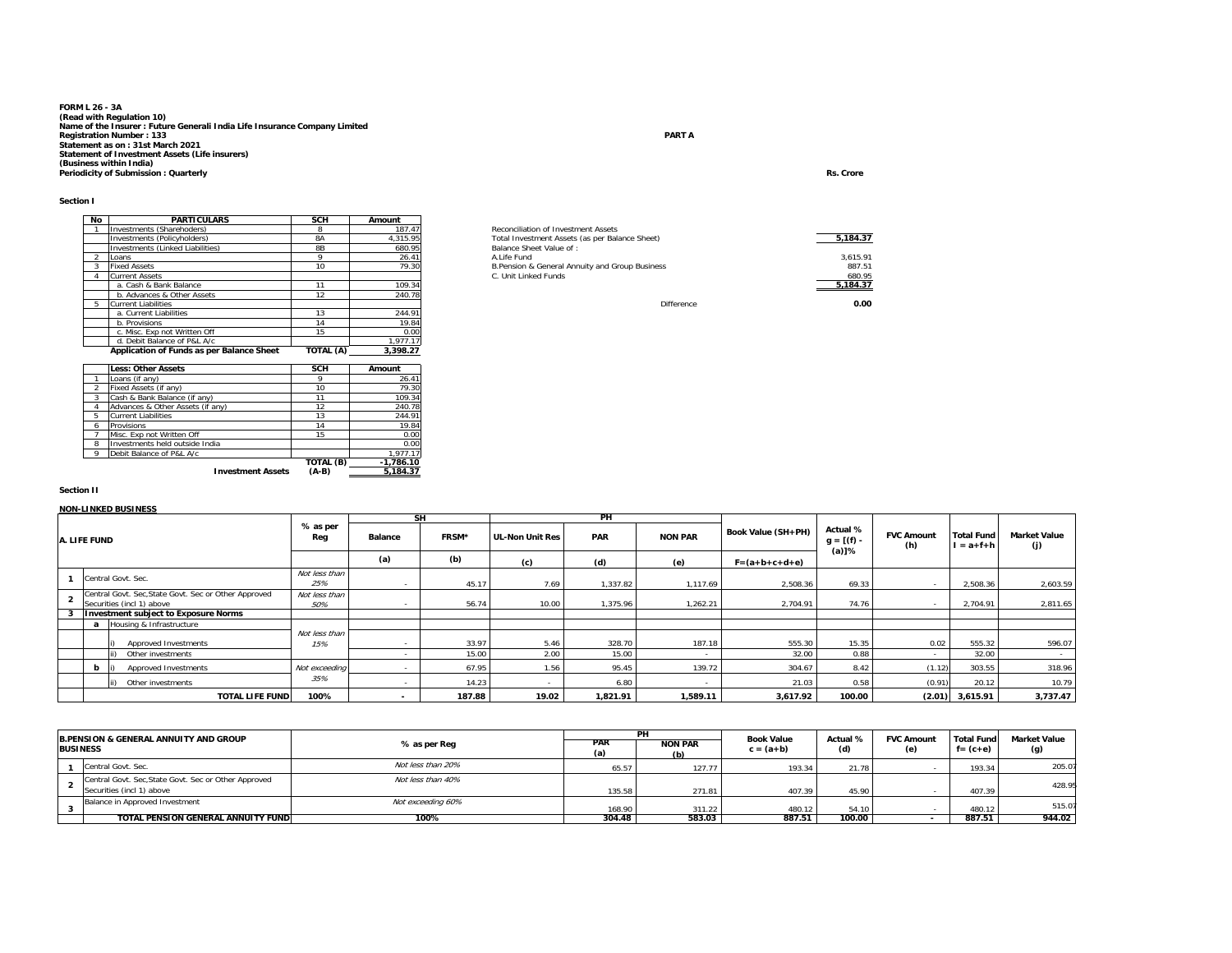**FORM L 26 - 3A**
**(Read with Regulation 10)**
**Name of the Insurer : Future Generali India Life Insurance Company Limited**
**Registration Number : 133**
**Statement as on : 31st March 2021**
**Statement of Investment Assets (Life insurers)**
**(Business within India)**
**Periodicity of Submission : Quarterly**

**PART A**

**Rs. Crore**

**Section I**

| No | PARTICULARS | SCH | Amount |
|---|---|---|---|
| 1 | Investments (Sharehoders) | 8 | 187.47 |
| | Investments (Policyholders) | 8A | 4,315.95 |
| | Investments (Linked Liabilities) | 8B | 680.95 |
| 2 | Loans | 9 | 26.41 |
| 3 | Fixed Assets | 10 | 79.30 |
| 4 | Current Assets | | |
| | a. Cash & Bank Balance | 11 | 109.34 |
| | b. Advances & Other Assets | 12 | 240.78 |
| 5 | Current Liabilities | | |
| | a. Current Liabilities | 13 | 244.91 |
| | b. Provisions | 14 | 19.84 |
| | c. Misc. Exp not Written Off | 15 | 0.00 |
| | d. Debit Balance of P&L A/c | | 1,977.17 |
| | **Application of Funds as per Balance Sheet** | **TOTAL (A)** | **3,398.27** |

| | Less: Other Assets | SCH | Amount |
|---|---|---|---|
| 1 | Loans (if any) | 9 | 26.41 |
| 2 | Fixed Assets (if any) | 10 | 79.30 |
| 3 | Cash & Bank Balance (if any) | 11 | 109.34 |
| 4 | Advances & Other Assets (if any) | 12 | 240.78 |
| 5 | Current Liabilities | 13 | 244.91 |
| 6 | Provisions | 14 | 19.84 |
| 7 | Misc. Exp not Written Off | 15 | 0.00 |
| 8 | Investments held outside India | | 0.00 |
| 9 | Debit Balance of P&L A/c | | 1,977.17 |
| | | **TOTAL (B)** | **-1,786.10** |
| | **Investment Assets** | **(A-B)** | **5,184.37** |

| Reconciliation of Investment Assets | |
|---|---|
| Total Investment Assets (as per Balance Sheet) | **5,184.37** |
| Balance Sheet Value of : | |
| A.Life Fund | 3,615.91 |
| B.Pension & General Annuity and Group Business | 887.51 |
| C. Unit Linked Funds | 680.95 |
| | **5,184.37** |
| Difference | **0.00** |

**Section II**

**NON-LINKED BUSINESS**

| | A. LIFE FUND | % as per Reg | SH Balance | SH FRSM* | PH UL-Non Unit Res | PH PAR | PH NON PAR | Book Value (SH+PH) | Actual % g = [(f) - (a)]% | FVC Amount (h) | Total Fund I = a+f+h | Market Value (j) |
|---|---|---|---|---|---|---|---|---|---|---|---|---|
| | | | (a) | (b) | (c) | (d) | (e) | F=(a+b+c+d+e) | | | | |
| 1 | Central Govt. Sec. | Not less than 25% | - | 45.17 | 7.69 | 1,337.82 | 1,117.69 | 2,508.36 | 69.33 | - | 2,508.36 | 2,603.59 |
| 2 | Central Govt. Sec,State Govt. Sec or Other Approved Securities (incl 1) above | Not less than 50% | - | 56.74 | 10.00 | 1,375.96 | 1,262.21 | 2,704.91 | 74.76 | - | 2,704.91 | 2,811.65 |
| 3 | **Investment subject to Exposure Norms** | | | | | | | | | | | |
| a | Housing & Infrastructure | | | | | | | | | | | |
| | i) Approved Investments | Not less than 15% | - | 33.97 | 5.46 | 328.70 | 187.18 | 555.30 | 15.35 | 0.02 | 555.32 | 596.07 |
| | ii) Other investments | | - | 15.00 | 2.00 | 15.00 | - | 32.00 | 0.88 | - | 32.00 | - |
| b | i) Approved Investments | Not exceeding 35% | - | 67.95 | 1.56 | 95.45 | 139.72 | 304.67 | 8.42 | (1.12) | 303.55 | 318.96 |
| | ii) Other investments | | - | 14.23 | - | 6.80 | - | 21.03 | 0.58 | (0.91) | 20.12 | 10.79 |
| | **TOTAL LIFE FUND** | **100%** | **-** | **187.88** | **19.02** | **1,821.91** | **1,589.11** | **3,617.92** | **100.00** | **(2.01)** | **3,615.91** | **3,737.47** |

| | B.PENSION & GENERAL ANNUITY AND GROUP BUSINESS | % as per Reg | PH PAR (a) | PH NON PAR (b) | Book Value c = (a+b) | Actual % (d) | FVC Amount (e) | Total Fund f= (c+e) | Market Value (g) |
|---|---|---|---|---|---|---|---|---|---|
| 1 | Central Govt. Sec. | Not less than 20% | 65.57 | 127.77 | 193.34 | 21.78 | - | 193.34 | 205.07 |
| 2 | Central Govt. Sec,State Govt. Sec or Other Approved Securities (incl 1) above | Not less than 40% | 135.58 | 271.81 | 407.39 | 45.90 | - | 407.39 | 428.95 |
| 3 | Balance in Approved Investment | Not exceeding 60% | 168.90 | 311.22 | 480.12 | 54.10 | - | 480.12 | 515.07 |
| | **TOTAL PENSION GENERAL ANNUITY FUND** | **100%** | **304.48** | **583.03** | **887.51** | **100.00** | **-** | **887.51** | **944.02** |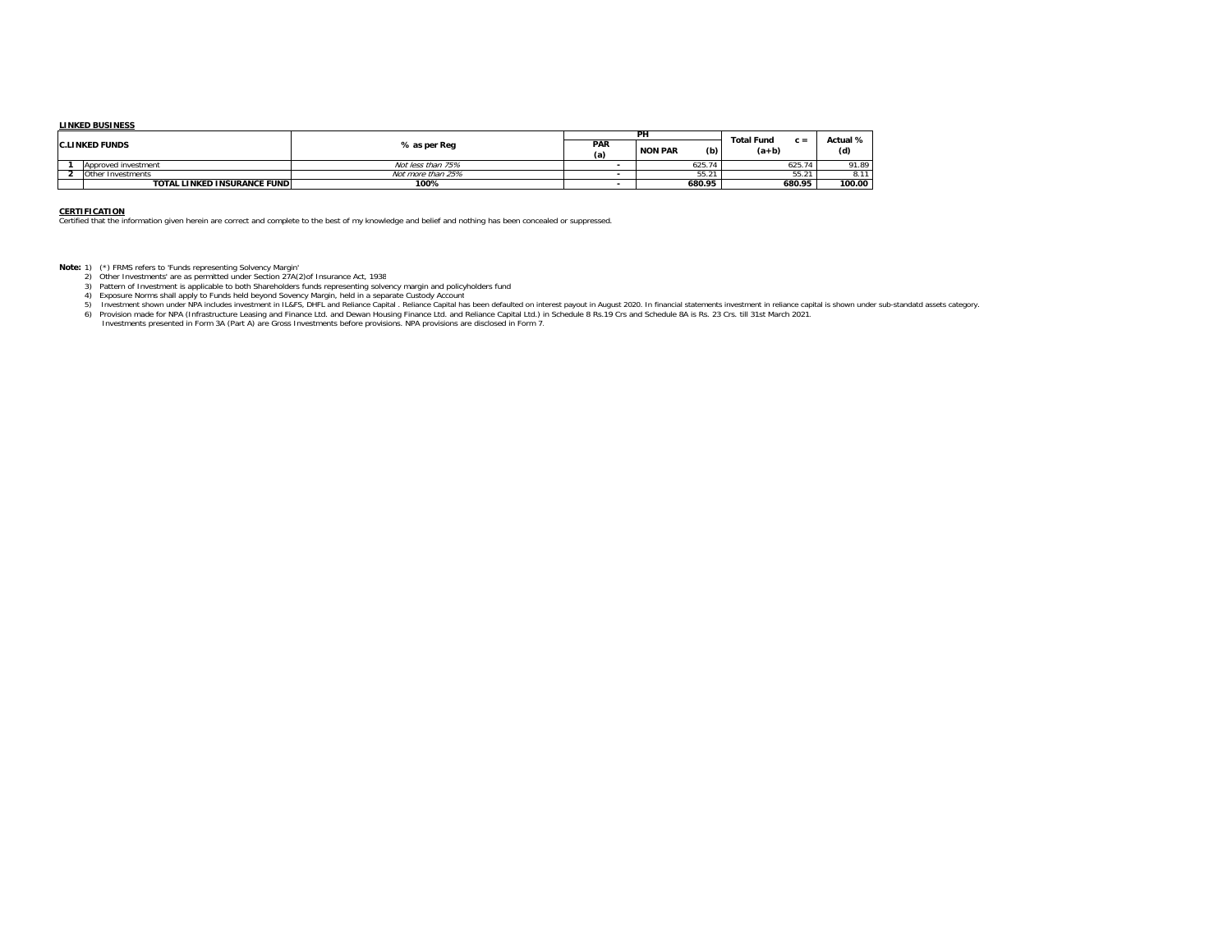**LINKED BUSINESS**

| C.LINKED FUNDS | | % as per Reg | PH | | Total Fund c = (a+b) | Actual % (d) |
|---|---|---|---|---|---|---|
| | | | PAR (a) | NON PAR (b) | | |
| 1 | Approved investment | *Not less than 75%* | - | 625.74 | 625.74 | 91.89 |
| 2 | Other Investments | *Not more than 25%* | - | 55.21 | 55.21 | 8.11 |
| | **TOTAL LINKED INSURANCE FUND** | **100%** | - | **680.95** | **680.95** | **100.00** |

**CERTIFICATION**

Certified that the information given herein are correct and complete to the best of my knowledge and belief and nothing has been concealed or suppressed.

**Note:**
1) (*) FRMS refers to 'Funds representing Solvency Margin'
2) Other Investments' are as permitted under Section 27A(2)of Insurance Act, 1938
3) Pattern of Investment is applicable to both Shareholders funds representing solvency margin and policyholders fund
4) Exposure Norms shall apply to Funds held beyond Sovency Margin, held in a separate Custody Account
5) Investment shown under NPA includes investment in IL&FS, DHFL and Reliance Capital . Reliance Capital has been defaulted on interest payout in August 2020. In financial statements investment in reliance capital is shown under sub-standatd assets category.
6) Provision made for NPA (Infrastructure Leasing and Finance Ltd. and Dewan Housing Finance Ltd. and Reliance Capital Ltd.) in Schedule 8 Rs.19 Crs and Schedule 8A is Rs. 23 Crs. till 31st March 2021. Investments presented in Form 3A (Part A) are Gross Investments before provisions. NPA provisions are disclosed in Form 7.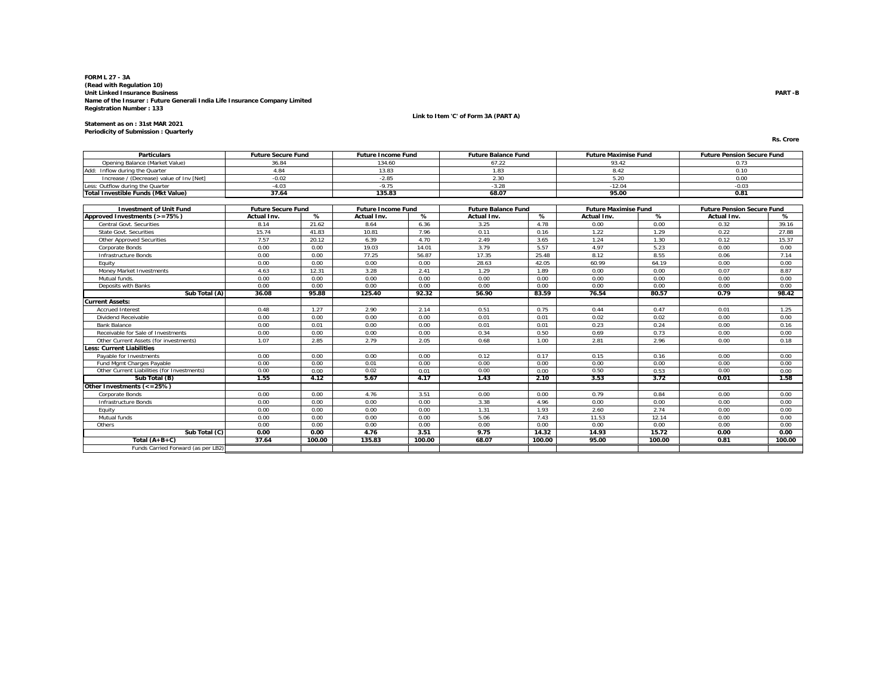**FORM L 27 - 3A**
**(Read with Regulation 10)**
**Unit Linked Insurance Business**
**Name of the Insurer : Future Generali India Life Insurance Company Limited**
**Registration Number : 133**

**PART - B**

**Link to Item 'C' of Form 3A (PART A)**

**Statement as on : 31st MAR 2021**
**Periodicity of Submission : Quarterly**

**Rs. Crore**

| Particulars | Future Secure Fund | Future Income Fund | Future Balance Fund | Future Maximise Fund | Future Pension Secure Fund |
|---|---|---|---|---|---|
| Opening Balance (Market Value) | 36.84 | 134.60 | 67.22 | 93.42 | 0.73 |
| Add: Inflow during the Quarter | 4.84 | 13.83 | 1.83 | 8.42 | 0.10 |
| Increase / (Decrease) value of Inv [Net] | -0.02 | -2.85 | 2.30 | 5.20 | 0.00 |
| Less: Outflow during the Quarter | -4.03 | -9.75 | -3.28 | -12.04 | -0.03 |
| **Total Investible Funds (Mkt Value)** | **37.64** | **135.83** | **68.07** | **95.00** | **0.81** |

| Investment of Unit Fund | Future Secure Fund | | Future Income Fund | | Future Balance Fund | | Future Maximise Fund | | Future Pension Secure Fund | |
|---|---|---|---|---|---|---|---|---|---|---|
| | Actual Inv. | % | Actual Inv. | % | Actual Inv. | % | Actual Inv. | % | Actual Inv. | % |
| **Approved Investments (>=75%)** | | | | | | | | | | |
| Central Govt. Securities | 8.14 | 21.62 | 8.64 | 6.36 | 3.25 | 4.78 | 0.00 | 0.00 | 0.32 | 39.16 |
| State Govt. Securities | 15.74 | 41.83 | 10.81 | 7.96 | 0.11 | 0.16 | 1.22 | 1.29 | 0.22 | 27.88 |
| Other Approved Securities | 7.57 | 20.12 | 6.39 | 4.70 | 2.49 | 3.65 | 1.24 | 1.30 | 0.12 | 15.37 |
| Corporate Bonds | 0.00 | 0.00 | 19.03 | 14.01 | 3.79 | 5.57 | 4.97 | 5.23 | 0.00 | 0.00 |
| Infrastructure Bonds | 0.00 | 0.00 | 77.25 | 56.87 | 17.35 | 25.48 | 8.12 | 8.55 | 0.06 | 7.14 |
| Equity | 0.00 | 0.00 | 0.00 | 0.00 | 28.63 | 42.05 | 60.99 | 64.19 | 0.00 | 0.00 |
| Money Market Investments | 4.63 | 12.31 | 3.28 | 2.41 | 1.29 | 1.89 | 0.00 | 0.00 | 0.07 | 8.87 |
| Mutual funds. | 0.00 | 0.00 | 0.00 | 0.00 | 0.00 | 0.00 | 0.00 | 0.00 | 0.00 | 0.00 |
| Deposits with Banks | 0.00 | 0.00 | 0.00 | 0.00 | 0.00 | 0.00 | 0.00 | 0.00 | 0.00 | 0.00 |
| **Sub Total (A)** | **36.08** | **95.88** | **125.40** | **92.32** | **56.90** | **83.59** | **76.54** | **80.57** | **0.79** | **98.42** |
| **Current Assets:** | | | | | | | | | | |
| Accrued Interest | 0.48 | 1.27 | 2.90 | 2.14 | 0.51 | 0.75 | 0.44 | 0.47 | 0.01 | 1.25 |
| Dividend Receivable | 0.00 | 0.00 | 0.00 | 0.00 | 0.01 | 0.01 | 0.02 | 0.02 | 0.00 | 0.00 |
| Bank Balance | 0.00 | 0.01 | 0.00 | 0.00 | 0.01 | 0.01 | 0.23 | 0.24 | 0.00 | 0.16 |
| Receivable for Sale of Investments | 0.00 | 0.00 | 0.00 | 0.00 | 0.34 | 0.50 | 0.69 | 0.73 | 0.00 | 0.00 |
| Other Current Assets (for investments) | 1.07 | 2.85 | 2.79 | 2.05 | 0.68 | 1.00 | 2.81 | 2.96 | 0.00 | 0.18 |
| **Less: Current Liabilities** | | | | | | | | | | |
| Payable for Investments | 0.00 | 0.00 | 0.00 | 0.00 | 0.12 | 0.17 | 0.15 | 0.16 | 0.00 | 0.00 |
| Fund Mgmt Charges Payable | 0.00 | 0.00 | 0.01 | 0.00 | 0.00 | 0.00 | 0.00 | 0.00 | 0.00 | 0.00 |
| Other Current Liabilities (for Investments) | 0.00 | 0.00 | 0.02 | 0.01 | 0.00 | 0.00 | 0.50 | 0.53 | 0.00 | 0.00 |
| **Sub Total (B)** | **1.55** | **4.12** | **5.67** | **4.17** | **1.43** | **2.10** | **3.53** | **3.72** | **0.01** | **1.58** |
| **Other Investments (<=25%)** | | | | | | | | | | |
| Corporate Bonds | 0.00 | 0.00 | 4.76 | 3.51 | 0.00 | 0.00 | 0.79 | 0.84 | 0.00 | 0.00 |
| Infrastructure Bonds | 0.00 | 0.00 | 0.00 | 0.00 | 3.38 | 4.96 | 0.00 | 0.00 | 0.00 | 0.00 |
| Equity | 0.00 | 0.00 | 0.00 | 0.00 | 1.31 | 1.93 | 2.60 | 2.74 | 0.00 | 0.00 |
| Mutual funds | 0.00 | 0.00 | 0.00 | 0.00 | 5.06 | 7.43 | 11.53 | 12.14 | 0.00 | 0.00 |
| Others | 0.00 | 0.00 | 0.00 | 0.00 | 0.00 | 0.00 | 0.00 | 0.00 | 0.00 | 0.00 |
| **Sub Total (C)** | **0.00** | **0.00** | **4.76** | **3.51** | **9.75** | **14.32** | **14.93** | **15.72** | **0.00** | **0.00** |
| **Total (A+B+C)** | **37.64** | **100.00** | **135.83** | **100.00** | **68.07** | **100.00** | **95.00** | **100.00** | **0.81** | **100.00** |
| Funds Carried Forward (as per LB2) | | | | | | | | | | |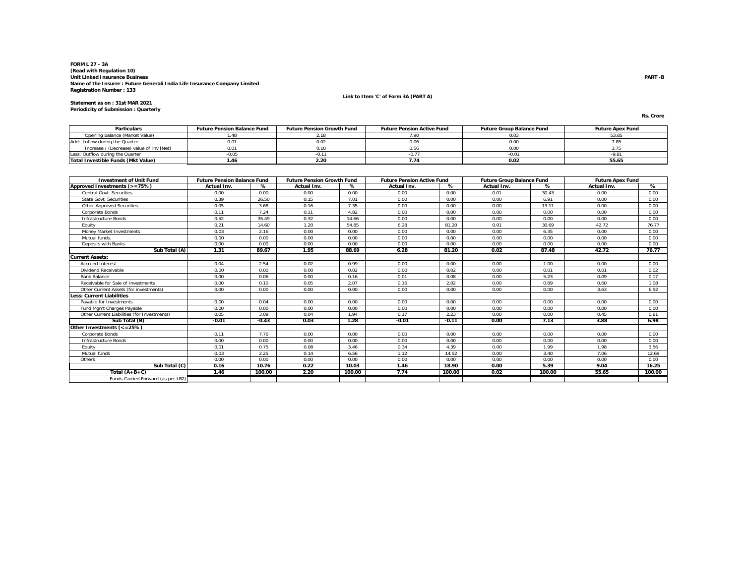**FORM L 27 - 3A**
**(Read with Regulation 10)**
**Unit Linked Insurance Business**
**Name of the Insurer : Future Generali India Life Insurance Company Limited**
**Registration Number : 133**

**PART - B**

**Link to Item 'C' of Form 3A (PART A)**

**Statement as on : 31st MAR 2021**
**Periodicity of Submission : Quarterly**

**Rs. Crore**

| Particulars | Future Pension Balance Fund | Future Pension Growth Fund | Future Pension Active Fund | Future Group Balance Fund | Future Apex Fund |
|---|---|---|---|---|---|
| Opening Balance (Market Value) | 1.48 | 2.18 | 7.90 | 0.03 | 53.85 |
| Add: Inflow during the Quarter | 0.01 | 0.02 | 0.06 | 0.00 | 7.85 |
| Increase / (Decrease) value of Inv [Net] | 0.01 | 0.10 | 0.56 | 0.00 | 3.75 |
| Less: Outflow during the Quarter | -0.05 | -0.11 | -0.77 | -0.01 | -9.81 |
| **Total Investible Funds (Mkt Value)** | **1.46** | **2.20** | **7.74** | **0.02** | **55.65** |

| Investment of Unit Fund | Future Pension Balance Fund | | Future Pension Growth Fund | | Future Pension Active Fund | | Future Group Balance Fund | | Future Apex Fund | |
|---|---|---|---|---|---|---|---|---|---|---|
| | Actual Inv. | % | Actual Inv. | % | Actual Inv. | % | Actual Inv. | % | Actual Inv. | % |
| **Approved Investments (>=75%)** | | | | | | | | | | |
| Central Govt. Securities | 0.00 | 0.00 | 0.00 | 0.00 | 0.00 | 0.00 | 0.01 | 30.43 | 0.00 | 0.00 |
| State Govt. Securities | 0.39 | 26.50 | 0.15 | 7.01 | 0.00 | 0.00 | 0.00 | 6.91 | 0.00 | 0.00 |
| Other Approved Securities | 0.05 | 3.68 | 0.16 | 7.35 | 0.00 | 0.00 | 0.00 | 13.11 | 0.00 | 0.00 |
| Corporate Bonds | 0.11 | 7.24 | 0.11 | 4.82 | 0.00 | 0.00 | 0.00 | 0.00 | 0.00 | 0.00 |
| Infrastructure Bonds | 0.52 | 35.49 | 0.32 | 14.66 | 0.00 | 0.00 | 0.00 | 0.00 | 0.00 | 0.00 |
| Equity | 0.21 | 14.60 | 1.20 | 54.85 | 6.28 | 81.20 | 0.01 | 30.69 | 42.72 | 76.77 |
| Money Market Investments | 0.03 | 2.16 | 0.00 | 0.00 | 0.00 | 0.00 | 0.00 | 6.35 | 0.00 | 0.00 |
| Mutual funds. | 0.00 | 0.00 | 0.00 | 0.00 | 0.00 | 0.00 | 0.00 | 0.00 | 0.00 | 0.00 |
| Deposits with Banks | 0.00 | 0.00 | 0.00 | 0.00 | 0.00 | 0.00 | 0.00 | 0.00 | 0.00 | 0.00 |
| **Sub Total (A)** | **1.31** | **89.67** | **1.95** | **88.69** | **6.28** | **81.20** | **0.02** | **87.48** | **42.72** | **76.77** |
| **Current Assets:** | | | | | | | | | | |
| Accrued Interest | 0.04 | 2.54 | 0.02 | 0.99 | 0.00 | 0.00 | 0.00 | 1.00 | 0.00 | 0.00 |
| Dividend Receivable | 0.00 | 0.00 | 0.00 | 0.02 | 0.00 | 0.02 | 0.00 | 0.01 | 0.01 | 0.02 |
| Bank Balance | 0.00 | 0.06 | 0.00 | 0.16 | 0.01 | 0.08 | 0.00 | 5.23 | 0.09 | 0.17 |
| Receivable for Sale of Investments | 0.00 | 0.10 | 0.05 | 2.07 | 0.16 | 2.02 | 0.00 | 0.89 | 0.60 | 1.08 |
| Other Current Assets (for investments) | 0.00 | 0.00 | 0.00 | 0.00 | 0.00 | 0.00 | 0.00 | 0.00 | 3.63 | 6.52 |
| **Less: Current Liabilities** | | | | | | | | | | |
| Payable for Investments | 0.00 | 0.04 | 0.00 | 0.00 | 0.00 | 0.00 | 0.00 | 0.00 | 0.00 | 0.00 |
| Fund Mgmt Charges Payable | 0.00 | 0.00 | 0.00 | 0.00 | 0.00 | 0.00 | 0.00 | 0.00 | 0.00 | 0.00 |
| Other Current Liabilities (for Investments) | 0.05 | 3.09 | 0.04 | 1.94 | 0.17 | 2.23 | 0.00 | 0.00 | 0.45 | 0.81 |
| **Sub Total (B)** | **-0.01** | **-0.43** | **0.03** | **1.28** | **-0.01** | **-0.11** | **0.00** | **7.13** | **3.88** | **6.98** |
| **Other Investments (<=25%)** | | | | | | | | | | |
| Corporate Bonds | 0.11 | 7.76 | 0.00 | 0.00 | 0.00 | 0.00 | 0.00 | 0.00 | 0.00 | 0.00 |
| Infrastructure Bonds | 0.00 | 0.00 | 0.00 | 0.00 | 0.00 | 0.00 | 0.00 | 0.00 | 0.00 | 0.00 |
| Equity | 0.01 | 0.75 | 0.08 | 3.46 | 0.34 | 4.39 | 0.00 | 1.99 | 1.98 | 3.56 |
| Mutual funds | 0.03 | 2.25 | 0.14 | 6.56 | 1.12 | 14.52 | 0.00 | 3.40 | 7.06 | 12.69 |
| Others | 0.00 | 0.00 | 0.00 | 0.00 | 0.00 | 0.00 | 0.00 | 0.00 | 0.00 | 0.00 |
| **Sub Total (C)** | **0.16** | **10.76** | **0.22** | **10.03** | **1.46** | **18.90** | **0.00** | **5.39** | **9.04** | **16.25** |
| **Total (A+B+C)** | **1.46** | **100.00** | **2.20** | **100.00** | **7.74** | **100.00** | **0.02** | **100.00** | **55.65** | **100.00** |
| Funds Carried Forward (as per LB2) | | | | | | | | | | |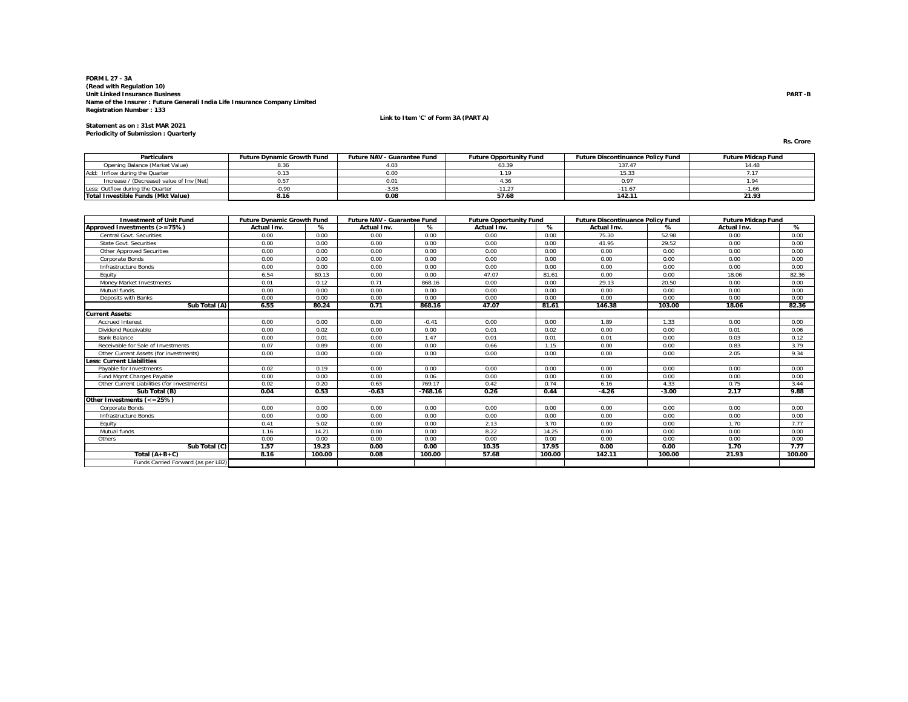**FORM L 27 - 3A**
**(Read with Regulation 10)**
**Unit Linked Insurance Business**
**Name of the Insurer : Future Generali India Life Insurance Company Limited**
**Registration Number : 133**

**PART -B**

**Link to Item 'C' of Form 3A (PART A)**

**Statement as on : 31st MAR 2021**
**Periodicity of Submission : Quarterly**

**Rs. Crore**

| Particulars | Future Dynamic Growth Fund | Future NAV - Guarantee Fund | Future Opportunity Fund | Future Discontinuance Policy Fund | Future Midcap Fund |
|---|---|---|---|---|---|
| Opening Balance (Market Value) | 8.36 | 4.03 | 63.39 | 137.47 | 14.48 |
| Add: Inflow during the Quarter | 0.13 | 0.00 | 1.19 | 15.33 | 7.17 |
| Increase / (Decrease) value of Inv [Net] | 0.57 | 0.01 | 4.36 | 0.97 | 1.94 |
| Less: Outflow during the Quarter | -0.90 | -3.95 | -11.27 | -11.67 | -1.66 |
| **Total Investible Funds (Mkt Value)** | **8.16** | **0.08** | **57.68** | **142.11** | **21.93** |

| Investment of Unit Fund | Future Dynamic Growth Fund | | Future NAV - Guarantee Fund | | Future Opportunity Fund | | Future Discontinuance Policy Fund | | Future Midcap Fund | |
|---|---|---|---|---|---|---|---|---|---|---|
| **Approved Investments (>=75%)** | **Actual Inv.** | **%** | **Actual Inv.** | **%** | **Actual Inv.** | **%** | **Actual Inv.** | **%** | **Actual Inv.** | **%** |
| Central Govt. Securities | 0.00 | 0.00 | 0.00 | 0.00 | 0.00 | 0.00 | 75.30 | 52.98 | 0.00 | 0.00 |
| State Govt. Securities | 0.00 | 0.00 | 0.00 | 0.00 | 0.00 | 0.00 | 41.95 | 29.52 | 0.00 | 0.00 |
| Other Approved Securities | 0.00 | 0.00 | 0.00 | 0.00 | 0.00 | 0.00 | 0.00 | 0.00 | 0.00 | 0.00 |
| Corporate Bonds | 0.00 | 0.00 | 0.00 | 0.00 | 0.00 | 0.00 | 0.00 | 0.00 | 0.00 | 0.00 |
| Infrastructure Bonds | 0.00 | 0.00 | 0.00 | 0.00 | 0.00 | 0.00 | 0.00 | 0.00 | 0.00 | 0.00 |
| Equity | 6.54 | 80.13 | 0.00 | 0.00 | 47.07 | 81.61 | 0.00 | 0.00 | 18.06 | 82.36 |
| Money Market Investments | 0.01 | 0.12 | 0.71 | 868.16 | 0.00 | 0.00 | 29.13 | 20.50 | 0.00 | 0.00 |
| Mutual funds. | 0.00 | 0.00 | 0.00 | 0.00 | 0.00 | 0.00 | 0.00 | 0.00 | 0.00 | 0.00 |
| Deposits with Banks | 0.00 | 0.00 | 0.00 | 0.00 | 0.00 | 0.00 | 0.00 | 0.00 | 0.00 | 0.00 |
| **Sub Total (A)** | **6.55** | **80.24** | **0.71** | **868.16** | **47.07** | **81.61** | **146.38** | **103.00** | **18.06** | **82.36** |
| **Current Assets:** | | | | | | | | | | |
| Accrued Interest | 0.00 | 0.00 | 0.00 | -0.41 | 0.00 | 0.00 | 1.89 | 1.33 | 0.00 | 0.00 |
| Dividend Receivable | 0.00 | 0.02 | 0.00 | 0.00 | 0.01 | 0.02 | 0.00 | 0.00 | 0.01 | 0.06 |
| Bank Balance | 0.00 | 0.01 | 0.00 | 1.47 | 0.01 | 0.01 | 0.01 | 0.00 | 0.03 | 0.12 |
| Receivable for Sale of Investments | 0.07 | 0.89 | 0.00 | 0.00 | 0.66 | 1.15 | 0.00 | 0.00 | 0.83 | 3.79 |
| Other Current Assets (for investments) | 0.00 | 0.00 | 0.00 | 0.00 | 0.00 | 0.00 | 0.00 | 0.00 | 2.05 | 9.34 |
| **Less: Current Liabilities** | | | | | | | | | | |
| Payable for Investments | 0.02 | 0.19 | 0.00 | 0.00 | 0.00 | 0.00 | 0.00 | 0.00 | 0.00 | 0.00 |
| Fund Mgmt Charges Payable | 0.00 | 0.00 | 0.00 | 0.06 | 0.00 | 0.00 | 0.00 | 0.00 | 0.00 | 0.00 |
| Other Current Liabilities (for Investments) | 0.02 | 0.20 | 0.63 | 769.17 | 0.42 | 0.74 | 6.16 | 4.33 | 0.75 | 3.44 |
| **Sub Total (B)** | **0.04** | **0.53** | **-0.63** | **-768.16** | **0.26** | **0.44** | **-4.26** | **-3.00** | **2.17** | **9.88** |
| **Other Investments (<=25%)** | | | | | | | | | | |
| Corporate Bonds | 0.00 | 0.00 | 0.00 | 0.00 | 0.00 | 0.00 | 0.00 | 0.00 | 0.00 | 0.00 |
| Infrastructure Bonds | 0.00 | 0.00 | 0.00 | 0.00 | 0.00 | 0.00 | 0.00 | 0.00 | 0.00 | 0.00 |
| Equity | 0.41 | 5.02 | 0.00 | 0.00 | 2.13 | 3.70 | 0.00 | 0.00 | 1.70 | 7.77 |
| Mutual funds | 1.16 | 14.21 | 0.00 | 0.00 | 8.22 | 14.25 | 0.00 | 0.00 | 0.00 | 0.00 |
| Others | 0.00 | 0.00 | 0.00 | 0.00 | 0.00 | 0.00 | 0.00 | 0.00 | 0.00 | 0.00 |
| **Sub Total (C)** | **1.57** | **19.23** | **0.00** | **0.00** | **10.35** | **17.95** | **0.00** | **0.00** | **1.70** | **7.77** |
| **Total (A+B+C)** | **8.16** | **100.00** | **0.08** | **100.00** | **57.68** | **100.00** | **142.11** | **100.00** | **21.93** | **100.00** |
| Funds Carried Forward (as per LB2) | | | | | | | | | | |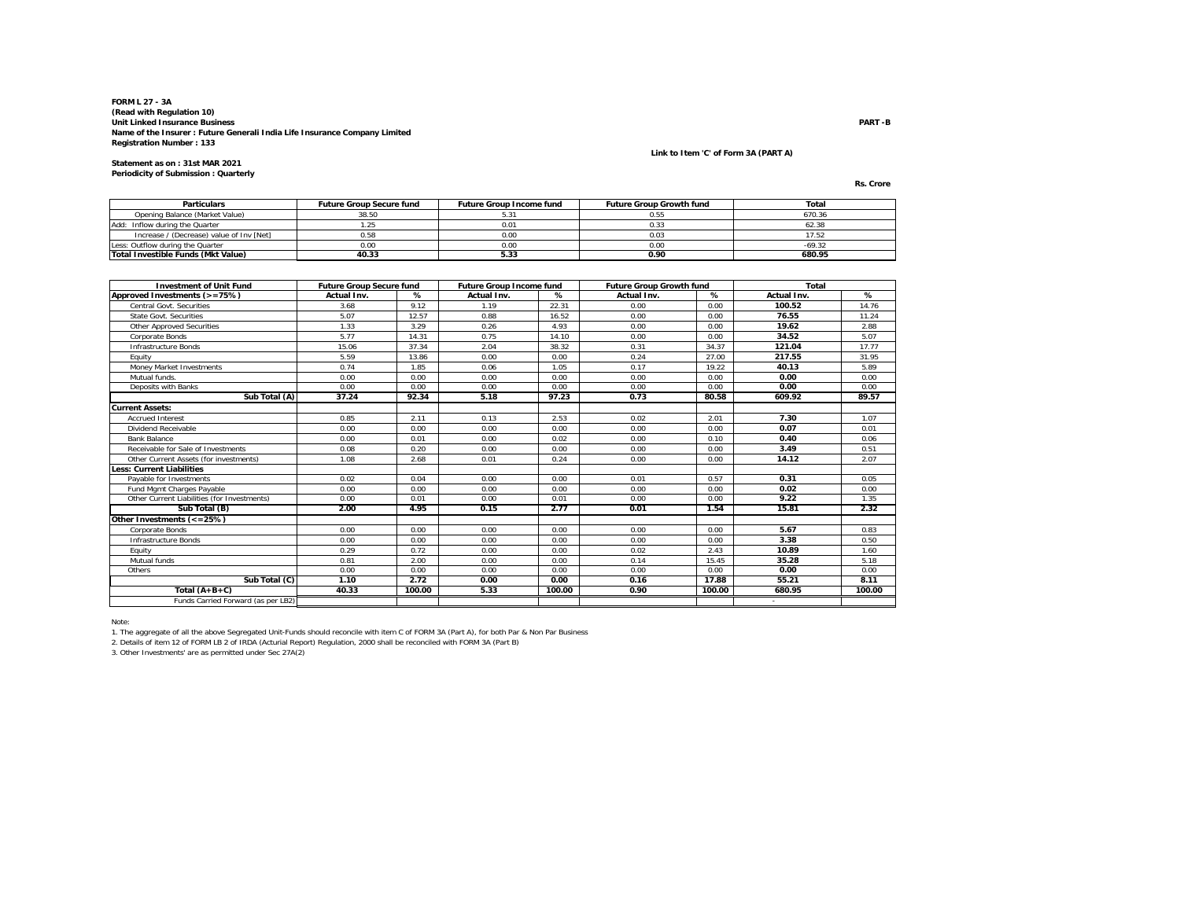**FORM L 27 - 3A**
**(Read with Regulation 10)**
**Unit Linked Insurance Business**
**Name of the Insurer : Future Generali India Life Insurance Company Limited**
**Registration Number : 133**

**PART -B**

**Link to Item 'C' of Form 3A (PART A)**

**Statement as on : 31st MAR 2021**
**Periodicity of Submission : Quarterly**

**Rs. Crore**

| Particulars | Future Group Secure fund | Future Group Income fund | Future Group Growth fund | Total |
|---|---|---|---|---|
| Opening Balance (Market Value) | 38.50 | 5.31 | 0.55 | 670.36 |
| Add: Inflow during the Quarter | 1.25 | 0.01 | 0.33 | 62.38 |
| Increase / (Decrease) value of Inv [Net] | 0.58 | 0.00 | 0.03 | 17.52 |
| Less: Outflow during the Quarter | 0.00 | 0.00 | 0.00 | -69.32 |
| **Total Investible Funds (Mkt Value)** | **40.33** | **5.33** | **0.90** | **680.95** |

| Investment of Unit Fund | Future Group Secure fund | | Future Group Income fund | | Future Group Growth fund | | Total | |
|---|---|---|---|---|---|---|---|---|
| **Approved Investments (>=75%)** | **Actual Inv.** | **%** | **Actual Inv.** | **%** | **Actual Inv.** | **%** | **Actual Inv.** | **%** |
| Central Govt. Securities | 3.68 | 9.12 | 1.19 | 22.31 | 0.00 | 0.00 | 100.52 | 14.76 |
| State Govt. Securities | 5.07 | 12.57 | 0.88 | 16.52 | 0.00 | 0.00 | 76.55 | 11.24 |
| Other Approved Securities | 1.33 | 3.29 | 0.26 | 4.93 | 0.00 | 0.00 | 19.62 | 2.88 |
| Corporate Bonds | 5.77 | 14.31 | 0.75 | 14.10 | 0.00 | 0.00 | 34.52 | 5.07 |
| Infrastructure Bonds | 15.06 | 37.34 | 2.04 | 38.32 | 0.31 | 34.37 | 121.04 | 17.77 |
| Equity | 5.59 | 13.86 | 0.00 | 0.00 | 0.24 | 27.00 | 217.55 | 31.95 |
| Money Market Investments | 0.74 | 1.85 | 0.06 | 1.05 | 0.17 | 19.22 | 40.13 | 5.89 |
| Mutual funds. | 0.00 | 0.00 | 0.00 | 0.00 | 0.00 | 0.00 | 0.00 | 0.00 |
| Deposits with Banks | 0.00 | 0.00 | 0.00 | 0.00 | 0.00 | 0.00 | 0.00 | 0.00 |
| **Sub Total (A)** | **37.24** | **92.34** | **5.18** | **97.23** | **0.73** | **80.58** | **609.92** | **89.57** |
| **Current Assets:** | | | | | | | | |
| Accrued Interest | 0.85 | 2.11 | 0.13 | 2.53 | 0.02 | 2.01 | 7.30 | 1.07 |
| Dividend Receivable | 0.00 | 0.00 | 0.00 | 0.00 | 0.00 | 0.00 | 0.07 | 0.01 |
| Bank Balance | 0.00 | 0.01 | 0.00 | 0.02 | 0.00 | 0.10 | 0.40 | 0.06 |
| Receivable for Sale of Investments | 0.08 | 0.20 | 0.00 | 0.00 | 0.00 | 0.00 | 3.49 | 0.51 |
| Other Current Assets (for investments) | 1.08 | 2.68 | 0.01 | 0.24 | 0.00 | 0.00 | 14.12 | 2.07 |
| **Less: Current Liabilities** | | | | | | | | |
| Payable for Investments | 0.02 | 0.04 | 0.00 | 0.00 | 0.01 | 0.57 | 0.31 | 0.05 |
| Fund Mgmt Charges Payable | 0.00 | 0.00 | 0.00 | 0.00 | 0.00 | 0.00 | 0.02 | 0.00 |
| Other Current Liabilities (for Investments) | 0.00 | 0.01 | 0.00 | 0.01 | 0.00 | 0.00 | 9.22 | 1.35 |
| **Sub Total (B)** | **2.00** | **4.95** | **0.15** | **2.77** | **0.01** | **1.54** | **15.81** | **2.32** |
| **Other Investments (<=25%)** | | | | | | | | |
| Corporate Bonds | 0.00 | 0.00 | 0.00 | 0.00 | 0.00 | 0.00 | 5.67 | 0.83 |
| Infrastructure Bonds | 0.00 | 0.00 | 0.00 | 0.00 | 0.00 | 0.00 | 3.38 | 0.50 |
| Equity | 0.29 | 0.72 | 0.00 | 0.00 | 0.02 | 2.43 | 10.89 | 1.60 |
| Mutual funds | 0.81 | 2.00 | 0.00 | 0.00 | 0.14 | 15.45 | 35.28 | 5.18 |
| Others | 0.00 | 0.00 | 0.00 | 0.00 | 0.00 | 0.00 | 0.00 | 0.00 |
| **Sub Total (C)** | **1.10** | **2.72** | **0.00** | **0.00** | **0.16** | **17.88** | **55.21** | **8.11** |
| **Total (A+B+C)** | **40.33** | **100.00** | **5.33** | **100.00** | **0.90** | **100.00** | **680.95** | **100.00** |
| Funds Carried Forward (as per LB2) | | | | | | | - | |

Note:

1. The aggregate of all the above Segregated Unit-Funds should reconcile with item C of FORM 3A (Part A), for both Par & Non Par Business
2. Details of item 12 of FORM LB 2 of IRDA (Acturial Report) Regulation, 2000 shall be reconciled with FORM 3A (Part B)
3. Other Investments' are as permitted under Sec 27A(2)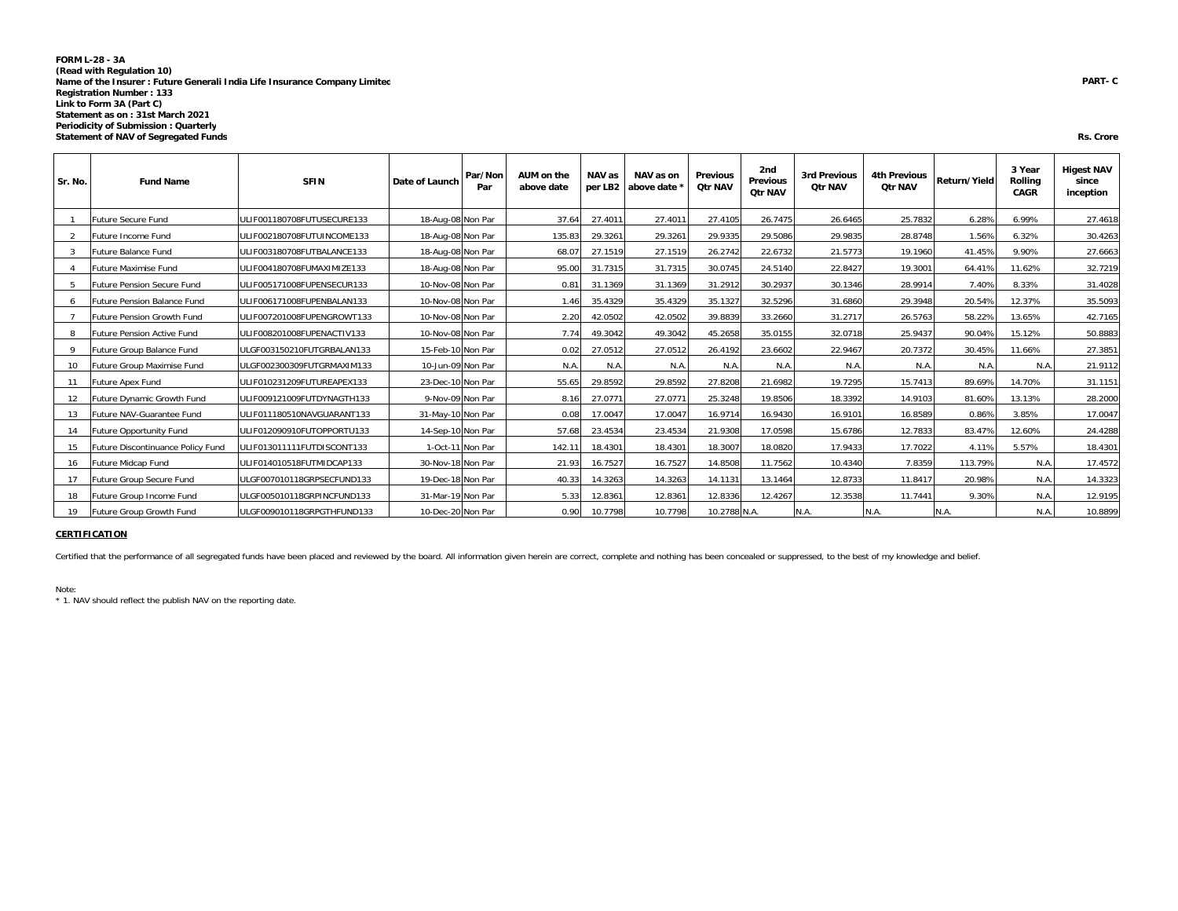**FORM L-28 - 3A**
**(Read with Regulation 10)**
**Name of the Insurer : Future Generali India Life Insurance Company Limited**
**Registration Number : 133**
**Link to Form 3A (Part C)**
**Statement as on : 31st March 2021**
**Periodicity of Submission : Quarterly**
**Statement of NAV of Segregated Funds**

**PART- C**

**Rs. Crore**

| Sr. No. | Fund Name | SFIN | Date of Launch | Par/Non Par | AUM on the above date | NAV as per LB2 | NAV as on above date * | Previous Qtr NAV | 2nd Previous Qtr NAV | 3rd Previous Qtr NAV | 4th Previous Qtr NAV | Return/Yield | 3 Year Rolling CAGR | Higest NAV since inception |
|---|---|---|---|---|---|---|---|---|---|---|---|---|---|---|
| 1 | Future Secure Fund | ULIF001180708FUTUSECURE133 | 18-Aug-08 | Non Par | 37.64 | 27.4011 | 27.4011 | 27.4105 | 26.7475 | 26.6465 | 25.7832 | 6.28% | 6.99% | 27.4618 |
| 2 | Future Income Fund | ULIF002180708FUTUINCOME133 | 18-Aug-08 | Non Par | 135.83 | 29.3261 | 29.3261 | 29.9335 | 29.5086 | 29.9835 | 28.8748 | 1.56% | 6.32% | 30.4263 |
| 3 | Future Balance Fund | ULIF003180708FUTBALANCE133 | 18-Aug-08 | Non Par | 68.07 | 27.1519 | 27.1519 | 26.2742 | 22.6732 | 21.5773 | 19.1960 | 41.45% | 9.90% | 27.6663 |
| 4 | Future Maximise Fund | ULIF004180708FUMAXIMIZE133 | 18-Aug-08 | Non Par | 95.00 | 31.7315 | 31.7315 | 30.0745 | 24.5140 | 22.8427 | 19.3001 | 64.41% | 11.62% | 32.7219 |
| 5 | Future Pension Secure Fund | ULIF005171008FUPENSECUR133 | 10-Nov-08 | Non Par | 0.81 | 31.1369 | 31.1369 | 31.2912 | 30.2937 | 30.1346 | 28.9914 | 7.40% | 8.33% | 31.4028 |
| 6 | Future Pension Balance Fund | ULIF006171008FUPENBALAN133 | 10-Nov-08 | Non Par | 1.46 | 35.4329 | 35.4329 | 35.1327 | 32.5296 | 31.6860 | 29.3948 | 20.54% | 12.37% | 35.5093 |
| 7 | Future Pension Growth Fund | ULIF007201008FUPENGROWT133 | 10-Nov-08 | Non Par | 2.20 | 42.0502 | 42.0502 | 39.8839 | 33.2660 | 31.2717 | 26.5763 | 58.22% | 13.65% | 42.7165 |
| 8 | Future Pension Active Fund | ULIF008201008FUPENACTIV133 | 10-Nov-08 | Non Par | 7.74 | 49.3042 | 49.3042 | 45.2658 | 35.0155 | 32.0718 | 25.9437 | 90.04% | 15.12% | 50.8883 |
| 9 | Future Group Balance Fund | ULGF003150210FUTGRBALAN133 | 15-Feb-10 | Non Par | 0.02 | 27.0512 | 27.0512 | 26.4192 | 23.6602 | 22.9467 | 20.7372 | 30.45% | 11.66% | 27.3851 |
| 10 | Future Group Maximise Fund | ULGF002300309FUTGRMAXIM133 | 10-Jun-09 | Non Par | N.A. | N.A. | N.A. | N.A. | N.A. | N.A. | N.A. | N.A. | N.A. | 21.9112 |
| 11 | Future Apex Fund | ULIF010231209FUTUREAPEX133 | 23-Dec-10 | Non Par | 55.65 | 29.8592 | 29.8592 | 27.8208 | 21.6982 | 19.7295 | 15.7413 | 89.69% | 14.70% | 31.1151 |
| 12 | Future Dynamic Growth Fund | ULIF009121009FUTDYNAGTH133 | 9-Nov-09 | Non Par | 8.16 | 27.0771 | 27.0771 | 25.3248 | 19.8506 | 18.3392 | 14.9103 | 81.60% | 13.13% | 28.2000 |
| 13 | Future NAV-Guarantee Fund | ULIF011180510NAVGUARANT133 | 31-May-10 | Non Par | 0.08 | 17.0047 | 17.0047 | 16.9714 | 16.9430 | 16.9101 | 16.8589 | 0.86% | 3.85% | 17.0047 |
| 14 | Future Opportunity Fund | ULIF012090910FUTOPPORTU133 | 14-Sep-10 | Non Par | 57.68 | 23.4534 | 23.4534 | 21.9308 | 17.0598 | 15.6786 | 12.7833 | 83.47% | 12.60% | 24.4288 |
| 15 | Future Discontinuance Policy Fund | ULIF013011111FUTDISCONT133 | 1-Oct-11 | Non Par | 142.11 | 18.4301 | 18.4301 | 18.3007 | 18.0820 | 17.9433 | 17.7022 | 4.11% | 5.57% | 18.4301 |
| 16 | Future Midcap Fund | ULIF014010518FUTMIDCAP133 | 30-Nov-18 | Non Par | 21.93 | 16.7527 | 16.7527 | 14.8508 | 11.7562 | 10.4340 | 7.8359 | 113.79% | N.A. | 17.4572 |
| 17 | Future Group Secure Fund | ULGF007010118GRPSECFUND133 | 19-Dec-18 | Non Par | 40.33 | 14.3263 | 14.3263 | 14.1131 | 13.1464 | 12.8733 | 11.8417 | 20.98% | N.A. | 14.3323 |
| 18 | Future Group Income Fund | ULGF005010118GRPINCFUND133 | 31-Mar-19 | Non Par | 5.33 | 12.8361 | 12.8361 | 12.8336 | 12.4267 | 12.3538 | 11.7441 | 9.30% | N.A. | 12.9195 |
| 19 | Future Group Growth Fund | ULGF009010118GRPGTHFUND133 | 10-Dec-20 | Non Par | 0.90 | 10.7798 | 10.7798 | 10.2788 | N.A. | N.A. | N.A. | N.A. | N.A. | 10.8899 |

**CERTIFICATION**

Certified that the performance of all segregated funds have been placed and reviewed by the board. All information given herein are correct, complete and nothing has been concealed or suppressed, to the best of my knowledge and belief.

Note:
\* 1. NAV should reflect the publish NAV on the reporting date.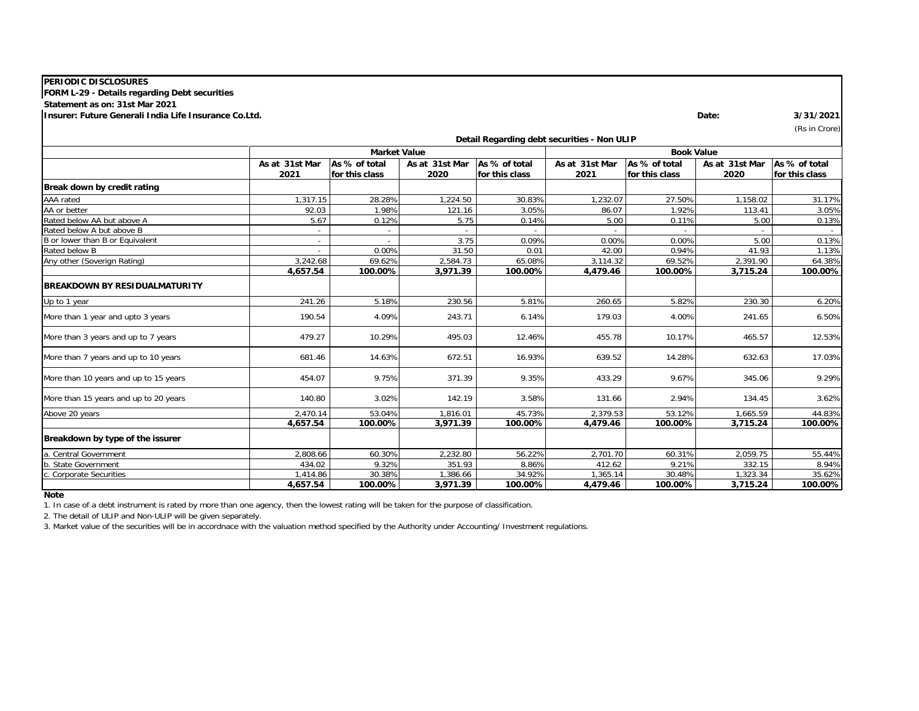**PERIODIC DISCLOSURES**

**FORM L-29 - Details regarding Debt securities**

**Statement as on: 31st Mar 2021**

**Insurer: Future Generali India Life Insurance Co.Ltd.** **Date: 3/31/2021**

(Rs in Crore)

**Detail Regarding debt securities - Non ULIP**

| | Market Value | | | | Book Value | | | |
|---|---|---|---|---|---|---|---|---|
| | As at 31st Mar 2021 | As % of total for this class | As at 31st Mar 2020 | As % of total for this class | As at 31st Mar 2021 | As % of total for this class | As at 31st Mar 2020 | As % of total for this class |
| **Break down by credit rating** | | | | | | | | |
| AAA rated | 1,317.15 | 28.28% | 1,224.50 | 30.83% | 1,232.07 | 27.50% | 1,158.02 | 31.17% |
| AA or better | 92.03 | 1.98% | 121.16 | 3.05% | 86.07 | 1.92% | 113.41 | 3.05% |
| Rated below AA but above A | 5.67 | 0.12% | 5.75 | 0.14% | 5.00 | 0.11% | 5.00 | 0.13% |
| Rated below A but above B | - | - | - | - | - | - | - | - |
| B or lower than B or Equivalent | - | - | 3.75 | 0.09% | 0.00% | 0.00% | 5.00 | 0.13% |
| Rated below B | - | 0.00% | 31.50 | 0.01 | 42.00 | 0.94% | 41.93 | 1.13% |
| Any other (Soverign Rating) | 3,242.68 | 69.62% | 2,584.73 | 65.08% | 3,114.32 | 69.52% | 2,391.90 | 64.38% |
| | **4,657.54** | **100.00%** | **3,971.39** | **100.00%** | **4,479.46** | **100.00%** | **3,715.24** | **100.00%** |
| **BREAKDOWN BY RESIDUALMATURITY** | | | | | | | | |
| Up to 1 year | 241.26 | 5.18% | 230.56 | 5.81% | 260.65 | 5.82% | 230.30 | 6.20% |
| More than 1 year and upto 3 years | 190.54 | 4.09% | 243.71 | 6.14% | 179.03 | 4.00% | 241.65 | 6.50% |
| More than 3 years and up to 7 years | 479.27 | 10.29% | 495.03 | 12.46% | 455.78 | 10.17% | 465.57 | 12.53% |
| More than 7 years and up to 10 years | 681.46 | 14.63% | 672.51 | 16.93% | 639.52 | 14.28% | 632.63 | 17.03% |
| More than 10 years and up to 15 years | 454.07 | 9.75% | 371.39 | 9.35% | 433.29 | 9.67% | 345.06 | 9.29% |
| More than 15 years and up to 20 years | 140.80 | 3.02% | 142.19 | 3.58% | 131.66 | 2.94% | 134.45 | 3.62% |
| Above 20 years | 2,470.14 | 53.04% | 1,816.01 | 45.73% | 2,379.53 | 53.12% | 1,665.59 | 44.83% |
| | **4,657.54** | **100.00%** | **3,971.39** | **100.00%** | **4,479.46** | **100.00%** | **3,715.24** | **100.00%** |
| **Breakdown by type of the issurer** | | | | | | | | |
| a. Central Government | 2,808.66 | 60.30% | 2,232.80 | 56.22% | 2,701.70 | 60.31% | 2,059.75 | 55.44% |
| b. State Government | 434.02 | 9.32% | 351.93 | 8.86% | 412.62 | 9.21% | 332.15 | 8.94% |
| c. Corporate Securities | 1,414.86 | 30.38% | 1,386.66 | 34.92% | 1,365.14 | 30.48% | 1,323.34 | 35.62% |
| | **4,657.54** | **100.00%** | **3,971.39** | **100.00%** | **4,479.46** | **100.00%** | **3,715.24** | **100.00%** |

**Note**

1. In case of a debt instrument is rated by more than one agency, then the lowest rating will be taken for the purpose of classification.
2. The detail of ULIP and Non-ULIP will be given separately.
3. Market value of the securities will be in accordnace with the valuation method specified by the Authority under Accounting/ Investment regulations.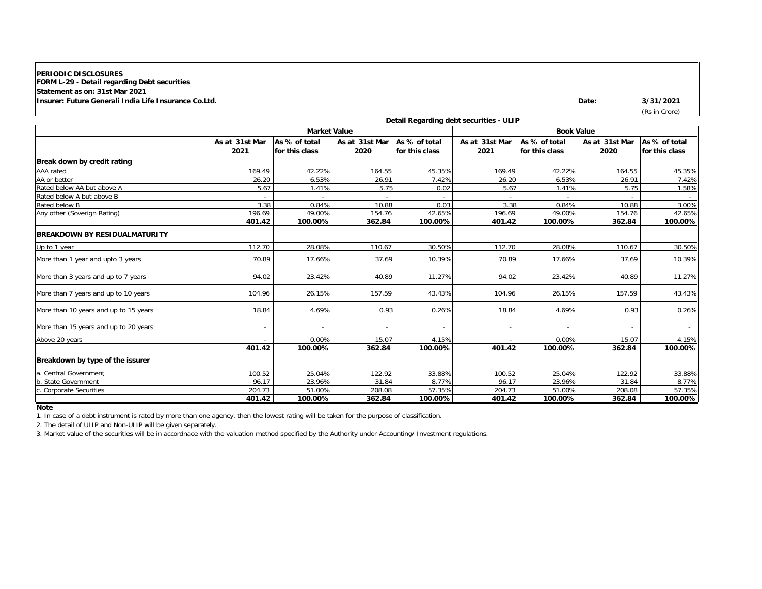**PERIODIC DISCLOSURES**
**FORM L-29 - Detail regarding Debt securities**
**Statement as on: 31st Mar 2021**
**Insurer: Future Generali India Life Insurance Co.Ltd.**

**Date:** **3/31/2021**

(Rs in Crore)

**Detail Regarding debt securities - ULIP**

| | Market Value | | | | Book Value | | | |
|---|---|---|---|---|---|---|---|---|
| | As at 31st Mar 2021 | As % of total for this class | As at 31st Mar 2020 | As % of total for this class | As at 31st Mar 2021 | As % of total for this class | As at 31st Mar 2020 | As % of total for this class |
| **Break down by credit rating** | | | | | | | | |
| AAA rated | 169.49 | 42.22% | 164.55 | 45.35% | 169.49 | 42.22% | 164.55 | 45.35% |
| AA or better | 26.20 | 6.53% | 26.91 | 7.42% | 26.20 | 6.53% | 26.91 | 7.42% |
| Rated below AA but above A | 5.67 | 1.41% | 5.75 | 0.02 | 5.67 | 1.41% | 5.75 | 1.58% |
| Rated below A but above B | - | - | - | - | - | - | - | - |
| Rated below B | 3.38 | 0.84% | 10.88 | 0.03 | 3.38 | 0.84% | 10.88 | 3.00% |
| Any other (Soverign Rating) | 196.69 | 49.00% | 154.76 | 42.65% | 196.69 | 49.00% | 154.76 | 42.65% |
| | **401.42** | **100.00%** | **362.84** | **100.00%** | **401.42** | **100.00%** | **362.84** | **100.00%** |
| **BREAKDOWN BY RESIDUALMATURITY** | | | | | | | | |
| Up to 1 year | 112.70 | 28.08% | 110.67 | 30.50% | 112.70 | 28.08% | 110.67 | 30.50% |
| More than 1 year and upto 3 years | 70.89 | 17.66% | 37.69 | 10.39% | 70.89 | 17.66% | 37.69 | 10.39% |
| More than 3 years and up to 7 years | 94.02 | 23.42% | 40.89 | 11.27% | 94.02 | 23.42% | 40.89 | 11.27% |
| More than 7 years and up to 10 years | 104.96 | 26.15% | 157.59 | 43.43% | 104.96 | 26.15% | 157.59 | 43.43% |
| More than 10 years and up to 15 years | 18.84 | 4.69% | 0.93 | 0.26% | 18.84 | 4.69% | 0.93 | 0.26% |
| More than 15 years and up to 20 years | - | - | - | - | - | - | - | - |
| Above 20 years | - | 0.00% | 15.07 | 4.15% | - | 0.00% | 15.07 | 4.15% |
| | **401.42** | **100.00%** | **362.84** | **100.00%** | **401.42** | **100.00%** | **362.84** | **100.00%** |
| **Breakdown by type of the issurer** | | | | | | | | |
| a. Central Government | 100.52 | 25.04% | 122.92 | 33.88% | 100.52 | 25.04% | 122.92 | 33.88% |
| b. State Government | 96.17 | 23.96% | 31.84 | 8.77% | 96.17 | 23.96% | 31.84 | 8.77% |
| c. Corporate Securities | 204.73 | 51.00% | 208.08 | 57.35% | 204.73 | 51.00% | 208.08 | 57.35% |
| | **401.42** | **100.00%** | **362.84** | **100.00%** | **401.42** | **100.00%** | **362.84** | **100.00%** |

**Note**

1. In case of a debt instrument is rated by more than one agency, then the lowest rating will be taken for the purpose of classification.
2. The detail of ULIP and Non-ULIP will be given separately.
3. Market value of the securities will be in accordnace with the valuation method specified by the Authority under Accounting/ Investment regulations.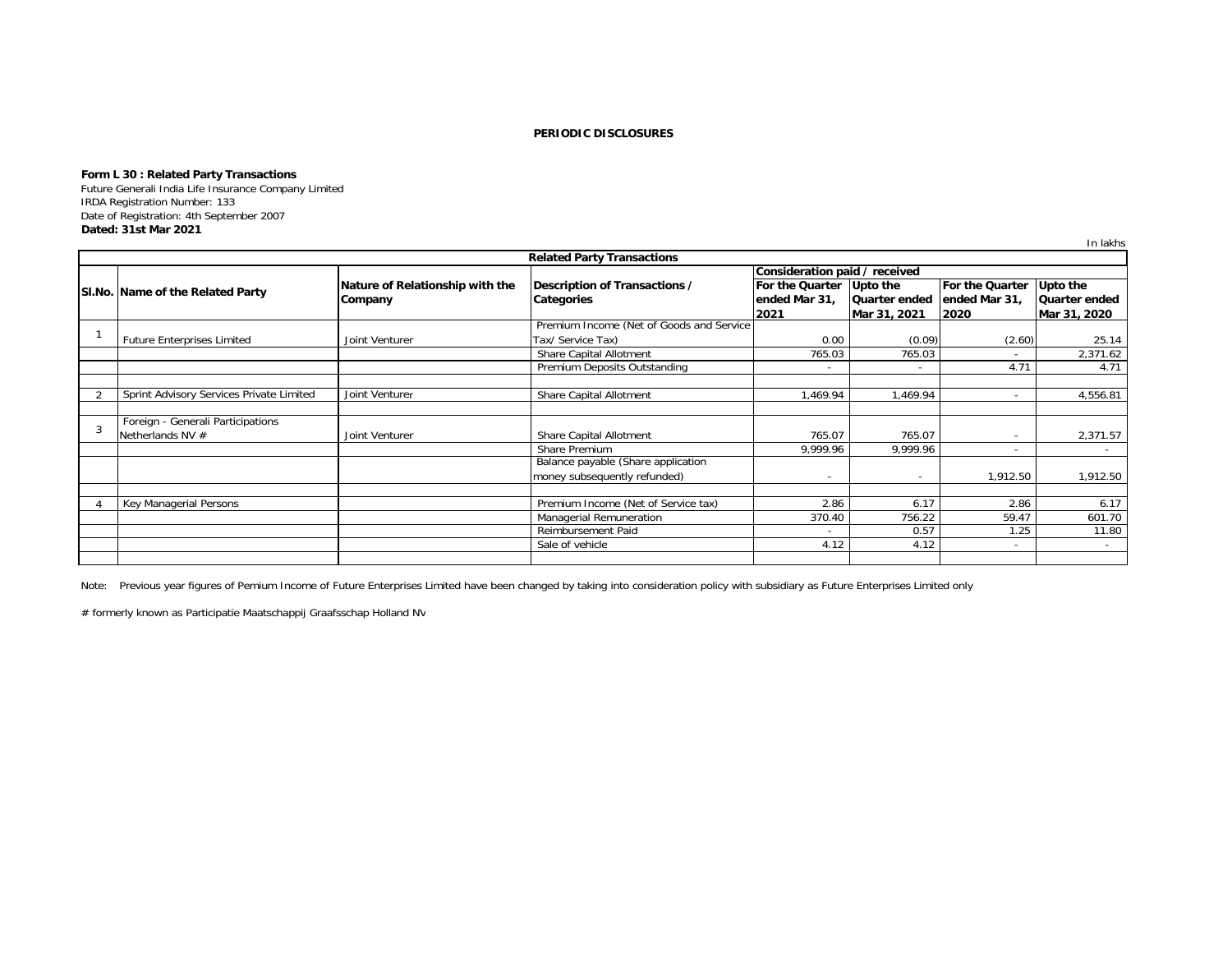**PERIODIC DISCLOSURES**

**Form L 30 : Related Party Transactions**

Future Generali India Life Insurance Company Limited
IRDA Registration Number: 133
Date of Registration: 4th September 2007
**Dated: 31st Mar 2021**

In lakhs

| Related Party Transactions | | | | | | | |
|---|---|---|---|---|---|---|---|
| **Sl.No.** | **Name of the Related Party** | **Nature of Relationship with the Company** | **Description of Transactions / Categories** | **Consideration paid / received** | | | |
| | | | | **For the Quarter ended Mar 31, 2021** | **Upto the Quarter ended Mar 31, 2021** | **For the Quarter ended Mar 31, 2020** | **Upto the Quarter ended Mar 31, 2020** |
| 1 | Future Enterprises Limited | Joint Venturer | Premium Income (Net of Goods and Service Tax/ Service Tax) | 0.00 | (0.09) | (2.60) | 25.14 |
| | | | Share Capital Allotment | 765.03 | 765.03 | - | 2,371.62 |
| | | | Premium Deposits Outstanding | - | - | 4.71 | 4.71 |
| | | | | | | | |
| 2 | Sprint Advisory Services Private Limited | Joint Venturer | Share Capital Allotment | 1,469.94 | 1,469.94 | - | 4,556.81 |
| | | | | | | | |
| 3 | Foreign - Generali Participations Netherlands NV # | Joint Venturer | Share Capital Allotment | 765.07 | 765.07 | - | 2,371.57 |
| | | | Share Premium | 9,999.96 | 9,999.96 | - | - |
| | | | Balance payable (Share application money subsequently refunded) | - | - | 1,912.50 | 1,912.50 |
| | | | | | | | |
| 4 | Key Managerial Persons | | Premium Income (Net of Service tax) | 2.86 | 6.17 | 2.86 | 6.17 |
| | | | Managerial Remuneration | 370.40 | 756.22 | 59.47 | 601.70 |
| | | | Reimbursement Paid | - | 0.57 | 1.25 | 11.80 |
| | | | Sale of vehicle | 4.12 | 4.12 | - | - |

Note: Previous year figures of Pemium Income of Future Enterprises Limited have been changed by taking into consideration policy with subsidiary as Future Enterprises Limited only

# formerly known as Participatie Maatschappij Graafsschap Holland NV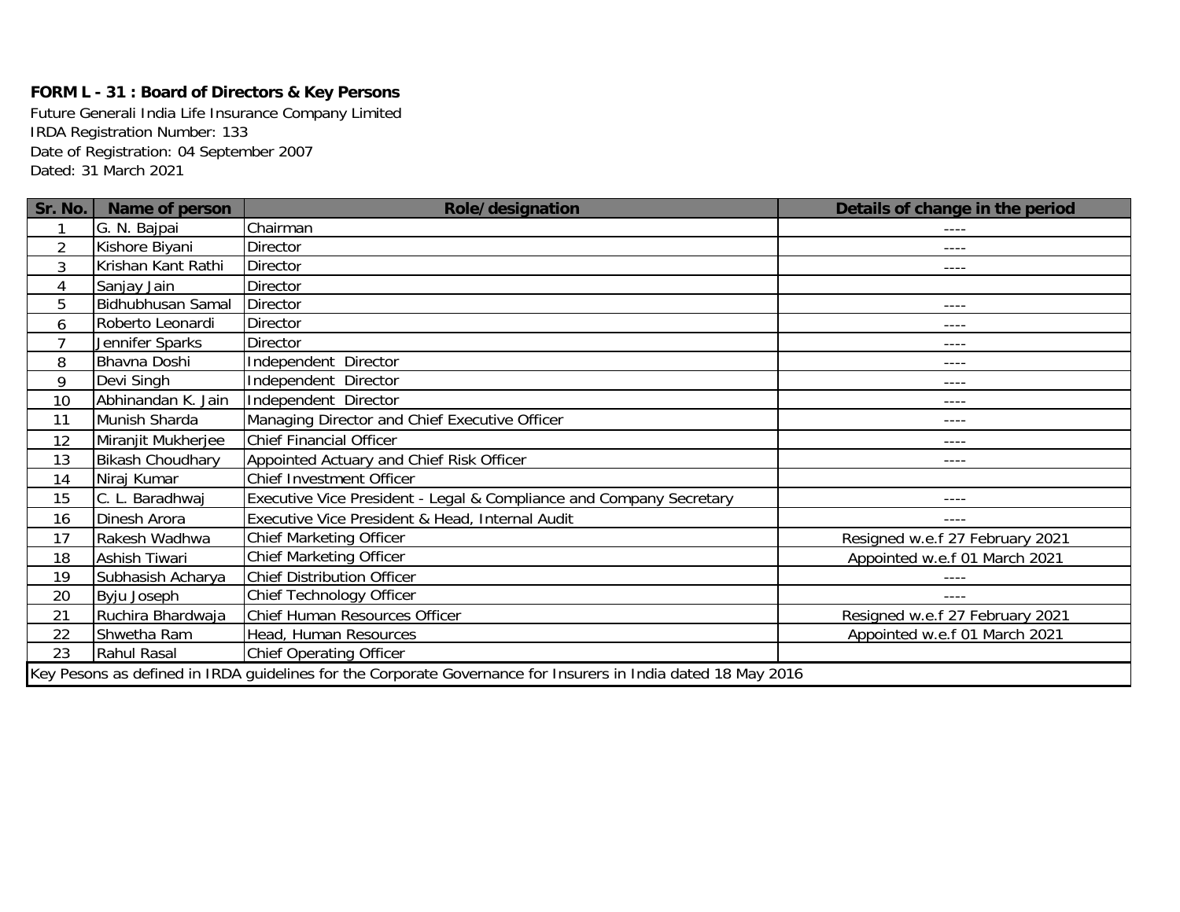**FORM L - 31 : Board of Directors & Key Persons**

Future Generali India Life Insurance Company Limited
IRDA Registration Number: 133
Date of Registration: 04 September 2007
Dated: 31 March 2021

| Sr. No. | Name of person | Role/designation | Details of change in the period |
|---|---|---|---|
| 1 | G. N. Bajpai | Chairman | ---- |
| 2 | Kishore Biyani | Director | ---- |
| 3 | Krishan Kant Rathi | Director | ---- |
| 4 | Sanjay Jain | Director | |
| 5 | Bidhubhusan Samal | Director | ---- |
| 6 | Roberto Leonardi | Director | ---- |
| 7 | Jennifer Sparks | Director | ---- |
| 8 | Bhavna Doshi | Independent Director | ---- |
| 9 | Devi Singh | Independent Director | ---- |
| 10 | Abhinandan K. Jain | Independent Director | ---- |
| 11 | Munish Sharda | Managing Director and Chief Executive Officer | ---- |
| 12 | Miranjit Mukherjee | Chief Financial Officer | ---- |
| 13 | Bikash Choudhary | Appointed Actuary and Chief Risk Officer | ---- |
| 14 | Niraj Kumar | Chief Investment Officer | |
| 15 | C. L. Baradhwaj | Executive Vice President - Legal & Compliance and Company Secretary | ---- |
| 16 | Dinesh Arora | Executive Vice President & Head, Internal Audit | ---- |
| 17 | Rakesh Wadhwa | Chief Marketing Officer | Resigned w.e.f 27 February 2021 |
| 18 | Ashish Tiwari | Chief Marketing Officer | Appointed w.e.f 01 March 2021 |
| 19 | Subhasish Acharya | Chief Distribution Officer | ---- |
| 20 | Byju Joseph | Chief Technology Officer | ---- |
| 21 | Ruchira Bhardwaja | Chief Human Resources Officer | Resigned w.e.f 27 February 2021 |
| 22 | Shwetha Ram | Head, Human Resources | Appointed w.e.f 01 March 2021 |
| 23 | Rahul Rasal | Chief Operating Officer | |

Key Pesons as defined in IRDA guidelines for the Corporate Governance for Insurers in India dated 18 May 2016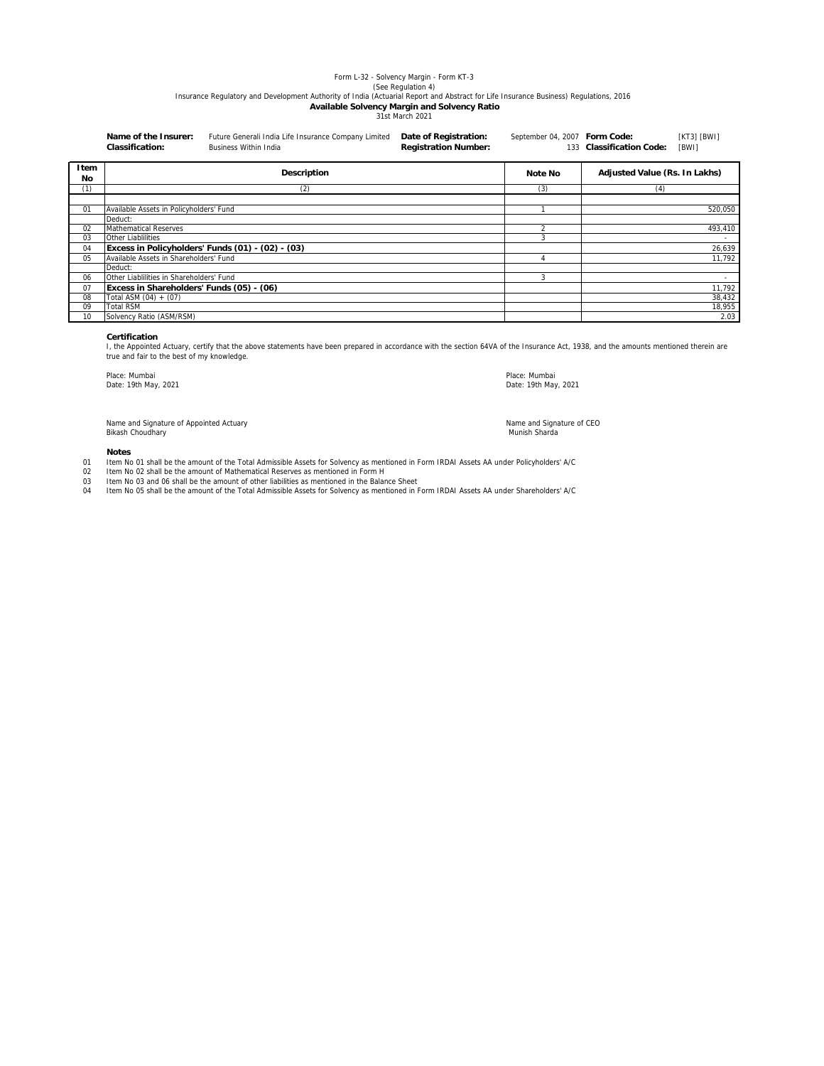Form L-32 - Solvency Margin - Form KT-3

(See Regulation 4)

Insurance Regulatory and Development Authority of India (Actuarial Report and Abstract for Life Insurance Business) Regulations, 2016

**Available Solvency Margin and Solvency Ratio**

31st March 2021

| | | | | | |
|---|---|---|---|---|---|
| **Name of the Insurer:** | Future Generali India Life Insurance Company Limited | **Date of Registration:** | September 04, 2007 | **Form Code:** | [KT3] [BWI] |
| **Classification:** | Business Within India | **Registration Number:** | 133 | **Classification Code:** | [BWI] |

| Item No | Description | Note No | Adjusted Value (Rs. In Lakhs) |
|---|---|---|---|
| (1) | (2) | (3) | (4) |
| | | | |
| 01 | Available Assets in Policyholders' Fund | 1 | 520,050 |
| | Deduct: | | |
| 02 | Mathematical Reserves | 2 | 493,410 |
| 03 | Other Liabilities | 3 | - |
| 04 | **Excess in Policyholders' Funds (01) - (02) - (03)** | | 26,639 |
| 05 | Available Assets in Shareholders' Fund | 4 | 11,792 |
| | Deduct: | | |
| 06 | Other Liabilities in Shareholders' Fund | 3 | - |
| 07 | **Excess in Shareholders' Funds (05) - (06)** | | 11,792 |
| 08 | Total ASM (04) + (07) | | 38,432 |
| 09 | Total RSM | | 18,955 |
| 10 | Solvency Ratio (ASM/RSM) | | 2.03 |

**Certification**

I, the Appointed Actuary, certify that the above statements have been prepared in accordance with the section 64VA of the Insurance Act, 1938, and the amounts mentioned therein are true and fair to the best of my knowledge.

Place: Mumbai
Date: 19th May, 2021

Name and Signature of Appointed Actuary
Bikash Choudhary

Place: Mumbai
Date: 19th May, 2021

Name and Signature of CEO
Munish Sharda

**Notes**

01 Item No 01 shall be the amount of the Total Admissible Assets for Solvency as mentioned in Form IRDAI Assets AA under Policyholders' A/C

02 Item No 02 shall be the amount of Mathematical Reserves as mentioned in Form H

03 Item No 03 and 06 shall be the amount of other liabilities as mentioned in the Balance Sheet

04 Item No 05 shall be the amount of the Total Admissible Assets for Solvency as mentioned in Form IRDAI Assets AA under Shareholders' A/C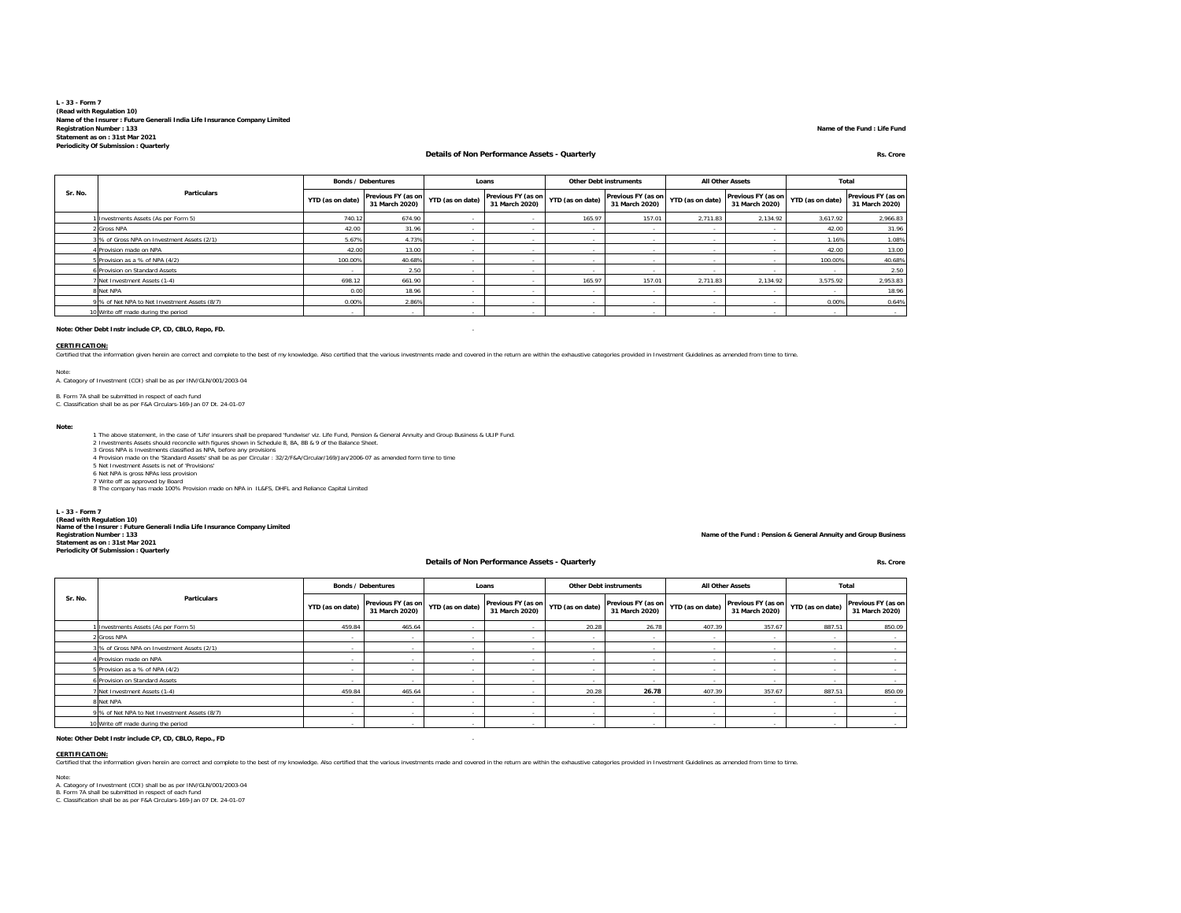**L - 33 - Form 7**
**(Read with Regulation 10)**
**Name of the Insurer : Future Generali India Life Insurance Company Limited**
**Registration Number : 133**
**Statement as on : 31st Mar 2021**
**Periodicity Of Submission : Quarterly**

**Name of the Fund : Life Fund**

**Details of Non Performance Assets - Quarterly**

**Rs. Crore**

| Sr. No. | Particulars | Bonds / Debentures | | Loans | | Other Debt instruments | | All Other Assets | | Total | |
|---|---|---|---|---|---|---|---|---|---|---|---|
| | | YTD (as on date) | Previous FY (as on 31 March 2020) | YTD (as on date) | Previous FY (as on 31 March 2020) | YTD (as on date) | Previous FY (as on 31 March 2020) | YTD (as on date) | Previous FY (as on 31 March 2020) | YTD (as on date) | Previous FY (as on 31 March 2020) |
| 1 | Investments Assets (As per Form 5) | 740.12 | 674.90 | - | - | 165.97 | 157.01 | 2,711.83 | 2,134.92 | 3,617.92 | 2,966.83 |
| 2 | Gross NPA | 42.00 | 31.96 | - | - | - | - | - | - | 42.00 | 31.96 |
| 3 | % of Gross NPA on Investment Assets (2/1) | 5.67% | 4.73% | - | - | - | - | - | - | 1.16% | 1.08% |
| 4 | Provision made on NPA | 42.00 | 13.00 | - | - | - | - | - | - | 42.00 | 13.00 |
| 5 | Provision as a % of NPA (4/2) | 100.00% | 40.68% | - | - | - | - | - | - | 100.00% | 40.68% |
| 6 | Provision on Standard Assets | - | 2.50 | - | - | - | - | - | - | - | 2.50 |
| 7 | Net Investment Assets (1-4) | 698.12 | 661.90 | - | - | 165.97 | 157.01 | 2,711.83 | 2,134.92 | 3,575.92 | 2,953.83 |
| 8 | Net NPA | 0.00 | 18.96 | - | - | - | - | - | - | - | 18.96 |
| 9 | % of Net NPA to Net Investment Assets (8/7) | 0.00% | 2.86% | - | - | - | - | - | - | 0.00% | 0.64% |
| 10 | Write off made during the period | - | - | - | - | - | - | - | - | - | - |

**Note: Other Debt Instr include CP, CD, CBLO, Repo, FD.**

**CERTIFICATION:**
Certified that the information given herein are correct and complete to the best of my knowledge. Also certified that the various investments made and covered in the return are within the exhaustive categories provided in Investment Guidelines as amended from time to time.

Note:
A. Category of Investment (COI) shall be as per INV/GLN/001/2003-04

B. Form 7A shall be submitted in respect of each fund
C. Classification shall be as per F&A Circulars-169-Jan 07 Dt. 24-01-07

**Note:**

1. The above statement, in the case of 'Life' insurers shall be prepared 'fundwise' viz. Life Fund, Pension & General Annuity and Group Business & ULIP Fund.
2. Investments Assets should reconcile with figures shown in Schedule 8, 8A, 8B & 9 of the Balance Sheet.
3. Gross NPA is Investments classified as NPA, before any provisions
4. Provision made on the 'Standard Assets' shall be as per Circular : 32/2/F&A/Circular/169/Jan/2006-07 as amended form time to time
5. Net Investment Assets is net of 'Provisions'
6. Net NPA is gross NPAs less provision
7. Write off as approved by Board
8. The company has made 100% Provision made on NPA in IL&FS, DHFL and Reliance Capital Limited

**L - 33 - Form 7**
**(Read with Regulation 10)**
**Name of the Insurer : Future Generali India Life Insurance Company Limited**
**Registration Number : 133**
**Statement as on : 31st Mar 2021**
**Periodicity Of Submission : Quarterly**

**Name of the Fund : Pension & General Annuity and Group Business**

**Details of Non Performance Assets - Quarterly**

**Rs. Crore**

| Sr. No. | Particulars | Bonds / Debentures | | Loans | | Other Debt instruments | | All Other Assets | | Total | |
|---|---|---|---|---|---|---|---|---|---|---|---|
| | | YTD (as on date) | Previous FY (as on 31 March 2020) | YTD (as on date) | Previous FY (as on 31 March 2020) | YTD (as on date) | Previous FY (as on 31 March 2020) | YTD (as on date) | Previous FY (as on 31 March 2020) | YTD (as on date) | Previous FY (as on 31 March 2020) |
| 1 | Investments Assets (As per Form 5) | 459.84 | 465.64 | - | - | 20.28 | 26.78 | 407.39 | 357.67 | 887.51 | 850.09 |
| 2 | Gross NPA | - | - | - | - | - | - | - | - | - | - |
| 3 | % of Gross NPA on Investment Assets (2/1) | - | - | - | - | - | - | - | - | - | - |
| 4 | Provision made on NPA | - | - | - | - | - | - | - | - | - | - |
| 5 | Provision as a % of NPA (4/2) | - | - | - | - | - | - | - | - | - | - |
| 6 | Provision on Standard Assets | - | - | - | - | - | - | - | - | - | - |
| 7 | Net Investment Assets (1-4) | 459.84 | 465.64 | - | - | 20.28 | **26.78** | 407.39 | 357.67 | 887.51 | 850.09 |
| 8 | Net NPA | - | - | - | - | - | - | - | - | - | - |
| 9 | % of Net NPA to Net Investment Assets (8/7) | - | - | - | - | - | - | - | - | - | - |
| 10 | Write off made during the period | - | - | - | - | - | - | - | - | - | - |

**Note: Other Debt Instr include CP, CD, CBLO, Repo., FD**

**CERTIFICATION:**
Certified that the information given herein are correct and complete to the best of my knowledge. Also certified that the various investments made and covered in the return are within the exhaustive categories provided in Investment Guidelines as amended from time to time.

Note:
A. Category of Investment (COI) shall be as per INV/GLN/001/2003-04
B. Form 7A shall be submitted in respect of each fund
C. Classification shall be as per F&A Circulars-169-Jan 07 Dt. 24-01-07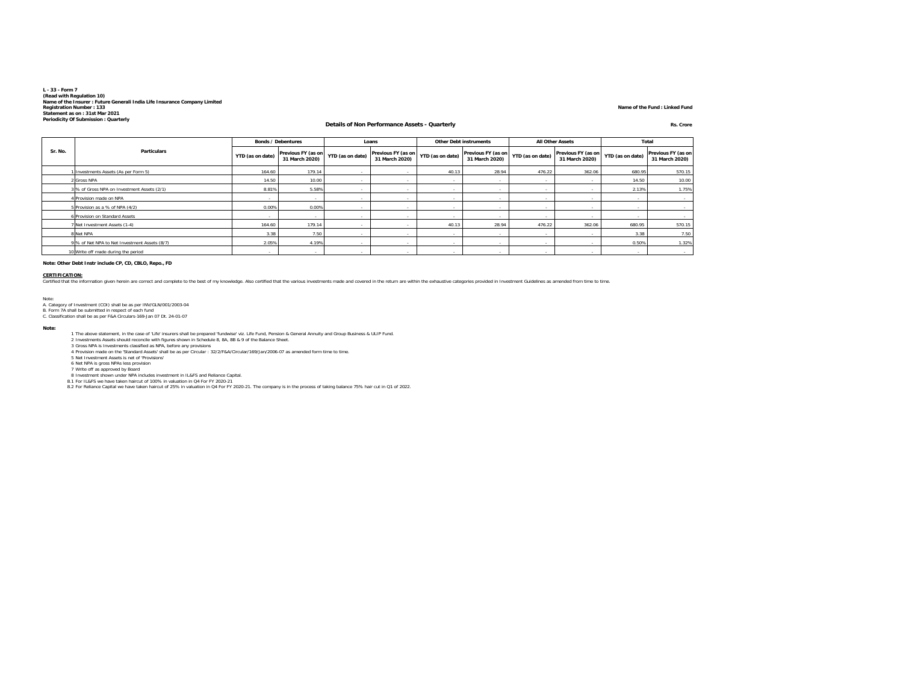**L - 33 - Form 7**
**(Read with Regulation 10)**
**Name of the Insurer : Future Generali India Life Insurance Company Limited**
**Registration Number : 133**
**Statement as on : 31st Mar 2021**
**Periodicity Of Submission : Quarterly**

**Name of the Fund : Linked Fund**

**Details of Non Performance Assets - Quarterly**

**Rs. Crore**

| Sr. No. | Particulars | Bonds / Debentures | | Loans | | Other Debt instruments | | All Other Assets | | Total | |
|---|---|---|---|---|---|---|---|---|---|---|---|
| | | YTD (as on date) | Previous FY (as on 31 March 2020) | YTD (as on date) | Previous FY (as on 31 March 2020) | YTD (as on date) | Previous FY (as on 31 March 2020) | YTD (as on date) | Previous FY (as on 31 March 2020) | YTD (as on date) | Previous FY (as on 31 March 2020) |
| 1 | Investments Assets (As per Form 5) | 164.60 | 179.14 | - | - | 40.13 | 28.94 | 476.22 | 362.06 | 680.95 | 570.15 |
| 2 | Gross NPA | 14.50 | 10.00 | - | - | - | - | - | - | 14.50 | 10.00 |
| 3 | % of Gross NPA on Investment Assets (2/1) | 8.81% | 5.58% | - | - | - | - | - | - | 2.13% | 1.75% |
| 4 | Provision made on NPA | - | - | - | - | - | - | - | - | - | - |
| 5 | Provision as a % of NPA (4/2) | 0.00% | 0.00% | - | - | - | - | - | - | - | - |
| 6 | Provision on Standard Assets | - | - | - | - | - | - | - | - | - | - |
| 7 | Net Investment Assets (1-4) | 164.60 | 179.14 | - | - | 40.13 | 28.94 | 476.22 | 362.06 | 680.95 | 570.15 |
| 8 | Net NPA | 3.38 | 7.50 | - | - | - | - | - | - | 3.38 | 7.50 |
| 9 | % of Net NPA to Net Investment Assets (8/7) | 2.05% | 4.19% | - | - | - | - | - | - | 0.50% | 1.32% |
| 10 | Write off made during the period | - | - | - | - | - | - | - | - | - | - |

**Note: Other Debt Instr include CP, CD, CBLO, Repo., FD**

**CERTIFICATION:**
Certified that the information given herein are correct and complete to the best of my knowledge. Also certified that the various investments made and covered in the return are within the exhaustive categories provided in Investment Guidelines as amended from time to time.

Note:
A. Category of Investment (COI) shall be as per INV/GLN/001/2003-04
B. Form 7A shall be submitted in respect of each fund
C. Classification shall be as per F&A Circulars-169-Jan 07 Dt. 24-01-07

**Note:**

1 The above statement, in the case of 'Life' insurers shall be prepared 'fundwise' viz. Life Fund, Pension & General Annuity and Group Business & ULIP Fund.
2 Investments Assets should reconcile with figures shown in Schedule 8, 8A, 8B & 9 of the Balance Sheet.
3 Gross NPA is Investments classified as NPA, before any provisions
4 Provision made on the 'Standard Assets' shall be as per Circular : 32/2/F&A/Circular/169/Jan/2006-07 as amended form time to time.
5 Net Investment Assets is net of 'Provisions'
6 Net NPA is gross NPAs less provision
7 Write off as approved by Board
8 Investment shown under NPA includes investment in IL&FS and Reliance Capital.
8.1 For IL&FS we have taken haircut of 100% in valuation in Q4 For FY 2020-21
8.2 For Reliance Capital we have taken haircut of 25% in valuation in Q4 For FY 2020-21. The company is in the process of taking balance 75% hair cut in Q1 of 2022.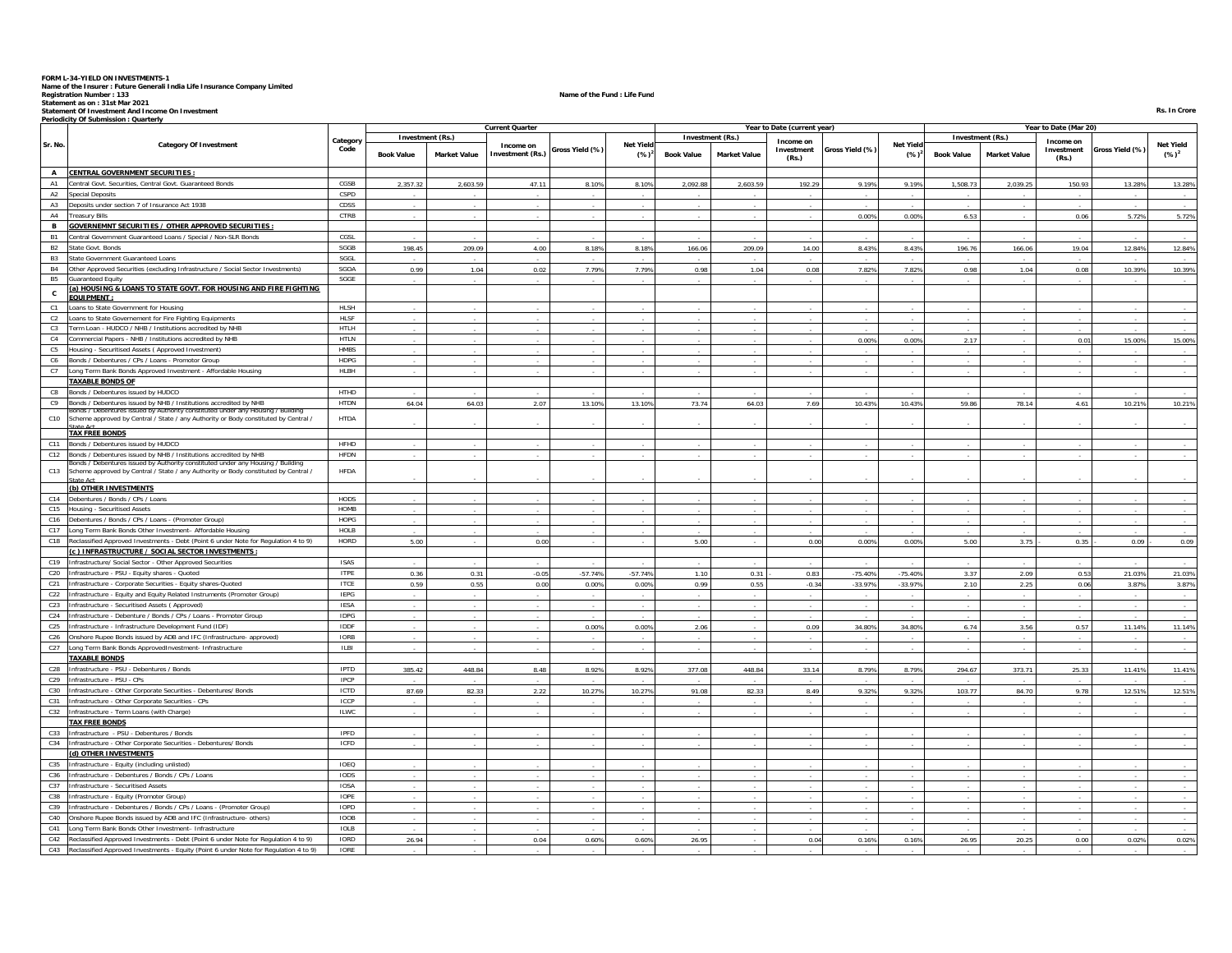**FORM L-34-YIELD ON INVESTMENTS-1**
**Name of the Insurer : Future Generali India Life Insurance Company Limited**
**Registration Number : 133**
**Statement as on : 31st Mar 2021**
**Statement Of Investment And Income On Investment**
**Periodicity Of Submission : Quarterly**

**Name of the Fund : Life Fund**

**Rs. In Crore**

| Sr. No. | Category Of Investment | Category Code | Current Quarter | | | | | Year to Date (current year) | | | | | Year to Date (Mar 20) | | | | |
|---|---|---|---|---|---|---|---|---|---|---|---|---|---|---|---|---|---|
| | | | Investment (Rs.) | | Income on Investment (Rs.) | Gross Yield (%) | Net Yield (%)[2] | Investment (Rs.) | | Income on Investment (Rs.) | Gross Yield (%) | Net Yield (%)[2] | Investment (Rs.) | | Income on Investment (Rs.) | Gross Yield (%) | Net Yield (%)[2] |
| | | | Book Value | Market Value | | | | Book Value | Market Value | | | | Book Value | Market Value | | | |
| A | CENTRAL GOVERNMENT SECURITIES : | | | | | | | | | | | | | | | | |
| A1 | Central Govt. Securities, Central Govt. Guaranteed Bonds | CGSB | 2,357.32 | 2,603.59 | 47.11 | 8.10% | 8.10% | 2,092.88 | 2,603.59 | 192.29 | 9.19% | 9.19% | 1,508.73 | 2,039.25 | 150.93 | 13.28% | 13.28% |
| A2 | Special Deposits | CSPD | - | - | - | - | - | - | - | - | - | - | - | - | - | - | - |
| A3 | Deposits under section 7 of Insurance Act 1938 | CDSS | - | - | - | - | - | - | - | - | - | - | - | - | - | - | - |
| A4 | Treasury Bills | CTRB | - | - | - | - | - | - | - | - | 0.00% | 0.00% | 6.53 | - | 0.06 | 5.72% | 5.72% |
| B | GOVERNEMNT SECURITIES / OTHER APPROVED SECURITIES : | | | | | | | | | | | | | | | | |
| B1 | Central Government Guaranteed Loans / Special / Non-SLR Bonds | CGSL | - | - | - | - | - | - | - | - | - | - | - | - | - | - | - |
| B2 | State Govt. Bonds | SGGB | 198.45 | 209.09 | 4.00 | 8.18% | 8.18% | 166.06 | 209.09 | 14.00 | 8.43% | 8.43% | 196.76 | 166.06 | 19.04 | 12.84% | 12.84% |
| B3 | State Government Guaranteed Loans | SGGL | - | - | - | - | - | - | - | - | - | - | - | - | - | - | - |
| B4 | Other Approved Securities (excluding Infrastructure / Social Sector Investments) | SGOA | 0.99 | 1.04 | 0.02 | 7.79% | 7.79% | 0.98 | 1.04 | 0.08 | 7.82% | 7.82% | 0.98 | 1.04 | 0.08 | 10.39% | 10.39% |
| B5 | Guaranteed Equity | SGGE | - | - | - | - | - | - | - | - | - | - | - | - | - | - | - |
| C | (a) HOUSING & LOANS TO STATE GOVT. FOR HOUSING AND FIRE FIGHTING EQUIPMENT : | | | | | | | | | | | | | | | | |
| C1 | Loans to State Government for Housing | HLSH | - | - | - | - | - | - | - | - | - | - | - | - | - | - | - |
| C2 | Loans to State Governement for Fire Fighting Equipments | HLSF | - | - | - | - | - | - | - | - | - | - | - | - | - | - | - |
| C3 | Term Loan - HUDCO / NHB / Institutions accredited by NHB | HTLH | - | - | - | - | - | - | - | - | - | - | - | - | - | - | - |
| C4 | Commercial Papers - NHB / Institutions accredited by NHB | HTLN | - | - | - | - | - | - | - | - | 0.00% | 0.00% | 2.17 | - | 0.01 | 15.00% | 15.00% |
| C5 | Housing - Securitised Assets ( Approved Investment) | HMBS | - | - | - | - | - | - | - | - | - | - | - | - | - | - | - |
| C6 | Bonds / Debentures / CPs / Loans - Promotor Group | HDPG | - | - | - | - | - | - | - | - | - | - | - | - | - | - | - |
| C7 | Long Term Bank Bonds Approved Investment - Affordable Housing | HLBH | - | - | - | - | - | - | - | - | - | - | - | - | - | - | - |
| | TAXABLE BONDS OF | | | | | | | | | | | | | | | | |
| C8 | Bonds / Debentures issued by HUDCO | HTHD | - | - | - | - | - | - | - | - | - | - | - | - | - | - | - |
| C9 | Bonds / Debentures issued by NHB / Institutions accredited by NHB | HTDN | 64.04 | 64.03 | 2.07 | 13.10% | 13.10% | 73.74 | 64.03 | 7.69 | 10.43% | 10.43% | 59.86 | 78.14 | 4.61 | 10.21% | 10.21% |
| C10 | Bonds / Debentures issued by Authority constituted under any Housing / Building Scheme approved by Central / State / any Authority or Body constituted by Central / State Act | HTDA | - | - | - | - | - | - | - | - | - | - | - | - | - | - | - |
| | TAX FREE BONDS | | | | | | | | | | | | | | | | |
| C11 | Bonds / Debentures issued by HUDCO | HFHD | - | - | - | - | - | - | - | - | - | - | - | - | - | - | - |
| C12 | Bonds / Debentures issued by NHB / Institutions accredited by NHB | HFDN | - | - | - | - | - | - | - | - | - | - | - | - | - | - | - |
| C13 | Bonds / Debentures issued by Authority constituted under any Housing / Building Scheme approved by Central / State / any Authority or Body constituted by Central / State Act | HFDA | - | - | - | - | - | - | - | - | - | - | - | - | - | - | - |
| | (b) OTHER INVESTMENTS | | | | | | | | | | | | | | | | |
| C14 | Debentures / Bonds / CPs / Loans | HODS | - | - | - | - | - | - | - | - | - | - | - | - | - | - | - |
| C15 | Housing - Securitised Assets | HOMB | - | - | - | - | - | - | - | - | - | - | - | - | - | - | - |
| C16 | Debentures / Bonds / CPs / Loans - (Promoter Group) | HOPG | - | - | - | - | - | - | - | - | - | - | - | - | - | - | - |
| C17 | Long Term Bank Bonds Other Investment- Affordable Housing | HOLB | - | - | - | - | - | - | - | - | - | - | - | - | - | - | - |
| C18 | Reclassified Approved Investments - Debt (Point 6 under Note for Regulation 4 to 9) | HORD | 5.00 | - | 0.00 | - | - | 5.00 | - | 0.00 | 0.00% | 0.00% | 5.00 | 3.75 | - 0.35 | - 0.09 | - 0.09 |
| | (c) INFRASTRUCTURE / SOCIAL SECTOR INVESTMENTS : | | | | | | | | | | | | | | | | |
| C19 | Infrastructure/ Social Sector - Other Approved Securities | ISAS | - | - | - | - | - | - | - | - | - | - | - | - | - | - | - |
| C20 | Infrastructure - PSU - Equity shares - Quoted | ITPE | 0.36 | 0.31 | -0.05 | -57.74% | -57.74% | 1.10 | 0.31 | - 0.83 | -75.40% | -75.40% | 3.37 | 2.09 | 0.53 | 21.03% | 21.03% |
| C21 | Infrastructure - Corporate Securities - Equity shares-Quoted | ITCE | 0.59 | 0.55 | 0.00 | 0.00% | 0.00% | 0.99 | 0.55 | -0.34 | -33.97% | -33.97% | 2.10 | 2.25 | 0.06 | 3.87% | 3.87% |
| C22 | Infrastructure - Equity and Equity Related Instruments (Promoter Group) | IEPG | - | - | - | - | - | - | - | - | - | - | - | - | - | - | - |
| C23 | Infrastructure - Securitised Assets ( Approved) | IESA | - | - | - | - | - | - | - | - | - | - | - | - | - | - | - |
| C24 | Infrastructure - Debenture / Bonds / CPs / Loans - Promoter Group | IDPG | - | - | - | - | - | - | - | - | - | - | - | - | - | - | - |
| C25 | Infrastructure - Infrastructure Development Fund (IDF) | IDDF | - | - | - | 0.00% | 0.00% | 2.06 | - | 0.09 | 34.80% | 34.80% | 6.74 | 3.56 | 0.57 | 11.14% | 11.14% |
| C26 | Onshore Rupee Bonds issued by ADB and IFC (Infrastructure- approved) | IORB | - | - | - | - | - | - | - | - | - | - | - | - | - | - | - |
| C27 | Long Term Bank Bonds ApprovedInvestment- Infrastructure | ILBI | - | - | - | - | - | - | - | - | - | - | - | - | - | - | - |
| | TAXABLE BONDS | | | | | | | | | | | | | | | | |
| C28 | Infrastructure - PSU - Debentures / Bonds | IPTD | 385.42 | 448.84 | 8.48 | 8.92% | 8.92% | 377.08 | 448.84 | 33.14 | 8.79% | 8.79% | 294.67 | 373.71 | 25.33 | 11.41% | 11.41% |
| C29 | Infrastructure - PSU - CPs | IPCP | - | - | - | - | - | - | - | - | - | - | - | - | - | - | - |
| C30 | Infrastructure - Other Corporate Securities - Debentures/ Bonds | ICTD | 87.69 | 82.33 | 2.22 | 10.27% | 10.27% | 91.08 | 82.33 | 8.49 | 9.32% | 9.32% | 103.77 | 84.70 | 9.78 | 12.51% | 12.51% |
| C31 | Infrastructure - Other Corporate Securities - CPs | ICCP | - | - | - | - | - | - | - | - | - | - | - | - | - | - | - |
| C32 | Infrastructure - Term Loans (with Charge) | ILWC | - | - | - | - | - | - | - | - | - | - | - | - | - | - | - |
| | TAX FREE BONDS | | | | | | | | | | | | | | | | |
| C33 | Infrastructure - PSU - Debentures / Bonds | IPFD | - | - | - | - | - | - | - | - | - | - | - | - | - | - | - |
| C34 | Infrastructure - Other Corporate Securities - Debentures/ Bonds | ICFD | - | - | - | - | - | - | - | - | - | - | - | - | - | - | - |
| | (d) OTHER INVESTMENTS | | | | | | | | | | | | | | | | |
| C35 | Infrastructure - Equity (including unlisted) | IOEQ | - | - | - | - | - | - | - | - | - | - | - | - | - | - | - |
| C36 | Infrastructure - Debentures / Bonds / CPs / Loans | IODS | - | - | - | - | - | - | - | - | - | - | - | - | - | - | - |
| C37 | Infrastructure - Securitised Assets | IOSA | - | - | - | - | - | - | - | - | - | - | - | - | - | - | - |
| C38 | Infrastructure - Equity (Promoter Group) | IOPE | - | - | - | - | - | - | - | - | - | - | - | - | - | - | - |
| C39 | Infrastructure - Debentures / Bonds / CPs / Loans - (Promoter Group) | IOPD | - | - | - | - | - | - | - | - | - | - | - | - | - | - | - |
| C40 | Onshore Rupee Bonds issued by ADB and IFC (Infrastructure- others) | IOOB | - | - | - | - | - | - | - | - | - | - | - | - | - | - | - |
| C41 | Long Term Bank Bonds Other Investment- Infrastructure | IOLB | - | - | - | - | - | - | - | - | - | - | - | - | - | - | - |
| C42 | Reclassified Approved Investments - Debt (Point 6 under Note for Regulation 4 to 9) | IORD | 26.94 | - | 0.04 | 0.60% | 0.60% | 26.95 | - | 0.04 | 0.16% | 0.16% | 26.95 | 20.25 | 0.00 | 0.02% | 0.02% |
| C43 | Reclassified Approved Investments - Equity (Point 6 under Note for Regulation 4 to 9) | IORE | - | - | - | - | - | - | - | - | - | - | - | - | - | - | - |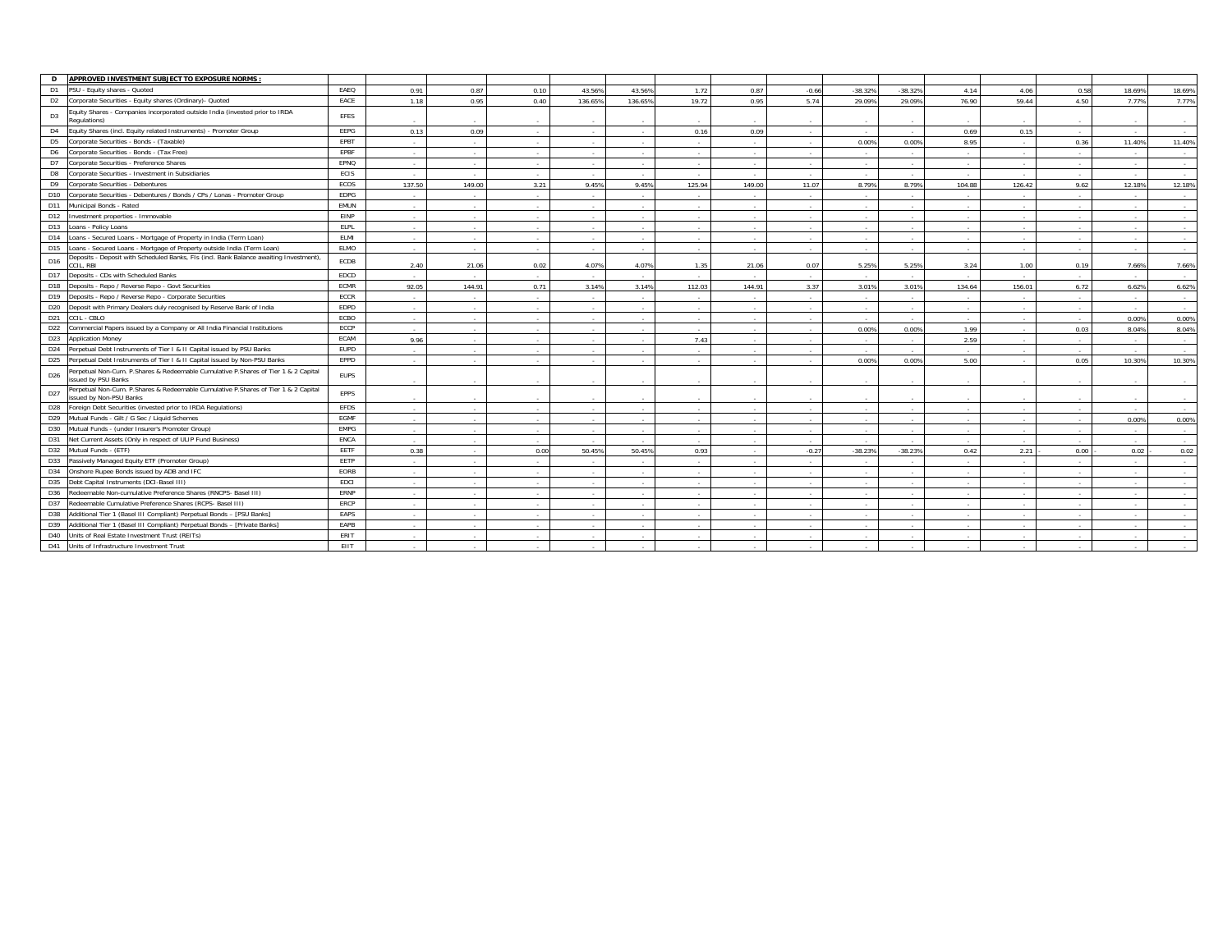| D | APPROVED INVESTMENT SUBJECT TO EXPOSURE NORMS : | | | | | | | | | | | | | | | | |
|---|---|---|---|---|---|---|---|---|---|---|---|---|---|---|---|---|---|
| D1 | PSU - Equity shares - Quoted | EAEQ | 0.91 | 0.87 | 0.10 | 43.56% | 43.56% | 1.72 | 0.87 | -0.66 | -38.32% | -38.32% | 4.14 | 4.06 | 0.58 | 18.69% | 18.69% |
| D2 | Corporate Securities - Equity shares (Ordinary)- Quoted | EACE | 1.18 | 0.95 | 0.40 | 136.65% | 136.65% | 19.72 | 0.95 | 5.74 | 29.09% | 29.09% | 76.90 | 59.44 | 4.50 | 7.77% | 7.77% |
| D3 | Equity Shares - Companies incorporated outside India (invested prior to IRDA Regulations) | EFES | - | - | - | - | - | - | - | - | - | - | - | - | - | - | - |
| D4 | Equity Shares (incl. Equity related Instruments) - Promoter Group | EEPG | 0.13 | 0.09 | - | - | - | 0.16 | 0.09 | - | - | - | 0.69 | 0.15 | - | - | - |
| D5 | Corporate Securities - Bonds - (Taxable) | EPBT | - | - | - | - | - | - | - | - | 0.00% | 0.00% | 8.95 | - | 0.36 | 11.40% | 11.40% |
| D6 | Corporate Securities - Bonds - (Tax Free) | EPBF | - | - | - | - | - | - | - | - | - | - | - | - | - | - | - |
| D7 | Corporate Securities - Preference Shares | EPNQ | - | - | - | - | - | - | - | - | - | - | - | - | - | - | - |
| D8 | Corporate Securities - Investment in Subsidiaries | ECIS | - | - | - | - | - | - | - | - | - | - | - | - | - | - | - |
| D9 | Corporate Securities - Debentures | ECOS | 137.50 | 149.00 | 3.21 | 9.45% | 9.45% | 125.94 | 149.00 | 11.07 | 8.79% | 8.79% | 104.88 | 126.42 | 9.62 | 12.18% | 12.18% |
| D10 | Corporate Securities - Debentures / Bonds / CPs / Lonas - Promoter Group | EDPG | - | - | - | - | - | - | - | - | - | - | - | - | - | - | - |
| D11 | Municipal Bonds - Rated | EMUN | - | - | - | - | - | - | - | - | - | - | - | - | - | - | - |
| D12 | Investment properties - Immovable | EINP | - | - | - | - | - | - | - | - | - | - | - | - | - | - | - |
| D13 | Loans - Policy Loans | ELPL | - | - | - | - | - | - | - | - | - | - | - | - | - | - | - |
| D14 | Loans - Secured Loans - Mortgage of Property in India (Term Loan) | ELMI | - | - | - | - | - | - | - | - | - | - | - | - | - | - | - |
| D15 | Loans - Secured Loans - Mortgage of Property outside India (Term Loan) | ELMO | - | - | - | - | - | - | - | - | - | - | - | - | - | - | - |
| D16 | Deposits - Deposit with Scheduled Banks, FIs (incl. Bank Balance awaiting Investment), CCIL, RBI | ECDB | 2.40 | 21.06 | 0.02 | 4.07% | 4.07% | 1.35 | 21.06 | 0.07 | 5.25% | 5.25% | 3.24 | 1.00 | 0.19 | 7.66% | 7.66% |
| D17 | Deposits - CDs with Scheduled Banks | EDCD | - | - | - | - | - | - | - | - | - | - | - | - | - | - | - |
| D18 | Deposits - Repo / Reverse Repo - Govt Securities | ECMR | 92.05 | 144.91 | 0.71 | 3.14% | 3.14% | 112.03 | 144.91 | 3.37 | 3.01% | 3.01% | 134.64 | 156.01 | 6.72 | 6.62% | 6.62% |
| D19 | Deposits - Repo / Reverse Repo - Corporate Securities | ECCR | - | - | - | - | - | - | - | - | - | - | - | - | - | - | - |
| D20 | Deposit with Primary Dealers duly recognised by Reserve Bank of India | EDPD | - | - | - | - | - | - | - | - | - | - | - | - | - | - | - |
| D21 | CCIL - CBLO | ECBO | - | - | - | - | - | - | - | - | - | - | - | - | - | 0.00% | 0.00% |
| D22 | Commercial Papers issued by a Company or All India Financial Institutions | ECCP | - | - | - | - | - | - | - | - | 0.00% | 0.00% | 1.99 | - | 0.03 | 8.04% | 8.04% |
| D23 | Application Money | ECAM | 9.96 | - | - | - | - | 7.43 | - | - | - | - | 2.59 | - | - | - | - |
| D24 | Perpetual Debt Instruments of Tier I & II Capital issued by PSU Banks | EUPD | - | - | - | - | - | - | - | - | - | - | - | - | - | - | - |
| D25 | Perpetual Debt Instruments of Tier I & II Capital issued by Non-PSU Banks | EPPD | - | - | - | - | - | - | - | - | 0.00% | 0.00% | 5.00 | - | 0.05 | 10.30% | 10.30% |
| D26 | Perpetual Non-Cum. P.Shares & Redeemable Cumulative P.Shares of Tier 1 & 2 Capital issued by PSU Banks | EUPS | - | - | - | - | - | - | - | - | - | - | - | - | - | - | - |
| D27 | Perpetual Non-Cum. P.Shares & Redeemable Cumulative P.Shares of Tier 1 & 2 Capital issued by Non-PSU Banks | EPPS | - | - | - | - | - | - | - | - | - | - | - | - | - | - | - |
| D28 | Foreign Debt Securities (invested prior to IRDA Regulations) | EFDS | - | - | - | - | - | - | - | - | - | - | - | - | - | - | - |
| D29 | Mutual Funds - Gilt / G Sec / Liquid Schemes | EGMF | - | - | - | - | - | - | - | - | - | - | - | - | - | 0.00% | 0.00% |
| D30 | Mutual Funds - (under Insurer's Promoter Group) | EMPG | - | - | - | - | - | - | - | - | - | - | - | - | - | - | - |
| D31 | Net Current Assets (Only in respect of ULIP Fund Business) | ENCA | - | - | - | - | - | - | - | - | - | - | - | - | - | - | - |
| D32 | Mutual Funds - (ETF) | EETF | 0.38 | - | 0.00 | 50.45% | 50.45% | 0.93 | - | -0.27 | -38.23% | -38.23% | 0.42 | 2.21 | - 0.00 | - 0.02 | - 0.02 |
| D33 | Passively Managed Equity ETF (Promoter Group) | EETP | - | - | - | - | - | - | - | - | - | - | - | - | - | - | - |
| D34 | Onshore Rupee Bonds issued by ADB and IFC | EORB | - | - | - | - | - | - | - | - | - | - | - | - | - | - | - |
| D35 | Debt Capital Instruments (DCI-Basel III) | EDCI | - | - | - | - | - | - | - | - | - | - | - | - | - | - | - |
| D36 | Redeemable Non-cumulative Preference Shares (RNCPS- Basel III) | ERNP | - | - | - | - | - | - | - | - | - | - | - | - | - | - | - |
| D37 | Redeemable Cumulative Preference Shares (RCPS- Basel III) | ERCP | - | - | - | - | - | - | - | - | - | - | - | - | - | - | - |
| D38 | Additional Tier 1 (Basel III Compliant) Perpetual Bonds – [PSU Banks] | EAPS | - | - | - | - | - | - | - | - | - | - | - | - | - | - | - |
| D39 | Additional Tier 1 (Basel III Compliant) Perpetual Bonds – [Private Banks] | EAPB | - | - | - | - | - | - | - | - | - | - | - | - | - | - | - |
| D40 | Units of Real Estate Investment Trust (REITs) | ERIT | - | - | - | - | - | - | - | - | - | - | - | - | - | - | - |
| D41 | Units of Infrastructure Investment Trust | EIIT | - | - | - | - | - | - | - | - | - | - | - | - | - | - | - |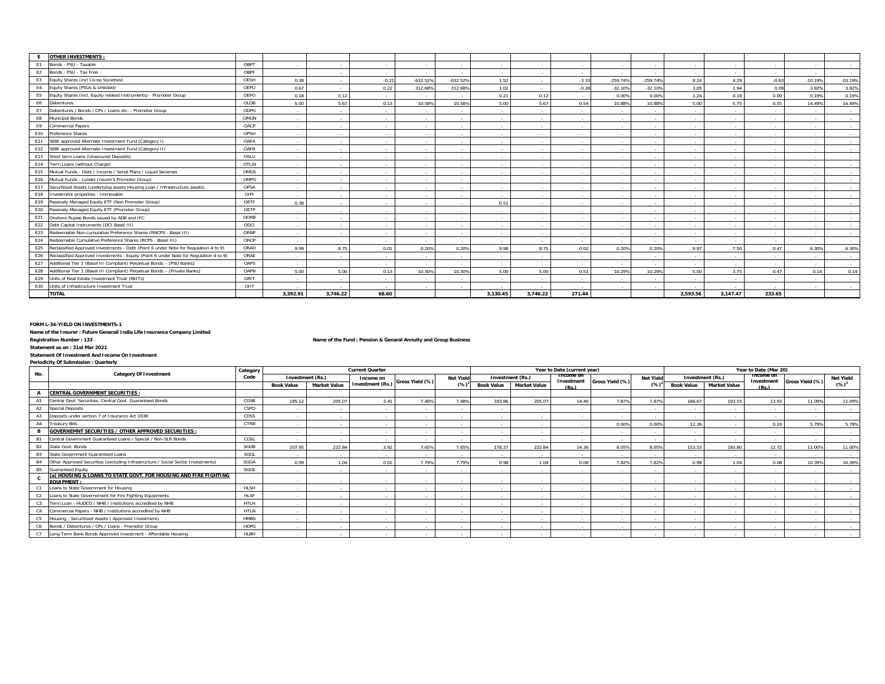| No. | Category Of Investment | Category Code | Current Quarter | | | | | Year to Date (current year) | | | | | Year to Date (Mar 20) | | | | |
|---|---|---|---|---|---|---|---|---|---|---|---|---|---|---|---|---|---|
| | | | Investment (Rs.) Book Value | Investment (Rs.) Market Value | Income on Investment (Rs.) | Gross Yield (%) | Net Yield (%)[2] | Investment (Rs.) Book Value | Investment (Rs.) Market Value | Income on Investment (Rs.) | Gross Yield (%) | Net Yield (%)[2] | Investment (Rs.) Book Value | Investment (Rs.) Market Value | Income on Investment (Rs.) | Gross Yield (%) | Net Yield (%)[2] |
| E | OTHER INVESTMENTS : | | | | | | | | | | | | | | | | |
| E1 | Bonds - PSU - Taxable | OBPT | - | - | - | - | - | - | - | - | - | - | - | - | - | - | - |
| E2 | Bonds - PSU - Tax Free | OBPF | - | - | - | - | - | - | - | - | - | - | - | - | - | - | - |
| E3 | Equity Shares (incl Co-op Societies) | OESH | 0.38 | - | -0.21 | -632.52% | -632.52% | 1.52 | - | -3.33 | -259.74% | -259.74% | 8.24 | 4.29 | -0.63 | -10.19% | -10.19% |
| E4 | Equity Shares (PSUs & Unlisted) | OEPU | 0.67 | - | 0.22 | 312.68% | 312.68% | 1.02 | - | -0.28 | -32.10% | -32.10% | 3.05 | 1.94 | 0.09 | 3.82% | 3.82% |
| E5 | Equity Shares (incl. Equity related Instruments) - Promoter Group | OEPG | 0.18 | 0.12 | - | - | - | 0.21 | 0.12 | - | 0.00% | 0.00% | 1.24 | 0.18 | 0.00 | 0.19% | 0.19% |
| E6 | Debentures | OLDB | 5.00 | 5.67 | 0.13 | 10.58% | 10.58% | 5.00 | 5.67 | 0.54 | 10.88% | 10.88% | 5.00 | 5.75 | 0.55 | 14.49% | 14.49% |
| E7 | Debentures / Bonds / CPs / Loans etc. - Promoter Group | ODPG | - | - | - | - | - | - | - | - | - | - | - | - | - | - | - |
| E8 | Municipal Bonds | OMUN | - | - | - | - | - | - | - | - | - | - | - | - | - | - | - |
| E9 | Commercial Papers | OACP | - | - | - | - | - | - | - | - | - | - | - | - | - | - | - |
| E10 | Preference Shares | OPSH | - | - | - | - | - | - | - | - | - | - | - | - | - | - | - |
| E11 | SEBI approved Alternate Investment Fund (Category I) | OAFA | - | - | - | - | - | - | - | - | - | - | - | - | - | - | - |
| E12 | SEBI approved Alternate Investment Fund (Category II) | OAFB | - | - | - | - | - | - | - | - | - | - | - | - | - | - | - |
| E13 | Short term Loans (Unsecured Deposits) | OSLU | - | - | - | - | - | - | - | - | - | - | - | - | - | - | - |
| E14 | Term Loans (without Charge) | OTLW | - | - | - | - | - | - | - | - | - | - | - | - | - | - | - |
| E15 | Mutual Funds - Debt / Income / Serial Plans / Liquid Secemes | OMGS | - | - | - | - | - | - | - | - | - | - | - | - | - | - | - |
| E16 | Mutual Funds - (under Insurer's Promoter Group) | OMPG | - | - | - | - | - | - | - | - | - | - | - | - | - | - | - |
| E17 | Securitised Assets (underlying assets Housing Loan / Infrastructure assets) | OPSA | - | - | - | - | - | - | - | - | - | - | - | - | - | - | - |
| E18 | Investment properties - Immovable | OIPI | - | - | - | - | - | - | - | - | - | - | - | - | - | - | - |
| E19 | Passively Managed Equity ETF (Non Promoter Group) | OETF | 0.38 | - | - | - | - | 0.51 | - | - | - | - | - | - | - | - | - |
| E20 | Passively Managed Equity ETF (Promoter Group) | OETP | - | - | - | - | - | - | - | - | - | - | - | - | - | - | - |
| E21 | Onshore Rupee Bonds issued by ADB and IFC | OORB | - | - | - | - | - | - | - | - | - | - | - | - | - | - | - |
| E22 | Debt Capital Instruments (DCI-Basel III) | ODCI | - | - | - | - | - | - | - | - | - | - | - | - | - | - | - |
| E23 | Redeemable Non-cumulative Preference Shares (RNCPS - Basel III) | ORNP | - | - | - | - | - | - | - | - | - | - | - | - | - | - | - |
| E24 | Redeemable Cumulative Preference Shares (RCPS - Basel III) | ORCP | - | - | - | - | - | - | - | - | - | - | - | - | - | - | - |
| E25 | Reclassified Approved Investments - Debt (Point 6 under Note for Regulation 4 to 9) | ORAD | 9.99 | 8.75 | 0.01 | 0.20% | 0.20% | 9.98 | 8.75 | 0.02 | 0.20% | 0.20% | 9.97 | 7.50 | 0.47 | 6.30% | 6.30% |
| E26 | Reclassified Approved Investments - Equity (Point 6 under Note for Regulation 4 to 9) | ORAE | - | - | - | - | - | - | - | - | - | - | - | - | - | - | - |
| E27 | Additional Tier 1 (Basel III Compliant) Perpetual Bonds – [PSU Banks] | OAPS | - | - | - | - | - | - | - | - | - | - | - | - | - | - | - |
| E28 | Additional Tier 1 (Basel III Compliant) Perpetual Bonds – [Private Banks] | OAPB | 5.00 | 5.00 | 0.13 | 10.30% | 10.30% | 5.00 | 5.00 | 0.51 | 10.29% | 10.29% | 5.00 | 3.75 | 0.47 | 0.14 | 0.14 |
| E29 | Units of Real Estate Investment Trust (REITs) | ORIT | - | - | - | - | - | - | - | - | - | - | - | - | - | - | - |
| E30 | Units of Infrastructure Investment Trust | OIIT | - | - | - | - | - | - | - | - | - | - | - | - | - | - | - |
| | TOTAL | | 3,392.91 | 3,746.22 | 68.60 | | | 3,130.45 | 3,746.22 | 271.44 | | | 2,593.56 | 3,147.47 | 233.65 | | |

**FORM L-34-YIELD ON INVESTMENTS-1**

**Name of the Insurer : Future Generali India Life Insurance Company Limited**

**Registration Number : 133** **Name of the Fund : Pension & Genaral Annuity and Group Business**

**Statement as on : 31st Mar 2021**

**Statement Of Investment And Income On Investment**

**Periodicity Of Submission : Quarterly**

| No. | Category Of Investment | Category Code | Current Quarter | | | | | Year to Date (current year) | | | | | Year to Date (Mar 20) | | | | |
|---|---|---|---|---|---|---|---|---|---|---|---|---|---|---|---|---|---|
| | | | Investment (Rs.) Book Value | Investment (Rs.) Market Value | Income on Investment (Rs.) | Gross Yield (%) | Net Yield (%)[2] | Investment (Rs.) Book Value | Investment (Rs.) Market Value | Income on Investment (Rs.) | Gross Yield (%) | Net Yield (%)[2] | Investment (Rs.) Book Value | Investment (Rs.) Market Value | Income on Investment (Rs.) | Gross Yield (%) | Net Yield (%)[2] |
| A | CENTRAL GOVERNMENT SECURITIES : | | | | | | | | | | | | | | | | |
| A1 | Central Govt. Securities, Central Govt. Guaranteed Bonds | CGSB | 185.12 | 205.07 | 3.41 | 7.48% | 7.48% | 183.86 | 205.07 | 14.46 | 7.87% | 7.87% | 166.67 | 193.55 | 13.93 | 11.09% | 11.09% |
| A2 | Special Deposits | CSPD | - | - | - | - | - | - | - | - | - | - | - | - | - | - | - |
| A3 | Deposits under section 7 of Insurance Act 1938 | CDSS | - | - | - | - | - | - | - | - | - | - | - | - | - | - | - |
| A4 | Treasury Bills | CTRB | - | - | - | - | - | - | - | - | 0.00% | 0.00% | 12.26 | - | 0.19 | 5.79% | 5.79% |
| B | GOVERNEMNT SECURITIES / OTHER APPROVED SECURITIES : | | - | - | - | - | - | - | - | - | - | - | - | - | - | - | - |
| B1 | Central Government Guaranteed Loans / Special / Non-SLR Bonds | CGSL | - | - | - | - | - | - | - | - | - | - | - | - | - | - | - |
| B2 | State Govt. Bonds | SGGB | 207.95 | 222.84 | 3.92 | 7.65% | 7.65% | 178.37 | 222.84 | 14.36 | 8.05% | 8.05% | 153.53 | 183.80 | 12.72 | 11.00% | 11.00% |
| B3 | State Government Guaranteed Loans | SGGL | - | - | - | - | - | - | - | - | - | - | - | - | - | - | - |
| B4 | Other Approved Securities (excluding Infrastructure / Social Sector Investments) | SGOA | 0.99 | 1.04 | 0.02 | 7.79% | 7.79% | 0.98 | 1.04 | 0.08 | 7.82% | 7.82% | 0.98 | 1.04 | 0.08 | 10.39% | 10.39% |
| B5 | Guaranteed Equity | SGGE | - | - | - | - | - | - | - | - | - | - | - | - | - | - | - |
| C | (a) HOUSING & LOANS TO STATE GOVT. FOR HOUSING AND FIRE FIGHTING EQUIPMENT : | | - | - | - | - | - | - | - | - | - | - | - | - | - | - | - |
| C1 | Loans to State Government for Housing | HLSH | - | - | - | - | - | - | - | - | - | - | - | - | - | - | - |
| C2 | Loans to State Governement for Fire Fighting Equipments | HLSF | - | - | - | - | - | - | - | - | - | - | - | - | - | - | - |
| C3 | Term Loan - HUDCO / NHB / Institutions accredited by NHB | HTLH | - | - | - | - | - | - | - | - | - | - | - | - | - | - | - |
| C4 | Commercial Papers - NHB / Institutions accredited by NHB | HTLN | - | - | - | - | - | - | - | - | - | - | - | - | - | - | - |
| C5 | Housing - Securitised Assets ( Approved Investment) | HMBS | - | - | - | - | - | - | - | - | - | - | - | - | - | - | - |
| C6 | Bonds / Debentures / CPs / Loans - Promotor Group | HDPG | - | - | - | - | - | - | - | - | - | - | - | - | - | - | - |
| C7 | Long Term Bank Bonds Approved Investment - Affordable Housing | HLBH | - | - | - | - | - | - | - | - | - | - | - | - | - | - | - |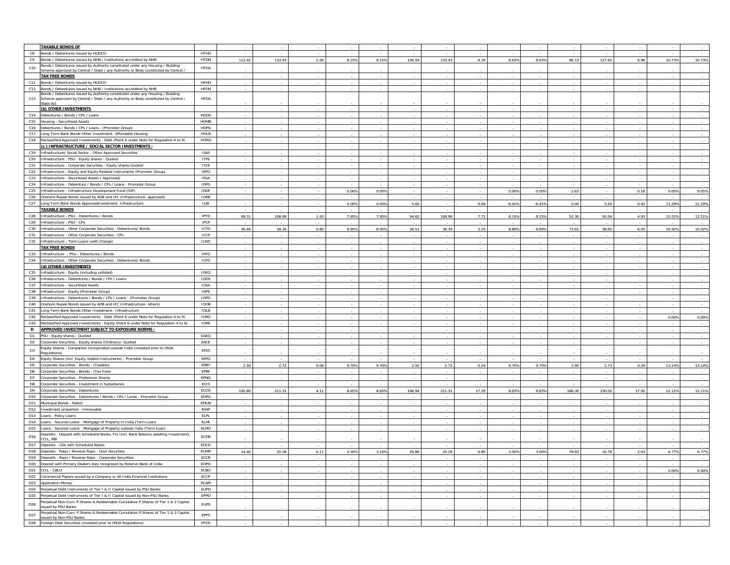| | | | | | | | | | | | | | | | | | |
|---|---|---|---|---|---|---|---|---|---|---|---|---|---|---|---|---|---|
| | **TAXABLE BONDS OF** | | - | - | - | - | - | - | - | - | - | - | - | - | - | - | - |
| C8 | Bonds / Debentures issued by HUDCO | HTHD | - | - | - | - | - | - | - | - | - | - | - | - | - | - | - |
| C9 | Bonds / Debentures issued by NHB / Institutions accredited by NHB | HTDN | 112.42 | 133.43 | 2.26 | 8.15% | 8.15% | 106.59 | 133.43 | 9.19 | 8.63% | 8.63% | 86.13 | 127.65 | 6.96 | 10.73% | 10.73% |
| C10 | Bonds / Debentures issued by Authority constituted under any Housing / Building Scheme approved by Central / State / any Authority or Body constituted by Central / | HTDA | - | - | - | - | - | - | - | - | - | - | - | - | - | - | - |
| | **TAX FREE BONDS** | | - | - | - | - | - | - | - | - | - | - | - | - | - | - | - |
| C11 | Bonds / Debentures issued by HUDCO | HFHD | - | - | - | - | - | - | - | - | - | - | - | - | - | - | - |
| C12 | Bonds / Debentures issued by NHB / Institutions accredited by NHB | HFDN | - | - | - | - | - | - | - | - | - | - | - | - | - | - | - |
| C13 | Bonds / Debentures issued by Authority constituted under any Housing / Building Scheme approved by Central / State / any Authority or Body constituted by Central / State Act | HFDA | - | - | - | - | - | - | - | - | - | - | - | - | - | - | - |
| | **(b) OTHER INVESTMENTS** | | - | - | - | - | - | - | - | - | - | - | - | - | - | - | - |
| C14 | Debentures / Bonds / CPs / Loans | HODS | - | - | - | - | - | - | - | - | - | - | - | - | - | - | - |
| C15 | Housing - Securitised Assets | HOMB | - | - | - | - | - | - | - | - | - | - | - | - | - | - | - |
| C16 | Debentures / Bonds / CPs / Loans - (Promoter Group) | HOPG | - | - | - | - | - | - | - | - | - | - | - | - | - | - | - |
| C17 | Long Term Bank Bonds Other Investment– Affordable Housing | HOLB | - | - | - | - | - | - | - | - | - | - | - | - | - | - | - |
| C18 | Reclassified Approved Investments - Debt (Point 6 under Note for Regulation 4 to 9) | HORD | - | - | - | - | - | - | - | - | - | - | - | - | - | - | - |
| | **(c ) INFRASTRUCTURE / SOCIAL SECTOR INVESTMENTS :** | | - | - | - | - | - | - | - | - | - | - | - | - | - | - | - |
| C19 | Infrastructure/ Social Sector - Other Approved Securities | ISAS | - | - | - | - | - | - | - | - | - | - | - | - | - | - | - |
| C20 | Infrastructure - PSU - Equity shares - Quoted | ITPE | - | - | - | - | - | - | - | - | - | - | - | - | - | - | - |
| C21 | Infrastructure - Corporate Securities - Equity shares-Quoted | ITCE | - | - | - | - | - | - | - | - | - | - | - | - | - | - | - |
| C22 | Infrastructure - Equity and Equity Related Instruments (Promoter Group) | IEPG | - | - | - | - | - | - | - | - | - | - | - | - | - | - | - |
| C23 | Infrastructure - Securitised Assets ( Approved) | IESA | - | - | - | - | - | - | - | - | - | - | - | - | - | - | - |
| C24 | Infrastructure - Debenture / Bonds / CPs / Loans - Promoter Group | IDPG | - | - | - | - | - | - | - | - | - | - | - | - | - | - | - |
| C25 | Infrastructure - Infrastructure Development Fund (IDF) | IDDF | - | - | - | 0.00% | 0.00% | - | - | - | 0.00% | 0.00% | 2.63 | - | 0.18 | 9.05% | 9.05% |
| C26 | Onshore Rupee Bonds issued by ADB and IFC (Infrastructure- approved) | IORB | - | - | - | - | - | - | - | - | - | - | - | - | - | - | - |
| C27 | Long Term Bank Bonds ApprovedInvestment- Infrastructure | ILBI | - | - | - | 0.00% | 0.00% | 5.00 | - | 0.06 | -6.41% | -6.41% | 5.00 | 5.26 | 0.43 | 11.29% | 11.29% |
| | **TAXABLE BONDS** | | - | - | - | - | - | - | - | - | - | - | - | - | - | - | - |
| C28 | Infrastructure - PSU - Debentures / Bonds | IPTD | 98.31 | 108.99 | 1.93 | 7.95% | 7.95% | 94.62 | 108.99 | 7.71 | 8.15% | 8.15% | 52.30 | 92.04 | 4.93 | 12.51% | 12.51% |
| C29 | Infrastructure - PSU - CPs | IPCP | - | - | - | - | - | - | - | - | - | - | - | - | - | - | - |
| C30 | Infrastructure - Other Corporate Securities - Debentures/ Bonds | ICTD | 36.44 | 38.34 | 0.80 | 8.95% | 8.95% | 36.51 | 38.34 | 3.25 | 8.89% | 8.89% | 73.61 | 38.65 | 6.05 | 10.92% | 10.92% |
| C31 | Infrastructure - Other Corporate Securities - CPs | ICCP | - | - | - | - | - | - | - | - | - | - | - | - | - | - | - |
| C32 | Infrastructure - Term Loans (with Charge) | ILWC | - | - | - | - | - | - | - | - | - | - | - | - | - | - | - |
| | **TAX FREE BONDS** | | - | - | - | - | - | - | - | - | - | - | - | - | - | - | - |
| C33 | Infrastructure - PSU - Debentures / Bonds | IPFD | - | - | - | - | - | - | - | - | - | - | - | - | - | - | - |
| C34 | Infrastructure - Other Corporate Securities - Debentures/ Bonds | ICFD | - | - | - | - | - | - | - | - | - | - | - | - | - | - | - |
| | **(d) OTHER INVESTMENTS** | | - | - | - | - | - | - | - | - | - | - | - | - | - | - | - |
| C35 | Infrastructure - Equity (including unlisted) | IOEQ | - | - | - | - | - | - | - | - | - | - | - | - | - | - | - |
| C36 | Infrastructure - Debentures / Bonds / CPs / Loans | IODS | - | - | - | - | - | - | - | - | - | - | - | - | - | - | - |
| C37 | Infrastructure - Securitised Assets | IOSA | - | - | - | - | - | - | - | - | - | - | - | - | - | - | - |
| C38 | Infrastructure - Equity (Promoter Group) | IOPE | - | - | - | - | - | - | - | - | - | - | - | - | - | - | - |
| C39 | Infrastructure - Debentures / Bonds / CPs / Loans - (Promoter Group) | IOPD | - | - | - | - | - | - | - | - | - | - | - | - | - | - | - |
| C40 | Onshore Rupee Bonds issued by ADB and IFC (Infrastructure- others) | IOOB | - | - | - | - | - | - | - | - | - | - | - | - | - | - | - |
| C41 | Long Term Bank Bonds Other Investment– Infrastructure | IOLB | - | - | - | - | - | - | - | - | - | - | - | - | - | - | - |
| C42 | Reclassified Approved Investments - Debt (Point 6 under Note for Regulation 4 to 9) | IORD | - | - | - | - | - | - | - | - | - | - | - | - | - | 0.00% | 0.00% |
| C43 | Reclassified Approved Investments - Equity (Point 6 under Note for Regulation 4 to 9) | IORE | - | - | - | - | - | - | - | - | - | - | - | - | - | - | - |
| **D** | **APPROVED INVESTMENT SUBJECT TO EXPOSURE NORMS :** | | - | - | - | - | - | - | - | - | - | - | - | - | - | - | - |
| D1 | PSU - Equity shares - Quoted | EAEQ | - | - | - | - | - | - | - | - | - | - | - | - | - | - | - |
| D2 | Corporate Securities - Equity shares (Ordinary)- Quoted | EACE | - | - | - | - | - | - | - | - | - | - | - | - | - | - | - |
| D3 | Equity Shares - Companies incorporated outside India (invested prior to IRDA Regulations) | EFES | - | - | - | - | - | - | - | - | - | - | - | - | - | - | - |
| D4 | Equity Shares (incl. Equity related Instruments) - Promoter Group | EEPG | - | - | - | - | - | - | - | - | - | - | - | - | - | - | - |
| D5 | Corporate Securities - Bonds - (Taxable) | EPBT | 2.50 | 2.72 | 0.06 | 9.70% | 9.70% | 2.50 | 2.72 | 0.24 | 9.70% | 9.70% | 2.90 | 2.73 | 0.29 | 13.14% | 13.14% |
| D6 | Corporate Securities - Bonds - (Tax Free) | EPBF | - | - | - | - | - | - | - | - | - | - | - | - | - | - | - |
| D7 | Corporate Securities - Preference Shares | EPNQ | - | - | - | - | - | - | - | - | - | - | - | - | - | - | - |
| D8 | Corporate Securities - Investment in Subsidiaries | ECIS | - | - | - | - | - | - | - | - | - | - | - | - | - | - | - |
| D9 | Corporate Securities - Debentures | ECOS | 192.80 | 211.31 | 4.11 | 8.65% | 8.65% | 196.94 | 211.31 | 17.39 | 8.83% | 8.83% | 186.30 | 230.02 | 17.00 | 12.11% | 12.11% |
| D10 | Corporate Securities - Debentures / Bonds / CPs / Lonas - Promoter Group | EDPG | - | - | - | - | - | - | - | - | - | - | - | - | - | - | - |
| D11 | Municipal Bonds - Rated | EMUN | - | - | - | - | - | - | - | - | - | - | - | - | - | - | - |
| D12 | Investment properties - Immovable | EINP | - | - | - | - | - | - | - | - | - | - | - | - | - | - | - |
| D13 | Loans - Policy Loans | ELPL | - | - | - | - | - | - | - | - | - | - | - | - | - | - | - |
| D14 | Loans - Secured Loans - Mortgage of Property in India (Term Loan) | ELMI | - | - | - | - | - | - | - | - | - | - | - | - | - | - | - |
| D15 | Loans - Secured Loans - Mortgage of Property outside India (Term Loan) | ELMO | - | - | - | - | - | - | - | - | - | - | - | - | - | - | - |
| D16 | Deposits - Deposit with Scheduled Banks, FIs (incl. Bank Balance awaiting Investment), CCIL, RBI | ECDB | - | - | - | - | - | - | - | - | - | - | - | - | - | - | - |
| D17 | Deposits - CDs with Scheduled Banks | EDCD | - | - | - | - | - | - | - | - | - | - | - | - | - | - | - |
| D18 | Deposits - Repo / Reverse Repo - Govt Securities | ECMR | 14.40 | 20.28 | 0.11 | 3.16% | 3.16% | 26.86 | 20.28 | 0.80 | 3.00% | 3.00% | 39.83 | 26.78 | 2.03 | 6.77% | 6.77% |
| D19 | Deposits - Repo / Reverse Repo - Corporate Securities | ECCR | - | - | - | - | - | - | - | - | - | - | - | - | - | - | - |
| D20 | Deposit with Primary Dealers duly recognised by Reserve Bank of India | EDPD | - | - | - | - | - | - | - | - | - | - | - | - | - | - | - |
| D21 | CCIL - CBLO | ECBO | - | - | - | - | - | - | - | - | - | - | - | - | - | 0.00% | 0.00% |
| D22 | Commercial Papers issued by a Company or All India Financial Institutions | ECCP | - | - | - | - | - | - | - | - | - | - | - | - | - | - | - |
| D23 | Application Money | ECAM | - | - | - | - | - | - | - | - | - | - | - | - | - | - | - |
| D24 | Perpetual Debt Instruments of Tier I & II Capital issued by PSU Banks | EUPD | - | - | - | - | - | - | - | - | - | - | - | - | - | - | - |
| D25 | Perpetual Debt Instruments of Tier I & II Capital issued by Non-PSU Banks | EPPD | - | - | - | - | - | - | - | - | - | - | - | - | - | - | - |
| D26 | Perpetual Non-Cum. P.Shares & Redeemable Cumulative P.Shares of Tier 1 & 2 Capital issued by PSU Banks | EUPS | - | - | - | - | - | - | - | - | - | - | - | - | - | - | - |
| D27 | Perpetual Non-Cum. P.Shares & Redeemable Cumulative P.Shares of Tier 1 & 2 Capital issued by Non-PSU Banks | EPPS | - | - | - | - | - | - | - | - | - | - | - | - | - | - | - |
| D28 | Foreign Debt Securities (invested prior to IRDA Regulations) | EFDS | - | - | - | - | - | - | - | - | - | - | - | - | - | - | - |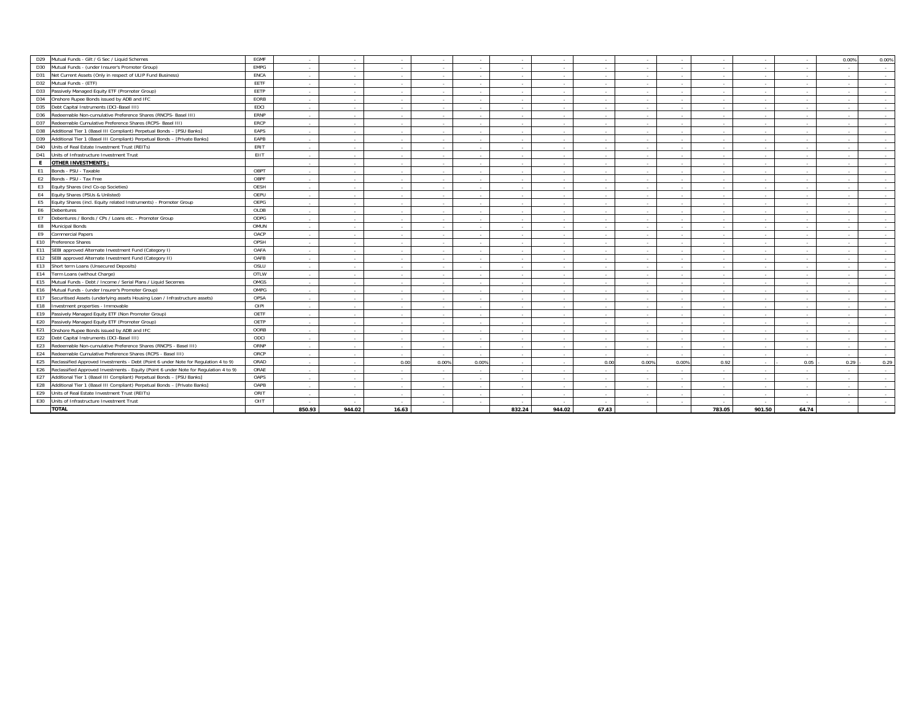| | | | | | | | | | | | | | | | | | |
|---|---|---|---|---|---|---|---|---|---|---|---|---|---|---|---|---|---|
| D29 | Mutual Funds - Gilt / G Sec / Liquid Schemes | EGMF | - | - | - | - | - | - | - | - | - | - | - | - | - | 0.00% | 0.00% |
| D30 | Mutual Funds - (under Insurer's Promoter Group) | EMPG | - | - | - | - | - | - | - | - | - | - | - | - | - | - | - |
| D31 | Net Current Assets (Only in respect of ULIP Fund Business) | ENCA | - | - | - | - | - | - | - | - | - | - | - | - | - | - | - |
| D32 | Mutual Funds - (ETF) | EETF | - | - | - | - | - | - | - | - | - | - | - | - | - | - | - |
| D33 | Passively Managed Equity ETF (Promoter Group) | EETP | - | - | - | - | - | - | - | - | - | - | - | - | - | - | - |
| D34 | Onshore Rupee Bonds issued by ADB and IFC | EORB | - | - | - | - | - | - | - | - | - | - | - | - | - | - | - |
| D35 | Debt Capital Instruments (DCI-Basel III) | EDCI | - | - | - | - | - | - | - | - | - | - | - | - | - | - | - |
| D36 | Redeemable Non-cumulative Preference Shares (RNCPS- Basel III) | ERNP | - | - | - | - | - | - | - | - | - | - | - | - | - | - | - |
| D37 | Redeemable Cumulative Preference Shares (RCPS- Basel III) | ERCP | - | - | - | - | - | - | - | - | - | - | - | - | - | - | - |
| D38 | Additional Tier 1 (Basel III Compliant) Perpetual Bonds – [PSU Banks] | EAPS | - | - | - | - | - | - | - | - | - | - | - | - | - | - | - |
| D39 | Additional Tier 1 (Basel III Compliant) Perpetual Bonds – [Private Banks] | EAPB | - | - | - | - | - | - | - | - | - | - | - | - | - | - | - |
| D40 | Units of Real Estate Investment Trust (REITs) | ERIT | - | - | - | - | - | - | - | - | - | - | - | - | - | - | - |
| D41 | Units of Infrastructure Investment Trust | EIIT | - | - | - | - | - | - | - | - | - | - | - | - | - | - | - |
| **E** | **OTHER INVESTMENTS :** | | - | - | - | - | - | - | - | - | - | - | - | - | - | - | - |
| E1 | Bonds - PSU - Taxable | OBPT | - | - | - | - | - | - | - | - | - | - | - | - | - | - | - |
| E2 | Bonds - PSU - Tax Free | OBPF | - | - | - | - | - | - | - | - | - | - | - | - | - | - | - |
| E3 | Equity Shares (incl Co-op Societies) | OESH | - | - | - | - | - | - | - | - | - | - | - | - | - | - | - |
| E4 | Equity Shares (PSUs & Unlisted) | OEPU | - | - | - | - | - | - | - | - | - | - | - | - | - | - | - |
| E5 | Equity Shares (incl. Equity related Instruments) - Promoter Group | OEPG | - | - | - | - | - | - | - | - | - | - | - | - | - | - | - |
| E6 | Debentures | OLDB | - | - | - | - | - | - | - | - | - | - | - | - | - | - | - |
| E7 | Debentures / Bonds / CPs / Loans etc. - Promoter Group | ODPG | - | - | - | - | - | - | - | - | - | - | - | - | - | - | - |
| E8 | Municipal Bonds | OMUN | - | - | - | - | - | - | - | - | - | - | - | - | - | - | - |
| E9 | Commercial Papers | OACP | - | - | - | - | - | - | - | - | - | - | - | - | - | - | - |
| E10 | Preference Shares | OPSH | - | - | - | - | - | - | - | - | - | - | - | - | - | - | - |
| E11 | SEBI approved Alternate Investment Fund (Category I) | OAFA | - | - | - | - | - | - | - | - | - | - | - | - | - | - | - |
| E12 | SEBI approved Alternate Investment Fund (Category II) | OAFB | - | - | - | - | - | - | - | - | - | - | - | - | - | - | - |
| E13 | Short term Loans (Unsecured Deposits) | OSLU | - | - | - | - | - | - | - | - | - | - | - | - | - | - | - |
| E14 | Term Loans (without Charge) | OTLW | - | - | - | - | - | - | - | - | - | - | - | - | - | - | - |
| E15 | Mutual Funds - Debt / Income / Serial Plans / Liquid Secemes | OMGS | - | - | - | - | - | - | - | - | - | - | - | - | - | - | - |
| E16 | Mutual Funds - (under Insurer's Promoter Group) | OMPG | - | - | - | - | - | - | - | - | - | - | - | - | - | - | - |
| E17 | Securitised Assets (underlying assets Housing Loan / Infrastructure assets) | OPSA | - | - | - | - | - | - | - | - | - | - | - | - | - | - | - |
| E18 | Investment properties - Immovable | OIPI | - | - | - | - | - | - | - | - | - | - | - | - | - | - | - |
| E19 | Passively Managed Equity ETF (Non Promoter Group) | OETF | - | - | - | - | - | - | - | - | - | - | - | - | - | - | - |
| E20 | Passively Managed Equity ETF (Promoter Group) | OETP | - | - | - | - | - | - | - | - | - | - | - | - | - | - | - |
| E21 | Onshore Rupee Bonds issued by ADB and IFC | OORB | - | - | - | - | - | - | - | - | - | - | - | - | - | - | - |
| E22 | Debt Capital Instruments (DCI-Basel III) | ODCI | - | - | - | - | - | - | - | - | - | - | - | - | - | - | - |
| E23 | Redeemable Non-cumulative Preference Shares (RNCPS - Basel III) | ORNP | - | - | - | - | - | - | - | - | - | - | - | - | - | - | - |
| E24 | Redeemable Cumulative Preference Shares (RCPS - Basel III) | ORCP | - | - | - | - | - | - | - | - | - | - | - | - | - | - | - |
| E25 | Reclassified Approved Investments - Debt (Point 6 under Note for Regulation 4 to 9) | ORAD | - | - | 0.00 | 0.00% | 0.00% | - | - | 0.00 | 0.00% | 0.00% | 0.92 | - | -0.05 | -0.29 | -0.29 |
| E26 | Reclassified Approved Investments - Equity (Point 6 under Note for Regulation 4 to 9) | ORAE | - | - | - | - | - | - | - | - | - | - | - | - | - | - | - |
| E27 | Additional Tier 1 (Basel III Compliant) Perpetual Bonds – [PSU Banks] | OAPS | - | - | - | - | - | - | - | - | - | - | - | - | - | - | - |
| E28 | Additional Tier 1 (Basel III Compliant) Perpetual Bonds – [Private Banks] | OAPB | - | - | - | - | - | - | - | - | - | - | - | - | - | - | - |
| E29 | Units of Real Estate Investment Trust (REITs) | ORIT | - | - | - | - | - | - | - | - | - | - | - | - | - | - | - |
| E30 | Units of Infrastructure Investment Trust | OIIT | - | - | - | - | - | - | - | - | - | - | - | - | - | - | - |
| | **TOTAL** | | **850.93** | **944.02** | **16.63** | | | **832.24** | **944.02** | **67.43** | | | **783.05** | **901.50** | **64.74** | | |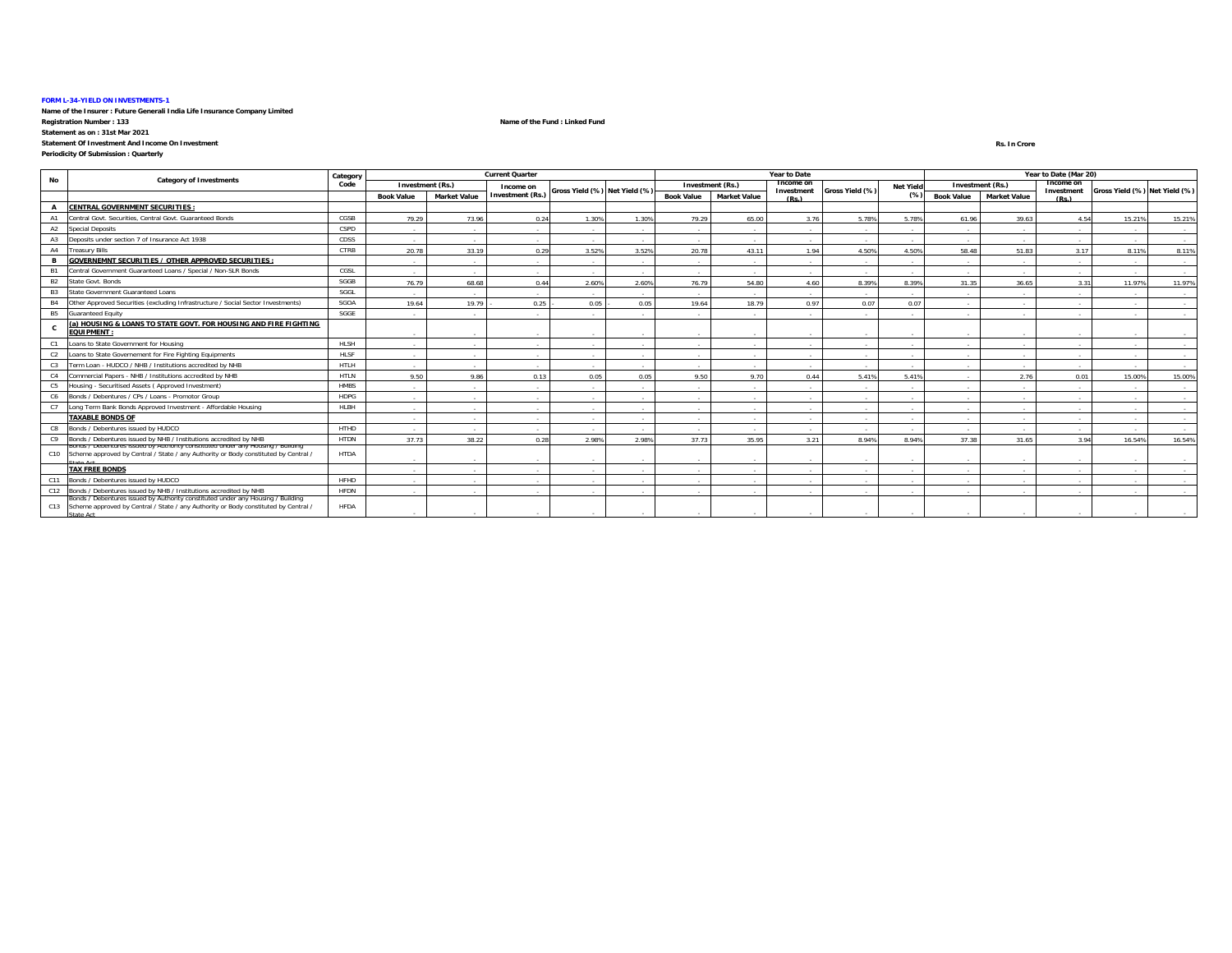**FORM L-34-YIELD ON INVESTMENTS-1**

**Name of the Insurer : Future Generali India Life Insurance Company Limited**

**Registration Number : 133**

**Name of the Fund : Linked Fund**

**Statement as on : 31st Mar 2021**

**Statement Of Investment And Income On Investment**

**Periodicity Of Submission : Quarterly**

**Rs. In Crore**

| No | Category of Investments | Category Code | Current Quarter | | | | | Year to Date | | | | | Year to Date (Mar 20) | | | | |
|---|---|---|---|---|---|---|---|---|---|---|---|---|---|---|---|---|---|
| | | | Investment (Rs.) | | Income on Investment (Rs.) | Gross Yield (%) | Net Yield (%) | Investment (Rs.) | | Income on Investment (Rs.) | Gross Yield (%) | Net Yield (%) | Investment (Rs.) | | Income on Investment (Rs.) | Gross Yield (%) | Net Yield (%) |
| | | | Book Value | Market Value | | | | Book Value | Market Value | | | | Book Value | Market Value | | | |
| A | CENTRAL GOVERNMENT SECURITIES : | | | | | | | | | | | | | | | | |
| A1 | Central Govt. Securities, Central Govt. Guaranteed Bonds | CGSB | 79.29 | 73.96 | 0.24 | 1.30% | 1.30% | 79.29 | 65.00 | 3.76 | 5.78% | 5.78% | 61.96 | 39.63 | 4.54 | 15.21% | 15.21% |
| A2 | Special Deposits | CSPD | - | - | - | - | - | - | - | - | - | - | - | - | - | - | - |
| A3 | Deposits under section 7 of Insurance Act 1938 | CDSS | - | - | - | - | - | - | - | - | - | - | - | - | - | - | - |
| A4 | Treasury Bills | CTRB | 20.78 | 33.19 | 0.29 | 3.52% | 3.52% | 20.78 | 43.11 | 1.94 | 4.50% | 4.50% | 58.48 | 51.83 | 3.17 | 8.11% | 8.11% |
| B | GOVERNEMNT SECURITIES / OTHER APPROVED SECURITIES : | | - | - | - | - | - | - | - | - | - | - | - | - | - | - | - |
| B1 | Central Government Guaranteed Loans / Special / Non-SLR Bonds | CGSL | - | - | - | - | - | - | - | - | - | - | - | - | - | - | - |
| B2 | State Govt. Bonds | SGGB | 76.79 | 68.68 | 0.44 | 2.60% | 2.60% | 76.79 | 54.80 | 4.60 | 8.39% | 8.39% | 31.35 | 36.65 | 3.31 | 11.97% | 11.97% |
| B3 | State Government Guaranteed Loans | SGGL | - | - | - | - | - | - | - | - | - | - | - | - | - | - | - |
| B4 | Other Approved Securities (excluding Infrastructure / Social Sector Investments) | SGOA | 19.64 | 19.79 | - 0.25 | - 0.05 | - 0.05 | 19.64 | 18.79 | 0.97 | 0.07 | 0.07 | - | - | - | - | - |
| B5 | Guaranteed Equity | SGGE | - | - | - | - | - | - | - | - | - | - | - | - | - | - | - |
| C | (a) HOUSING & LOANS TO STATE GOVT. FOR HOUSING AND FIRE FIGHTING EQUIPMENT : | | - | - | - | - | - | - | - | - | - | - | - | - | - | - | - |
| C1 | Loans to State Government for Housing | HLSH | - | - | - | - | - | - | - | - | - | - | - | - | - | - | - |
| C2 | Loans to State Governement for Fire Fighting Equipments | HLSF | - | - | - | - | - | - | - | - | - | - | - | - | - | - | - |
| C3 | Term Loan - HUDCO / NHB / Institutions accredited by NHB | HTLH | - | - | - | - | - | - | - | - | - | - | - | - | - | - | - |
| C4 | Commercial Papers - NHB / Institutions accredited by NHB | HTLN | 9.50 | 9.86 | 0.13 | 0.05 | 0.05 | 9.50 | 9.70 | 0.44 | 5.41% | 5.41% | - | 2.76 | 0.01 | 15.00% | 15.00% |
| C5 | Housing - Securitised Assets ( Approved Investment) | HMBS | - | - | - | - | - | - | - | - | - | - | - | - | - | - | - |
| C6 | Bonds / Debentures / CPs / Loans - Promotor Group | HDPG | - | - | - | - | - | - | - | - | - | - | - | - | - | - | - |
| C7 | Long Term Bank Bonds Approved Investment - Affordable Housing | HLBH | - | - | - | - | - | - | - | - | - | - | - | - | - | - | - |
| | TAXABLE BONDS OF | | - | - | - | - | - | - | - | - | - | - | - | - | - | - | - |
| C8 | Bonds / Debentures issued by HUDCO | HTHD | - | - | - | - | - | - | - | - | - | - | - | - | - | - | - |
| C9 | Bonds / Debentures issued by NHB / Institutions accredited by NHB | HTDN | 37.73 | 38.22 | 0.28 | 2.98% | 2.98% | 37.73 | 35.95 | 3.21 | 8.94% | 8.94% | 37.38 | 31.65 | 3.94 | 16.54% | 16.54% |
| C10 | Bonds / Debentures issued by Authority constituted under any Housing / Building Scheme approved by Central / State / any Authority or Body constituted by Central / State Act | HTDA | - | - | - | - | - | - | - | - | - | - | - | - | - | - | - |
| | TAX FREE BONDS | | - | - | - | - | - | - | - | - | - | - | - | - | - | - | - |
| C11 | Bonds / Debentures issued by HUDCO | HFHD | - | - | - | - | - | - | - | - | - | - | - | - | - | - | - |
| C12 | Bonds / Debentures issued by NHB / Institutions accredited by NHB | HFDN | - | - | - | - | - | - | - | - | - | - | - | - | - | - | - |
| C13 | Bonds / Debentures issued by Authority constituted under any Housing / Building Scheme approved by Central / State / any Authority or Body constituted by Central / State Act | HFDA | - | - | - | - | - | - | - | - | - | - | - | - | - | - | - |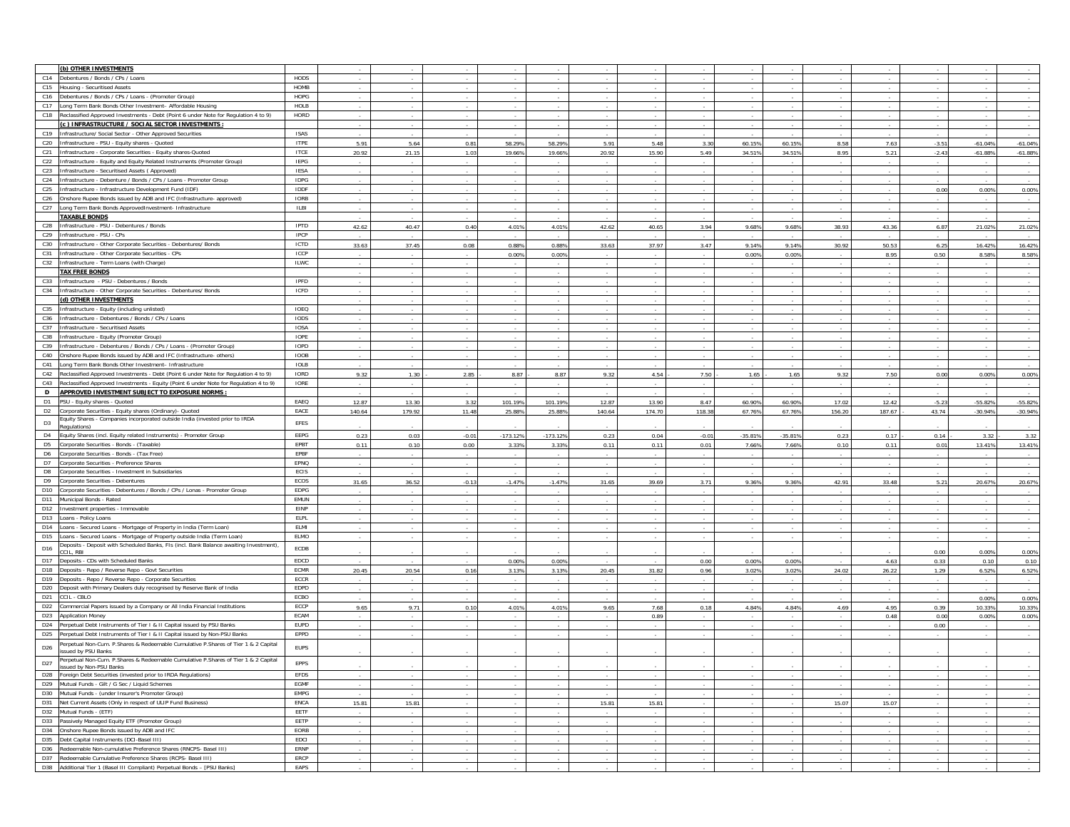| | | | | | | | | | | | | | | | | | |
|---|---|---|---|---|---|---|---|---|---|---|---|---|---|---|---|---|---|
| | **(b) OTHER INVESTMENTS** | | - | - | - | - | - | - | - | - | - | - | - | - | - | - | - |
| C14 | Debentures / Bonds / CPs / Loans | HODS | - | - | - | - | - | - | - | - | - | - | - | - | - | - | - |
| C15 | Housing - Securitised Assets | HOMB | - | - | - | - | - | - | - | - | - | - | - | - | - | - | - |
| C16 | Debentures / Bonds / CPs / Loans - (Promoter Group) | HOPG | - | - | - | - | - | - | - | - | - | - | - | - | - | - | - |
| C17 | Long Term Bank Bonds Other Investment– Affordable Housing | HOLB | - | - | - | - | - | - | - | - | - | - | - | - | - | - | - |
| C18 | Reclassified Approved Investments - Debt (Point 6 under Note for Regulation 4 to 9) | HORD | - | - | - | - | - | - | - | - | - | - | - | - | - | - | - |
| | **(c ) INFRASTRUCTURE / SOCIAL SECTOR INVESTMENTS :** | | - | - | - | - | - | - | - | - | - | - | - | - | - | - | - |
| C19 | Infrastructure/ Social Sector - Other Approved Securities | ISAS | - | - | - | - | - | - | - | - | - | - | - | - | - | - | - |
| C20 | Infrastructure - PSU - Equity shares - Quoted | ITPE | 5.91 | 5.64 | 0.81 | 58.29% | 58.29% | 5.91 | 5.48 | 3.30 | 60.15% | 60.15% | 8.58 | 7.63 | -3.51 | -61.04% | -61.04% |
| C21 | Infrastructure - Corporate Securities - Equity shares-Quoted | ITCE | 20.92 | 21.15 | 1.03 | 19.66% | 19.66% | 20.92 | 15.90 | 5.49 | 34.51% | 34.51% | 8.95 | 5.21 | -2.43 | -61.88% | -61.88% |
| C22 | Infrastructure - Equity and Equity Related Instruments (Promoter Group) | IEPG | - | - | - | - | - | - | - | - | - | - | - | - | - | - | - |
| C23 | Infrastructure - Securitised Assets ( Approved) | IESA | - | - | - | - | - | - | - | - | - | - | - | - | - | - | - |
| C24 | Infrastructure - Debenture / Bonds / CPs / Loans - Promoter Group | IDPG | - | - | - | - | - | - | - | - | - | - | - | - | - | - | - |
| C25 | Infrastructure - Infrastructure Development Fund (IDF) | IDDF | - | - | - | - | - | - | - | - | - | - | - | - | 0.00 | 0.00% | 0.00% |
| C26 | Onshore Rupee Bonds issued by ADB and IFC (Infrastructure- approved) | IORB | - | - | - | - | - | - | - | - | - | - | - | - | - | - | - |
| C27 | Long Term Bank Bonds ApprovedInvestment- Infrastructure | ILBI | - | - | - | - | - | - | - | - | - | - | - | - | - | - | - |
| | **TAXABLE BONDS** | | - | - | - | - | - | - | - | - | - | - | - | - | - | - | - |
| C28 | Infrastructure - PSU - Debentures / Bonds | IPTD | 42.62 | 40.47 | 0.40 | 4.01% | 4.01% | 42.62 | 40.65 | 3.94 | 9.68% | 9.68% | 38.93 | 43.36 | 6.87 | 21.02% | 21.02% |
| C29 | Infrastructure - PSU - CPs | IPCP | - | - | - | - | - | - | - | - | - | - | - | - | - | - | - |
| C30 | Infrastructure - Other Corporate Securities - Debentures/ Bonds | ICTD | 33.63 | 37.45 | 0.08 | 0.88% | 0.88% | 33.63 | 37.97 | 3.47 | 9.14% | 9.14% | 30.92 | 50.53 | 6.25 | 16.42% | 16.42% |
| C31 | Infrastructure - Other Corporate Securities - CPs | ICCP | - | - | - | 0.00% | 0.00% | - | - | - | 0.00% | 0.00% | - | 8.95 | 0.50 | 8.58% | 8.58% |
| C32 | Infrastructure - Term Loans (with Charge) | ILWC | - | - | - | - | - | - | - | - | - | - | - | - | - | - | - |
| | **TAX FREE BONDS** | | - | - | - | - | - | - | - | - | - | - | - | - | - | - | - |
| C33 | Infrastructure - PSU - Debentures / Bonds | IPFD | - | - | - | - | - | - | - | - | - | - | - | - | - | - | - |
| C34 | Infrastructure - Other Corporate Securities - Debentures/ Bonds | ICFD | - | - | - | - | - | - | - | - | - | - | - | - | - | - | - |
| | **(d) OTHER INVESTMENTS** | | - | - | - | - | - | - | - | - | - | - | - | - | - | - | - |
| C35 | Infrastructure - Equity (including unlisted) | IOEQ | - | - | - | - | - | - | - | - | - | - | - | - | - | - | - |
| C36 | Infrastructure - Debentures / Bonds / CPs / Loans | IODS | - | - | - | - | - | - | - | - | - | - | - | - | - | - | - |
| C37 | Infrastructure - Securitised Assets | IOSA | - | - | - | - | - | - | - | - | - | - | - | - | - | - | - |
| C38 | Infrastructure - Equity (Promoter Group) | IOPE | - | - | - | - | - | - | - | - | - | - | - | - | - | - | - |
| C39 | Infrastructure - Debentures / Bonds / CPs / Loans - (Promoter Group) | IOPD | - | - | - | - | - | - | - | - | - | - | - | - | - | - | - |
| C40 | Onshore Rupee Bonds issued by ADB and IFC (Infrastructure- others) | IOOB | - | - | - | - | - | - | - | - | - | - | - | - | - | - | - |
| C41 | Long Term Bank Bonds Other Investment– Infrastructure | IOLB | - | - | - | - | - | - | - | - | - | - | - | - | - | - | - |
| C42 | Reclassified Approved Investments - Debt (Point 6 under Note for Regulation 4 to 9) | IORD | 9.32 | 1.30 | -2.85 | -8.87 | 8.87 | 9.32 | 4.54 | 7.50 | -1.65 | -1.65 | 9.32 | 7.50 | 0.00 | 0.00% | 0.00% |
| C43 | Reclassified Approved Investments - Equity (Point 6 under Note for Regulation 4 to 9) | IORE | - | - | - | - | - | - | - | - | - | - | - | - | - | - | - |
| **D** | **APPROVED INVESTMENT SUBJECT TO EXPOSURE NORMS :** | | - | - | - | - | - | - | - | - | - | - | - | - | - | - | - |
| D1 | PSU - Equity shares - Quoted | EAEQ | 12.87 | 13.30 | 3.32 | 101.19% | 101.19% | 12.87 | 13.90 | 8.47 | 60.90% | 60.90% | 17.02 | 12.42 | -5.23 | -55.82% | -55.82% |
| D2 | Corporate Securities - Equity shares (Ordinary)- Quoted | EACE | 140.64 | 179.92 | 11.48 | 25.88% | 25.88% | 140.64 | 174.70 | 118.38 | 67.76% | 67.76% | 156.20 | 187.67 | -43.74 | -30.94% | -30.94% |
| D3 | Equity Shares - Companies incorporated outside India (invested prior to IRDA Regulations) | EFES | - | - | - | - | - | - | - | - | - | - | - | - | - | - | - |
| D4 | Equity Shares (incl. Equity related Instruments) - Promoter Group | EEPG | 0.23 | 0.03 | -0.01 | -173.12% | -173.12% | 0.23 | 0.04 | -0.01 | -35.81% | -35.81% | 0.23 | 0.17 | -0.14 | -3.32 | -3.32 |
| D5 | Corporate Securities - Bonds - (Taxable) | EPBT | 0.11 | 0.10 | 0.00 | 3.33% | 3.33% | 0.11 | 0.11 | 0.01 | 7.66% | 7.66% | 0.10 | 0.11 | 0.01 | 13.41% | 13.41% |
| D6 | Corporate Securities - Bonds - (Tax Free) | EPBF | - | - | - | - | - | - | - | - | - | - | - | - | - | - | - |
| D7 | Corporate Securities - Preference Shares | EPNQ | - | - | - | - | - | - | - | - | - | - | - | - | - | - | - |
| D8 | Corporate Securities - Investment in Subsidiaries | ECIS | - | - | - | - | - | - | - | - | - | - | - | - | - | - | - |
| D9 | Corporate Securities - Debentures | ECOS | 31.65 | 36.52 | -0.13 | -1.47% | -1.47% | 31.65 | 39.69 | 3.71 | 9.36% | 9.36% | 42.91 | 33.48 | 5.21 | 20.67% | 20.67% |
| D10 | Corporate Securities - Debentures / Bonds / CPs / Lonas - Promoter Group | EDPG | - | - | - | - | - | - | - | - | - | - | - | - | - | - | - |
| D11 | Municipal Bonds - Rated | EMUN | - | - | - | - | - | - | - | - | - | - | - | - | - | - | - |
| D12 | Investment properties - Immovable | EINP | - | - | - | - | - | - | - | - | - | - | - | - | - | - | - |
| D13 | Loans - Policy Loans | ELPL | - | - | - | - | - | - | - | - | - | - | - | - | - | - | - |
| D14 | Loans - Secured Loans - Mortgage of Property in India (Term Loan) | ELMI | - | - | - | - | - | - | - | - | - | - | - | - | - | - | - |
| D15 | Loans - Secured Loans - Mortgage of Property outside India (Term Loan) | ELMO | - | - | - | - | - | - | - | - | - | - | - | - | - | - | - |
| D16 | Deposits - Deposit with Scheduled Banks, FIs (incl. Bank Balance awaiting Investment), CCIL, RBI | ECDB | - | - | - | - | - | - | - | - | - | - | - | - | 0.00 | 0.00% | 0.00% |
| D17 | Deposits - CDs with Scheduled Banks | EDCD | - | - | - | 0.00% | 0.00% | - | - | 0.00 | 0.00% | 0.00% | - | 4.63 | 0.33 | 0.10 | 0.10 |
| D18 | Deposits - Repo / Reverse Repo - Govt Securities | ECMR | 20.45 | 20.54 | 0.16 | 3.13% | 3.13% | 20.45 | 31.82 | 0.96 | 3.02% | 3.02% | 24.02 | 26.22 | 1.29 | 6.52% | 6.52% |
| D19 | Deposits - Repo / Reverse Repo - Corporate Securities | ECCR | - | - | - | - | - | - | - | - | - | - | - | - | - | - | - |
| D20 | Deposit with Primary Dealers duly recognised by Reserve Bank of India | EDPD | - | - | - | - | - | - | - | - | - | - | - | - | - | - | - |
| D21 | CCIL - CBLO | ECBO | - | - | - | - | - | - | - | - | - | - | - | - | - | 0.00% | 0.00% |
| D22 | Commercial Papers issued by a Company or All India Financial Institutions | ECCP | 9.65 | 9.71 | 0.10 | 4.01% | 4.01% | 9.65 | 7.68 | 0.18 | 4.84% | 4.84% | 4.69 | 4.95 | 0.39 | 10.33% | 10.33% |
| D23 | Application Money | ECAM | - | - | - | - | - | - | 0.89 | - | - | - | - | 0.48 | 0.00 | 0.00% | 0.00% |
| D24 | Perpetual Debt Instruments of Tier I & II Capital issued by PSU Banks | EUPD | - | - | - | - | - | - | - | - | - | - | - | - | 0.00 | - | - |
| D25 | Perpetual Debt Instruments of Tier I & II Capital issued by Non-PSU Banks | EPPD | - | - | - | - | - | - | - | - | - | - | - | - | - | - | - |
| D26 | Perpetual Non-Cum. P.Shares & Redeemable Cumulative P.Shares of Tier 1 & 2 Capital issued by PSU Banks | EUPS | - | - | - | - | - | - | - | - | - | - | - | - | - | - | - |
| D27 | Perpetual Non-Cum. P.Shares & Redeemable Cumulative P.Shares of Tier 1 & 2 Capital issued by Non-PSU Banks | EPPS | - | - | - | - | - | - | - | - | - | - | - | - | - | - | - |
| D28 | Foreign Debt Securities (invested prior to IRDA Regulations) | EFDS | - | - | - | - | - | - | - | - | - | - | - | - | - | - | - |
| D29 | Mutual Funds - Gilt / G Sec / Liquid Schemes | EGMF | - | - | - | - | - | - | - | - | - | - | - | - | - | - | - |
| D30 | Mutual Funds - (under Insurer's Promoter Group) | EMPG | - | - | - | - | - | - | - | - | - | - | - | - | - | - | - |
| D31 | Net Current Assets (Only in respect of ULIP Fund Business) | ENCA | 15.81 | 15.81 | - | - | - | 15.81 | 15.81 | - | - | - | 15.07 | 15.07 | - | - | - |
| D32 | Mutual Funds - (ETF) | EETF | - | - | - | - | - | - | - | - | - | - | - | - | - | - | - |
| D33 | Passively Managed Equity ETF (Promoter Group) | EETP | - | - | - | - | - | - | - | - | - | - | - | - | - | - | - |
| D34 | Onshore Rupee Bonds issued by ADB and IFC | EORB | - | - | - | - | - | - | - | - | - | - | - | - | - | - | - |
| D35 | Debt Capital Instruments (DCI-Basel III) | EDCI | - | - | - | - | - | - | - | - | - | - | - | - | - | - | - |
| D36 | Redeemable Non-cumulative Preference Shares (RNCPS- Basel III) | ERNP | - | - | - | - | - | - | - | - | - | - | - | - | - | - | - |
| D37 | Redeemable Cumulative Preference Shares (RCPS- Basel III) | ERCP | - | - | - | - | - | - | - | - | - | - | - | - | - | - | - |
| D38 | Additional Tier 1 (Basel III Compliant) Perpetual Bonds – [PSU Banks] | EAPS | - | - | - | - | - | - | - | - | - | - | - | - | - | - | - |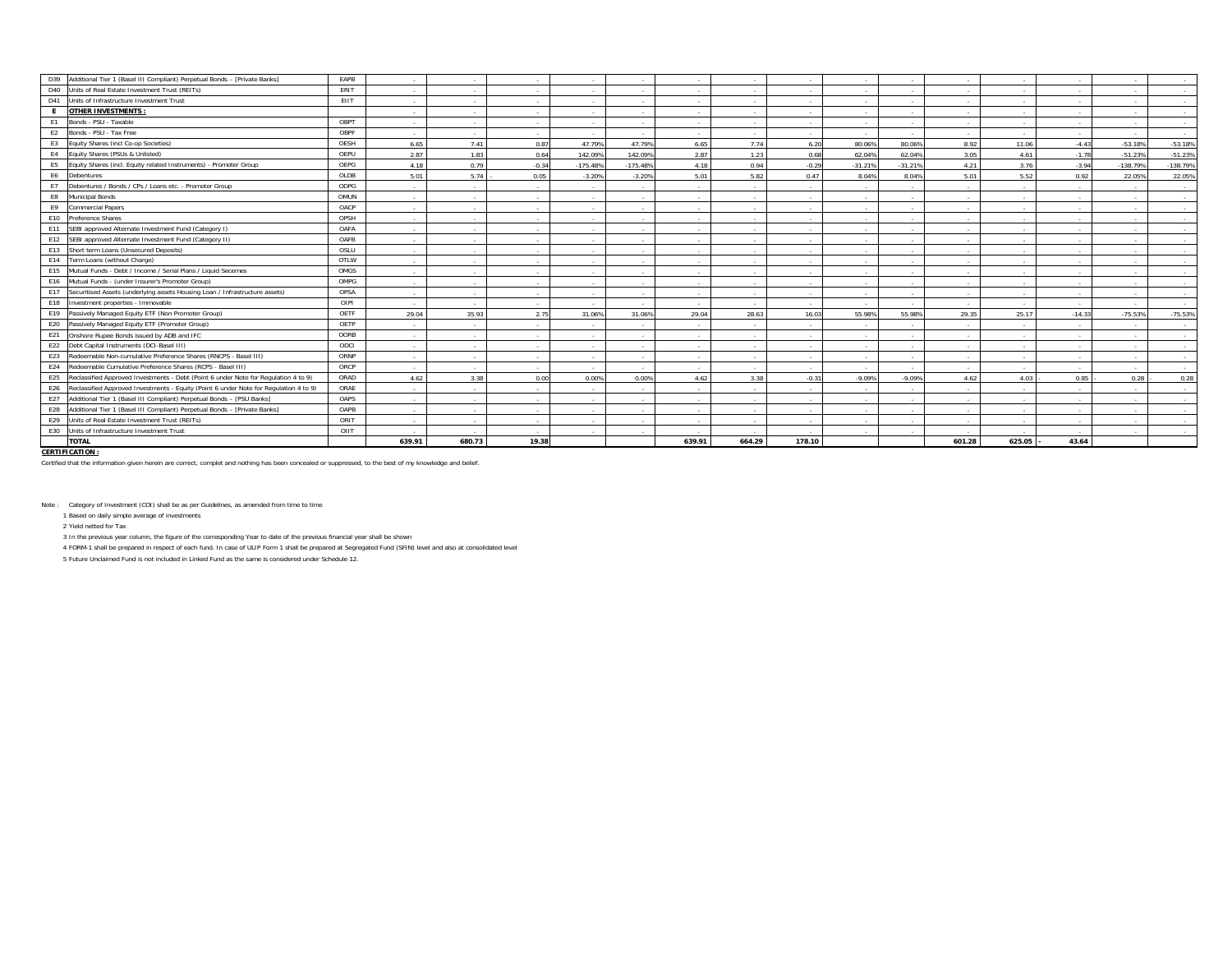| | | | | | | | | | | | | | | | | | |
|---|---|---|---|---|---|---|---|---|---|---|---|---|---|---|---|---|---|
| D39 | Additional Tier 1 (Basel III Compliant) Perpetual Bonds – [Private Banks] | EAPB | - | - | - | - | - | - | - | - | - | - | - | - | - | - | - |
| D40 | Units of Real Estate Investment Trust (REITs) | ERIT | - | - | - | - | - | - | - | - | - | - | - | - | - | - | - |
| D41 | Units of Infrastructure Investment Trust | EIIT | - | - | - | - | - | - | - | - | - | - | - | - | - | - | - |
| **E** | **OTHER INVESTMENTS :** | | - | - | - | - | - | - | - | - | - | - | - | - | - | - | - |
| E1 | Bonds - PSU - Taxable | OBPT | - | - | - | - | - | - | - | - | - | - | - | - | - | - | - |
| E2 | Bonds - PSU - Tax Free | OBPF | - | - | - | - | - | - | - | - | - | - | - | - | - | - | - |
| E3 | Equity Shares (incl Co-op Societies) | OESH | 6.65 | 7.41 | 0.87 | 47.79% | 47.79% | 6.65 | 7.74 | 6.20 | 80.06% | 80.06% | 8.92 | 11.06 | -4.43 | -53.18% | -53.18% |
| E4 | Equity Shares (PSUs & Unlisted) | OEPU | 2.87 | 1.83 | 0.64 | 142.09% | 142.09% | 2.87 | 1.23 | 0.68 | 62.04% | 62.04% | 3.05 | 4.61 | -1.78 | -51.23% | -51.23% |
| E5 | Equity Shares (incl. Equity related Instruments) - Promoter Group | OEPG | 4.18 | 0.79 | -0.34 | -175.48% | -175.48% | 4.18 | 0.94 | -0.29 | -31.21% | -31.21% | 4.21 | 3.76 | -3.94 | -138.79% | -138.79% |
| E6 | Debentures | OLDB | 5.01 | 5.74 | - 0.05 | -3.20% | -3.20% | 5.01 | 5.82 | 0.47 | 8.04% | 8.04% | 5.01 | 5.52 | 0.92 | 22.05% | 22.05% |
| E7 | Debentures / Bonds / CPs / Loans etc. - Promoter Group | ODPG | - | - | - | - | - | - | - | - | - | - | - | - | - | - | - |
| E8 | Municipal Bonds | OMUN | - | - | - | - | - | - | - | - | - | - | - | - | - | - | - |
| E9 | Commercial Papers | OACP | - | - | - | - | - | - | - | - | - | - | - | - | - | - | - |
| E10 | Preference Shares | OPSH | - | - | - | - | - | - | - | - | - | - | - | - | - | - | - |
| E11 | SEBI approved Alternate Investment Fund (Category I) | OAFA | - | - | - | - | - | - | - | - | - | - | - | - | - | - | - |
| E12 | SEBI approved Alternate Investment Fund (Category II) | OAFB | - | - | - | - | - | - | - | - | - | - | - | - | - | - | - |
| E13 | Short term Loans (Unsecured Deposits) | OSLU | - | - | - | - | - | - | - | - | - | - | - | - | - | - | - |
| E14 | Term Loans (without Charge) | OTLW | - | - | - | - | - | - | - | - | - | - | - | - | - | - | - |
| E15 | Mutual Funds - Debt / Income / Serial Plans / Liquid Secemes | OMGS | - | - | - | - | - | - | - | - | - | - | - | - | - | - | - |
| E16 | Mutual Funds - (under Insurer's Promoter Group) | OMPG | - | - | - | - | - | - | - | - | - | - | - | - | - | - | - |
| E17 | Securitised Assets (underlying assets Housing Loan / Infrastructure assets) | OPSA | - | - | - | - | - | - | - | - | - | - | - | - | - | - | - |
| E18 | Investment properties - Immovable | OIPI | - | - | - | - | - | - | - | - | - | - | - | - | - | - | - |
| E19 | Passively Managed Equity ETF (Non Promoter Group) | OETF | 29.04 | 35.93 | 2.75 | 31.06% | 31.06% | 29.04 | 28.63 | 16.03 | 55.98% | 55.98% | 29.35 | 25.17 | -14.33 | -75.53% | -75.53% |
| E20 | Passively Managed Equity ETF (Promoter Group) | OETP | - | - | - | - | - | - | - | - | - | - | - | - | - | - | - |
| E21 | Onshore Rupee Bonds issued by ADB and IFC | OORB | - | - | - | - | - | - | - | - | - | - | - | - | - | - | - |
| E22 | Debt Capital Instruments (DCI-Basel III) | ODCI | - | - | - | - | - | - | - | - | - | - | - | - | - | - | - |
| E23 | Redeemable Non-cumulative Preference Shares (RNCPS - Basel III) | ORNP | - | - | - | - | - | - | - | - | - | - | - | - | - | - | - |
| E24 | Redeemable Cumulative Preference Shares (RCPS - Basel III) | ORCP | - | - | - | - | - | - | - | - | - | - | - | - | - | - | - |
| E25 | Reclassified Approved Investments - Debt (Point 6 under Note for Regulation 4 to 9) | ORAD | 4.62 | 3.38 | 0.00 | 0.00% | 0.00% | 4.62 | 3.38 | -0.31 | -9.09% | -9.09% | 4.62 | 4.03 | - 0.85 | - 0.28 | - 0.28 |
| E26 | Reclassified Approved Investments - Equity (Point 6 under Note for Regulation 4 to 9) | ORAE | - | - | - | - | - | - | - | - | - | - | - | - | - | - | - |
| E27 | Additional Tier 1 (Basel III Compliant) Perpetual Bonds – [PSU Banks] | OAPS | - | - | - | - | - | - | - | - | - | - | - | - | - | - | - |
| E28 | Additional Tier 1 (Basel III Compliant) Perpetual Bonds – [Private Banks] | OAPB | - | - | - | - | - | - | - | - | - | - | - | - | - | - | - |
| E29 | Units of Real Estate Investment Trust (REITs) | ORIT | - | - | - | - | - | - | - | - | - | - | - | - | - | - | - |
| E30 | Units of Infrastructure Investment Trust | OIIT | - | - | - | - | - | - | - | - | - | - | - | - | - | - | - |
| | **TOTAL** | | **639.91** | **680.73** | **19.38** | | | **639.91** | **664.29** | **178.10** | | | **601.28** | **625.05** | **- 43.64** | | |

**CERTIFICATION :**

Certified that the information given herein are correct, complet and nothing has been concealed or suppressed, to the best of my knowledge and belief.

Note : Category of Investment (COI) shall be as per Guidelines, as amended from time to time

1 Based on daily simple average of investments

2 Yield netted for Tax

3 In the previous year column, the figure of the corresponding Year to date of the previous financial year shall be shown

4 FORM-1 shall be prepared in respect of each fund. In case of ULIP Form 1 shall be prepared at Segregated Fund (SFIN) level and also at consolidated level

5 Future Unclaimed Fund is not included in Linked Fund as the same is considered under Schedule 12.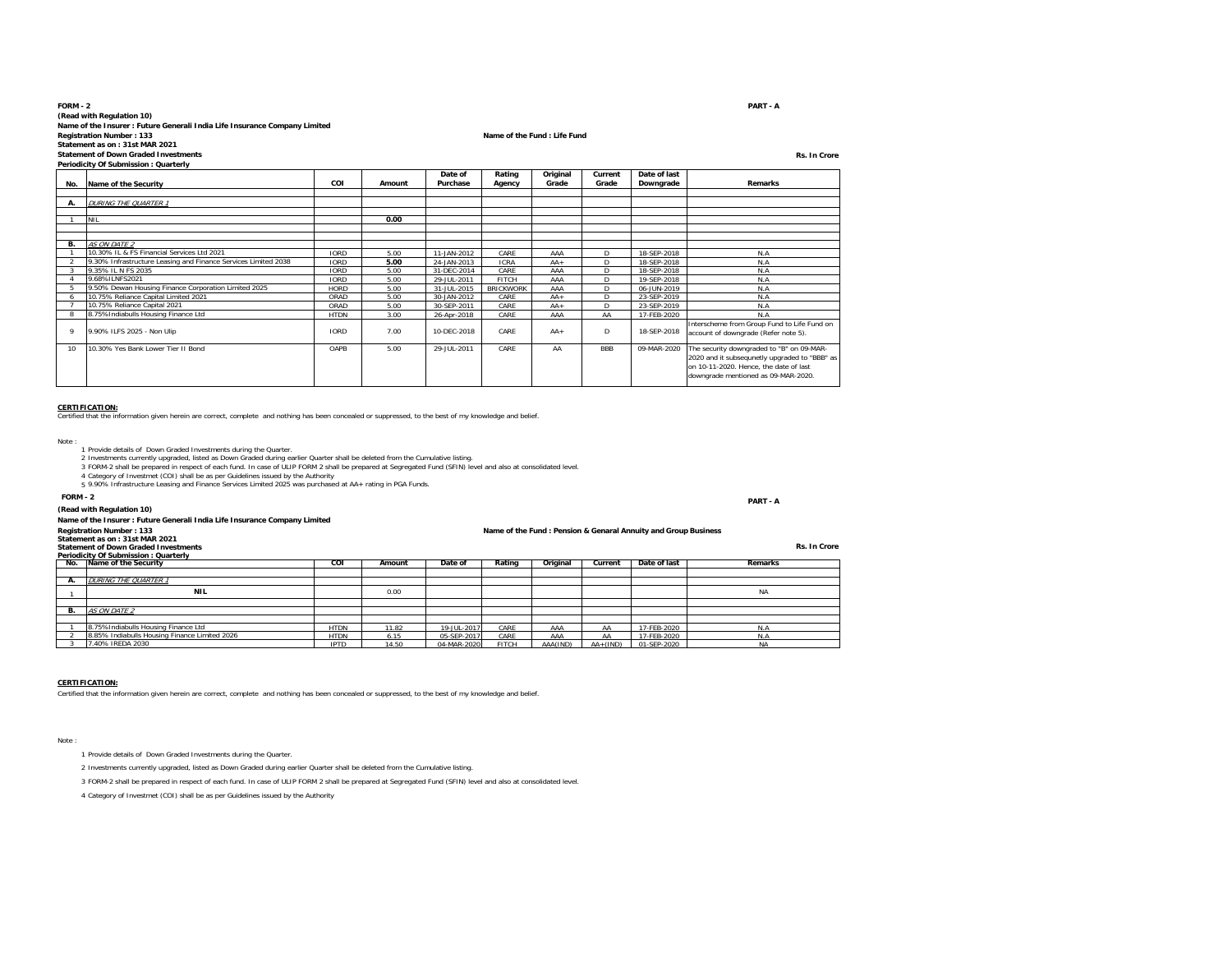**FORM - 2** **PART - A**

**(Read with Regulation 10)**

**Name of the Insurer : Future Generali India Life Insurance Company Limited**

**Registration Number : 133** **Name of the Fund : Life Fund**

**Statement as on : 31st MAR 2021**

**Statement of Down Graded Investments** **Rs. In Crore**

**Periodicity Of Submission : Quarterly**

| No. | Name of the Security | COI | Amount | Date of Purchase | Rating Agency | Original Grade | Current Grade | Date of last Downgrade | Remarks |
|---|---|---|---|---|---|---|---|---|---|
| A. | *DURING THE QUARTER 1* | | | | | | | | |
| 1 | NIL | | 0.00 | | | | | | |
| B. | *AS ON DATE 2* | | | | | | | | |
| 1 | 10.30% IL & FS Financial Services Ltd 2021 | IORD | 5.00 | 11-JAN-2012 | CARE | AAA | D | 18-SEP-2018 | N.A |
| 2 | 9.30% Infrastructure Leasing and Finance Services Limited 2038 | IORD | 5.00 | 24-JAN-2013 | ICRA | AA+ | D | 18-SEP-2018 | N.A |
| 3 | 9.35% IL N FS 2035 | IORD | 5.00 | 31-DEC-2014 | CARE | AAA | D | 18-SEP-2018 | N.A |
| 4 | 9.68%ILNFS2021 | IORD | 5.00 | 29-JUL-2011 | FITCH | AAA | D | 19-SEP-2018 | N.A |
| 5 | 9.50% Dewan Housing Finance Corporation Limited 2025 | HORD | 5.00 | 31-JUL-2015 | BRICKWORK | AAA | D | 06-JUN-2019 | N.A |
| 6 | 10.75% Reliance Capital Limited 2021 | ORAD | 5.00 | 30-JAN-2012 | CARE | AA+ | D | 23-SEP-2019 | N.A |
| 7 | 10.75% Reliance Capital 2021 | ORAD | 5.00 | 30-SEP-2011 | CARE | AA+ | D | 23-SEP-2019 | N.A |
| 8 | 8.75%Indiabulls Housing Finance Ltd | HTDN | 3.00 | 26-Apr-2018 | CARE | AAA | AA | 17-FEB-2020 | N.A |
| 9 | 9.90% ILFS 2025 - Non Ulip | IORD | 7.00 | 10-DEC-2018 | CARE | AA+ | D | 18-SEP-2018 | Interscheme from Group Fund to Life Fund on account of downgrade (Refer note 5). |
| 10 | 10.30% Yes Bank Lower Tier II Bond | OAPB | 5.00 | 29-JUL-2011 | CARE | AA | BBB | 09-MAR-2020 | The security downgraded to "B" on 09-MAR-2020 and it subsequnetly upgraded to "BBB" as on 10-11-2020. Hence, the date of last downgrade mentioned as 09-MAR-2020. |

**CERTIFICATION:**

Certified that the information given herein are correct, complete and nothing has been concealed or suppressed, to the best of my knowledge and belief.

Note :

1 Provide details of Down Graded Investments during the Quarter.

2 Investments currently upgraded, listed as Down Graded during earlier Quarter shall be deleted from the Cumulative listing.

3 FORM-2 shall be prepared in respect of each fund. In case of ULIP FORM 2 shall be prepared at Segregated Fund (SFIN) level and also at consolidated level.

4 Category of Investmet (COI) shall be as per Guidelines issued by the Authority

5 9.90% Infrastructure Leasing and Finance Services Limited 2025 was purchased at AA+ rating in PGA Funds.

**FORM - 2** **PART - A**

**(Read with Regulation 10)**

**Name of the Insurer : Future Generali India Life Insurance Company Limited**

**Registration Number : 133** **Name of the Fund : Pension & Genaral Annuity and Group Business**

**Statement as on : 31st MAR 2021**

**Statement of Down Graded Investments** **Rs. In Crore**

**Periodicity Of Submission : Quarterly**

| No. | Name of the Security | COI | Amount | Date of | Rating | Original | Current | Date of last | Remarks |
|---|---|---|---|---|---|---|---|---|---|
| A. | *DURING THE QUARTER 1* | | | | | | | | |
| 1 | NIL | | 0.00 | | | | | | NA |
| B. | *AS ON DATE 2* | | | | | | | | |
| 1 | 8.75%Indiabulls Housing Finance Ltd | HTDN | 11.82 | 19-JUL-2017 | CARE | AAA | AA | 17-FEB-2020 | N.A |
| 2 | 8.85% Indiabulls Housing Finance Limited 2026 | HTDN | 6.15 | 05-SEP-2017 | CARE | AAA | AA | 17-FEB-2020 | N.A |
| 3 | 7.40% IREDA 2030 | IPTD | 14.50 | 04-MAR-2020 | FITCH | AAA(IND) | AA+(IND) | 01-SEP-2020 | NA |

**CERTIFICATION:**

Certified that the information given herein are correct, complete and nothing has been concealed or suppressed, to the best of my knowledge and belief.

Note :

1 Provide details of Down Graded Investments during the Quarter.

2 Investments currently upgraded, listed as Down Graded during earlier Quarter shall be deleted from the Cumulative listing.

3 FORM-2 shall be prepared in respect of each fund. In case of ULIP FORM 2 shall be prepared at Segregated Fund (SFIN) level and also at consolidated level.

4 Category of Investmet (COI) shall be as per Guidelines issued by the Authority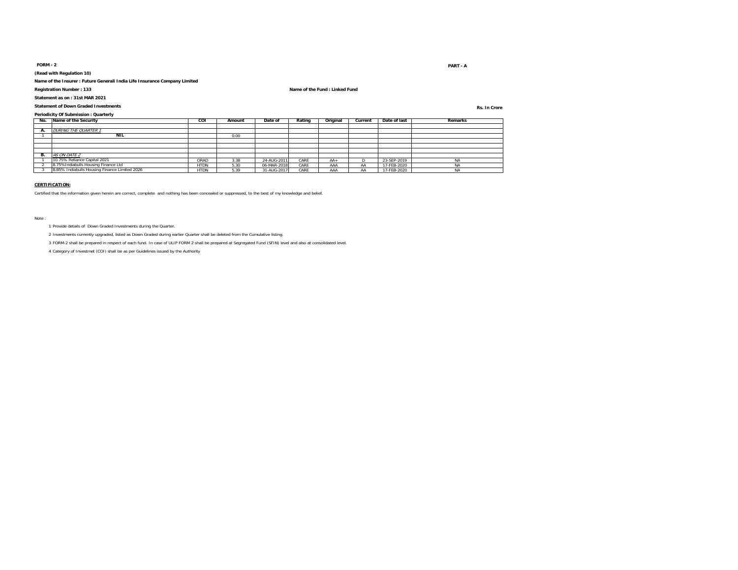**FORM - 2**

**PART - A**

**(Read with Regulation 10)**

**Name of the Insurer : Future Generali India Life Insurance Company Limited**

**Registration Number : 133**

**Name of the Fund : Linked Fund**

**Statement as on : 31st MAR 2021**

**Statement of Down Graded Investments**

**Rs. In Crore**

**Periodicity Of Submission : Quarterly**

| No. | Name of the Security | COI | Amount | Date of | Rating | Original | Current | Date of last | Remarks |
|---|---|---|---|---|---|---|---|---|---|
| | | | | | | | | | |
| A. | *DURING THE QUARTER 1* | | | | | | | | |
| 1 | NIL | | 0.00 | | | | | | |
| | | | | | | | | | |
| | | | | | | | | | |
| | | | | | | | | | |
| B. | *AS ON DATE 2* | | | | | | | | |
| 1 | 10.75% Reliance Capital 2021 | ORAD | 3.38 | 24-AUG-2011 | CARE | AA+ | D | 23-SEP-2019 | NA |
| 2 | 8.75%Indiabulls Housing Finance Ltd | HTDN | 5.30 | 06-MAR-2018 | CARE | AAA | AA | 17-FEB-2020 | NA |
| 3 | 8.85% Indiabulls Housing Finance Limited 2026 | HTDN | 5.39 | 31-AUG-2017 | CARE | AAA | AA | 17-FEB-2020 | NA |

**CERTIFICATION:**

Certified that the information given herein are correct, complete and nothing has been concealed or suppressed, to the best of my knowledge and belief.

Note :

1 Provide details of Down Graded Investments during the Quarter.

2 Investments currently upgraded, listed as Down Graded during earlier Quarter shall be deleted from the Cumulative listing.

3 FORM-2 shall be prepared in respect of each fund. In case of ULIP FORM 2 shall be prepared at Segregated Fund (SFIN) level and also at consolidated level.

4 Category of Investmet (COI) shall be as per Guidelines issued by the Authority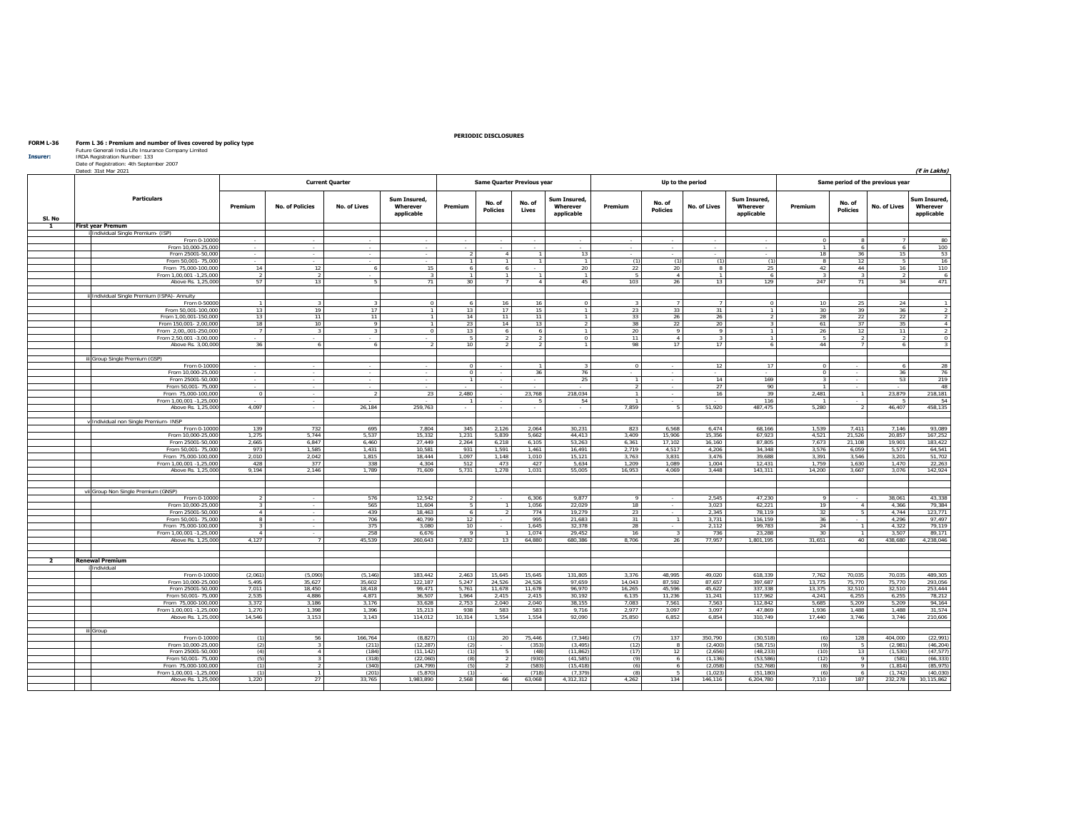**PERIODIC DISCLOSURES**

**FORM L-36** **Form L 36 : Premium and number of lives covered by policy type**

**Insurer:** Future Generali India Life Insurance Company Limited
IRDA Registration Number: 133
Date of Registration: 4th September 2007
Dated: 31st Mar 2021

*(₹ in Lakhs)*

| Sl. No | Particulars | Current Quarter | | | | Same Quarter Previous year | | | | Up to the period | | | | Same period of the previous year | | | |
|---|---|---|---|---|---|---|---|---|---|---|---|---|---|---|---|---|---|
| | | Premium | No. of Policies | No. of Lives | Sum Insured, Wherever applicable | Premium | No. of Policies | No. of Lives | Sum Insured, Wherever applicable | Premium | No. of Policies | No. of Lives | Sum Insured, Wherever applicable | Premium | No. of Policies | No. of Lives | Sum Insured, Wherever applicable |
| 1 | **First year Premum** | | | | | | | | | | | | | | | | |
| | i Individual Single Premium- (ISP) | | | | | | | | | | | | | | | | |
| | From 0-10000 | - | - | - | - | - | - | - | - | - | - | - | - | 0 | 8 | 7 | 80 |
| | From 10,000-25,000 | - | - | - | - | - | - | - | - | - | - | - | - | 1 | 6 | 6 | 100 |
| | From 25001-50,000 | - | - | - | - | 2 | 4 | 1 | 13 | - | - | - | - | 18 | 36 | 15 | 53 |
| | From 50,001- 75,000 | - | - | - | - | 1 | 1 | 1 | 1 | (1) | (1) | (1) | (1) | 8 | 12 | 5 | 16 |
| | From 75,000-100,000 | 14 | 12 | 6 | 15 | 6 | 6 | - | 20 | 22 | 20 | 8 | 25 | 42 | 44 | 16 | 110 |
| | From 1,00,001 -1,25,000 | 2 | 2 | - | 3 | 1 | 1 | 1 | 1 | 5 | 4 | 1 | 6 | 3 | 3 | 2 | 6 |
| | Above Rs. 1,25,000 | 57 | 13 | 5 | 71 | 30 | 7 | 4 | 45 | 103 | 26 | 13 | 129 | 247 | 71 | 34 | 471 |
| | ii Individual Single Premium (ISPA)- Annuity | | | | | | | | | | | | | | | | |
| | From 0-50000 | 1 | 3 | 3 | 0 | 6 | 16 | 16 | 0 | 3 | 7 | 7 | 0 | 10 | 25 | 24 | 1 |
| | From 50,001-100,000 | 13 | 19 | 17 | 1 | 13 | 17 | 15 | 1 | 23 | 33 | 31 | 1 | 30 | 39 | 36 | 2 |
| | From 1,00,001-150,000 | 13 | 11 | 11 | 1 | 14 | 11 | 11 | 1 | 33 | 26 | 26 | 2 | 28 | 22 | 22 | 2 |
| | From 150,001- 2,00,000 | 18 | 10 | 9 | 1 | 23 | 14 | 13 | 2 | 38 | 22 | 20 | 3 | 61 | 37 | 35 | 4 |
| | From 2,00,,001-250,000 | 7 | 3 | 3 | 0 | 13 | 6 | 6 | 1 | 20 | 9 | 9 | 1 | 26 | 12 | 11 | 2 |
| | From 2,50,001 -3,00,000 | - | - | - | - | 5 | 2 | 2 | 0 | 11 | 4 | 3 | 1 | 5 | 2 | 2 | 0 |
| | Above Rs. 3,00,000 | 36 | 6 | 6 | 2 | 10 | 2 | 2 | 1 | 98 | 17 | 17 | 6 | 44 | 7 | 6 | 3 |
| | iii Group Single Premium (GSP) | | | | | | | | | | | | | | | | |
| | From 0-10000 | - | - | - | - | 0 | - | 1 | 3 | 0 | - | 12 | 17 | 0 | - | 6 | 28 |
| | From 10,000-25,000 | - | - | - | - | 0 | - | 36 | 76 | - | - | - | - | 0 | - | 36 | 76 |
| | From 25001-50,000 | - | - | - | - | 1 | - | - | 25 | 1 | - | 14 | 169 | 3 | - | 53 | 219 |
| | From 50,001- 75,000 | - | - | - | - | - | - | - | - | 2 | - | 27 | 90 | 1 | - | - | 48 |
| | From 75,000-100,000 | 0 | - | 2 | 23 | 2,480 | - | 23,768 | 218,034 | 1 | - | 16 | 39 | 2,481 | 1 | 23,879 | 218,181 |
| | From 1,00,001 -1,25,000 | - | - | - | - | 1 | - | 5 | 54 | 1 | - | 3 | 116 | 1 | - | 5 | 54 |
| | Above Rs. 1,25,000 | 4,097 | - | 26,184 | 259,763 | - | - | - | - | 7,859 | 5 | 51,920 | 487,475 | 5,280 | 2 | 46,407 | 458,135 |
| | v Individual non Single Premium- INSP | | | | | | | | | | | | | | | | |
| | From 0-10000 | 139 | 732 | 695 | 7,804 | 345 | 2,126 | 2,064 | 30,231 | 823 | 6,568 | 6,474 | 68,166 | 1,539 | 7,411 | 7,146 | 93,089 |
| | From 10,000-25,000 | 1,275 | 5,744 | 5,537 | 15,332 | 1,231 | 5,839 | 5,662 | 44,413 | 3,409 | 15,906 | 15,356 | 67,923 | 4,521 | 21,526 | 20,857 | 167,252 |
| | From 25001-50,000 | 2,665 | 6,847 | 6,460 | 27,449 | 2,264 | 6,218 | 6,105 | 53,263 | 6,361 | 17,102 | 16,160 | 87,805 | 7,673 | 21,108 | 19,901 | 183,422 |
| | From 50,001- 75,000 | 973 | 1,585 | 1,431 | 10,581 | 931 | 1,591 | 1,461 | 16,491 | 2,719 | 4,517 | 4,206 | 34,348 | 3,576 | 6,059 | 5,577 | 64,541 |
| | From 75,000-100,000 | 2,010 | 2,042 | 1,815 | 18,444 | 1,097 | 1,148 | 1,010 | 15,121 | 3,763 | 3,831 | 3,476 | 39,688 | 3,391 | 3,546 | 3,201 | 51,702 |
| | From 1,00,001 -1,25,000 | 428 | 377 | 338 | 4,304 | 512 | 473 | 427 | 5,634 | 1,209 | 1,089 | 1,004 | 12,431 | 1,759 | 1,630 | 1,470 | 22,263 |
| | Above Rs. 1,25,000 | 9,194 | 2,146 | 1,789 | 71,609 | 5,731 | 1,278 | 1,031 | 55,005 | 16,953 | 4,069 | 3,448 | 143,311 | 14,200 | 3,667 | 3,076 | 142,924 |
| | vii Group Non Single Premium (GNSP) | | | | | | | | | | | | | | | | |
| | From 0-10000 | 2 | - | 576 | 12,542 | 2 | - | 6,306 | 9,877 | 9 | - | 2,545 | 47,230 | 9 | - | 38,061 | 43,338 |
| | From 10,000-25,000 | 3 | - | 565 | 11,604 | 5 | 1 | 1,056 | 22,029 | 18 | - | 3,023 | 62,221 | 19 | 4 | 4,366 | 79,384 |
| | From 25001-50,000 | 4 | - | 439 | 18,463 | 6 | 2 | 774 | 19,279 | 23 | - | 2,345 | 78,119 | 32 | 5 | 4,744 | 123,771 |
| | From 50,001- 75,000 | 8 | - | 706 | 40,799 | 12 | - | 995 | 21,683 | 31 | 1 | 3,731 | 116,159 | 36 | - | 4,296 | 97,497 |
| | From 75,000-100,000 | 3 | - | 375 | 3,080 | 10 | - | 1,645 | 32,378 | 28 | - | 2,112 | 99,783 | 24 | 1 | 4,322 | 79,119 |
| | From 1,00,001 -1,25,000 | 4 | - | 258 | 6,676 | 9 | 1 | 1,074 | 29,452 | 16 | 3 | 736 | 23,288 | 30 | 1 | 3,507 | 89,171 |
| | Above Rs. 1,25,000 | 4,127 | 7 | 45,539 | 260,643 | 7,832 | 13 | 64,880 | 680,386 | 8,706 | 26 | 77,957 | 1,801,195 | 31,651 | 40 | 438,680 | 4,238,046 |
| 2 | **Renewal Premium** | | | | | | | | | | | | | | | | |
| | i Individual | | | | | | | | | | | | | | | | |
| | From 0-10000 | (2,061) | (5,090) | (5,146) | 183,442 | 2,463 | 15,645 | 15,645 | 131,805 | 3,376 | 48,995 | 49,020 | 618,339 | 7,762 | 70,035 | 70,035 | 489,305 |
| | From 10,000-25,000 | 5,495 | 35,627 | 35,602 | 122,187 | 5,247 | 24,526 | 24,526 | 97,659 | 14,043 | 87,592 | 87,657 | 397,687 | 13,775 | 75,770 | 75,770 | 293,056 |
| | From 25001-50,000 | 7,011 | 18,450 | 18,418 | 99,471 | 5,761 | 11,678 | 11,678 | 96,970 | 16,265 | 45,596 | 45,622 | 337,338 | 13,375 | 32,510 | 32,510 | 253,444 |
| | From 50,001- 75,000 | 2,535 | 4,886 | 4,871 | 36,507 | 1,964 | 2,415 | 2,415 | 30,192 | 6,135 | 11,236 | 11,241 | 117,962 | 4,241 | 6,255 | 6,255 | 78,212 |
| | From 75,000-100,000 | 3,372 | 3,186 | 3,176 | 33,628 | 2,753 | 2,040 | 2,040 | 38,155 | 7,083 | 7,561 | 7,563 | 112,842 | 5,685 | 5,209 | 5,209 | 94,164 |
| | From 1,00,001 -1,25,000 | 1,270 | 1,398 | 1,396 | 15,213 | 938 | 583 | 583 | 9,716 | 2,977 | 3,097 | 3,097 | 47,869 | 1,936 | 1,488 | 1,488 | 31,574 |
| | Above Rs. 1,25,000 | 14,546 | 3,153 | 3,143 | 114,012 | 10,314 | 1,554 | 1,554 | 92,090 | 25,850 | 6,852 | 6,854 | 310,749 | 17,440 | 3,746 | 3,746 | 210,606 |
| | iii Group | | | | | | | | | | | | | | | | |
| | From 0-10000 | (1) | 56 | 166,764 | (8,827) | (1) | 20 | 75,446 | (7,346) | (7) | 137 | 350,790 | (30,518) | (6) | 128 | 404,000 | (22,991) |
| | From 10,000-25,000 | (2) | 3 | (211) | (12,287) | (2) | - | (353) | (3,495) | (12) | 8 | (2,400) | (58,715) | (9) | 5 | (2,981) | (46,204) |
| | From 25001-50,000 | (4) | 4 | (184) | (11,142) | (1) | 5 | (48) | (11,862) | (17) | 12 | (2,656) | (48,233) | (10) | 13 | (1,530) | (47,577) |
| | From 50,001- 75,000 | (5) | 3 | (318) | (22,060) | (8) | 2 | (930) | (41,585) | (9) | 6 | (1,136) | (53,586) | (12) | 9 | (581) | (66,333) |
| | From 75,000-100,000 | (1) | 2 | (340) | (24,799) | (5) | 2 | (583) | (15,418) | (6) | 6 | (2,058) | (52,768) | (8) | 9 | (1,814) | (85,975) |
| | From 1,00,001 -1,25,000 | (1) | 1 | (201) | (5,870) | (1) | - | (718) | (7,379) | (8) | 5 | (1,023) | (51,180) | (6) | 6 | (1,742) | (40,030) |
| | Above Rs. 1,25,000 | 1,220 | 27 | 33,765 | 1,983,890 | 2,568 | 66 | 63,068 | 4,312,312 | 4,262 | 134 | 146,116 | 6,204,780 | 7,110 | 187 | 232,278 | 10,115,862 |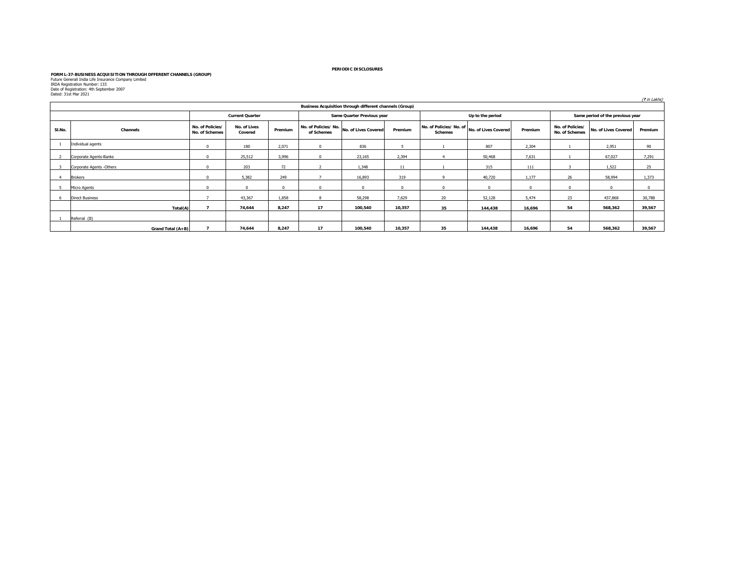**PERIODIC DISCLOSURES**

**FORM L-37-BUSINESS ACQUISITION THROUGH DFFERENT CHANNELS (GROUP)**
Future Generali India Life Insurance Company Limited
IRDA Registration Number: 133
Date of Registration: 4th September 2007
Dated: 31st Mar 2021

*(₹ in Lakhs)*

| Business Acquisition through different channels (Group) | | | | | | | | | | | | | |
|---|---|---|---|---|---|---|---|---|---|---|---|---|---|
| | | Current Quarter | | | Same Quarter Previous year | | | Up to the period | | | Same period of the previous year | | |
| Sl.No. | Channels | No. of Policies/ No. of Schemes | No. of Lives Covered | Premium | No. of Policies/ No. of Schemes | No. of Lives Covered | Premium | No. of Policies/ No. of Schemes | No. of Lives Covered | Premium | No. of Policies/ No. of Schemes | No. of Lives Covered | Premium |
| 1 | Individual agents | 0 | 180 | 2,071 | 0 | 836 | 5 | 1 | 807 | 2,304 | 1 | 2,951 | 90 |
| 2 | Corporate Agents-Banks | 0 | 25,512 | 3,996 | 0 | 23,165 | 2,394 | 4 | 50,468 | 7,631 | 1 | 67,027 | 7,291 |
| 3 | Corporate Agents -Others | 0 | 203 | 72 | 2 | 1,348 | 11 | 1 | 315 | 111 | 3 | 1,522 | 25 |
| 4 | Brokers | 0 | 5,382 | 249 | 7 | 16,893 | 319 | 9 | 40,720 | 1,177 | 26 | 58,994 | 1,373 |
| 5 | Micro Agents | 0 | 0 | 0 | 0 | 0 | 0 | 0 | 0 | 0 | 0 | 0 | 0 |
| 6 | Direct Business | 7 | 43,367 | 1,858 | 8 | 58,298 | 7,629 | 20 | 52,128 | 5,474 | 23 | 437,868 | 30,788 |
| | **Total(A)** | **7** | **74,644** | **8,247** | **17** | **100,540** | **10,357** | **35** | **144,438** | **16,696** | **54** | **568,362** | **39,567** |
| 1 | Referral (B) | | | | | | | | | | | | |
| | **Grand Total (A+B)** | **7** | **74,644** | **8,247** | **17** | **100,540** | **10,357** | **35** | **144,438** | **16,696** | **54** | **568,362** | **39,567** |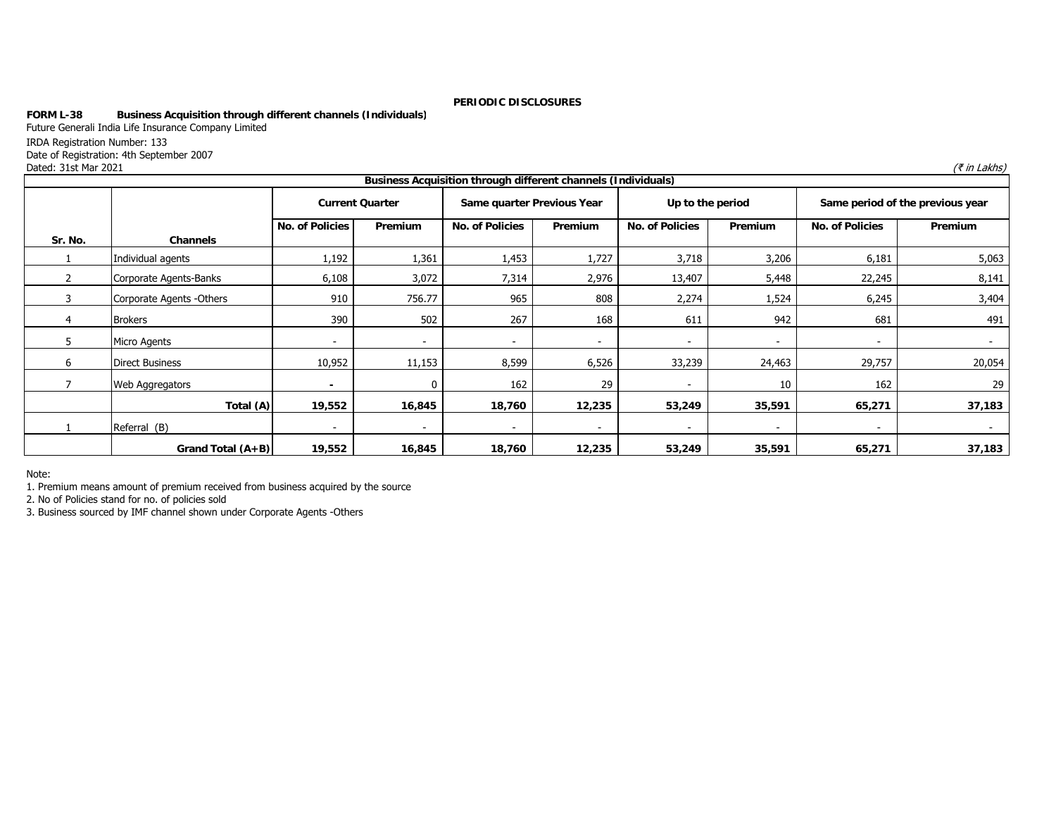**PERIODIC DISCLOSURES**

**FORM L-38** **Business Acquisition through different channels (Individuals)**

Future Generali India Life Insurance Company Limited

IRDA Registration Number: 133

Date of Registration: 4th September 2007

Dated: 31st Mar 2021

*(₹ in Lakhs)*

| Business Acquisition through different channels (Individuals) | | | | | | | | | | |
|---|---|---|---|---|---|---|---|---|---|---|
| | | Current Quarter | | Same quarter Previous Year | | Up to the period | | Same period of the previous year | |
| Sr. No. | Channels | No. of Policies | Premium | No. of Policies | Premium | No. of Policies | Premium | No. of Policies | Premium |
| 1 | Individual agents | 1,192 | 1,361 | 1,453 | 1,727 | 3,718 | 3,206 | 6,181 | 5,063 |
| 2 | Corporate Agents-Banks | 6,108 | 3,072 | 7,314 | 2,976 | 13,407 | 5,448 | 22,245 | 8,141 |
| 3 | Corporate Agents -Others | 910 | 756.77 | 965 | 808 | 2,274 | 1,524 | 6,245 | 3,404 |
| 4 | Brokers | 390 | 502 | 267 | 168 | 611 | 942 | 681 | 491 |
| 5 | Micro Agents | - | - | - | - | - | - | - | - |
| 6 | Direct Business | 10,952 | 11,153 | 8,599 | 6,526 | 33,239 | 24,463 | 29,757 | 20,054 |
| 7 | Web Aggregators | - | 0 | 162 | 29 | - | 10 | 162 | 29 |
| | **Total (A)** | **19,552** | **16,845** | **18,760** | **12,235** | **53,249** | **35,591** | **65,271** | **37,183** |
| 1 | Referral (B) | - | - | - | - | - | - | - | - |
| | **Grand Total (A+B)** | **19,552** | **16,845** | **18,760** | **12,235** | **53,249** | **35,591** | **65,271** | **37,183** |

Note:

1. Premium means amount of premium received from business acquired by the source
2. No of Policies stand for no. of policies sold
3. Business sourced by IMF channel shown under Corporate Agents -Others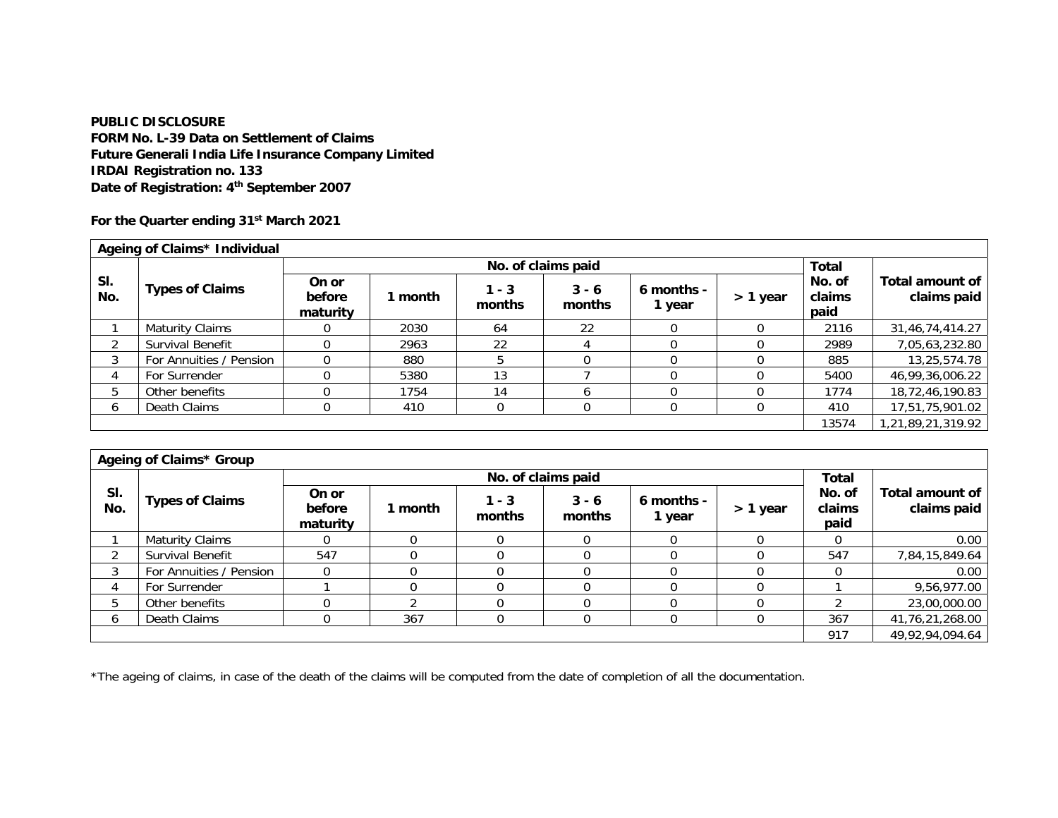**PUBLIC DISCLOSURE**
**FORM No. L-39 Data on Settlement of Claims**
**Future Generali India Life Insurance Company Limited**
**IRDAI Registration no. 133**
**Date of Registration: 4th September 2007**

**For the Quarter ending 31st March 2021**

| **Ageing of Claims* Individual** | | | | | | | | | | |
|---|---|---|---|---|---|---|---|---|---|---|
| **Sl. No.** | **Types of Claims** | **No. of claims paid** | | | | | | **Total No. of claims paid** | **Total amount of claims paid** |
| | | **On or before maturity** | **1 month** | **1 - 3 months** | **3 - 6 months** | **6 months - 1 year** | **> 1 year** | | |
| 1 | Maturity Claims | 0 | 2030 | 64 | 22 | 0 | 0 | 2116 | 31,46,74,414.27 |
| 2 | Survival Benefit | 0 | 2963 | 22 | 4 | 0 | 0 | 2989 | 7,05,63,232.80 |
| 3 | For Annuities / Pension | 0 | 880 | 5 | 0 | 0 | 0 | 885 | 13,25,574.78 |
| 4 | For Surrender | 0 | 5380 | 13 | 7 | 0 | 0 | 5400 | 46,99,36,006.22 |
| 5 | Other benefits | 0 | 1754 | 14 | 6 | 0 | 0 | 1774 | 18,72,46,190.83 |
| 6 | Death Claims | 0 | 410 | 0 | 0 | 0 | 0 | 410 | 17,51,75,901.02 |
| | | | | | | | | 13574 | 1,21,89,21,319.92 |

| **Ageing of Claims* Group** | | | | | | | | | |
|---|---|---|---|---|---|---|---|---|---|
| **Sl. No.** | **Types of Claims** | **No. of claims paid** | | | | | | **Total No. of claims paid** | **Total amount of claims paid** |
| | | **On or before maturity** | **1 month** | **1 - 3 months** | **3 - 6 months** | **6 months - 1 year** | **> 1 year** | | |
| 1 | Maturity Claims | 0 | 0 | 0 | 0 | 0 | 0 | 0 | 0.00 |
| 2 | Survival Benefit | 547 | 0 | 0 | 0 | 0 | 0 | 547 | 7,84,15,849.64 |
| 3 | For Annuities / Pension | 0 | 0 | 0 | 0 | 0 | 0 | 0 | 0.00 |
| 4 | For Surrender | 1 | 0 | 0 | 0 | 0 | 0 | 1 | 9,56,977.00 |
| 5 | Other benefits | 0 | 2 | 0 | 0 | 0 | 0 | 2 | 23,00,000.00 |
| 6 | Death Claims | 0 | 367 | 0 | 0 | 0 | 0 | 367 | 41,76,21,268.00 |
| | | | | | | | | 917 | 49,92,94,094.64 |

*The ageing of claims, in case of the death of the claims will be computed from the date of completion of all the documentation.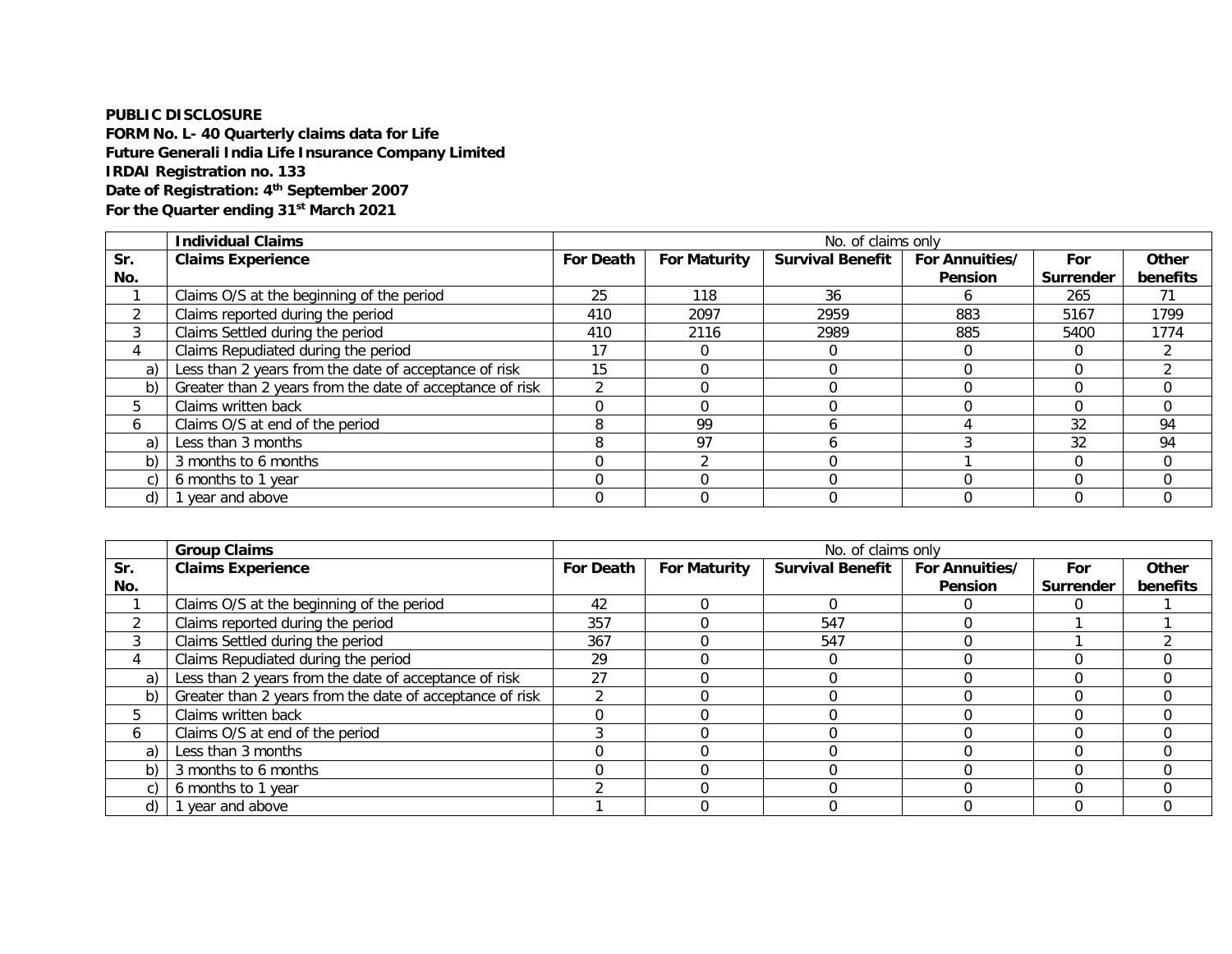**PUBLIC DISCLOSURE**
**FORM No. L- 40 Quarterly claims data for Life**
**Future Generali India Life Insurance Company Limited**
**IRDAI Registration no. 133**
**Date of Registration: 4th September 2007**
**For the Quarter ending 31st March 2021**

| | **Individual Claims** | No. of claims only | | | | | |
|---|---|---|---|---|---|---|---|
| **Sr. No.** | **Claims Experience** | **For Death** | **For Maturity** | **Survival Benefit** | **For Annuities/ Pension** | **For Surrender** | **Other benefits** |
| 1 | Claims O/S at the beginning of the period | 25 | 118 | 36 | 6 | 265 | 71 |
| 2 | Claims reported during the period | 410 | 2097 | 2959 | 883 | 5167 | 1799 |
| 3 | Claims Settled during the period | 410 | 2116 | 2989 | 885 | 5400 | 1774 |
| 4 | Claims Repudiated during the period | 17 | 0 | 0 | 0 | 0 | 2 |
| a) | Less than 2 years from the date of acceptance of risk | 15 | 0 | 0 | 0 | 0 | 2 |
| b) | Greater than 2 years from the date of acceptance of risk | 2 | 0 | 0 | 0 | 0 | 0 |
| 5 | Claims written back | 0 | 0 | 0 | 0 | 0 | 0 |
| 6 | Claims O/S at end of the period | 8 | 99 | 6 | 4 | 32 | 94 |
| a) | Less than 3 months | 8 | 97 | 6 | 3 | 32 | 94 |
| b) | 3 months to 6 months | 0 | 2 | 0 | 1 | 0 | 0 |
| c) | 6 months to 1 year | 0 | 0 | 0 | 0 | 0 | 0 |
| d) | 1 year and above | 0 | 0 | 0 | 0 | 0 | 0 |

| | **Group Claims** | No. of claims only | | | | | |
|---|---|---|---|---|---|---|---|
| **Sr. No.** | **Claims Experience** | **For Death** | **For Maturity** | **Survival Benefit** | **For Annuities/ Pension** | **For Surrender** | **Other benefits** |
| 1 | Claims O/S at the beginning of the period | 42 | 0 | 0 | 0 | 0 | 1 |
| 2 | Claims reported during the period | 357 | 0 | 547 | 0 | 1 | 1 |
| 3 | Claims Settled during the period | 367 | 0 | 547 | 0 | 1 | 2 |
| 4 | Claims Repudiated during the period | 29 | 0 | 0 | 0 | 0 | 0 |
| a) | Less than 2 years from the date of acceptance of risk | 27 | 0 | 0 | 0 | 0 | 0 |
| b) | Greater than 2 years from the date of acceptance of risk | 2 | 0 | 0 | 0 | 0 | 0 |
| 5 | Claims written back | 0 | 0 | 0 | 0 | 0 | 0 |
| 6 | Claims O/S at end of the period | 3 | 0 | 0 | 0 | 0 | 0 |
| a) | Less than 3 months | 0 | 0 | 0 | 0 | 0 | 0 |
| b) | 3 months to 6 months | 0 | 0 | 0 | 0 | 0 | 0 |
| c) | 6 months to 1 year | 2 | 0 | 0 | 0 | 0 | 0 |
| d) | 1 year and above | 1 | 0 | 0 | 0 | 0 | 0 |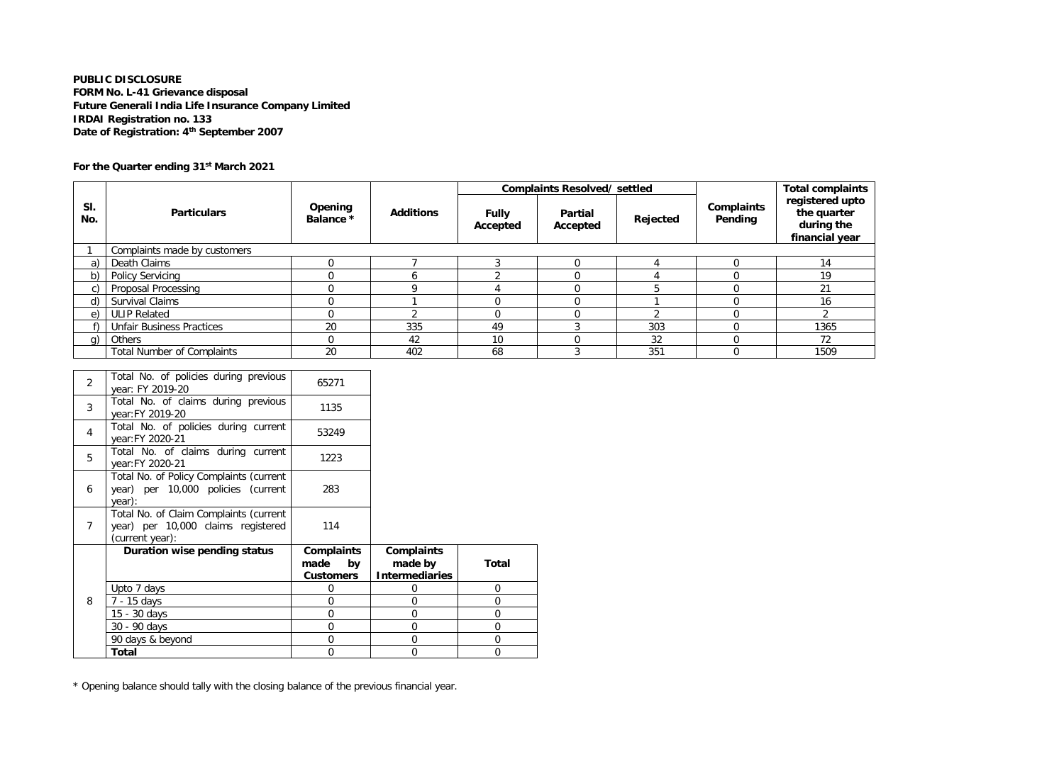**PUBLIC DISCLOSURE**
**FORM No. L-41 Grievance disposal**
**Future Generali India Life Insurance Company Limited**
**IRDAI Registration no. 133**
**Date of Registration: 4th September 2007**

**For the Quarter ending 31st March 2021**

| Sl. No. | Particulars | Opening Balance * | Additions | Complaints Resolved/ settled | | | Complaints Pending | Total complaints registered upto the quarter during the financial year |
|---|---|---|---|---|---|---|---|---|
| | | | | Fully Accepted | Partial Accepted | Rejected | | |
| 1 | Complaints made by customers | | | | | | | |
| a) | Death Claims | 0 | 7 | 3 | 0 | 4 | 0 | 14 |
| b) | Policy Servicing | 0 | 6 | 2 | 0 | 4 | 0 | 19 |
| c) | Proposal Processing | 0 | 9 | 4 | 0 | 5 | 0 | 21 |
| d) | Survival Claims | 0 | 1 | 0 | 0 | 1 | 0 | 16 |
| e) | ULIP Related | 0 | 2 | 0 | 0 | 2 | 0 | 2 |
| f) | Unfair Business Practices | 20 | 335 | 49 | 3 | 303 | 0 | 1365 |
| g) | Others | 0 | 42 | 10 | 0 | 32 | 0 | 72 |
| | Total Number of Complaints | 20 | 402 | 68 | 3 | 351 | 0 | 1509 |

| | | | | |
|---|---|---|---|---|
| 2 | Total No. of policies during previous year: FY 2019-20 | 65271 | | |
| 3 | Total No. of claims during previous year:FY 2019-20 | 1135 | | |
| 4 | Total No. of policies during current year:FY 2020-21 | 53249 | | |
| 5 | Total No. of claims during current year:FY 2020-21 | 1223 | | |
| 6 | Total No. of Policy Complaints (current year) per 10,000 policies (current year): | 283 | | |
| 7 | Total No. of Claim Complaints (current year) per 10,000 claims registered (current year): | 114 | | |
| 8 | **Duration wise pending status** | **Complaints made by Customers** | **Complaints made by Intermediaries** | **Total** |
| | Upto 7 days | 0 | 0 | 0 |
| | 7 - 15 days | 0 | 0 | 0 |
| | 15 - 30 days | 0 | 0 | 0 |
| | 30 - 90 days | 0 | 0 | 0 |
| | 90 days & beyond | 0 | 0 | 0 |
| | **Total** | 0 | 0 | 0 |

\* Opening balance should tally with the closing balance of the previous financial year.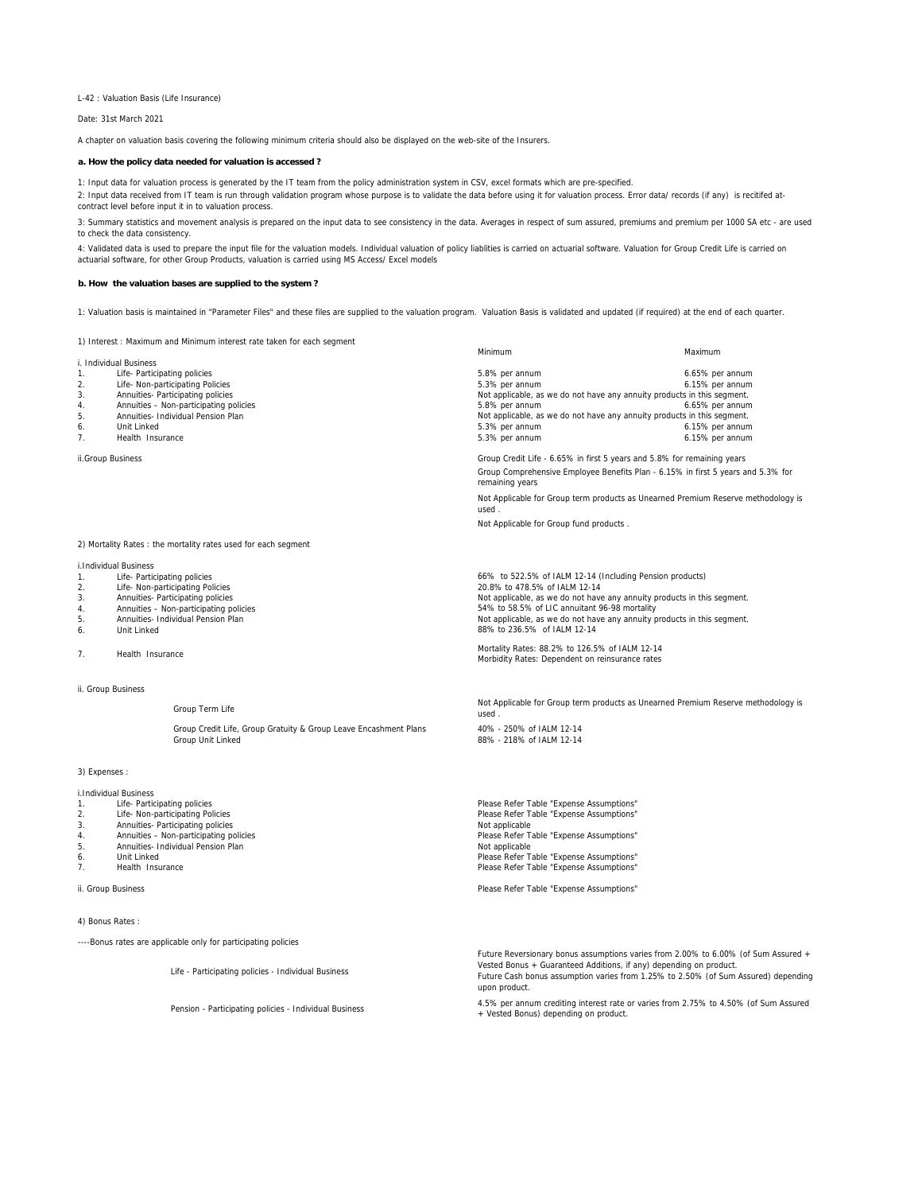L-42 : Valuation Basis (Life Insurance)

Date: 31st March 2021

A chapter on valuation basis covering the following minimum criteria should also be displayed on the web-site of the Insurers.

**a. How the policy data needed for valuation is accessed ?**

1: Input data for valuation process is generated by the IT team from the policy administration system in CSV, excel formats which are pre-specified.

2: Input data received from IT team is run through validation program whose purpose is to validate the data before using it for valuation process. Error data/ records (if any) is recitifed at-contract level before input it in to valuation process.

3: Summary statistics and movement analysis is prepared on the input data to see consistency in the data. Averages in respect of sum assured, premiums and premium per 1000 SA etc - are used to check the data consistency.

4: Validated data is used to prepare the input file for the valuation models. Individual valuation of policy liablities is carried on actuarial software. Valuation for Group Credit Life is carried on actuarial software, for other Group Products, valuation is carried using MS Access/ Excel models

**b. How the valuation bases are supplied to the system ?**

1: Valuation basis is maintained in "Parameter Files" and these files are supplied to the valuation program. Valuation Basis is validated and updated (if required) at the end of each quarter.

1) Interest : Maximum and Minimum interest rate taken for each segment

| | | Minimum | Maximum |
|---|---|---|---|
| i. Individual Business | | | |
| 1. | Life- Participating policies | 5.8% per annum | 6.65% per annum |
| 2. | Life- Non-participating Policies | 5.3% per annum | 6.15% per annum |
| 3. | Annuities- Participating policies | Not applicable, as we do not have any annuity products in this segment. | |
| 4. | Annuities – Non-participating policies | 5.8% per annum | 6.65% per annum |
| 5. | Annuities- Individual Pension Plan | Not applicable, as we do not have any annuity products in this segment. | |
| 6. | Unit Linked | 5.3% per annum | 6.15% per annum |
| 7. | Health Insurance | 5.3% per annum | 6.15% per annum |
| ii.Group Business | | Group Credit Life - 6.65% in first 5 years and 5.8% for remaining years | |
| | | Group Comprehensive Employee Benefits Plan - 6.15% in first 5 years and 5.3% for remaining years | |
| | | Not Applicable for Group term products as Unearned Premium Reserve methodology is used . | |
| | | Not Applicable for Group fund products . | |

2) Mortality Rates : the mortality rates used for each segment

| | | |
|---|---|---|
| i.Individual Business | | |
| 1. | Life- Participating policies | 66% to 522.5% of IALM 12-14 (Including Pension products) |
| 2. | Life- Non-participating Policies | 20.8% to 478.5% of IALM 12-14 |
| 3. | Annuities- Participating policies | Not applicable, as we do not have any annuity products in this segment. |
| 4. | Annuities – Non-participating policies | 54% to 58.5% of LIC annuitant 96-98 mortality |
| 5. | Annuities- Individual Pension Plan | Not applicable, as we do not have any annuity products in this segment. |
| 6. | Unit Linked | 88% to 236.5% of IALM 12-14 |
| 7. | Health Insurance | Mortality Rates: 88.2% to 126.5% of IALM 12-14<br>Morbidity Rates: Dependent on reinsurance rates |
| ii. Group Business | | |
| | Group Term Life | Not Applicable for Group term products as Unearned Premium Reserve methodology is used . |
| | Group Credit Life, Group Gratuity & Group Leave Encashment Plans | 40% - 250% of IALM 12-14 |
| | Group Unit Linked | 88% - 218% of IALM 12-14 |

3) Expenses :

| | | |
|---|---|---|
| i.Individual Business | | |
| 1. | Life- Participating policies | Please Refer Table "Expense Assumptions" |
| 2. | Life- Non-participating Policies | Please Refer Table "Expense Assumptions" |
| 3. | Annuities- Participating policies | Not applicable |
| 4. | Annuities – Non-participating policies | Please Refer Table "Expense Assumptions" |
| 5. | Annuities- Individual Pension Plan | Not applicable |
| 6. | Unit Linked | Please Refer Table "Expense Assumptions" |
| 7. | Health Insurance | Please Refer Table "Expense Assumptions" |
| ii. Group Business | | Please Refer Table "Expense Assumptions" |

4) Bonus Rates :

----Bonus rates are applicable only for participating policies

| | |
|---|---|
| Life - Participating policies - Individual Business | Future Reversionary bonus assumptions varies from 2.00% to 6.00% (of Sum Assured + Vested Bonus + Guaranteed Additions, if any) depending on product.<br>Future Cash bonus assumption varies from 1.25% to 2.50% (of Sum Assured) depending upon product. |
| Pension - Participating policies - Individual Business | 4.5% per annum crediting interest rate or varies from 2.75% to 4.50% (of Sum Assured + Vested Bonus) depending on product. |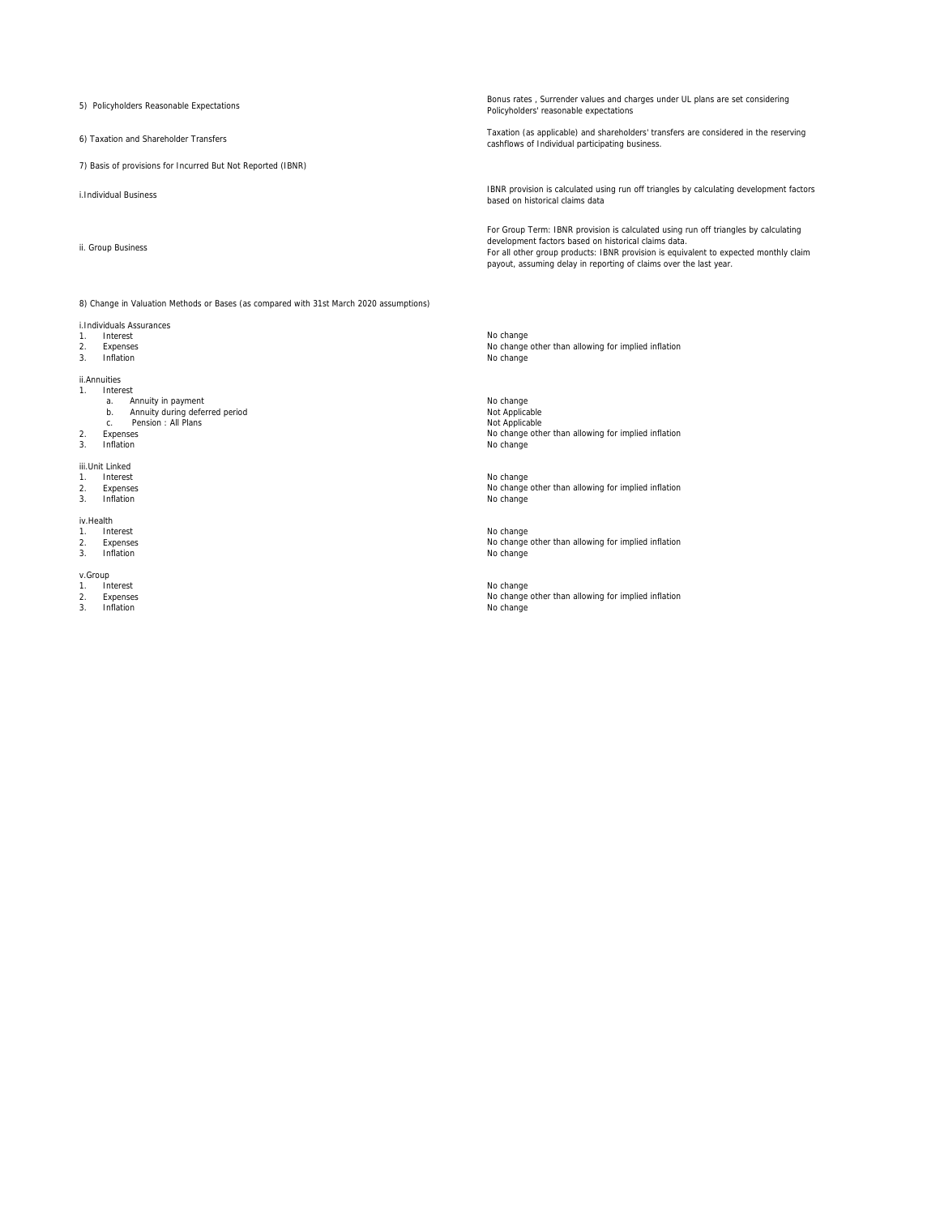| | |
|---|---|
| 5) Policyholders Reasonable Expectations | Bonus rates , Surrender values and charges under UL plans are set considering Policyholders' reasonable expectations |
| 6) Taxation and Shareholder Transfers | Taxation (as applicable) and shareholders' transfers are considered in the reserving cashflows of Individual participating business. |
| 7) Basis of provisions for Incurred But Not Reported (IBNR) | |
| i.Individual Business | IBNR provision is calculated using run off triangles by calculating development factors based on historical claims data |
| ii. Group Business | For Group Term: IBNR provision is calculated using run off triangles by calculating development factors based on historical claims data.<br>For all other group products: IBNR provision is equivalent to expected monthly claim payout, assuming delay in reporting of claims over the last year. |
| 8) Change in Valuation Methods or Bases (as compared with 31st March 2020 assumptions) | |
| i.Individuals Assurances | |
| 1. Interest | No change |
| 2. Expenses | No change other than allowing for implied inflation |
| 3. Inflation | No change |
| ii.Annuities | |
| 1. Interest | |
| a. Annuity in payment | No change |
| b. Annuity during deferred period | Not Applicable |
| c. Pension : All Plans | Not Applicable |
| 2. Expenses | No change other than allowing for implied inflation |
| 3. Inflation | No change |
| iii.Unit Linked | |
| 1. Interest | No change |
| 2. Expenses | No change other than allowing for implied inflation |
| 3. Inflation | No change |
| iv.Health | |
| 1. Interest | No change |
| 2. Expenses | No change other than allowing for implied inflation |
| 3. Inflation | No change |
| v.Group | |
| 1. Interest | No change |
| 2. Expenses | No change other than allowing for implied inflation |
| 3. Inflation | No change |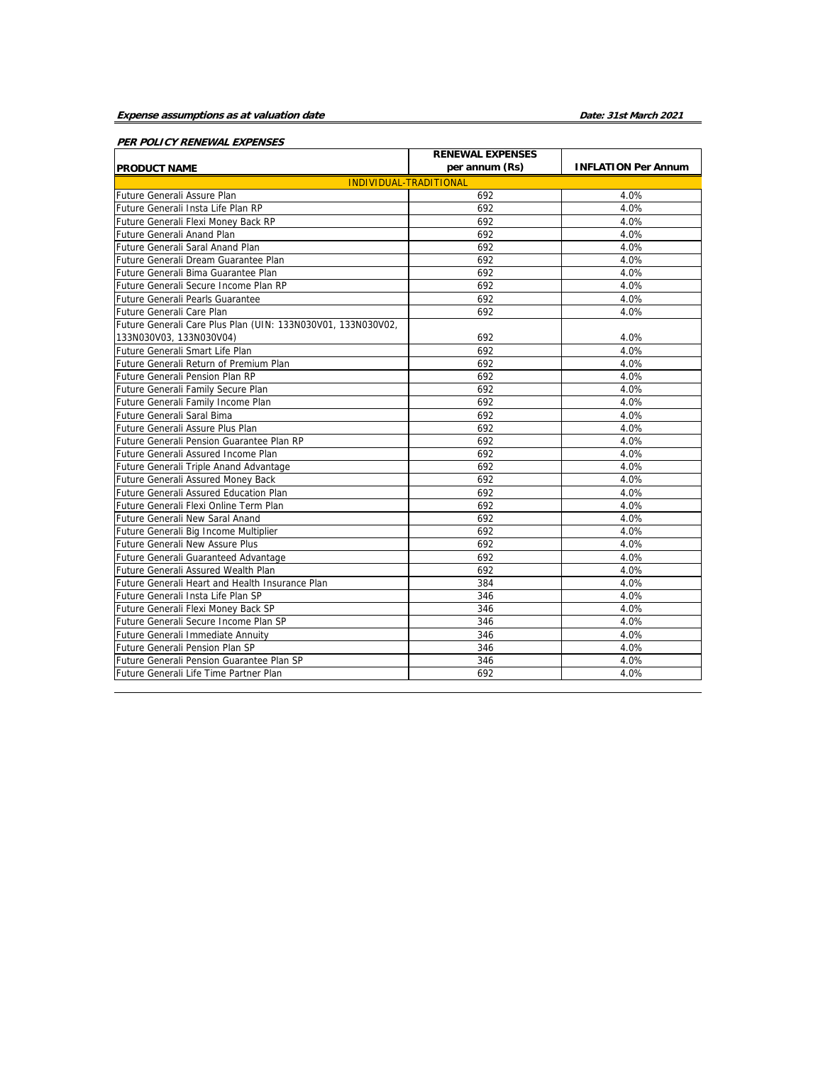***Expense assumptions as at valuation date*** ***Date: 31st March 2021***

***PER POLICY RENEWAL EXPENSES***

| PRODUCT NAME | RENEWAL EXPENSES per annum (Rs) | INFLATION Per Annum |
|---|---|---|
| INDIVIDUAL-TRADITIONAL | | |
| Future Generali Assure Plan | 692 | 4.0% |
| Future Generali Insta Life Plan RP | 692 | 4.0% |
| Future Generali Flexi Money Back RP | 692 | 4.0% |
| Future Generali Anand Plan | 692 | 4.0% |
| Future Generali Saral Anand Plan | 692 | 4.0% |
| Future Generali Dream Guarantee Plan | 692 | 4.0% |
| Future Generali Bima Guarantee Plan | 692 | 4.0% |
| Future Generali Secure Income Plan RP | 692 | 4.0% |
| Future Generali Pearls Guarantee | 692 | 4.0% |
| Future Generali Care Plan | 692 | 4.0% |
| Future Generali Care Plus Plan (UIN: 133N030V01, 133N030V02, 133N030V03, 133N030V04) | 692 | 4.0% |
| Future Generali Smart Life Plan | 692 | 4.0% |
| Future Generali Return of Premium Plan | 692 | 4.0% |
| Future Generali Pension Plan RP | 692 | 4.0% |
| Future Generali Family Secure Plan | 692 | 4.0% |
| Future Generali Family Income Plan | 692 | 4.0% |
| Future Generali Saral Bima | 692 | 4.0% |
| Future Generali Assure Plus Plan | 692 | 4.0% |
| Future Generali Pension Guarantee Plan RP | 692 | 4.0% |
| Future Generali Assured Income Plan | 692 | 4.0% |
| Future Generali Triple Anand Advantage | 692 | 4.0% |
| Future Generali Assured Money Back | 692 | 4.0% |
| Future Generali Assured Education Plan | 692 | 4.0% |
| Future Generali Flexi Online Term Plan | 692 | 4.0% |
| Future Generali New Saral Anand | 692 | 4.0% |
| Future Generali Big Income Multiplier | 692 | 4.0% |
| Future Generali New Assure Plus | 692 | 4.0% |
| Future Generali Guaranteed Advantage | 692 | 4.0% |
| Future Generali Assured Wealth Plan | 692 | 4.0% |
| Future Generali Heart and Health Insurance Plan | 384 | 4.0% |
| Future Generali Insta Life Plan SP | 346 | 4.0% |
| Future Generali Flexi Money Back SP | 346 | 4.0% |
| Future Generali Secure Income Plan SP | 346 | 4.0% |
| Future Generali Immediate Annuity | 346 | 4.0% |
| Future Generali Pension Plan SP | 346 | 4.0% |
| Future Generali Pension Guarantee Plan SP | 346 | 4.0% |
| Future Generali Life Time Partner Plan | 692 | 4.0% |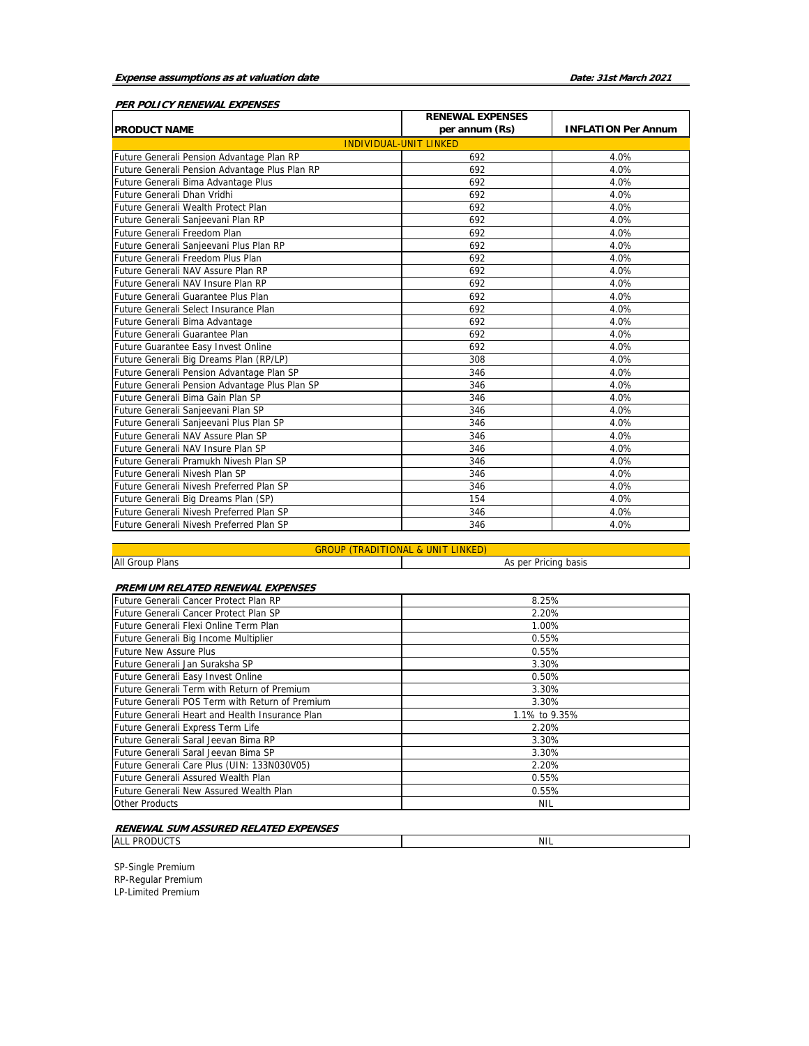***Expense assumptions as at valuation date*** ***Date: 31st March 2021***

### ***PER POLICY RENEWAL EXPENSES***

| PRODUCT NAME | RENEWAL EXPENSES per annum (Rs) | INFLATION Per Annum |
|---|---|---|
| INDIVIDUAL-UNIT LINKED | | |
| Future Generali Pension Advantage Plan RP | 692 | 4.0% |
| Future Generali Pension Advantage Plus Plan RP | 692 | 4.0% |
| Future Generali Bima Advantage Plus | 692 | 4.0% |
| Future Generali Dhan Vridhi | 692 | 4.0% |
| Future Generali Wealth Protect Plan | 692 | 4.0% |
| Future Generali Sanjeevani Plan RP | 692 | 4.0% |
| Future Generali Freedom Plan | 692 | 4.0% |
| Future Generali Sanjeevani Plus Plan RP | 692 | 4.0% |
| Future Generali Freedom Plus Plan | 692 | 4.0% |
| Future Generali NAV Assure Plan RP | 692 | 4.0% |
| Future Generali NAV Insure Plan RP | 692 | 4.0% |
| Future Generali Guarantee Plus Plan | 692 | 4.0% |
| Future Generali Select Insurance Plan | 692 | 4.0% |
| Future Generali Bima Advantage | 692 | 4.0% |
| Future Generali Guarantee Plan | 692 | 4.0% |
| Future Guarantee Easy Invest Online | 692 | 4.0% |
| Future Generali Big Dreams Plan (RP/LP) | 308 | 4.0% |
| Future Generali Pension Advantage Plan SP | 346 | 4.0% |
| Future Generali Pension Advantage Plus Plan SP | 346 | 4.0% |
| Future Generali Bima Gain Plan SP | 346 | 4.0% |
| Future Generali Sanjeevani Plan SP | 346 | 4.0% |
| Future Generali Sanjeevani Plus Plan SP | 346 | 4.0% |
| Future Generali NAV Assure Plan SP | 346 | 4.0% |
| Future Generali NAV Insure Plan SP | 346 | 4.0% |
| Future Generali Pramukh Nivesh Plan SP | 346 | 4.0% |
| Future Generali Nivesh Plan SP | 346 | 4.0% |
| Future Generali Nivesh Preferred Plan SP | 346 | 4.0% |
| Future Generali Big Dreams Plan (SP) | 154 | 4.0% |
| Future Generali Nivesh Preferred Plan SP | 346 | 4.0% |
| Future Generali Nivesh Preferred Plan SP | 346 | 4.0% |

| GROUP (TRADITIONAL & UNIT LINKED) | |
|---|---|
| All Group Plans | As per Pricing basis |

### ***PREMIUM RELATED RENEWAL EXPENSES***

| Product | |
|---|---|
| Future Generali Cancer Protect Plan RP | 8.25% |
| Future Generali Cancer Protect Plan SP | 2.20% |
| Future Generali Flexi Online Term Plan | 1.00% |
| Future Generali Big Income Multiplier | 0.55% |
| Future New Assure Plus | 0.55% |
| Future Generali Jan Suraksha SP | 3.30% |
| Future Generali Easy Invest Online | 0.50% |
| Future Generali Term with Return of Premium | 3.30% |
| Future Generali POS Term with Return of Premium | 3.30% |
| Future Generali Heart and Health Insurance Plan | 1.1% to 9.35% |
| Future Generali Express Term Life | 2.20% |
| Future Generali Saral Jeevan Bima RP | 3.30% |
| Future Generali Saral Jeevan Bima SP | 3.30% |
| Future Generali Care Plus (UIN: 133N030V05) | 2.20% |
| Future Generali Assured Wealth Plan | 0.55% |
| Future Generali New Assured Wealth Plan | 0.55% |
| Other Products | NIL |

### ***RENEWAL SUM ASSURED RELATED EXPENSES***

| Product | |
|---|---|
| ALL PRODUCTS | NIL |

SP-Single Premium
RP-Regular Premium
LP-Limited Premium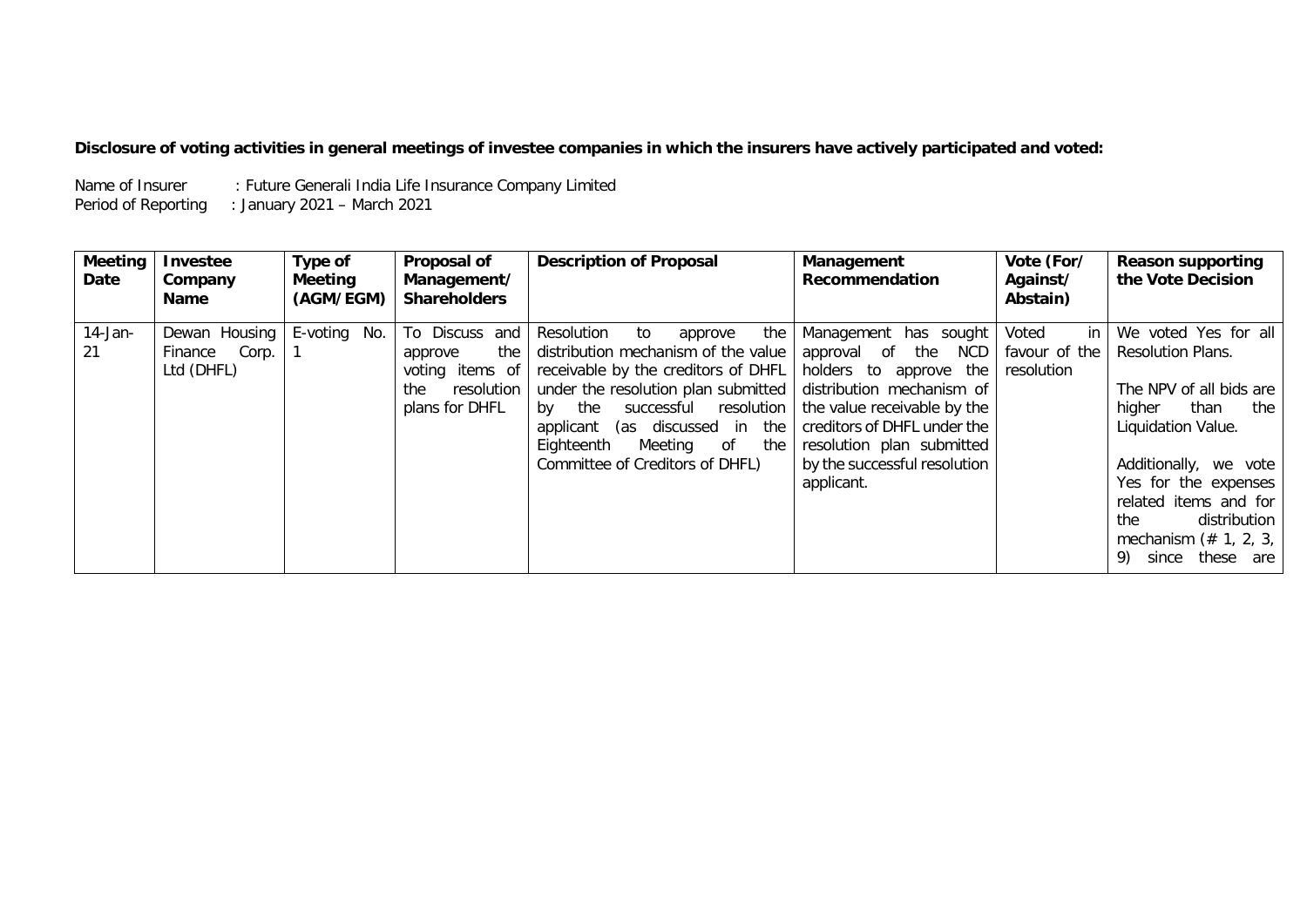**Disclosure of voting activities in general meetings of investee companies in which the insurers have actively participated and voted:**

Name of Insurer : Future Generali India Life Insurance Company Limited
Period of Reporting : January 2021 – March 2021

| Meeting Date | Investee Company Name | Type of Meeting (AGM/EGM) | Proposal of Management/ Shareholders | Description of Proposal | Management Recommendation | Vote (For/ Against/ Abstain) | Reason supporting the Vote Decision |
|---|---|---|---|---|---|---|---|
| 14-Jan-21 | Dewan Housing Finance Corp. Ltd (DHFL) | E-voting No. 1 | To Discuss and approve the voting items of the resolution plans for DHFL | Resolution to approve the distribution mechanism of the value receivable by the creditors of DHFL under the resolution plan submitted by the successful resolution applicant (as discussed in the Eighteenth Meeting of the Committee of Creditors of DHFL) | Management has sought approval of the NCD holders to approve the distribution mechanism of the value receivable by the creditors of DHFL under the resolution plan submitted by the successful resolution applicant. | Voted in favour of the resolution | We voted Yes for all Resolution Plans.<br><br>The NPV of all bids are higher than the Liquidation Value.<br><br>Additionally, we vote Yes for the expenses related items and for the distribution mechanism (# 1, 2, 3, 9) since these are |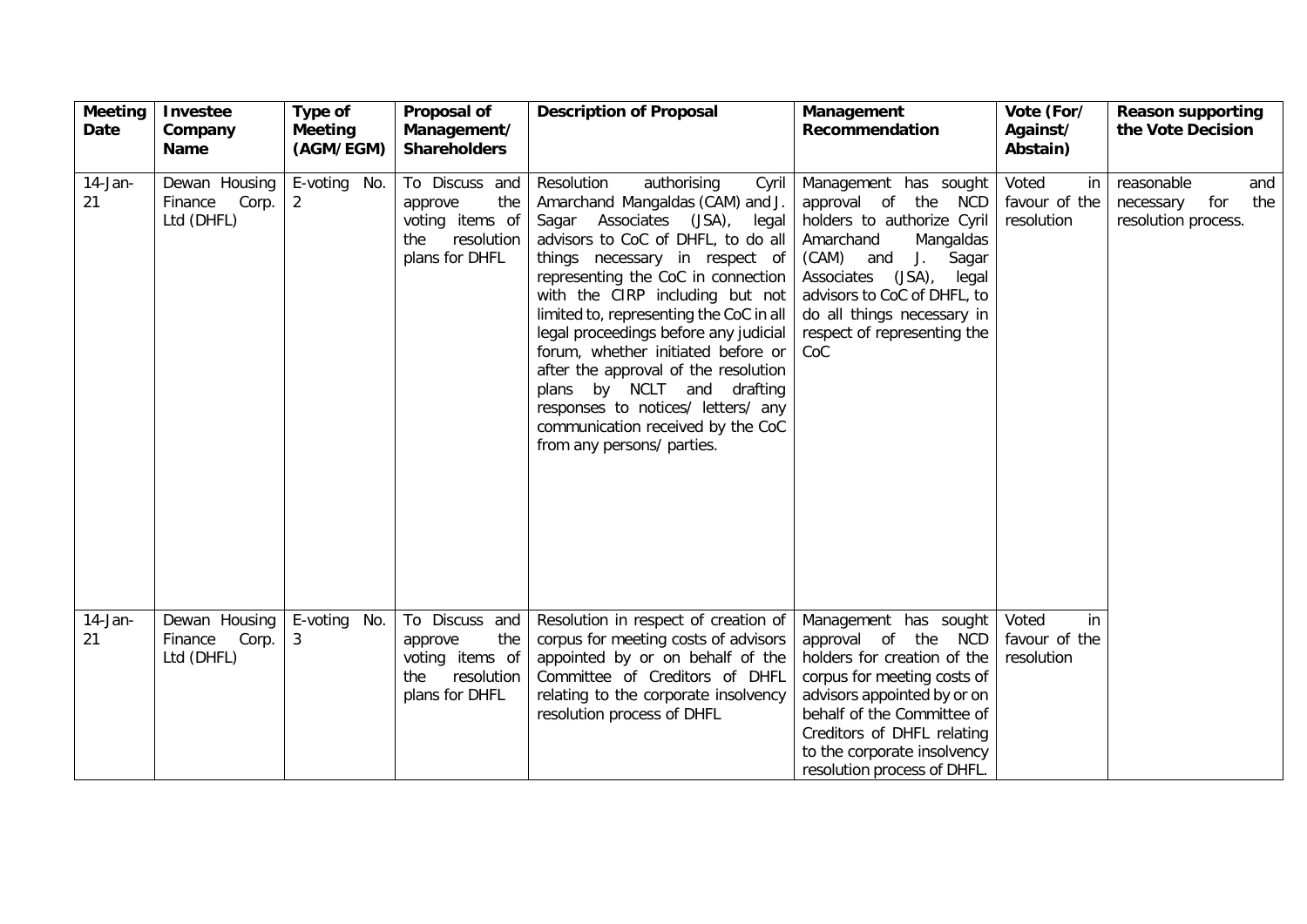| Meeting Date | Investee Company Name | Type of Meeting (AGM/EGM) | Proposal of Management/ Shareholders | Description of Proposal | Management Recommendation | Vote (For/ Against/ Abstain) | Reason supporting the Vote Decision |
|---|---|---|---|---|---|---|---|
| 14-Jan-21 | Dewan Housing Finance Corp. Ltd (DHFL) | E-voting No. 2 | To Discuss and approve the voting items of the resolution plans for DHFL | Resolution authorising Cyril Amarchand Mangaldas (CAM) and J. Sagar Associates (JSA), legal advisors to CoC of DHFL, to do all things necessary in respect of representing the CoC in connection with the CIRP including but not limited to, representing the CoC in all legal proceedings before any judicial forum, whether initiated before or after the approval of the resolution plans by NCLT and drafting responses to notices/ letters/ any communication received by the CoC from any persons/ parties. | Management has sought approval of the NCD holders to authorize Cyril Amarchand Mangaldas (CAM) and J. Sagar Associates (JSA), legal advisors to CoC of DHFL, to do all things necessary in respect of representing the CoC | Voted in favour of the resolution | reasonable and necessary for the resolution process. |
| 14-Jan-21 | Dewan Housing Finance Corp. Ltd (DHFL) | E-voting No. 3 | To Discuss and approve the voting items of the resolution plans for DHFL | Resolution in respect of creation of corpus for meeting costs of advisors appointed by or on behalf of the Committee of Creditors of DHFL relating to the corporate insolvency resolution process of DHFL | Management has sought approval of the NCD holders for creation of the corpus for meeting costs of advisors appointed by or on behalf of the Committee of Creditors of DHFL relating to the corporate insolvency resolution process of DHFL. | Voted in favour of the resolution | |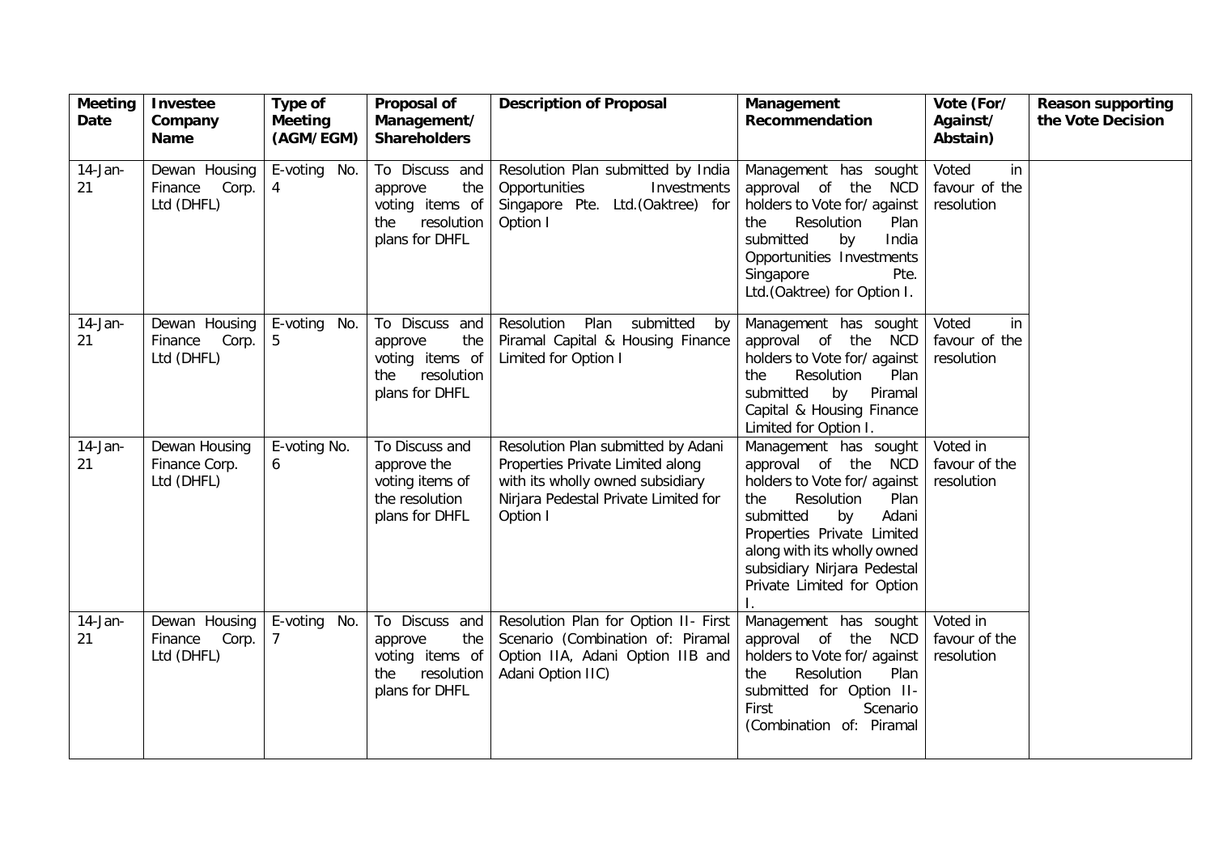| Meeting Date | Investee Company Name | Type of Meeting (AGM/EGM) | Proposal of Management/ Shareholders | Description of Proposal | Management Recommendation | Vote (For/ Against/ Abstain) | Reason supporting the Vote Decision |
|---|---|---|---|---|---|---|---|
| 14-Jan-21 | Dewan Housing Finance Corp. Ltd (DHFL) | E-voting No. 4 | To Discuss and approve the voting items of the resolution plans for DHFL | Resolution Plan submitted by India Opportunities Investments Singapore Pte. Ltd.(Oaktree) for Option I | Management has sought approval of the NCD holders to Vote for/ against the Resolution Plan submitted by India Opportunities Investments Singapore Pte. Ltd.(Oaktree) for Option I. | Voted in favour of the resolution | |
| 14-Jan-21 | Dewan Housing Finance Corp. Ltd (DHFL) | E-voting No. 5 | To Discuss and approve the voting items of the resolution plans for DHFL | Resolution Plan submitted by Piramal Capital & Housing Finance Limited for Option I | Management has sought approval of the NCD holders to Vote for/ against the Resolution Plan submitted by Piramal Capital & Housing Finance Limited for Option I. | Voted in favour of the resolution | |
| 14-Jan-21 | Dewan Housing Finance Corp. Ltd (DHFL) | E-voting No. 6 | To Discuss and approve the voting items of the resolution plans for DHFL | Resolution Plan submitted by Adani Properties Private Limited along with its wholly owned subsidiary Nirjara Pedestal Private Limited for Option I | Management has sought approval of the NCD holders to Vote for/ against the Resolution Plan submitted by Adani Properties Private Limited along with its wholly owned subsidiary Nirjara Pedestal Private Limited for Option I. | Voted in favour of the resolution | |
| 14-Jan-21 | Dewan Housing Finance Corp. Ltd (DHFL) | E-voting No. 7 | To Discuss and approve the voting items of the resolution plans for DHFL | Resolution Plan for Option II- First Scenario (Combination of: Piramal Option IIA, Adani Option IIB and Adani Option IIC) | Management has sought approval of the NCD holders to Vote for/ against the Resolution Plan submitted for Option II- First Scenario (Combination of: Piramal | Voted in favour of the resolution | |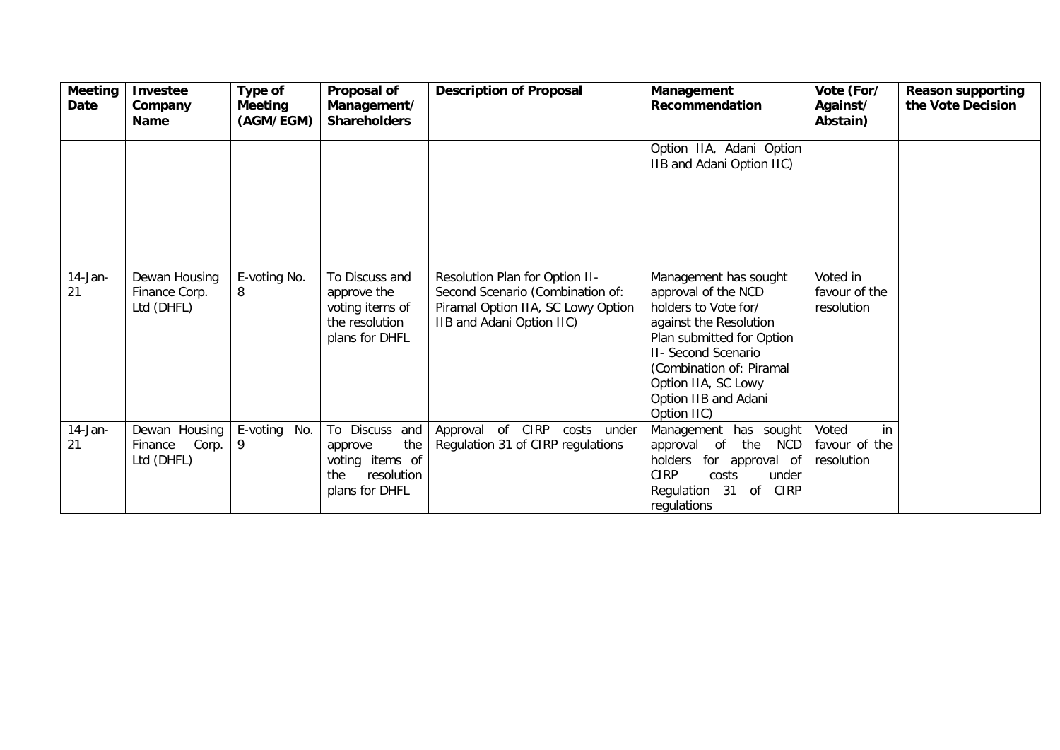| Meeting Date | Investee Company Name | Type of Meeting (AGM/EGM) | Proposal of Management/ Shareholders | Description of Proposal | Management Recommendation | Vote (For/ Against/ Abstain) | Reason supporting the Vote Decision |
|---|---|---|---|---|---|---|---|
| | | | | | Option IIA, Adani Option IIB and Adani Option IIC) | | |
| 14-Jan-21 | Dewan Housing Finance Corp. Ltd (DHFL) | E-voting No. 8 | To Discuss and approve the voting items of the resolution plans for DHFL | Resolution Plan for Option II- Second Scenario (Combination of: Piramal Option IIA, SC Lowy Option IIB and Adani Option IIC) | Management has sought approval of the NCD holders to Vote for/ against the Resolution Plan submitted for Option II- Second Scenario (Combination of: Piramal Option IIA, SC Lowy Option IIB and Adani Option IIC) | Voted in favour of the resolution | |
| 14-Jan-21 | Dewan Housing Finance Corp. Ltd (DHFL) | E-voting No. 9 | To Discuss and approve the voting items of the resolution plans for DHFL | Approval of CIRP costs under Regulation 31 of CIRP regulations | Management has sought approval of the NCD holders for approval of CIRP costs under Regulation 31 of CIRP regulations | Voted in favour of the resolution | |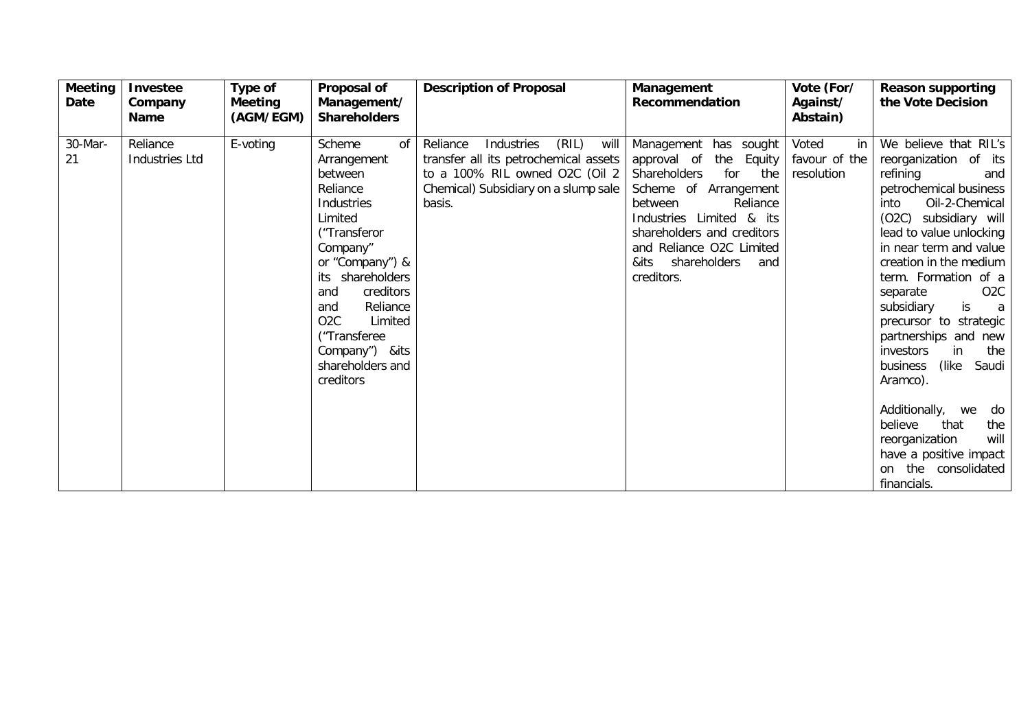| Meeting Date | Investee Company Name | Type of Meeting (AGM/EGM) | Proposal of Management/ Shareholders | Description of Proposal | Management Recommendation | Vote (For/ Against/ Abstain) | Reason supporting the Vote Decision |
|---|---|---|---|---|---|---|---|
| 30-Mar-21 | Reliance Industries Ltd | E-voting | Scheme of Arrangement between Reliance Industries Limited ("Transferor Company" or "Company") & its shareholders and creditors and Reliance O2C Limited ("Transferee Company") &its shareholders and creditors | Reliance Industries (RIL) will transfer all its petrochemical assets to a 100% RIL owned O2C (Oil 2 Chemical) Subsidiary on a slump sale basis. | Management has sought approval of the Equity Shareholders for the Scheme of Arrangement between Reliance Industries Limited & its shareholders and creditors and Reliance O2C Limited &its shareholders and creditors. | Voted in favour of the resolution | We believe that RIL's reorganization of its refining and petrochemical business into Oil-2-Chemical (O2C) subsidiary will lead to value unlocking in near term and value creation in the medium term. Formation of a separate O2C subsidiary is a precursor to strategic partnerships and new investors in the business (like Saudi Aramco).<br><br>Additionally, we do believe that the reorganization will have a positive impact on the consolidated financials. |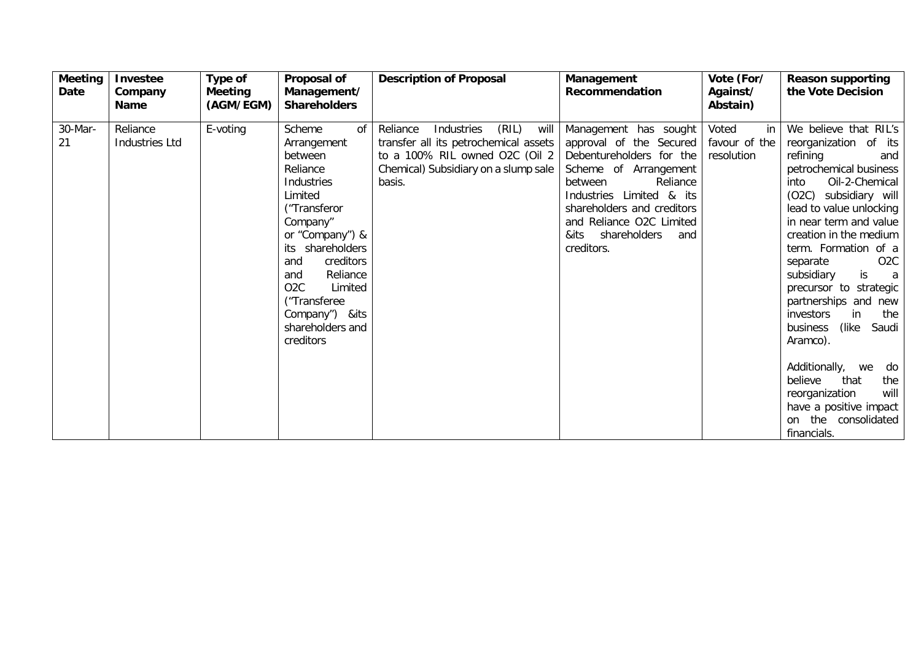| Meeting Date | Investee Company Name | Type of Meeting (AGM/EGM) | Proposal of Management/ Shareholders | Description of Proposal | Management Recommendation | Vote (For/ Against/ Abstain) | Reason supporting the Vote Decision |
|---|---|---|---|---|---|---|---|
| 30-Mar-21 | Reliance Industries Ltd | E-voting | Scheme of Arrangement between Reliance Industries Limited ("Transferor Company" or "Company") & its shareholders and creditors and Reliance O2C Limited ("Transferee Company") &its shareholders and creditors | Reliance Industries (RIL) will transfer all its petrochemical assets to a 100% RIL owned O2C (Oil 2 Chemical) Subsidiary on a slump sale basis. | Management has sought approval of the Secured Debentureholders for the Scheme of Arrangement between Reliance Industries Limited & its shareholders and creditors and Reliance O2C Limited &its shareholders and creditors. | Voted in favour of the resolution | We believe that RIL's reorganization of its refining and petrochemical business into Oil-2-Chemical (O2C) subsidiary will lead to value unlocking in near term and value creation in the medium term. Formation of a separate O2C subsidiary is a precursor to strategic partnerships and new investors in the business (like Saudi Aramco).<br><br>Additionally, we do believe that the reorganization will have a positive impact on the consolidated financials. |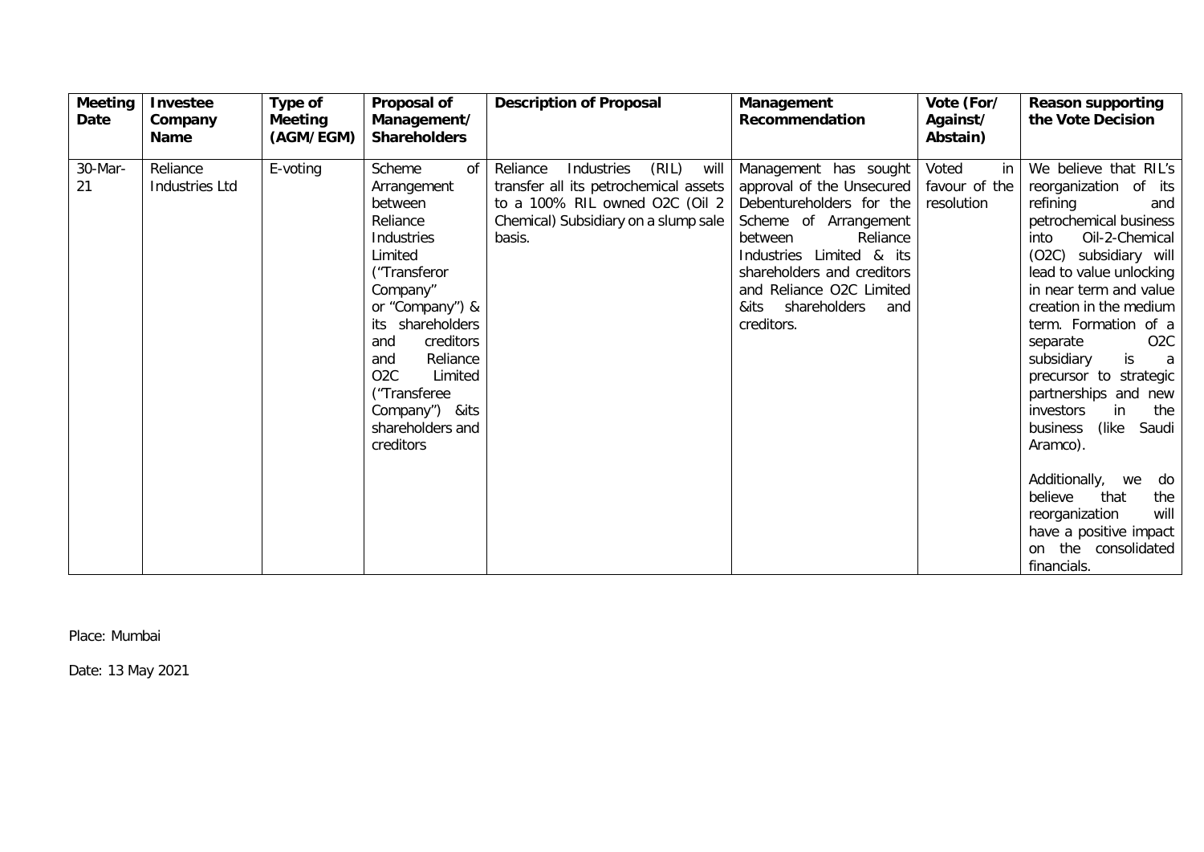| Meeting Date | Investee Company Name | Type of Meeting (AGM/EGM) | Proposal of Management/ Shareholders | Description of Proposal | Management Recommendation | Vote (For/ Against/ Abstain) | Reason supporting the Vote Decision |
|---|---|---|---|---|---|---|---|
| 30-Mar-21 | Reliance Industries Ltd | E-voting | Scheme of Arrangement between Reliance Industries Limited ("Transferor Company" or "Company") & its shareholders and creditors and Reliance O2C Limited ("Transferee Company") &its shareholders and creditors | Reliance Industries (RIL) will transfer all its petrochemical assets to a 100% RIL owned O2C (Oil 2 Chemical) Subsidiary on a slump sale basis. | Management has sought approval of the Unsecured Debentureholders for the Scheme of Arrangement between Reliance Industries Limited & its shareholders and creditors and Reliance O2C Limited &its shareholders and creditors. | Voted in favour of the resolution | We believe that RIL's reorganization of its refining and petrochemical business into Oil-2-Chemical (O2C) subsidiary will lead to value unlocking in near term and value creation in the medium term. Formation of a separate O2C subsidiary is a precursor to strategic partnerships and new investors in the business (like Saudi Aramco).<br><br>Additionally, we do believe that the reorganization will have a positive impact on the consolidated financials. |

Place: Mumbai

Date: 13 May 2021